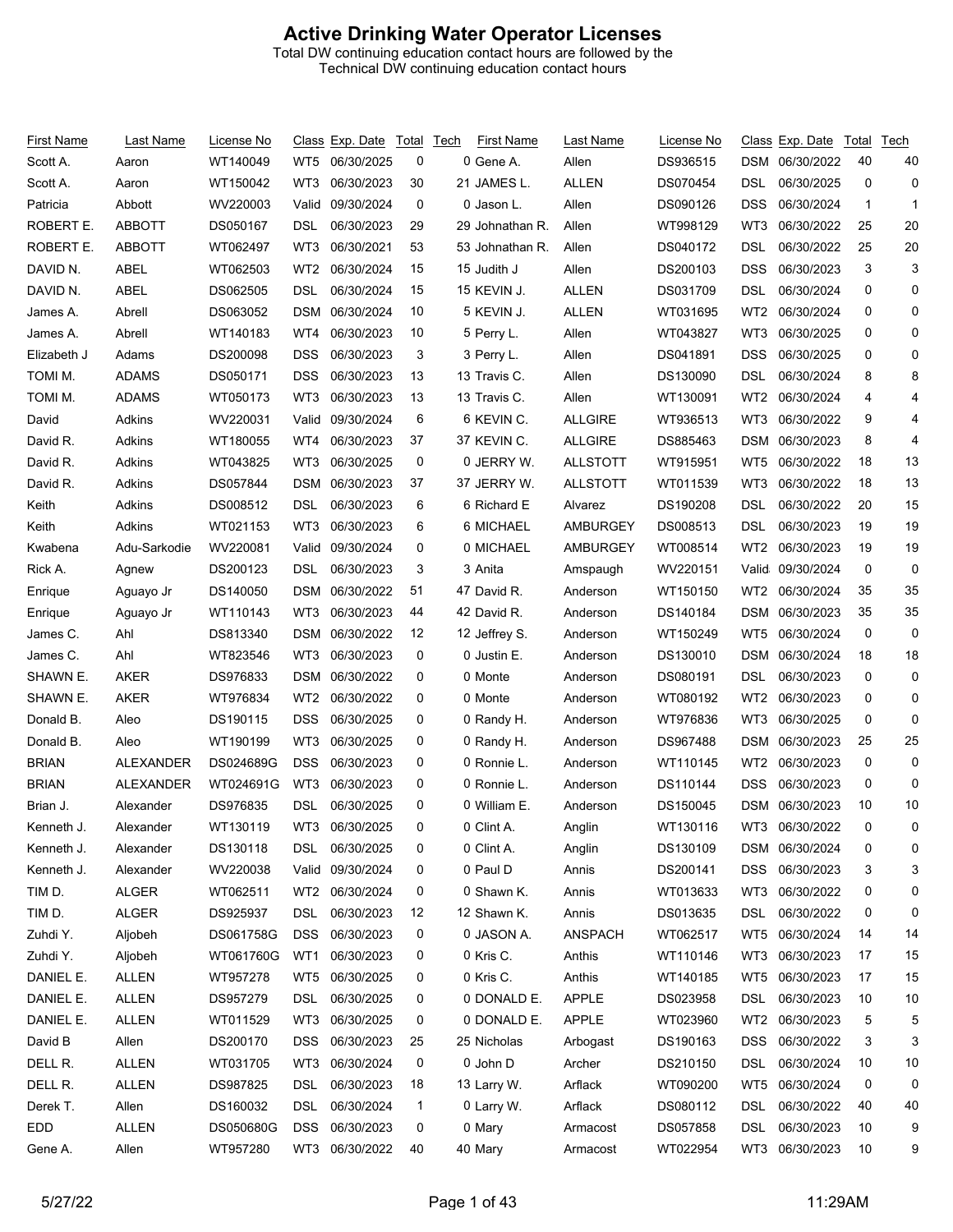# Active Drinking Water Operator Licenses

Total DW continuing education contact hours are followed by the Technical DW continuing education contact hours

| First Name | Last Name | License No | Class | Exp. Date | Total | Tech |
|---|---|---|---|---|---|---|
| Scott A. | Aaron | WT140049 | WT5 | 06/30/2025 | 0 | 0 |
| Scott A. | Aaron | WT150042 | WT3 | 06/30/2023 | 30 | 21 |
| Patricia | Abbott | WV220003 | Valid | 09/30/2024 | 0 | 0 |
| ROBERT E. | ABBOTT | DS050167 | DSL | 06/30/2023 | 29 | 29 |
| ROBERT E. | ABBOTT | WT062497 | WT3 | 06/30/2021 | 53 | 53 |
| DAVID N. | ABEL | WT062503 | WT2 | 06/30/2024 | 15 | 15 |
| DAVID N. | ABEL | DS062505 | DSL | 06/30/2024 | 15 | 15 |
| James A. | Abrell | DS063052 | DSM | 06/30/2024 | 10 | 5 |
| James A. | Abrell | WT140183 | WT4 | 06/30/2023 | 10 | 5 |
| Elizabeth J | Adams | DS200098 | DSS | 06/30/2023 | 3 | 3 |
| TOMI M. | ADAMS | DS050171 | DSS | 06/30/2023 | 13 | 13 |
| TOMI M. | ADAMS | WT050173 | WT3 | 06/30/2023 | 13 | 13 |
| David | Adkins | WV220031 | Valid | 09/30/2024 | 6 | 6 |
| David R. | Adkins | WT180055 | WT4 | 06/30/2023 | 37 | 37 |
| David R. | Adkins | WT043825 | WT3 | 06/30/2025 | 0 | 0 |
| David R. | Adkins | DS057844 | DSM | 06/30/2023 | 37 | 37 |
| Keith | Adkins | DS008512 | DSL | 06/30/2023 | 6 | 6 |
| Keith | Adkins | WT021153 | WT3 | 06/30/2023 | 6 | 6 |
| Kwabena | Adu-Sarkodie | WV220081 | Valid | 09/30/2024 | 0 | 0 |
| Rick A. | Agnew | DS200123 | DSL | 06/30/2023 | 3 | 3 |
| Enrique | Aguayo Jr | DS140050 | DSM | 06/30/2022 | 51 | 47 |
| Enrique | Aguayo Jr | WT110143 | WT3 | 06/30/2023 | 44 | 42 |
| James C. | Ahl | DS813340 | DSM | 06/30/2022 | 12 | 12 |
| James C. | Ahl | WT823546 | WT3 | 06/30/2023 | 0 | 0 |
| SHAWN E. | AKER | DS976833 | DSM | 06/30/2022 | 0 | 0 |
| SHAWN E. | AKER | WT976834 | WT2 | 06/30/2022 | 0 | 0 |
| Donald B. | Aleo | DS190115 | DSS | 06/30/2025 | 0 | 0 |
| Donald B. | Aleo | WT190199 | WT3 | 06/30/2025 | 0 | 0 |
| BRIAN | ALEXANDER | DS024689G | DSS | 06/30/2023 | 0 | 0 |
| BRIAN | ALEXANDER | WT024691G | WT3 | 06/30/2023 | 0 | 0 |
| Brian J. | Alexander | DS976835 | DSL | 06/30/2025 | 0 | 0 |
| Kenneth J. | Alexander | WT130119 | WT3 | 06/30/2025 | 0 | 0 |
| Kenneth J. | Alexander | DS130118 | DSL | 06/30/2025 | 0 | 0 |
| Kenneth J. | Alexander | WV220038 | Valid | 09/30/2024 | 0 | 0 |
| TIM D. | ALGER | WT062511 | WT2 | 06/30/2024 | 0 | 0 |
| TIM D. | ALGER | DS925937 | DSL | 06/30/2023 | 12 | 12 |
| Zuhdi Y. | Aljobeh | DS061758G | DSS | 06/30/2023 | 0 | 0 |
| Zuhdi Y. | Aljobeh | WT061760G | WT1 | 06/30/2023 | 0 | 0 |
| DANIEL E. | ALLEN | WT957278 | WT5 | 06/30/2025 | 0 | 0 |
| DANIEL E. | ALLEN | DS957279 | DSL | 06/30/2025 | 0 | 0 |
| DANIEL E. | ALLEN | WT011529 | WT3 | 06/30/2025 | 0 | 0 |
| David B | Allen | DS200170 | DSS | 06/30/2023 | 25 | 25 |
| DELL R. | ALLEN | WT031705 | WT3 | 06/30/2024 | 0 | 0 |
| DELL R. | ALLEN | DS987825 | DSL | 06/30/2023 | 18 | 13 |
| Derek T. | Allen | DS160032 | DSL | 06/30/2024 | 1 | 0 |
| EDD | ALLEN | DS050680G | DSS | 06/30/2023 | 0 | 0 |
| Gene A. | Allen | WT957280 | WT3 | 06/30/2022 | 40 | 40 |
| Gene A. | Allen | DS936515 | DSM | 06/30/2022 | 40 | 40 |
| JAMES L. | ALLEN | DS070454 | DSL | 06/30/2025 | 0 | 0 |
| Jason L. | Allen | DS090126 | DSS | 06/30/2024 | 1 | 1 |
| Johnathan R. | Allen | WT998129 | WT3 | 06/30/2022 | 25 | 20 |
| Johnathan R. | Allen | DS040172 | DSL | 06/30/2022 | 25 | 20 |
| Judith J | Allen | DS200103 | DSS | 06/30/2023 | 3 | 3 |
| KEVIN J. | ALLEN | DS031709 | DSL | 06/30/2024 | 0 | 0 |
| KEVIN J. | ALLEN | WT031695 | WT2 | 06/30/2024 | 0 | 0 |
| Perry L. | Allen | WT043827 | WT3 | 06/30/2025 | 0 | 0 |
| Perry L. | Allen | DS041891 | DSS | 06/30/2025 | 0 | 0 |
| Travis C. | Allen | DS130090 | DSL | 06/30/2024 | 8 | 8 |
| Travis C. | Allen | WT130091 | WT2 | 06/30/2024 | 4 | 4 |
| KEVIN C. | ALLGIRE | WT936513 | WT3 | 06/30/2022 | 9 | 4 |
| KEVIN C. | ALLGIRE | DS885463 | DSM | 06/30/2023 | 8 | 4 |
| JERRY W. | ALLSTOTT | WT915951 | WT5 | 06/30/2022 | 18 | 13 |
| JERRY W. | ALLSTOTT | WT011539 | WT3 | 06/30/2022 | 18 | 13 |
| Richard E | Alvarez | DS190208 | DSL | 06/30/2022 | 20 | 15 |
| MICHAEL | AMBURGEY | DS008513 | DSL | 06/30/2023 | 19 | 19 |
| MICHAEL | AMBURGEY | WT008514 | WT2 | 06/30/2023 | 19 | 19 |
| Anita | Amspaugh | WV220151 | Valid | 09/30/2024 | 0 | 0 |
| David R. | Anderson | WT150150 | WT2 | 06/30/2024 | 35 | 35 |
| David R. | Anderson | DS140184 | DSM | 06/30/2023 | 35 | 35 |
| Jeffrey S. | Anderson | WT150249 | WT5 | 06/30/2024 | 0 | 0 |
| Justin E. | Anderson | DS130010 | DSM | 06/30/2024 | 18 | 18 |
| Monte | Anderson | DS080191 | DSL | 06/30/2023 | 0 | 0 |
| Monte | Anderson | WT080192 | WT2 | 06/30/2023 | 0 | 0 |
| Randy H. | Anderson | WT976836 | WT3 | 06/30/2025 | 0 | 0 |
| Randy H. | Anderson | DS967488 | DSM | 06/30/2023 | 25 | 25 |
| Ronnie L. | Anderson | WT110145 | WT2 | 06/30/2023 | 0 | 0 |
| Ronnie L. | Anderson | DS110144 | DSS | 06/30/2023 | 0 | 0 |
| William E. | Anderson | DS150045 | DSM | 06/30/2023 | 10 | 10 |
| Clint A. | Anglin | WT130116 | WT3 | 06/30/2022 | 0 | 0 |
| Clint A. | Anglin | DS130109 | DSM | 06/30/2024 | 0 | 0 |
| Paul D | Annis | DS200141 | DSS | 06/30/2023 | 3 | 3 |
| Shawn K. | Annis | WT013633 | WT3 | 06/30/2022 | 0 | 0 |
| Shawn K. | Annis | DS013635 | DSL | 06/30/2022 | 0 | 0 |
| JASON A. | ANSPACH | WT062517 | WT5 | 06/30/2024 | 14 | 14 |
| Kris C. | Anthis | WT110146 | WT3 | 06/30/2023 | 17 | 15 |
| Kris C. | Anthis | WT140185 | WT5 | 06/30/2023 | 17 | 15 |
| DONALD E. | APPLE | DS023958 | DSL | 06/30/2023 | 10 | 10 |
| DONALD E. | APPLE | WT023960 | WT2 | 06/30/2023 | 5 | 5 |
| Nicholas | Arbogast | DS190163 | DSS | 06/30/2022 | 3 | 3 |
| John D | Archer | DS210150 | DSL | 06/30/2024 | 10 | 10 |
| Larry W. | Arflack | WT090200 | WT5 | 06/30/2024 | 0 | 0 |
| Larry W. | Arflack | DS080112 | DSL | 06/30/2022 | 40 | 40 |
| Mary | Armacost | DS057858 | DSL | 06/30/2023 | 10 | 9 |
| Mary | Armacost | WT022954 | WT3 | 06/30/2023 | 10 | 9 |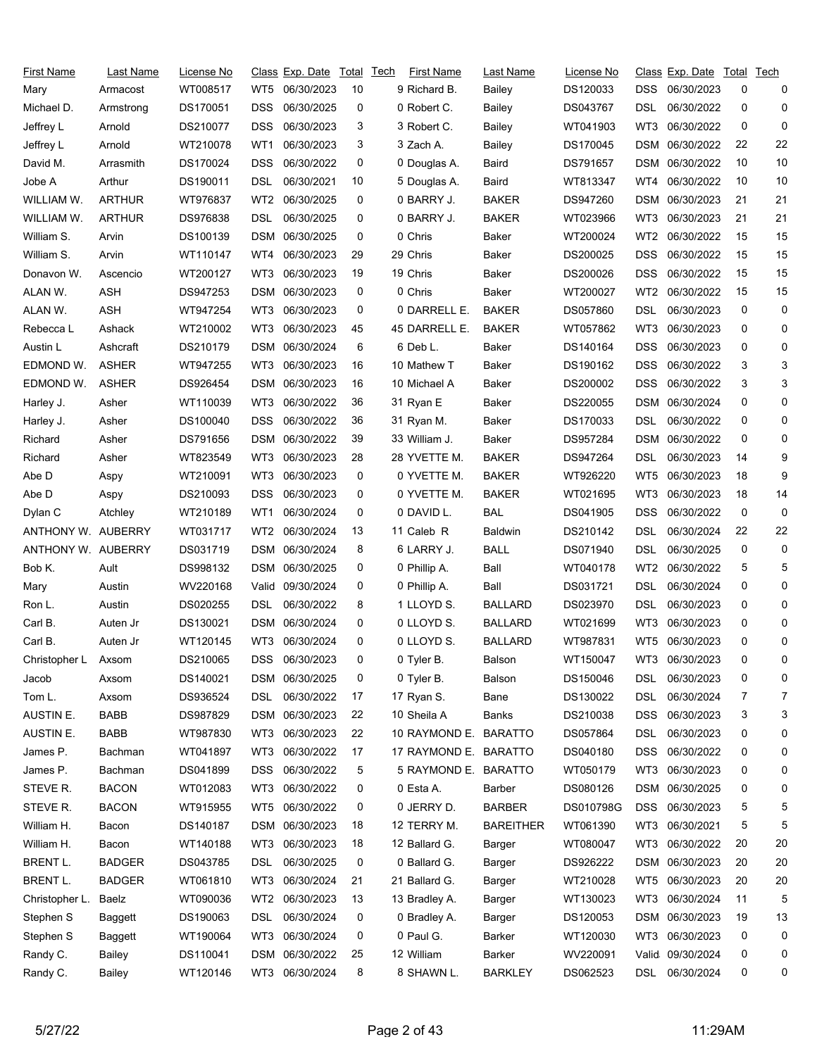| First Name | Last Name | License No | Class | Exp. Date | Total | Tech |
|---|---|---|---|---|---|---|
| Mary | Armacost | WT008517 | WT5 | 06/30/2023 | 10 | 9 |
| Michael D. | Armstrong | DS170051 | DSS | 06/30/2025 | 0 | 0 |
| Jeffrey L | Arnold | DS210077 | DSS | 06/30/2023 | 3 | 3 |
| Jeffrey L | Arnold | WT210078 | WT1 | 06/30/2023 | 3 | 3 |
| David M. | Arrasmith | DS170024 | DSS | 06/30/2022 | 0 | 0 |
| Jobe A | Arthur | DS190011 | DSL | 06/30/2021 | 10 | 5 |
| WILLIAM W. | ARTHUR | WT976837 | WT2 | 06/30/2025 | 0 | 0 |
| WILLIAM W. | ARTHUR | DS976838 | DSL | 06/30/2025 | 0 | 0 |
| William S. | Arvin | DS100139 | DSM | 06/30/2025 | 0 | 0 |
| William S. | Arvin | WT110147 | WT4 | 06/30/2023 | 29 | 29 |
| Donavon W. | Ascencio | WT200127 | WT3 | 06/30/2023 | 19 | 19 |
| ALAN W. | ASH | DS947253 | DSM | 06/30/2023 | 0 | 0 |
| ALAN W. | ASH | WT947254 | WT3 | 06/30/2023 | 0 | 0 |
| Rebecca L | Ashack | WT210002 | WT3 | 06/30/2023 | 45 | 45 |
| Austin L | Ashcraft | DS210179 | DSM | 06/30/2024 | 6 | 6 |
| EDMOND W. | ASHER | WT947255 | WT3 | 06/30/2023 | 16 | 10 |
| EDMOND W. | ASHER | DS926454 | DSM | 06/30/2023 | 16 | 10 |
| Harley J. | Asher | WT110039 | WT3 | 06/30/2022 | 36 | 31 |
| Harley J. | Asher | DS100040 | DSS | 06/30/2022 | 36 | 31 |
| Richard | Asher | DS791656 | DSM | 06/30/2022 | 39 | 33 |
| Richard | Asher | WT823549 | WT3 | 06/30/2023 | 28 | 28 |
| Abe D | Aspy | WT210091 | WT3 | 06/30/2023 | 0 | 0 |
| Abe D | Aspy | DS210093 | DSS | 06/30/2023 | 0 | 0 |
| Dylan C | Atchley | WT210189 | WT1 | 06/30/2024 | 0 | 0 |
| ANTHONY W. | AUBERRY | WT031717 | WT2 | 06/30/2024 | 13 | 11 |
| ANTHONY W. | AUBERRY | DS031719 | DSM | 06/30/2024 | 8 | 6 |
| Bob K. | Ault | DS998132 | DSM | 06/30/2025 | 0 | 0 |
| Mary | Austin | WV220168 | Valid | 09/30/2024 | 0 | 0 |
| Ron L. | Austin | DS020255 | DSL | 06/30/2022 | 8 | 1 |
| Carl B. | Auten Jr | DS130021 | DSM | 06/30/2024 | 0 | 0 |
| Carl B. | Auten Jr | WT120145 | WT3 | 06/30/2024 | 0 | 0 |
| Christopher L | Axsom | DS210065 | DSS | 06/30/2023 | 0 | 0 |
| Jacob | Axsom | DS140021 | DSM | 06/30/2025 | 0 | 0 |
| Tom L. | Axsom | DS936524 | DSL | 06/30/2022 | 17 | 17 |
| AUSTIN E. | BABB | DS987829 | DSM | 06/30/2023 | 22 | 10 |
| AUSTIN E. | BABB | WT987830 | WT3 | 06/30/2023 | 22 | 10 |
| James P. | Bachman | WT041897 | WT3 | 06/30/2022 | 17 | 17 |
| James P. | Bachman | DS041899 | DSS | 06/30/2022 | 5 | 5 |
| STEVE R. | BACON | WT012083 | WT3 | 06/30/2022 | 0 | 0 |
| STEVE R. | BACON | WT915955 | WT5 | 06/30/2022 | 0 | 0 |
| William H. | Bacon | DS140187 | DSM | 06/30/2023 | 18 | 12 |
| William H. | Bacon | WT140188 | WT3 | 06/30/2023 | 18 | 12 |
| BRENT L. | BADGER | DS043785 | DSL | 06/30/2025 | 0 | 0 |
| BRENT L. | BADGER | WT061810 | WT3 | 06/30/2024 | 21 | 21 |
| Christopher L. | Baelz | WT090036 | WT2 | 06/30/2023 | 13 | 13 |
| Stephen S | Baggett | DS190063 | DSL | 06/30/2024 | 0 | 0 |
| Stephen S | Baggett | WT190064 | WT3 | 06/30/2024 | 0 | 0 |
| Randy C. | Bailey | DS110041 | DSM | 06/30/2022 | 25 | 12 |
| Randy C. | Bailey | WT120146 | WT3 | 06/30/2024 | 8 | 8 |
| Richard B. | Bailey | DS120033 | DSS | 06/30/2023 | 0 | 0 |
| Robert C. | Bailey | DS043767 | DSL | 06/30/2022 | 0 | 0 |
| Robert C. | Bailey | WT041903 | WT3 | 06/30/2022 | 0 | 0 |
| Zach A. | Bailey | DS170045 | DSM | 06/30/2022 | 22 | 22 |
| Douglas A. | Baird | DS791657 | DSM | 06/30/2022 | 10 | 10 |
| Douglas A. | Baird | WT813347 | WT4 | 06/30/2022 | 10 | 10 |
| BARRY J. | BAKER | DS947260 | DSM | 06/30/2023 | 21 | 21 |
| BARRY J. | BAKER | WT023966 | WT3 | 06/30/2023 | 21 | 21 |
| Chris | Baker | WT200024 | WT2 | 06/30/2022 | 15 | 15 |
| Chris | Baker | DS200025 | DSS | 06/30/2022 | 15 | 15 |
| Chris | Baker | DS200026 | DSS | 06/30/2022 | 15 | 15 |
| Chris | Baker | WT200027 | WT2 | 06/30/2022 | 15 | 15 |
| DARRELL E. | BAKER | DS057860 | DSL | 06/30/2023 | 0 | 0 |
| DARRELL E. | BAKER | WT057862 | WT3 | 06/30/2023 | 0 | 0 |
| Deb L. | Baker | DS140164 | DSS | 06/30/2023 | 0 | 0 |
| Mathew T | Baker | DS190162 | DSS | 06/30/2022 | 3 | 3 |
| Michael A | Baker | DS200002 | DSS | 06/30/2022 | 3 | 3 |
| Ryan E | Baker | DS220055 | DSM | 06/30/2024 | 0 | 0 |
| Ryan M. | Baker | DS170033 | DSL | 06/30/2022 | 0 | 0 |
| William J. | Baker | DS957284 | DSM | 06/30/2022 | 0 | 0 |
| YVETTE M. | BAKER | DS947264 | DSL | 06/30/2023 | 14 | 9 |
| YVETTE M. | BAKER | WT926220 | WT5 | 06/30/2023 | 18 | 9 |
| YVETTE M. | BAKER | WT021695 | WT3 | 06/30/2023 | 18 | 14 |
| DAVID L. | BAL | DS041905 | DSS | 06/30/2022 | 0 | 0 |
| Caleb R | Baldwin | DS210142 | DSL | 06/30/2024 | 22 | 22 |
| LARRY J. | BALL | DS071940 | DSL | 06/30/2025 | 0 | 0 |
| Phillip A. | Ball | WT040178 | WT2 | 06/30/2022 | 5 | 5 |
| Phillip A. | Ball | DS031721 | DSL | 06/30/2024 | 0 | 0 |
| LLOYD S. | BALLARD | DS023970 | DSL | 06/30/2023 | 0 | 0 |
| LLOYD S. | BALLARD | WT021699 | WT3 | 06/30/2023 | 0 | 0 |
| LLOYD S. | BALLARD | WT987831 | WT5 | 06/30/2023 | 0 | 0 |
| Tyler B. | Balson | WT150047 | WT3 | 06/30/2023 | 0 | 0 |
| Tyler B. | Balson | DS150046 | DSL | 06/30/2023 | 0 | 0 |
| Ryan S. | Bane | DS130022 | DSL | 06/30/2024 | 7 | 7 |
| Sheila A | Banks | DS210038 | DSS | 06/30/2023 | 3 | 3 |
| RAYMOND E. | BARATTO | DS057864 | DSL | 06/30/2023 | 0 | 0 |
| RAYMOND E. | BARATTO | DS040180 | DSS | 06/30/2022 | 0 | 0 |
| RAYMOND E. | BARATTO | WT050179 | WT3 | 06/30/2023 | 0 | 0 |
| Esta A. | Barber | DS080126 | DSM | 06/30/2025 | 0 | 0 |
| JERRY D. | BARBER | DS010798G | DSS | 06/30/2023 | 5 | 5 |
| TERRY M. | BAREITHER | WT061390 | WT3 | 06/30/2021 | 5 | 5 |
| Ballard G. | Barger | WT080047 | WT3 | 06/30/2022 | 20 | 20 |
| Ballard G. | Barger | DS926222 | DSM | 06/30/2023 | 20 | 20 |
| Ballard G. | Barger | WT210028 | WT5 | 06/30/2023 | 20 | 20 |
| Bradley A. | Barger | WT130023 | WT3 | 06/30/2024 | 11 | 5 |
| Bradley A. | Barger | DS120053 | DSM | 06/30/2023 | 19 | 13 |
| Paul G. | Barker | WT120030 | WT3 | 06/30/2023 | 0 | 0 |
| William | Barker | WV220091 | Valid | 09/30/2024 | 0 | 0 |
| SHAWN L. | BARKLEY | DS062523 | DSL | 06/30/2024 | 0 | 0 |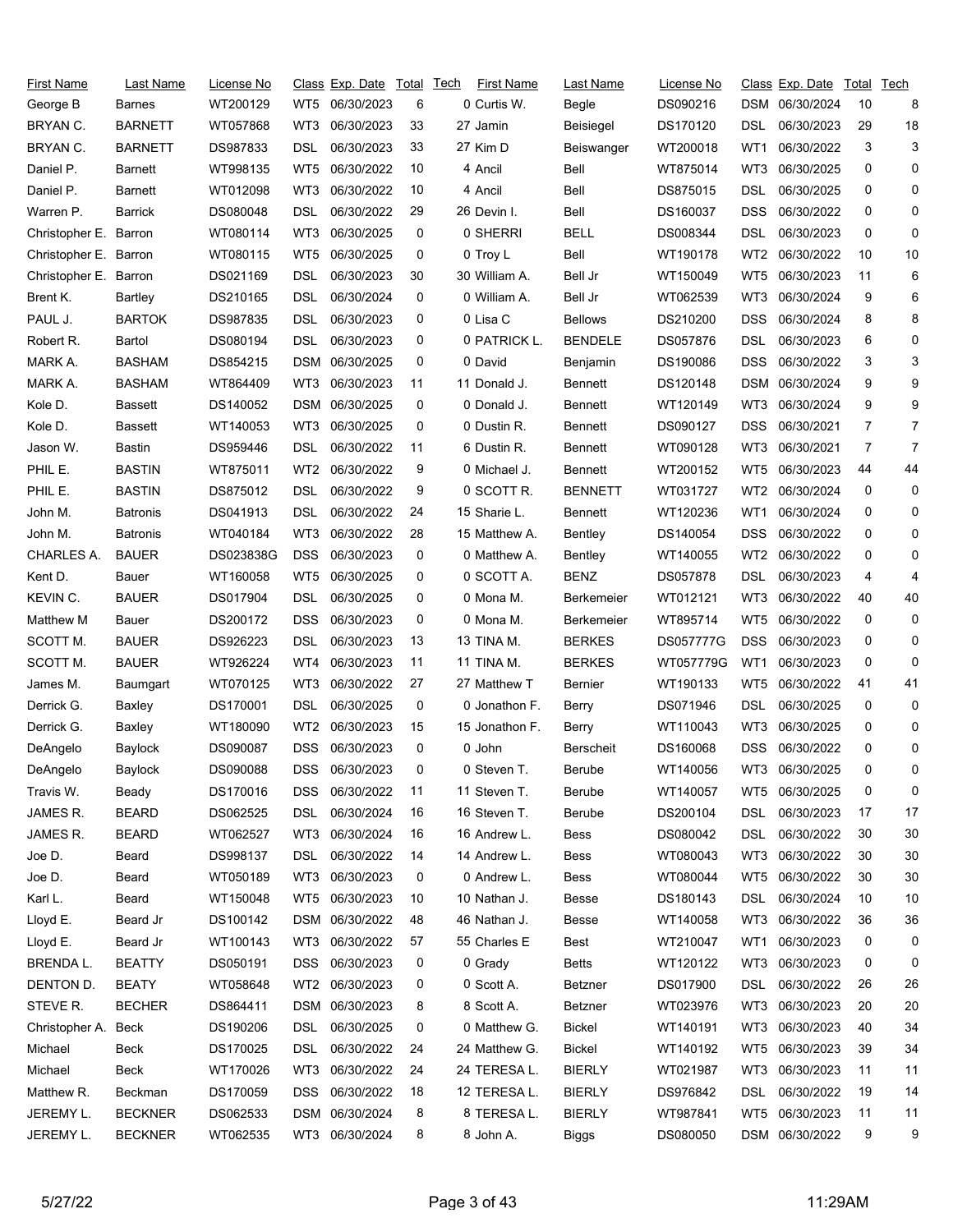| First Name | Last Name | License No | Class | Exp. Date | Total | Tech |
|---|---|---|---|---|---|---|
| George B | Barnes | WT200129 | WT5 | 06/30/2023 | 6 | 0 |
| BRYAN C. | BARNETT | WT057868 | WT3 | 06/30/2023 | 33 | 27 |
| BRYAN C. | BARNETT | DS987833 | DSL | 06/30/2023 | 33 | 27 |
| Daniel P. | Barnett | WT998135 | WT5 | 06/30/2022 | 10 | 4 |
| Daniel P. | Barnett | WT012098 | WT3 | 06/30/2022 | 10 | 4 |
| Warren P. | Barrick | DS080048 | DSL | 06/30/2022 | 29 | 26 |
| Christopher E. | Barron | WT080114 | WT3 | 06/30/2025 | 0 | 0 |
| Christopher E. | Barron | WT080115 | WT5 | 06/30/2025 | 0 | 0 |
| Christopher E. | Barron | DS021169 | DSL | 06/30/2023 | 30 | 30 |
| Brent K. | Bartley | DS210165 | DSL | 06/30/2024 | 0 | 0 |
| PAUL J. | BARTOK | DS987835 | DSL | 06/30/2023 | 0 | 0 |
| Robert R. | Bartol | DS080194 | DSL | 06/30/2023 | 0 | 0 |
| MARK A. | BASHAM | DS854215 | DSM | 06/30/2025 | 0 | 0 |
| MARK A. | BASHAM | WT864409 | WT3 | 06/30/2023 | 11 | 11 |
| Kole D. | Bassett | DS140052 | DSM | 06/30/2025 | 0 | 0 |
| Kole D. | Bassett | WT140053 | WT3 | 06/30/2025 | 0 | 0 |
| Jason W. | Bastin | DS959446 | DSL | 06/30/2022 | 11 | 6 |
| PHIL E. | BASTIN | WT875011 | WT2 | 06/30/2022 | 9 | 0 |
| PHIL E. | BASTIN | DS875012 | DSL | 06/30/2022 | 9 | 0 |
| John M. | Batronis | DS041913 | DSL | 06/30/2022 | 24 | 15 |
| John M. | Batronis | WT040184 | WT3 | 06/30/2022 | 28 | 15 |
| CHARLES A. | BAUER | DS023838G | DSS | 06/30/2023 | 0 | 0 |
| Kent D. | Bauer | WT160058 | WT5 | 06/30/2025 | 0 | 0 |
| KEVIN C. | BAUER | DS017904 | DSL | 06/30/2025 | 0 | 0 |
| Matthew M | Bauer | DS200172 | DSS | 06/30/2023 | 0 | 0 |
| SCOTT M. | BAUER | DS926223 | DSL | 06/30/2023 | 13 | 13 |
| SCOTT M. | BAUER | WT926224 | WT4 | 06/30/2023 | 11 | 11 |
| James M. | Baumgart | WT070125 | WT3 | 06/30/2022 | 27 | 27 |
| Derrick G. | Baxley | DS170001 | DSL | 06/30/2025 | 0 | 0 |
| Derrick G. | Baxley | WT180090 | WT2 | 06/30/2023 | 15 | 15 |
| DeAngelo | Baylock | DS090087 | DSS | 06/30/2023 | 0 | 0 |
| DeAngelo | Baylock | DS090088 | DSS | 06/30/2023 | 0 | 0 |
| Travis W. | Beady | DS170016 | DSS | 06/30/2022 | 11 | 11 |
| JAMES R. | BEARD | DS062525 | DSL | 06/30/2024 | 16 | 16 |
| JAMES R. | BEARD | WT062527 | WT3 | 06/30/2024 | 16 | 16 |
| Joe D. | Beard | DS998137 | DSL | 06/30/2022 | 14 | 14 |
| Joe D. | Beard | WT050189 | WT3 | 06/30/2023 | 0 | 0 |
| Karl L. | Beard | WT150048 | WT5 | 06/30/2023 | 10 | 10 |
| Lloyd E. | Beard Jr | DS100142 | DSM | 06/30/2022 | 48 | 46 |
| Lloyd E. | Beard Jr | WT100143 | WT3 | 06/30/2022 | 57 | 55 |
| BRENDA L. | BEATTY | DS050191 | DSS | 06/30/2023 | 0 | 0 |
| DENTON D. | BEATY | WT058648 | WT2 | 06/30/2023 | 0 | 0 |
| STEVE R. | BECHER | DS864411 | DSM | 06/30/2023 | 8 | 8 |
| Christopher A. | Beck | DS190206 | DSL | 06/30/2025 | 0 | 0 |
| Michael | Beck | DS170025 | DSL | 06/30/2022 | 24 | 24 |
| Michael | Beck | WT170026 | WT3 | 06/30/2022 | 24 | 24 |
| Matthew R. | Beckman | DS170059 | DSS | 06/30/2022 | 18 | 12 |
| JEREMY L. | BECKNER | DS062533 | DSM | 06/30/2024 | 8 | 8 |
| JEREMY L. | BECKNER | WT062535 | WT3 | 06/30/2024 | 8 | 8 |
| Curtis W. | Begle | DS090216 | DSM | 06/30/2024 | 10 | 8 |
| Jamin | Beisiegel | DS170120 | DSL | 06/30/2023 | 29 | 18 |
| Kim D | Beiswanger | WT200018 | WT1 | 06/30/2022 | 3 | 3 |
| Ancil | Bell | WT875014 | WT3 | 06/30/2025 | 0 | 0 |
| Ancil | Bell | DS875015 | DSL | 06/30/2025 | 0 | 0 |
| Devin I. | Bell | DS160037 | DSS | 06/30/2022 | 0 | 0 |
| SHERRI | BELL | DS008344 | DSL | 06/30/2023 | 0 | 0 |
| Troy L | Bell | WT190178 | WT2 | 06/30/2022 | 10 | 10 |
| William A. | Bell Jr | WT150049 | WT5 | 06/30/2023 | 11 | 6 |
| William A. | Bell Jr | WT062539 | WT3 | 06/30/2024 | 9 | 6 |
| Lisa C | Bellows | DS210200 | DSS | 06/30/2024 | 8 | 8 |
| PATRICK L. | BENDELE | DS057876 | DSL | 06/30/2023 | 6 | 0 |
| David | Benjamin | DS190086 | DSS | 06/30/2022 | 3 | 3 |
| Donald J. | Bennett | DS120148 | DSM | 06/30/2024 | 9 | 9 |
| Donald J. | Bennett | WT120149 | WT3 | 06/30/2024 | 9 | 9 |
| Dustin R. | Bennett | DS090127 | DSS | 06/30/2021 | 7 | 7 |
| Dustin R. | Bennett | WT090128 | WT3 | 06/30/2021 | 7 | 7 |
| Michael J. | Bennett | WT200152 | WT5 | 06/30/2023 | 44 | 44 |
| SCOTT R. | BENNETT | WT031727 | WT2 | 06/30/2024 | 0 | 0 |
| Sharie L. | Bennett | WT120236 | WT1 | 06/30/2024 | 0 | 0 |
| Matthew A. | Bentley | DS140054 | DSS | 06/30/2022 | 0 | 0 |
| Matthew A. | Bentley | WT140055 | WT2 | 06/30/2022 | 0 | 0 |
| SCOTT A. | BENZ | DS057878 | DSL | 06/30/2023 | 4 | 4 |
| Mona M. | Berkemeier | WT012121 | WT3 | 06/30/2022 | 40 | 40 |
| Mona M. | Berkemeier | WT895714 | WT5 | 06/30/2022 | 0 | 0 |
| TINA M. | BERKES | DS057777G | DSS | 06/30/2023 | 0 | 0 |
| TINA M. | BERKES | WT057779G | WT1 | 06/30/2023 | 0 | 0 |
| Matthew T | Bernier | WT190133 | WT5 | 06/30/2022 | 41 | 41 |
| Jonathon F. | Berry | DS071946 | DSL | 06/30/2025 | 0 | 0 |
| Jonathon F. | Berry | WT110043 | WT3 | 06/30/2025 | 0 | 0 |
| John | Berscheit | DS160068 | DSS | 06/30/2022 | 0 | 0 |
| Steven T. | Berube | WT140056 | WT3 | 06/30/2025 | 0 | 0 |
| Steven T. | Berube | WT140057 | WT5 | 06/30/2025 | 0 | 0 |
| Steven T. | Berube | DS200104 | DSL | 06/30/2023 | 17 | 17 |
| Andrew L. | Bess | DS080042 | DSL | 06/30/2022 | 30 | 30 |
| Andrew L. | Bess | WT080043 | WT3 | 06/30/2022 | 30 | 30 |
| Andrew L. | Bess | WT080044 | WT5 | 06/30/2022 | 30 | 30 |
| Nathan J. | Besse | DS180143 | DSL | 06/30/2024 | 10 | 10 |
| Nathan J. | Besse | WT140058 | WT3 | 06/30/2022 | 36 | 36 |
| Charles E | Best | WT210047 | WT1 | 06/30/2023 | 0 | 0 |
| Grady | Betts | WT120122 | WT3 | 06/30/2023 | 0 | 0 |
| Scott A. | Betzner | DS017900 | DSL | 06/30/2022 | 26 | 26 |
| Scott A. | Betzner | WT023976 | WT3 | 06/30/2023 | 20 | 20 |
| Matthew G. | Bickel | WT140191 | WT3 | 06/30/2023 | 40 | 34 |
| Matthew G. | Bickel | WT140192 | WT5 | 06/30/2023 | 39 | 34 |
| TERESA L. | BIERLY | WT021987 | WT3 | 06/30/2023 | 11 | 11 |
| TERESA L. | BIERLY | DS976842 | DSL | 06/30/2022 | 19 | 14 |
| TERESA L. | BIERLY | WT987841 | WT5 | 06/30/2023 | 11 | 11 |
| John A. | Biggs | DS080050 | DSM | 06/30/2022 | 9 | 9 |

5/27/22 11:29AM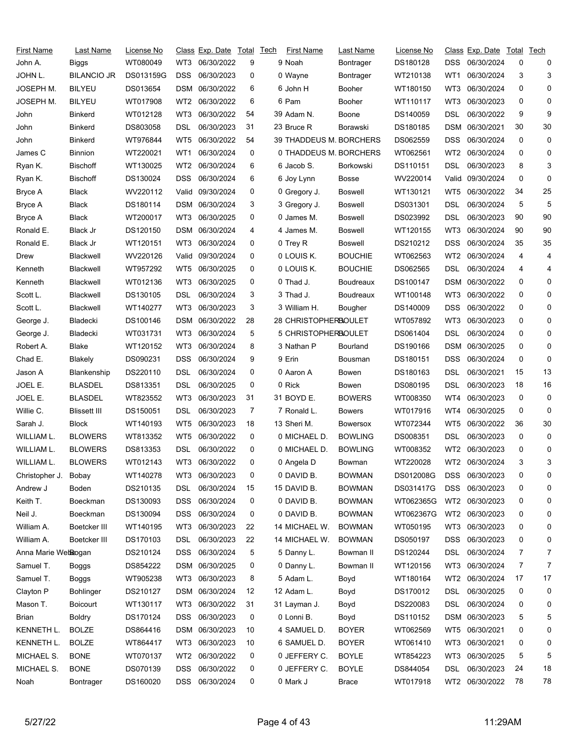| First Name | Last Name | License No | Class | Exp. Date | Total | Tech | First Name | Last Name | License No | Class | Exp. Date | Total | Tech |
|---|---|---|---|---|---|---|---|---|---|---|---|---|---|
| John A. | Biggs | WT080049 | WT3 | 06/30/2022 | 9 | 9 | Noah | Bontrager | DS180128 | DSS | 06/30/2024 | 0 | 0 |
| JOHN L. | BILANCIO JR | DS013159G | DSS | 06/30/2023 | 0 | 0 | Wayne | Bontrager | WT210138 | WT1 | 06/30/2024 | 3 | 3 |
| JOSEPH M. | BILYEU | DS013654 | DSM | 06/30/2022 | 6 | 6 | John H | Booher | WT180150 | WT3 | 06/30/2024 | 0 | 0 |
| JOSEPH M. | BILYEU | WT017908 | WT2 | 06/30/2022 | 6 | 6 | Pam | Booher | WT110117 | WT3 | 06/30/2023 | 0 | 0 |
| John | Binkerd | WT012128 | WT3 | 06/30/2022 | 54 | 39 | Adam N. | Boone | DS140059 | DSL | 06/30/2022 | 9 | 9 |
| John | Binkerd | DS803058 | DSL | 06/30/2023 | 31 | 23 | Bruce R | Borawski | DS180185 | DSM | 06/30/2021 | 30 | 30 |
| John | Binkerd | WT976844 | WT5 | 06/30/2022 | 54 | 39 | THADDEUS M. | BORCHERS | DS062559 | DSS | 06/30/2024 | 0 | 0 |
| James C | Binnion | WT220021 | WT1 | 06/30/2024 | 0 | 0 | THADDEUS M. | BORCHERS | WT062561 | WT2 | 06/30/2024 | 0 | 0 |
| Ryan K. | Bischoff | WT130025 | WT2 | 06/30/2024 | 6 | 6 | Jacob S. | Borkowski | DS110151 | DSL | 06/30/2023 | 8 | 3 |
| Ryan K. | Bischoff | DS130024 | DSS | 06/30/2024 | 6 | 6 | Joy Lynn | Bosse | WV220014 | Valid | 09/30/2024 | 0 | 0 |
| Bryce A | Black | WV220112 | Valid | 09/30/2024 | 0 | 0 | Gregory J. | Boswell | WT130121 | WT5 | 06/30/2022 | 34 | 25 |
| Bryce A | Black | DS180114 | DSM | 06/30/2024 | 3 | 3 | Gregory J. | Boswell | DS031301 | DSL | 06/30/2024 | 5 | 5 |
| Bryce A | Black | WT200017 | WT3 | 06/30/2025 | 0 | 0 | James M. | Boswell | DS023992 | DSL | 06/30/2023 | 90 | 90 |
| Ronald E. | Black Jr | DS120150 | DSM | 06/30/2024 | 4 | 4 | James M. | Boswell | WT120155 | WT3 | 06/30/2024 | 90 | 90 |
| Ronald E. | Black Jr | WT120151 | WT3 | 06/30/2024 | 0 | 0 | Trey R | Boswell | DS210212 | DSS | 06/30/2024 | 35 | 35 |
| Drew | Blackwell | WV220126 | Valid | 09/30/2024 | 0 | 0 | LOUIS K. | BOUCHIE | WT062563 | WT2 | 06/30/2024 | 4 | 4 |
| Kenneth | Blackwell | WT957292 | WT5 | 06/30/2025 | 0 | 0 | LOUIS K. | BOUCHIE | DS062565 | DSL | 06/30/2024 | 4 | 4 |
| Kenneth | Blackwell | WT012136 | WT3 | 06/30/2025 | 0 | 0 | Thad J. | Boudreaux | DS100147 | DSM | 06/30/2022 | 0 | 0 |
| Scott L. | Blackwell | DS130105 | DSL | 06/30/2024 | 3 | 3 | Thad J. | Boudreaux | WT100148 | WT3 | 06/30/2022 | 0 | 0 |
| Scott L. | Blackwell | WT140277 | WT3 | 06/30/2023 | 3 | 3 | William H. | Bougher | DS140009 | DSS | 06/30/2022 | 0 | 0 |
| George J. | Bladecki | DS100146 | DSM | 06/30/2022 | 28 | 28 | CHRISTOPHER | BOULET | WT057892 | WT3 | 06/30/2023 | 0 | 0 |
| George J. | Bladecki | WT031731 | WT3 | 06/30/2024 | 5 | 5 | CHRISTOPHER | BOULET | DS061404 | DSL | 06/30/2024 | 0 | 0 |
| Robert A. | Blake | WT120152 | WT3 | 06/30/2024 | 8 | 3 | Nathan P | Bourland | DS190166 | DSM | 06/30/2025 | 0 | 0 |
| Chad E. | Blakely | DS090231 | DSS | 06/30/2024 | 9 | 9 | Erin | Bousman | DS180151 | DSS | 06/30/2024 | 0 | 0 |
| Jason A | Blankenship | DS220110 | DSL | 06/30/2024 | 0 | 0 | Aaron A | Bowen | DS180163 | DSL | 06/30/2021 | 15 | 13 |
| JOEL E. | BLASDEL | DS813351 | DSL | 06/30/2025 | 0 | 0 | Rick | Bowen | DS080195 | DSL | 06/30/2023 | 18 | 16 |
| JOEL E. | BLASDEL | WT823552 | WT3 | 06/30/2023 | 31 | 31 | BOYD E. | BOWERS | WT008350 | WT4 | 06/30/2023 | 0 | 0 |
| Willie C. | Blissett III | DS150051 | DSL | 06/30/2023 | 7 | 7 | Ronald L. | Bowers | WT017916 | WT4 | 06/30/2025 | 0 | 0 |
| Sarah J. | Block | WT140193 | WT5 | 06/30/2023 | 18 | 13 | Sheri M. | Bowersox | WT072344 | WT5 | 06/30/2022 | 36 | 30 |
| WILLIAM L. | BLOWERS | WT813352 | WT5 | 06/30/2022 | 0 | 0 | MICHAEL D. | BOWLING | DS008351 | DSL | 06/30/2023 | 0 | 0 |
| WILLIAM L. | BLOWERS | DS813353 | DSL | 06/30/2022 | 0 | 0 | MICHAEL D. | BOWLING | WT008352 | WT2 | 06/30/2023 | 0 | 0 |
| WILLIAM L. | BLOWERS | WT012143 | WT3 | 06/30/2022 | 0 | 0 | Angela D | Bowman | WT220028 | WT2 | 06/30/2024 | 3 | 3 |
| Christopher J. | Bobay | WT140278 | WT3 | 06/30/2023 | 0 | 0 | DAVID B. | BOWMAN | DS012008G | DSS | 06/30/2023 | 0 | 0 |
| Andrew J | Boden | DS210135 | DSL | 06/30/2024 | 15 | 15 | DAVID B. | BOWMAN | DS031417G | DSS | 06/30/2023 | 0 | 0 |
| Keith T. | Boeckman | DS130093 | DSS | 06/30/2024 | 0 | 0 | DAVID B. | BOWMAN | WT062365G | WT2 | 06/30/2023 | 0 | 0 |
| Neil J. | Boeckman | DS130094 | DSS | 06/30/2024 | 0 | 0 | DAVID B. | BOWMAN | WT062367G | WT2 | 06/30/2023 | 0 | 0 |
| William A. | Boetcker III | WT140195 | WT3 | 06/30/2023 | 22 | 14 | MICHAEL W. | BOWMAN | WT050195 | WT3 | 06/30/2023 | 0 | 0 |
| William A. | Boetcker III | DS170103 | DSL | 06/30/2023 | 22 | 14 | MICHAEL W. | BOWMAN | DS050197 | DSS | 06/30/2023 | 0 | 0 |
| Anna Marie Webb | Bogan | DS210124 | DSS | 06/30/2024 | 5 | 5 | Danny L. | Bowman II | DS120244 | DSL | 06/30/2024 | 7 | 7 |
| Samuel T. | Boggs | DS854222 | DSM | 06/30/2025 | 0 | 0 | Danny L. | Bowman II | WT120156 | WT3 | 06/30/2024 | 7 | 7 |
| Samuel T. | Boggs | WT905238 | WT3 | 06/30/2023 | 8 | 5 | Adam L. | Boyd | WT180164 | WT2 | 06/30/2024 | 17 | 17 |
| Clayton P | Bohlinger | DS210127 | DSM | 06/30/2024 | 12 | 12 | Adam L. | Boyd | DS170012 | DSL | 06/30/2025 | 0 | 0 |
| Mason T. | Boicourt | WT130117 | WT3 | 06/30/2022 | 31 | 31 | Layman J. | Boyd | DS220083 | DSL | 06/30/2024 | 0 | 0 |
| Brian | Boldry | DS170124 | DSS | 06/30/2023 | 0 | 0 | Lonni B. | Boyd | DS110152 | DSM | 06/30/2023 | 5 | 5 |
| KENNETH L. | BOLZE | DS864416 | DSM | 06/30/2023 | 10 | 4 | SAMUEL D. | BOYER | WT062569 | WT5 | 06/30/2021 | 0 | 0 |
| KENNETH L. | BOLZE | WT864417 | WT3 | 06/30/2023 | 10 | 6 | SAMUEL D. | BOYER | WT061410 | WT3 | 06/30/2021 | 0 | 0 |
| MICHAEL S. | BONE | WT070137 | WT2 | 06/30/2022 | 0 | 0 | JEFFERY C. | BOYLE | WT854223 | WT3 | 06/30/2025 | 5 | 5 |
| MICHAEL S. | BONE | DS070139 | DSS | 06/30/2022 | 0 | 0 | JEFFERY C. | BOYLE | DS844054 | DSL | 06/30/2023 | 24 | 18 |
| Noah | Bontrager | DS160020 | DSS | 06/30/2024 | 0 | 0 | Mark J | Brace | WT017918 | WT2 | 06/30/2022 | 78 | 78 |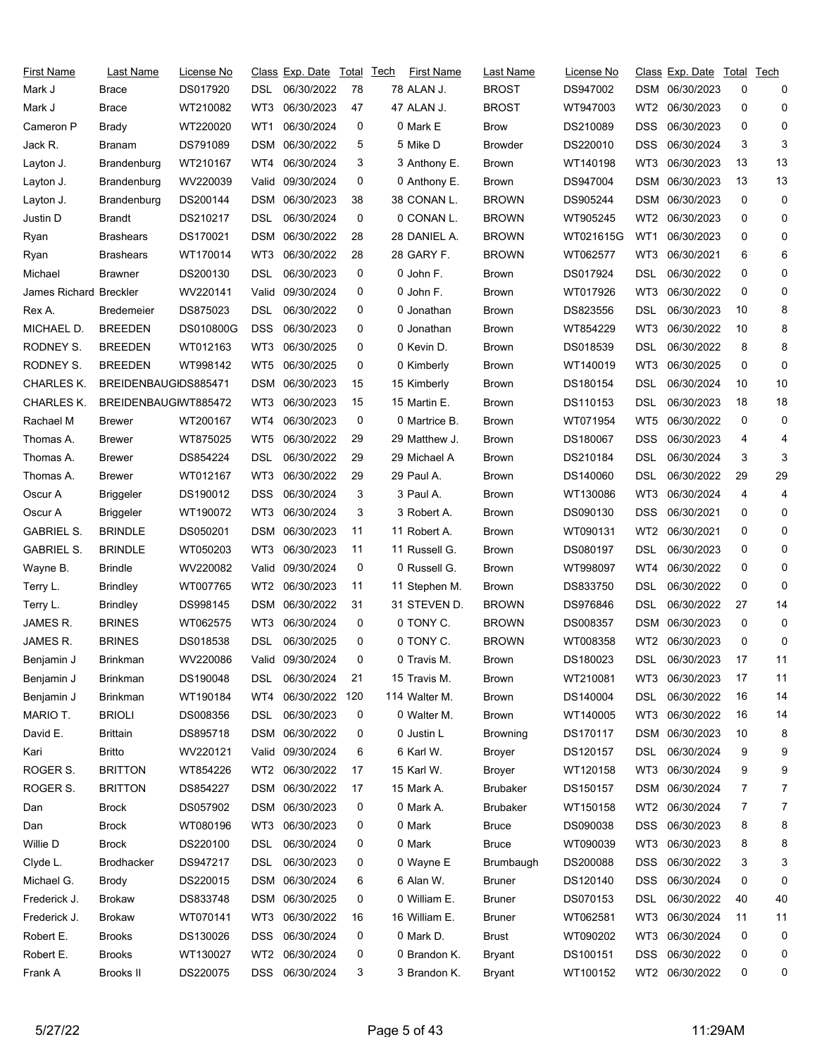| First Name | Last Name | License No | Class | Exp. Date | Total | Tech |
|---|---|---|---|---|---|---|
| Mark J | Brace | DS017920 | DSL | 06/30/2022 | 78 | 78 |
| Mark J | Brace | WT210082 | WT3 | 06/30/2023 | 47 | 47 |
| Cameron P | Brady | WT220020 | WT1 | 06/30/2024 | 0 | 0 |
| Jack R. | Branam | DS791089 | DSM | 06/30/2022 | 5 | 5 |
| Layton J. | Brandenburg | WT210167 | WT4 | 06/30/2024 | 3 | 3 |
| Layton J. | Brandenburg | WV220039 | Valid | 09/30/2024 | 0 | 0 |
| Layton J. | Brandenburg | DS200144 | DSM | 06/30/2023 | 38 | 38 |
| Justin D | Brandt | DS210217 | DSL | 06/30/2024 | 0 | 0 |
| Ryan | Brashears | DS170021 | DSM | 06/30/2022 | 28 | 28 |
| Ryan | Brashears | WT170014 | WT3 | 06/30/2022 | 28 | 28 |
| Michael | Brawner | DS200130 | DSL | 06/30/2023 | 0 | 0 |
| James Richard | Breckler | WV220141 | Valid | 09/30/2024 | 0 | 0 |
| Rex A. | Bredemeier | DS875023 | DSL | 06/30/2022 | 0 | 0 |
| MICHAEL D. | BREEDEN | DS010800G | DSS | 06/30/2023 | 0 | 0 |
| RODNEY S. | BREEDEN | WT012163 | WT3 | 06/30/2025 | 0 | 0 |
| RODNEY S. | BREEDEN | WT998142 | WT5 | 06/30/2025 | 0 | 0 |
| CHARLES K. | BREIDENBAUGH | DS885471 | DSM | 06/30/2023 | 15 | 15 |
| CHARLES K. | BREIDENBAUGH | WT885472 | WT3 | 06/30/2023 | 15 | 15 |
| Rachael M | Brewer | WT200167 | WT4 | 06/30/2023 | 0 | 0 |
| Thomas A. | Brewer | WT875025 | WT5 | 06/30/2022 | 29 | 29 |
| Thomas A. | Brewer | DS854224 | DSL | 06/30/2022 | 29 | 29 |
| Thomas A. | Brewer | WT012167 | WT3 | 06/30/2022 | 29 | 29 |
| Oscur A | Briggeler | DS190012 | DSS | 06/30/2024 | 3 | 3 |
| Oscur A | Briggeler | WT190072 | WT3 | 06/30/2024 | 3 | 3 |
| GABRIEL S. | BRINDLE | DS050201 | DSM | 06/30/2023 | 11 | 11 |
| GABRIEL S. | BRINDLE | WT050203 | WT3 | 06/30/2023 | 11 | 11 |
| Wayne B. | Brindle | WV220082 | Valid | 09/30/2024 | 0 | 0 |
| Terry L. | Brindley | WT007765 | WT2 | 06/30/2023 | 11 | 11 |
| Terry L. | Brindley | DS998145 | DSM | 06/30/2022 | 31 | 31 |
| JAMES R. | BRINES | WT062575 | WT3 | 06/30/2024 | 0 | 0 |
| JAMES R. | BRINES | DS018538 | DSL | 06/30/2025 | 0 | 0 |
| Benjamin J | Brinkman | WV220086 | Valid | 09/30/2024 | 0 | 0 |
| Benjamin J | Brinkman | DS190048 | DSL | 06/30/2024 | 21 | 15 |
| Benjamin J | Brinkman | WT190184 | WT4 | 06/30/2022 | 120 | 114 |
| MARIO T. | BRIOLI | DS008356 | DSL | 06/30/2023 | 0 | 0 |
| David E. | Brittain | DS895718 | DSM | 06/30/2022 | 0 | 0 |
| Kari | Britto | WV220121 | Valid | 09/30/2024 | 6 | 6 |
| ROGER S. | BRITTON | WT854226 | WT2 | 06/30/2022 | 17 | 15 |
| ROGER S. | BRITTON | DS854227 | DSM | 06/30/2022 | 17 | 15 |
| Dan | Brock | DS057902 | DSM | 06/30/2023 | 0 | 0 |
| Dan | Brock | WT080196 | WT3 | 06/30/2023 | 0 | 0 |
| Willie D | Brock | DS220100 | DSL | 06/30/2024 | 0 | 0 |
| Clyde L. | Brodhacker | DS947217 | DSL | 06/30/2023 | 0 | 0 |
| Michael G. | Brody | DS220015 | DSM | 06/30/2024 | 6 | 6 |
| Frederick J. | Brokaw | DS833748 | DSM | 06/30/2025 | 0 | 0 |
| Frederick J. | Brokaw | WT070141 | WT3 | 06/30/2022 | 16 | 16 |
| Robert E. | Brooks | DS130026 | DSS | 06/30/2024 | 0 | 0 |
| Robert E. | Brooks | WT130027 | WT2 | 06/30/2024 | 0 | 0 |
| Frank A | Brooks II | DS220075 | DSS | 06/30/2024 | 3 | 3 |
| ALAN J. | BROST | DS947002 | DSM | 06/30/2023 | 0 | 0 |
| ALAN J. | BROST | WT947003 | WT2 | 06/30/2023 | 0 | 0 |
| Mark E | Brow | DS210089 | DSS | 06/30/2023 | 0 | 0 |
| Mike D | Browder | DS220010 | DSS | 06/30/2024 | 3 | 3 |
| Anthony E. | Brown | WT140198 | WT3 | 06/30/2023 | 13 | 13 |
| Anthony E. | Brown | DS947004 | DSM | 06/30/2023 | 13 | 13 |
| CONAN L. | BROWN | DS905244 | DSM | 06/30/2023 | 0 | 0 |
| CONAN L. | BROWN | WT905245 | WT2 | 06/30/2023 | 0 | 0 |
| DANIEL A. | BROWN | WT021615G | WT1 | 06/30/2023 | 0 | 0 |
| GARY F. | BROWN | WT062577 | WT3 | 06/30/2021 | 6 | 6 |
| John F. | Brown | DS017924 | DSL | 06/30/2022 | 0 | 0 |
| John F. | Brown | WT017926 | WT3 | 06/30/2022 | 0 | 0 |
| Jonathan | Brown | DS823556 | DSL | 06/30/2023 | 10 | 8 |
| Jonathan | Brown | WT854229 | WT3 | 06/30/2022 | 10 | 8 |
| Kevin D. | Brown | DS018539 | DSL | 06/30/2022 | 8 | 8 |
| Kimberly | Brown | WT140019 | WT3 | 06/30/2025 | 0 | 0 |
| Kimberly | Brown | DS180154 | DSL | 06/30/2024 | 10 | 10 |
| Martin E. | Brown | DS110153 | DSL | 06/30/2023 | 18 | 18 |
| Martrice B. | Brown | WT071954 | WT5 | 06/30/2022 | 0 | 0 |
| Matthew J. | Brown | DS180067 | DSS | 06/30/2023 | 4 | 4 |
| Michael A | Brown | DS210184 | DSL | 06/30/2024 | 3 | 3 |
| Paul A. | Brown | DS140060 | DSL | 06/30/2022 | 29 | 29 |
| Paul A. | Brown | WT130086 | WT3 | 06/30/2024 | 4 | 4 |
| Robert A. | Brown | DS090130 | DSS | 06/30/2021 | 0 | 0 |
| Robert A. | Brown | WT090131 | WT2 | 06/30/2021 | 0 | 0 |
| Russell G. | Brown | DS080197 | DSL | 06/30/2023 | 0 | 0 |
| Russell G. | Brown | WT998097 | WT4 | 06/30/2022 | 0 | 0 |
| Stephen M. | Brown | DS833750 | DSL | 06/30/2022 | 0 | 0 |
| STEVEN D. | BROWN | DS976846 | DSL | 06/30/2022 | 27 | 14 |
| TONY C. | BROWN | DS008357 | DSM | 06/30/2023 | 0 | 0 |
| TONY C. | BROWN | WT008358 | WT2 | 06/30/2023 | 0 | 0 |
| Travis M. | Brown | DS180023 | DSL | 06/30/2023 | 17 | 11 |
| Travis M. | Brown | WT210081 | WT3 | 06/30/2023 | 17 | 11 |
| Walter M. | Brown | DS140004 | DSL | 06/30/2022 | 16 | 14 |
| Walter M. | Brown | WT140005 | WT3 | 06/30/2022 | 16 | 14 |
| Justin L | Browning | DS170117 | DSM | 06/30/2023 | 10 | 8 |
| Karl W. | Broyer | DS120157 | DSL | 06/30/2024 | 9 | 9 |
| Karl W. | Broyer | WT120158 | WT3 | 06/30/2024 | 9 | 9 |
| Mark A. | Brubaker | DS150157 | DSM | 06/30/2024 | 7 | 7 |
| Mark A. | Brubaker | WT150158 | WT2 | 06/30/2024 | 7 | 7 |
| Mark | Bruce | DS090038 | DSS | 06/30/2023 | 8 | 8 |
| Mark | Bruce | WT090039 | WT3 | 06/30/2023 | 8 | 8 |
| Wayne E | Brumbaugh | DS200088 | DSS | 06/30/2022 | 3 | 3 |
| Alan W. | Bruner | DS120140 | DSS | 06/30/2024 | 0 | 0 |
| William E. | Bruner | DS070153 | DSL | 06/30/2022 | 40 | 40 |
| William E. | Bruner | WT062581 | WT3 | 06/30/2024 | 11 | 11 |
| Mark D. | Brust | WT090202 | WT3 | 06/30/2024 | 0 | 0 |
| Brandon K. | Bryant | DS100151 | DSS | 06/30/2022 | 0 | 0 |
| Brandon K. | Bryant | WT100152 | WT2 | 06/30/2022 | 0 | 0 |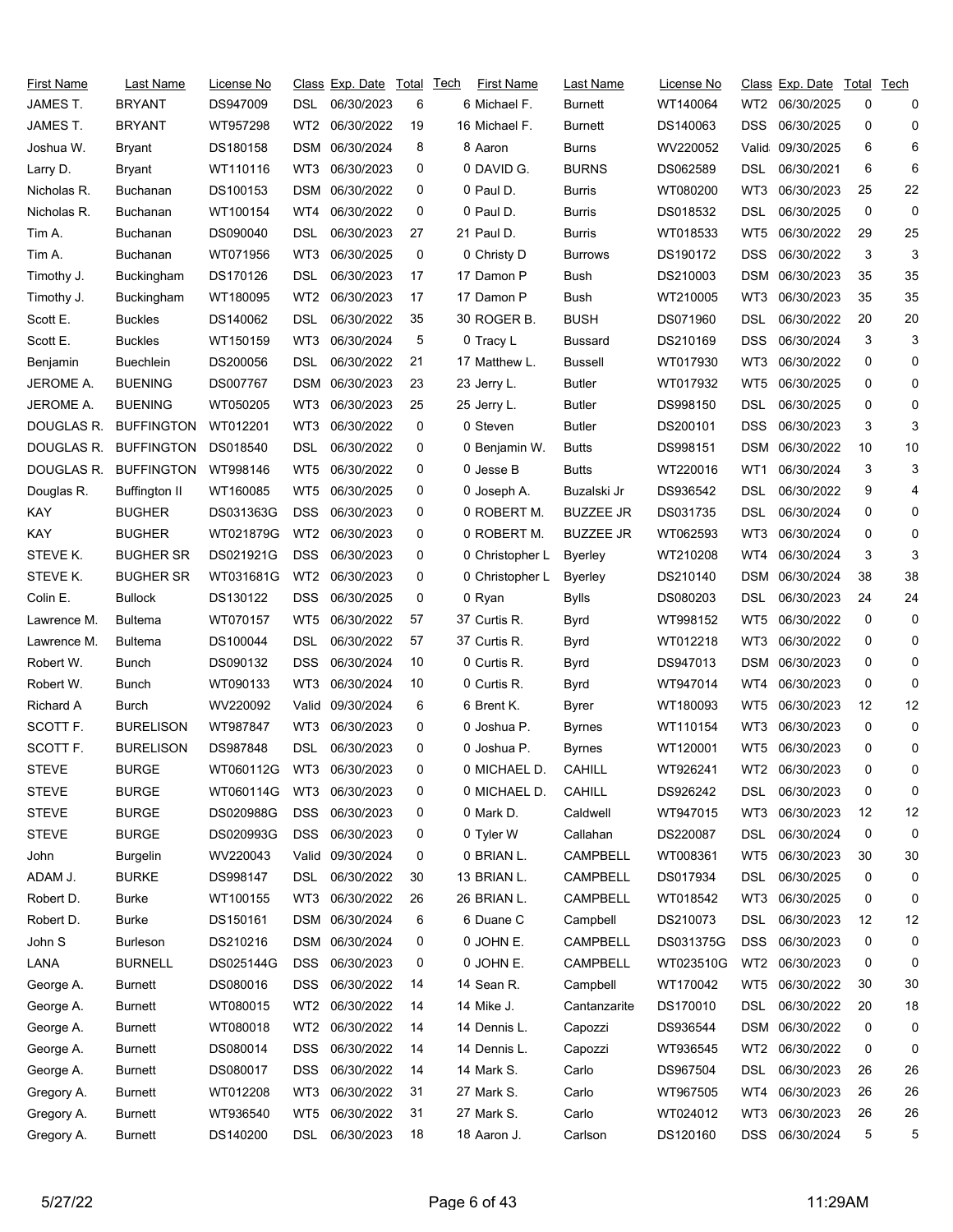| First Name | Last Name | License No | Class | Exp. Date | Total | Tech |
|---|---|---|---|---|---|---|
| JAMES T. | BRYANT | DS947009 | DSL | 06/30/2023 | 6 | 6 |
| JAMES T. | BRYANT | WT957298 | WT2 | 06/30/2022 | 19 | 16 |
| Joshua W. | Bryant | DS180158 | DSM | 06/30/2024 | 8 | 8 |
| Larry D. | Bryant | WT110116 | WT3 | 06/30/2023 | 0 | 0 |
| Nicholas R. | Buchanan | DS100153 | DSM | 06/30/2022 | 0 | 0 |
| Nicholas R. | Buchanan | WT100154 | WT4 | 06/30/2022 | 0 | 0 |
| Tim A. | Buchanan | DS090040 | DSL | 06/30/2023 | 27 | 21 |
| Tim A. | Buchanan | WT071956 | WT3 | 06/30/2025 | 0 | 0 |
| Timothy J. | Buckingham | DS170126 | DSL | 06/30/2023 | 17 | 17 |
| Timothy J. | Buckingham | WT180095 | WT2 | 06/30/2023 | 17 | 17 |
| Scott E. | Buckles | DS140062 | DSL | 06/30/2022 | 35 | 30 |
| Scott E. | Buckles | WT150159 | WT3 | 06/30/2024 | 5 | 0 |
| Benjamin | Buechlein | DS200056 | DSL | 06/30/2022 | 21 | 17 |
| JEROME A. | BUENING | DS007767 | DSM | 06/30/2023 | 23 | 23 |
| JEROME A. | BUENING | WT050205 | WT3 | 06/30/2023 | 25 | 25 |
| DOUGLAS R. | BUFFINGTON | WT012201 | WT3 | 06/30/2022 | 0 | 0 |
| DOUGLAS R. | BUFFINGTON | DS018540 | DSL | 06/30/2022 | 0 | 0 |
| DOUGLAS R. | BUFFINGTON | WT998146 | WT5 | 06/30/2022 | 0 | 0 |
| Douglas R. | Buffington II | WT160085 | WT5 | 06/30/2025 | 0 | 0 |
| KAY | BUGHER | DS031363G | DSS | 06/30/2023 | 0 | 0 |
| KAY | BUGHER | WT021879G | WT2 | 06/30/2023 | 0 | 0 |
| STEVE K. | BUGHER SR | DS021921G | DSS | 06/30/2023 | 0 | 0 |
| STEVE K. | BUGHER SR | WT031681G | WT2 | 06/30/2023 | 0 | 0 |
| Colin E. | Bullock | DS130122 | DSS | 06/30/2025 | 0 | 0 |
| Lawrence M. | Bultema | WT070157 | WT5 | 06/30/2022 | 57 | 37 |
| Lawrence M. | Bultema | DS100044 | DSL | 06/30/2022 | 57 | 37 |
| Robert W. | Bunch | DS090132 | DSS | 06/30/2024 | 10 | 0 |
| Robert W. | Bunch | WT090133 | WT3 | 06/30/2024 | 10 | 0 |
| Richard A | Burch | WV220092 | Valid | 09/30/2024 | 6 | 6 |
| SCOTT F. | BURELISON | WT987847 | WT3 | 06/30/2023 | 0 | 0 |
| SCOTT F. | BURELISON | DS987848 | DSL | 06/30/2023 | 0 | 0 |
| STEVE | BURGE | WT060112G | WT3 | 06/30/2023 | 0 | 0 |
| STEVE | BURGE | WT060114G | WT3 | 06/30/2023 | 0 | 0 |
| STEVE | BURGE | DS020988G | DSS | 06/30/2023 | 0 | 0 |
| STEVE | BURGE | DS020993G | DSS | 06/30/2023 | 0 | 0 |
| John | Burgelin | WV220043 | Valid | 09/30/2024 | 0 | 0 |
| ADAM J. | BURKE | DS998147 | DSL | 06/30/2022 | 30 | 13 |
| Robert D. | Burke | WT100155 | WT3 | 06/30/2022 | 26 | 26 |
| Robert D. | Burke | DS150161 | DSM | 06/30/2024 | 6 | 6 |
| John S | Burleson | DS210216 | DSM | 06/30/2024 | 0 | 0 |
| LANA | BURNELL | DS025144G | DSS | 06/30/2023 | 0 | 0 |
| George A. | Burnett | DS080016 | DSS | 06/30/2022 | 14 | 14 |
| George A. | Burnett | WT080015 | WT2 | 06/30/2022 | 14 | 14 |
| George A. | Burnett | WT080018 | WT2 | 06/30/2022 | 14 | 14 |
| George A. | Burnett | DS080014 | DSS | 06/30/2022 | 14 | 14 |
| George A. | Burnett | DS080017 | DSS | 06/30/2022 | 14 | 14 |
| Gregory A. | Burnett | WT012208 | WT3 | 06/30/2022 | 31 | 27 |
| Gregory A. | Burnett | WT936540 | WT5 | 06/30/2022 | 31 | 27 |
| Gregory A. | Burnett | DS140200 | DSL | 06/30/2023 | 18 | 18 |
| Michael F. | Burnett | WT140064 | WT2 | 06/30/2025 | 0 | 0 |
| Michael F. | Burnett | DS140063 | DSS | 06/30/2025 | 0 | 0 |
| Aaron | Burns | WV220052 | Valid | 09/30/2025 | 6 | 6 |
| DAVID G. | BURNS | DS062589 | DSL | 06/30/2021 | 6 | 6 |
| Paul D. | Burris | WT080200 | WT3 | 06/30/2023 | 25 | 22 |
| Paul D. | Burris | DS018532 | DSL | 06/30/2025 | 0 | 0 |
| Paul D. | Burris | WT018533 | WT5 | 06/30/2022 | 29 | 25 |
| Christy D | Burrows | DS190172 | DSS | 06/30/2022 | 3 | 3 |
| Damon P | Bush | DS210003 | DSM | 06/30/2023 | 35 | 35 |
| Damon P | Bush | WT210005 | WT3 | 06/30/2023 | 35 | 35 |
| ROGER B. | BUSH | DS071960 | DSL | 06/30/2022 | 20 | 20 |
| Tracy L | Bussard | DS210169 | DSS | 06/30/2024 | 3 | 3 |
| Matthew L. | Bussell | WT017930 | WT3 | 06/30/2022 | 0 | 0 |
| Jerry L. | Butler | WT017932 | WT5 | 06/30/2025 | 0 | 0 |
| Jerry L. | Butler | DS998150 | DSL | 06/30/2025 | 0 | 0 |
| Steven | Butler | DS200101 | DSS | 06/30/2023 | 3 | 3 |
| Benjamin W. | Butts | DS998151 | DSM | 06/30/2022 | 10 | 10 |
| Jesse B | Butts | WT220016 | WT1 | 06/30/2024 | 3 | 3 |
| Joseph A. | Buzalski Jr | DS936542 | DSL | 06/30/2022 | 9 | 4 |
| ROBERT M. | BUZZEE JR | DS031735 | DSL | 06/30/2024 | 0 | 0 |
| ROBERT M. | BUZZEE JR | WT062593 | WT3 | 06/30/2024 | 0 | 0 |
| Christopher L | Byerley | WT210208 | WT4 | 06/30/2024 | 3 | 3 |
| Christopher L | Byerley | DS210140 | DSM | 06/30/2024 | 38 | 38 |
| Ryan | Bylls | DS080203 | DSL | 06/30/2023 | 24 | 24 |
| Curtis R. | Byrd | WT998152 | WT5 | 06/30/2022 | 0 | 0 |
| Curtis R. | Byrd | WT012218 | WT3 | 06/30/2022 | 0 | 0 |
| Curtis R. | Byrd | DS947013 | DSM | 06/30/2023 | 0 | 0 |
| Curtis R. | Byrd | WT947014 | WT4 | 06/30/2023 | 0 | 0 |
| Brent K. | Byrer | WT180093 | WT5 | 06/30/2023 | 12 | 12 |
| Joshua P. | Byrnes | WT110154 | WT3 | 06/30/2023 | 0 | 0 |
| Joshua P. | Byrnes | WT120001 | WT5 | 06/30/2023 | 0 | 0 |
| MICHAEL D. | CAHILL | WT926241 | WT2 | 06/30/2023 | 0 | 0 |
| MICHAEL D. | CAHILL | DS926242 | DSL | 06/30/2023 | 0 | 0 |
| Mark D. | Caldwell | WT947015 | WT3 | 06/30/2023 | 12 | 12 |
| Tyler W | Callahan | DS220087 | DSL | 06/30/2024 | 0 | 0 |
| BRIAN L. | CAMPBELL | WT008361 | WT5 | 06/30/2023 | 30 | 30 |
| BRIAN L. | CAMPBELL | DS017934 | DSL | 06/30/2025 | 0 | 0 |
| BRIAN L. | CAMPBELL | WT018542 | WT3 | 06/30/2025 | 0 | 0 |
| Duane C | Campbell | DS210073 | DSL | 06/30/2023 | 12 | 12 |
| JOHN E. | CAMPBELL | DS031375G | DSS | 06/30/2023 | 0 | 0 |
| JOHN E. | CAMPBELL | WT023510G | WT2 | 06/30/2023 | 0 | 0 |
| Sean R. | Campbell | WT170042 | WT5 | 06/30/2022 | 30 | 30 |
| Mike J. | Cantanzarite | DS170010 | DSL | 06/30/2022 | 20 | 18 |
| Dennis L. | Capozzi | DS936544 | DSM | 06/30/2022 | 0 | 0 |
| Dennis L. | Capozzi | WT936545 | WT2 | 06/30/2022 | 0 | 0 |
| Mark S. | Carlo | DS967504 | DSL | 06/30/2023 | 26 | 26 |
| Mark S. | Carlo | WT967505 | WT4 | 06/30/2023 | 26 | 26 |
| Mark S. | Carlo | WT024012 | WT3 | 06/30/2023 | 26 | 26 |
| Aaron J. | Carlson | DS120160 | DSS | 06/30/2024 | 5 | 5 |

5/27/22 11:29AM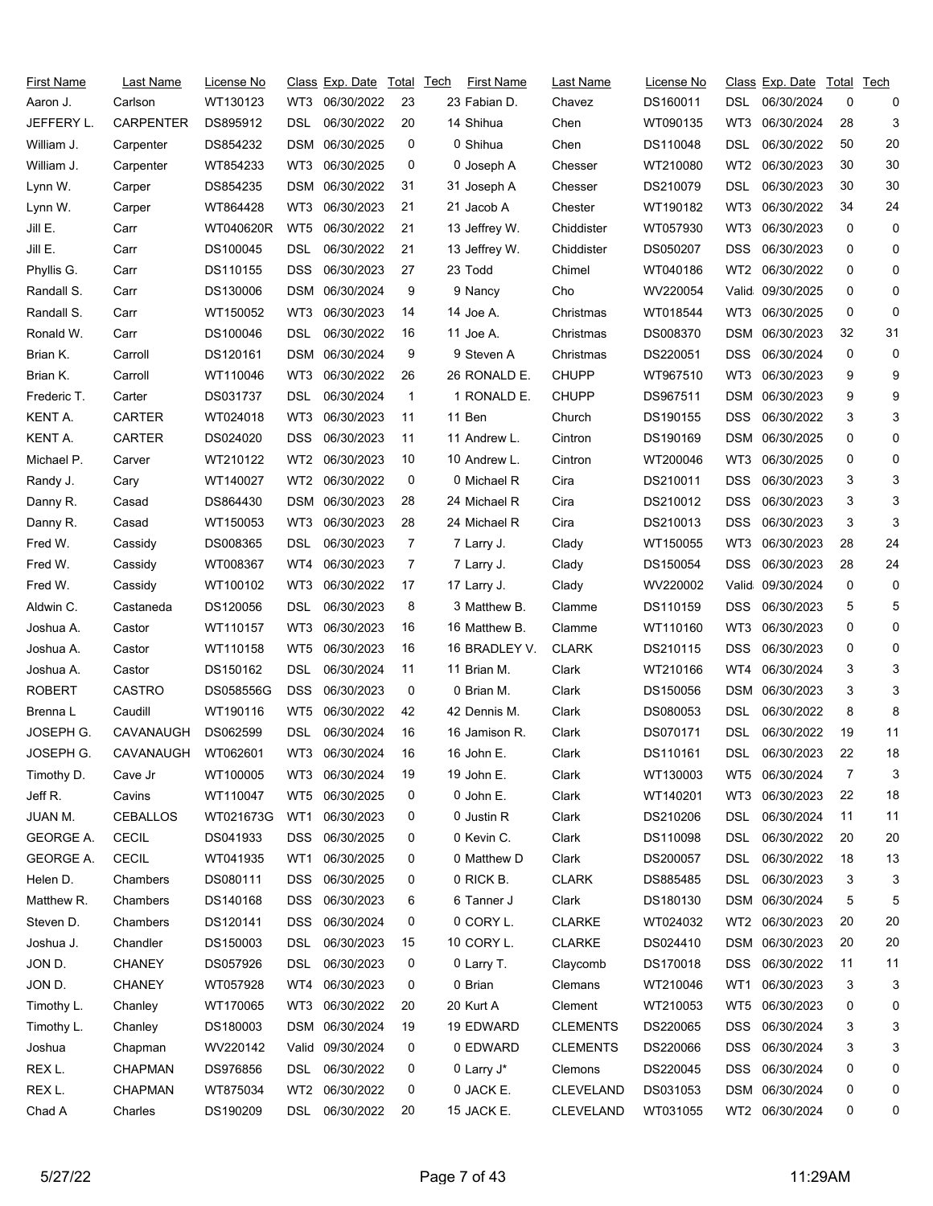| First Name | Last Name | License No | Class | Exp. Date | Total | Tech | First Name | Last Name | License No | Class | Exp. Date | Total | Tech |
|---|---|---|---|---|---|---|---|---|---|---|---|---|---|
| Aaron J. | Carlson | WT130123 | WT3 | 06/30/2022 | 23 | 23 | Fabian D. | Chavez | DS160011 | DSL | 06/30/2024 | 0 | 0 |
| JEFFERY L. | CARPENTER | DS895912 | DSL | 06/30/2022 | 20 | 14 | Shihua | Chen | WT090135 | WT3 | 06/30/2024 | 28 | 3 |
| William J. | Carpenter | DS854232 | DSM | 06/30/2025 | 0 | 0 | Shihua | Chen | DS110048 | DSL | 06/30/2022 | 50 | 20 |
| William J. | Carpenter | WT854233 | WT3 | 06/30/2025 | 0 | 0 | Joseph A | Chesser | WT210080 | WT2 | 06/30/2023 | 30 | 30 |
| Lynn W. | Carper | DS854235 | DSM | 06/30/2022 | 31 | 31 | Joseph A | Chesser | DS210079 | DSL | 06/30/2023 | 30 | 30 |
| Lynn W. | Carper | WT864428 | WT3 | 06/30/2023 | 21 | 21 | Jacob A | Chester | WT190182 | WT3 | 06/30/2022 | 34 | 24 |
| Jill E. | Carr | WT040620R | WT5 | 06/30/2022 | 21 | 13 | Jeffrey W. | Chiddister | WT057930 | WT3 | 06/30/2023 | 0 | 0 |
| Jill E. | Carr | DS100045 | DSL | 06/30/2022 | 21 | 13 | Jeffrey W. | Chiddister | DS050207 | DSS | 06/30/2023 | 0 | 0 |
| Phyllis G. | Carr | DS110155 | DSS | 06/30/2023 | 27 | 23 | Todd | Chimel | WT040186 | WT2 | 06/30/2022 | 0 | 0 |
| Randall S. | Carr | DS130006 | DSM | 06/30/2024 | 9 | 9 | Nancy | Cho | WV220054 | Valid | 09/30/2025 | 0 | 0 |
| Randall S. | Carr | WT150052 | WT3 | 06/30/2023 | 14 | 14 | Joe A. | Christmas | WT018544 | WT3 | 06/30/2025 | 0 | 0 |
| Ronald W. | Carr | DS100046 | DSL | 06/30/2022 | 16 | 11 | Joe A. | Christmas | DS008370 | DSM | 06/30/2023 | 32 | 31 |
| Brian K. | Carroll | DS120161 | DSM | 06/30/2024 | 9 | 9 | Steven A | Christmas | DS220051 | DSS | 06/30/2024 | 0 | 0 |
| Brian K. | Carroll | WT110046 | WT3 | 06/30/2022 | 26 | 26 | RONALD E. | CHUPP | WT967510 | WT3 | 06/30/2023 | 9 | 9 |
| Frederic T. | Carter | DS031737 | DSL | 06/30/2024 | 1 | 1 | RONALD E. | CHUPP | DS967511 | DSM | 06/30/2023 | 9 | 9 |
| KENT A. | CARTER | WT024018 | WT3 | 06/30/2023 | 11 | 11 | Ben | Church | DS190155 | DSS | 06/30/2022 | 3 | 3 |
| KENT A. | CARTER | DS024020 | DSS | 06/30/2023 | 11 | 11 | Andrew L. | Cintron | DS190169 | DSM | 06/30/2025 | 0 | 0 |
| Michael P. | Carver | WT210122 | WT2 | 06/30/2023 | 10 | 10 | Andrew L. | Cintron | WT200046 | WT3 | 06/30/2025 | 0 | 0 |
| Randy J. | Cary | WT140027 | WT2 | 06/30/2022 | 0 | 0 | Michael R | Cira | DS210011 | DSS | 06/30/2023 | 3 | 3 |
| Danny R. | Casad | DS864430 | DSM | 06/30/2023 | 28 | 24 | Michael R | Cira | DS210012 | DSS | 06/30/2023 | 3 | 3 |
| Danny R. | Casad | WT150053 | WT3 | 06/30/2023 | 28 | 24 | Michael R | Cira | DS210013 | DSS | 06/30/2023 | 3 | 3 |
| Fred W. | Cassidy | DS008365 | DSL | 06/30/2023 | 7 | 7 | Larry J. | Clady | WT150055 | WT3 | 06/30/2023 | 28 | 24 |
| Fred W. | Cassidy | WT008367 | WT4 | 06/30/2023 | 7 | 7 | Larry J. | Clady | DS150054 | DSS | 06/30/2023 | 28 | 24 |
| Fred W. | Cassidy | WT100102 | WT3 | 06/30/2022 | 17 | 17 | Larry J. | Clady | WV220002 | Valid | 09/30/2024 | 0 | 0 |
| Aldwin C. | Castaneda | DS120056 | DSL | 06/30/2023 | 8 | 3 | Matthew B. | Clamme | DS110159 | DSS | 06/30/2023 | 5 | 5 |
| Joshua A. | Castor | WT110157 | WT3 | 06/30/2023 | 16 | 16 | Matthew B. | Clamme | WT110160 | WT3 | 06/30/2023 | 0 | 0 |
| Joshua A. | Castor | WT110158 | WT5 | 06/30/2023 | 16 | 16 | BRADLEY V. | CLARK | DS210115 | DSS | 06/30/2023 | 0 | 0 |
| Joshua A. | Castor | DS150162 | DSL | 06/30/2024 | 11 | 11 | Brian M. | Clark | WT210166 | WT4 | 06/30/2024 | 3 | 3 |
| ROBERT | CASTRO | DS058556G | DSS | 06/30/2023 | 0 | 0 | Brian M. | Clark | DS150056 | DSM | 06/30/2023 | 3 | 3 |
| Brenna L | Caudill | WT190116 | WT5 | 06/30/2022 | 42 | 42 | Dennis M. | Clark | DS080053 | DSL | 06/30/2022 | 8 | 8 |
| JOSEPH G. | CAVANAUGH | DS062599 | DSL | 06/30/2024 | 16 | 16 | Jamison R. | Clark | DS070171 | DSL | 06/30/2022 | 19 | 11 |
| JOSEPH G. | CAVANAUGH | WT062601 | WT3 | 06/30/2024 | 16 | 16 | John E. | Clark | DS110161 | DSL | 06/30/2023 | 22 | 18 |
| Timothy D. | Cave Jr | WT100005 | WT3 | 06/30/2024 | 19 | 19 | John E. | Clark | WT130003 | WT5 | 06/30/2024 | 7 | 3 |
| Jeff R. | Cavins | WT110047 | WT5 | 06/30/2025 | 0 | 0 | John E. | Clark | WT140201 | WT3 | 06/30/2023 | 22 | 18 |
| JUAN M. | CEBALLOS | WT021673G | WT1 | 06/30/2023 | 0 | 0 | Justin R | Clark | DS210206 | DSL | 06/30/2024 | 11 | 11 |
| GEORGE A. | CECIL | DS041933 | DSS | 06/30/2025 | 0 | 0 | Kevin C. | Clark | DS110098 | DSL | 06/30/2022 | 20 | 20 |
| GEORGE A. | CECIL | WT041935 | WT1 | 06/30/2025 | 0 | 0 | Matthew D | Clark | DS200057 | DSL | 06/30/2022 | 18 | 13 |
| Helen D. | Chambers | DS080111 | DSS | 06/30/2025 | 0 | 0 | RICK B. | CLARK | DS885485 | DSL | 06/30/2023 | 3 | 3 |
| Matthew R. | Chambers | DS140168 | DSS | 06/30/2023 | 6 | 6 | Tanner J | Clark | DS180130 | DSM | 06/30/2024 | 5 | 5 |
| Steven D. | Chambers | DS120141 | DSS | 06/30/2024 | 0 | 0 | CORY L. | CLARKE | WT024032 | WT2 | 06/30/2023 | 20 | 20 |
| Joshua J. | Chandler | DS150003 | DSL | 06/30/2023 | 15 | 10 | CORY L. | CLARKE | DS024410 | DSM | 06/30/2023 | 20 | 20 |
| JON D. | CHANEY | DS057926 | DSL | 06/30/2023 | 0 | 0 | Larry T. | Claycomb | DS170018 | DSS | 06/30/2022 | 11 | 11 |
| JON D. | CHANEY | WT057928 | WT4 | 06/30/2023 | 0 | 0 | Brian | Clemans | WT210046 | WT1 | 06/30/2023 | 3 | 3 |
| Timothy L. | Chanley | WT170065 | WT3 | 06/30/2022 | 20 | 20 | Kurt A | Clement | WT210053 | WT5 | 06/30/2023 | 0 | 0 |
| Timothy L. | Chanley | DS180003 | DSM | 06/30/2024 | 19 | 19 | EDWARD | CLEMENTS | DS220065 | DSS | 06/30/2024 | 3 | 3 |
| Joshua | Chapman | WV220142 | Valid | 09/30/2024 | 0 | 0 | EDWARD | CLEMENTS | DS220066 | DSS | 06/30/2024 | 3 | 3 |
| REX L. | CHAPMAN | DS976856 | DSL | 06/30/2022 | 0 | 0 | Larry J* | Clemons | DS220045 | DSS | 06/30/2024 | 0 | 0 |
| REX L. | CHAPMAN | WT875034 | WT2 | 06/30/2022 | 0 | 0 | JACK E. | CLEVELAND | DS031053 | DSM | 06/30/2024 | 0 | 0 |
| Chad A | Charles | DS190209 | DSL | 06/30/2022 | 20 | 15 | JACK E. | CLEVELAND | WT031055 | WT2 | 06/30/2024 | 0 | 0 |

5/27/22 11:29AM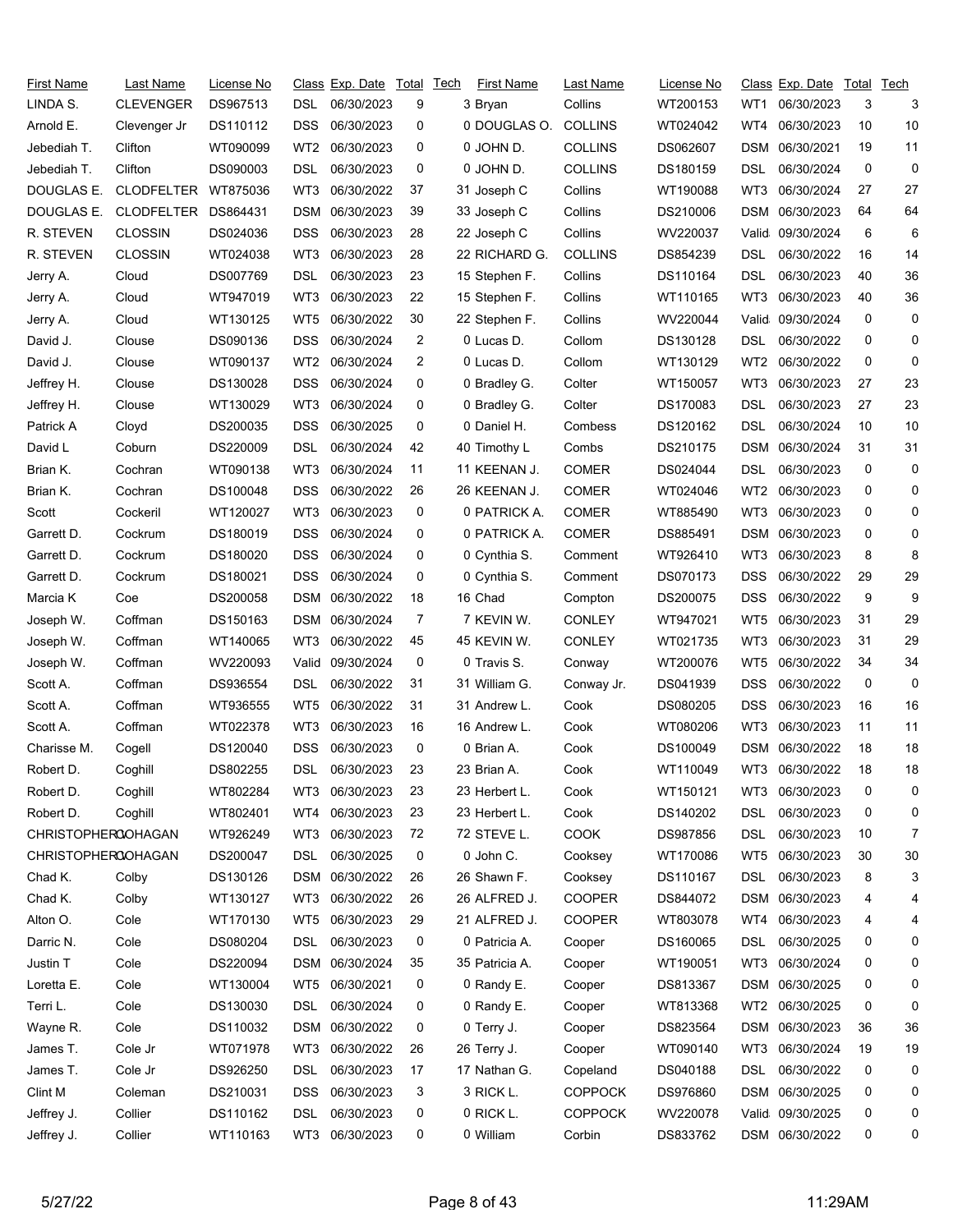| First Name | Last Name | License No | Class | Exp. Date | Total | Tech | First Name | Last Name | License No | Class | Exp. Date | Total | Tech |
|---|---|---|---|---|---|---|---|---|---|---|---|---|---|
| LINDA S. | CLEVENGER | DS967513 | DSL | 06/30/2023 | 9 | 3 | Bryan | Collins | WT200153 | WT1 | 06/30/2023 | 3 | 3 |
| Arnold E. | Clevenger Jr | DS110112 | DSS | 06/30/2023 | 0 | 0 | DOUGLAS O. | COLLINS | WT024042 | WT4 | 06/30/2023 | 10 | 10 |
| Jebediah T. | Clifton | WT090099 | WT2 | 06/30/2023 | 0 | 0 | JOHN D. | COLLINS | DS062607 | DSM | 06/30/2021 | 19 | 11 |
| Jebediah T. | Clifton | DS090003 | DSL | 06/30/2023 | 0 | 0 | JOHN D. | COLLINS | DS180159 | DSL | 06/30/2024 | 0 | 0 |
| DOUGLAS E. | CLODFELTER | WT875036 | WT3 | 06/30/2022 | 37 | 31 | Joseph C | Collins | WT190088 | WT3 | 06/30/2024 | 27 | 27 |
| DOUGLAS E. | CLODFELTER | DS864431 | DSM | 06/30/2023 | 39 | 33 | Joseph C | Collins | DS210006 | DSM | 06/30/2023 | 64 | 64 |
| R. STEVEN | CLOSSIN | DS024036 | DSS | 06/30/2023 | 28 | 22 | Joseph C | Collins | WV220037 | Valid | 09/30/2024 | 6 | 6 |
| R. STEVEN | CLOSSIN | WT024038 | WT3 | 06/30/2023 | 28 | 22 | RICHARD G. | COLLINS | DS854239 | DSL | 06/30/2022 | 16 | 14 |
| Jerry A. | Cloud | DS007769 | DSL | 06/30/2023 | 23 | 15 | Stephen F. | Collins | DS110164 | DSL | 06/30/2023 | 40 | 36 |
| Jerry A. | Cloud | WT947019 | WT3 | 06/30/2023 | 22 | 15 | Stephen F. | Collins | WT110165 | WT3 | 06/30/2023 | 40 | 36 |
| Jerry A. | Cloud | WT130125 | WT5 | 06/30/2022 | 30 | 22 | Stephen F. | Collins | WV220044 | Valid | 09/30/2024 | 0 | 0 |
| David J. | Clouse | DS090136 | DSS | 06/30/2024 | 2 | 0 | Lucas D. | Collom | DS130128 | DSL | 06/30/2022 | 0 | 0 |
| David J. | Clouse | WT090137 | WT2 | 06/30/2024 | 2 | 0 | Lucas D. | Collom | WT130129 | WT2 | 06/30/2022 | 0 | 0 |
| Jeffrey H. | Clouse | DS130028 | DSS | 06/30/2024 | 0 | 0 | Bradley G. | Colter | WT150057 | WT3 | 06/30/2023 | 27 | 23 |
| Jeffrey H. | Clouse | WT130029 | WT3 | 06/30/2024 | 0 | 0 | Bradley G. | Colter | DS170083 | DSL | 06/30/2023 | 27 | 23 |
| Patrick A | Cloyd | DS200035 | DSS | 06/30/2025 | 0 | 0 | Daniel H. | Combess | DS120162 | DSL | 06/30/2024 | 10 | 10 |
| David L | Coburn | DS220009 | DSL | 06/30/2024 | 42 | 40 | Timothy L | Combs | DS210175 | DSM | 06/30/2024 | 31 | 31 |
| Brian K. | Cochran | WT090138 | WT3 | 06/30/2024 | 11 | 11 | KEENAN J. | COMER | DS024044 | DSL | 06/30/2023 | 0 | 0 |
| Brian K. | Cochran | DS100048 | DSS | 06/30/2022 | 26 | 26 | KEENAN J. | COMER | WT024046 | WT2 | 06/30/2023 | 0 | 0 |
| Scott | Cockeril | WT120027 | WT3 | 06/30/2023 | 0 | 0 | PATRICK A. | COMER | WT885490 | WT3 | 06/30/2023 | 0 | 0 |
| Garrett D. | Cockrum | DS180019 | DSS | 06/30/2024 | 0 | 0 | PATRICK A. | COMER | DS885491 | DSM | 06/30/2023 | 0 | 0 |
| Garrett D. | Cockrum | DS180020 | DSS | 06/30/2024 | 0 | 0 | Cynthia S. | Comment | WT926410 | WT3 | 06/30/2023 | 8 | 8 |
| Garrett D. | Cockrum | DS180021 | DSS | 06/30/2024 | 0 | 0 | Cynthia S. | Comment | DS070173 | DSS | 06/30/2022 | 29 | 29 |
| Marcia K | Coe | DS200058 | DSM | 06/30/2022 | 18 | 16 | Chad | Compton | DS200075 | DSS | 06/30/2022 | 9 | 9 |
| Joseph W. | Coffman | DS150163 | DSM | 06/30/2024 | 7 | 7 | KEVIN W. | CONLEY | WT947021 | WT5 | 06/30/2023 | 31 | 29 |
| Joseph W. | Coffman | WT140065 | WT3 | 06/30/2022 | 45 | 45 | KEVIN W. | CONLEY | WT021735 | WT3 | 06/30/2023 | 31 | 29 |
| Joseph W. | Coffman | WV220093 | Valid | 09/30/2024 | 0 | 0 | Travis S. | Conway | WT200076 | WT5 | 06/30/2022 | 34 | 34 |
| Scott A. | Coffman | DS936554 | DSL | 06/30/2022 | 31 | 31 | William G. | Conway Jr. | DS041939 | DSS | 06/30/2022 | 0 | 0 |
| Scott A. | Coffman | WT936555 | WT5 | 06/30/2022 | 31 | 31 | Andrew L. | Cook | DS080205 | DSS | 06/30/2023 | 16 | 16 |
| Scott A. | Coffman | WT022378 | WT3 | 06/30/2023 | 16 | 16 | Andrew L. | Cook | WT080206 | WT3 | 06/30/2023 | 11 | 11 |
| Charisse M. | Cogell | DS120040 | DSS | 06/30/2023 | 0 | 0 | Brian A. | Cook | DS100049 | DSM | 06/30/2022 | 18 | 18 |
| Robert D. | Coghill | DS802255 | DSL | 06/30/2023 | 23 | 23 | Brian A. | Cook | WT110049 | WT3 | 06/30/2022 | 18 | 18 |
| Robert D. | Coghill | WT802284 | WT3 | 06/30/2023 | 23 | 23 | Herbert L. | Cook | WT150121 | WT3 | 06/30/2023 | 0 | 0 |
| Robert D. | Coghill | WT802401 | WT4 | 06/30/2023 | 23 | 23 | Herbert L. | Cook | DS140202 | DSL | 06/30/2023 | 0 | 0 |
| CHRISTOPHER | COHAGAN | WT926249 | WT3 | 06/30/2023 | 72 | 72 | STEVE L. | COOK | DS987856 | DSL | 06/30/2023 | 10 | 7 |
| CHRISTOPHER | COHAGAN | DS200047 | DSL | 06/30/2025 | 0 | 0 | John C. | Cooksey | WT170086 | WT5 | 06/30/2023 | 30 | 30 |
| Chad K. | Colby | DS130126 | DSM | 06/30/2022 | 26 | 26 | Shawn F. | Cooksey | DS110167 | DSL | 06/30/2023 | 8 | 3 |
| Chad K. | Colby | WT130127 | WT3 | 06/30/2022 | 26 | 26 | ALFRED J. | COOPER | DS844072 | DSM | 06/30/2023 | 4 | 4 |
| Alton O. | Cole | WT170130 | WT5 | 06/30/2023 | 29 | 21 | ALFRED J. | COOPER | WT803078 | WT4 | 06/30/2023 | 4 | 4 |
| Darric N. | Cole | DS080204 | DSL | 06/30/2023 | 0 | 0 | Patricia A. | Cooper | DS160065 | DSL | 06/30/2025 | 0 | 0 |
| Justin T | Cole | DS220094 | DSM | 06/30/2024 | 35 | 35 | Patricia A. | Cooper | WT190051 | WT3 | 06/30/2024 | 0 | 0 |
| Loretta E. | Cole | WT130004 | WT5 | 06/30/2021 | 0 | 0 | Randy E. | Cooper | DS813367 | DSM | 06/30/2025 | 0 | 0 |
| Terri L. | Cole | DS130030 | DSL | 06/30/2024 | 0 | 0 | Randy E. | Cooper | WT813368 | WT2 | 06/30/2025 | 0 | 0 |
| Wayne R. | Cole | DS110032 | DSM | 06/30/2022 | 0 | 0 | Terry J. | Cooper | DS823564 | DSM | 06/30/2023 | 36 | 36 |
| James T. | Cole Jr | WT071978 | WT3 | 06/30/2022 | 26 | 26 | Terry J. | Cooper | WT090140 | WT3 | 06/30/2024 | 19 | 19 |
| James T. | Cole Jr | DS926250 | DSL | 06/30/2023 | 17 | 17 | Nathan G. | Copeland | DS040188 | DSL | 06/30/2022 | 0 | 0 |
| Clint M | Coleman | DS210031 | DSS | 06/30/2023 | 3 | 3 | RICK L. | COPPOCK | DS976860 | DSM | 06/30/2025 | 0 | 0 |
| Jeffrey J. | Collier | DS110162 | DSL | 06/30/2023 | 0 | 0 | RICK L. | COPPOCK | WV220078 | Valid | 09/30/2025 | 0 | 0 |
| Jeffrey J. | Collier | WT110163 | WT3 | 06/30/2023 | 0 | 0 | William | Corbin | DS833762 | DSM | 06/30/2022 | 0 | 0 |

5/27/22 11:29AM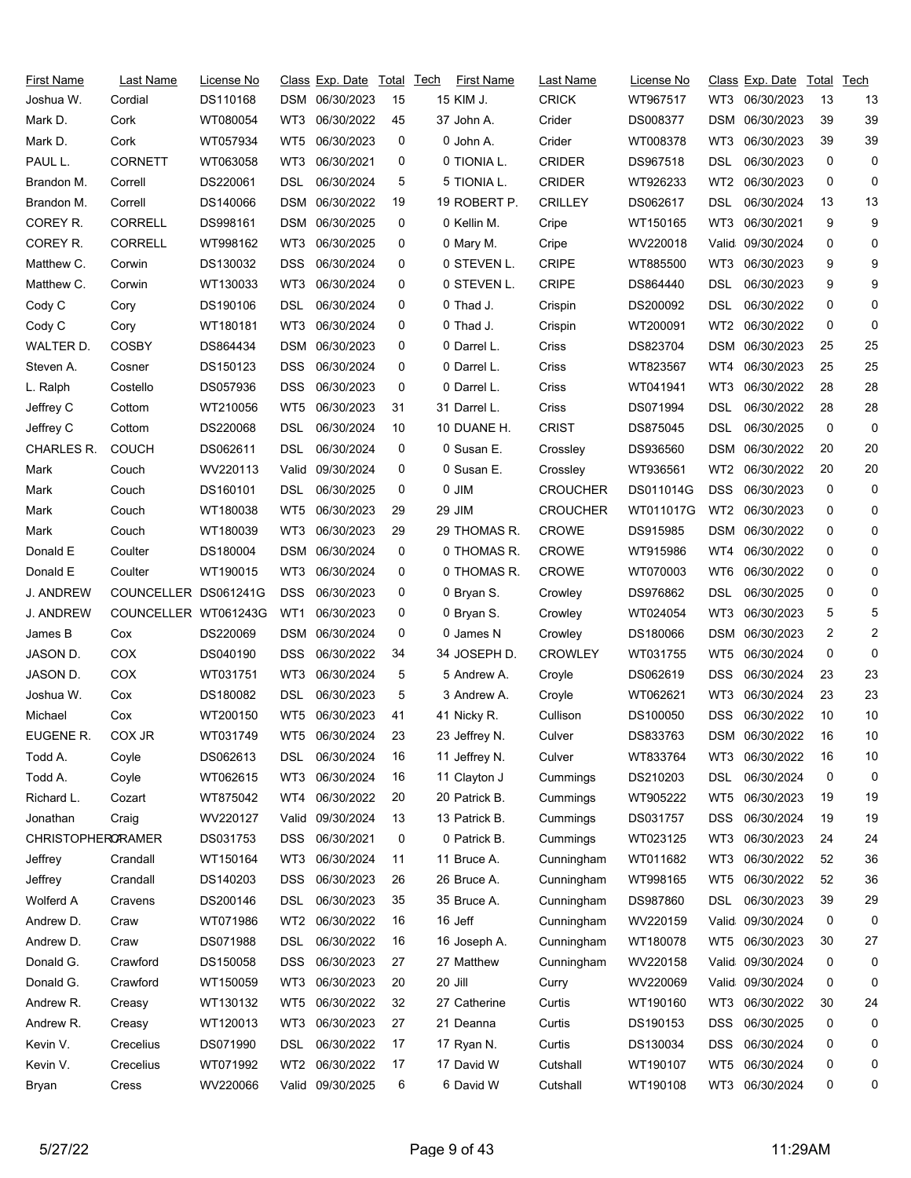| First Name | Last Name | License No | Class | Exp. Date | Total | Tech | First Name | Last Name | License No | Class | Exp. Date | Total | Tech |
|---|---|---|---|---|---|---|---|---|---|---|---|---|---|
| Joshua W. | Cordial | DS110168 | DSM | 06/30/2023 | 15 | 15 | KIM J. | CRICK | WT967517 | WT3 | 06/30/2023 | 13 | 13 |
| Mark D. | Cork | WT080054 | WT3 | 06/30/2022 | 45 | 37 | John A. | Crider | DS008377 | DSM | 06/30/2023 | 39 | 39 |
| Mark D. | Cork | WT057934 | WT5 | 06/30/2023 | 0 | 0 | John A. | Crider | WT008378 | WT3 | 06/30/2023 | 39 | 39 |
| PAUL L. | CORNETT | WT063058 | WT3 | 06/30/2021 | 0 | 0 | TIONIA L. | CRIDER | DS967518 | DSL | 06/30/2023 | 0 | 0 |
| Brandon M. | Correll | DS220061 | DSL | 06/30/2024 | 5 | 5 | TIONIA L. | CRIDER | WT926233 | WT2 | 06/30/2023 | 0 | 0 |
| Brandon M. | Correll | DS140066 | DSM | 06/30/2022 | 19 | 19 | ROBERT P. | CRILLEY | DS062617 | DSL | 06/30/2024 | 13 | 13 |
| COREY R. | CORRELL | DS998161 | DSM | 06/30/2025 | 0 | 0 | Kellin M. | Cripe | WT150165 | WT3 | 06/30/2021 | 9 | 9 |
| COREY R. | CORRELL | WT998162 | WT3 | 06/30/2025 | 0 | 0 | Mary M. | Cripe | WV220018 | Valid | 09/30/2024 | 0 | 0 |
| Matthew C. | Corwin | DS130032 | DSS | 06/30/2024 | 0 | 0 | STEVEN L. | CRIPE | WT885500 | WT3 | 06/30/2023 | 9 | 9 |
| Matthew C. | Corwin | WT130033 | WT3 | 06/30/2024 | 0 | 0 | STEVEN L. | CRIPE | DS864440 | DSL | 06/30/2023 | 9 | 9 |
| Cody C | Cory | DS190106 | DSL | 06/30/2024 | 0 | 0 | Thad J. | Crispin | DS200092 | DSL | 06/30/2022 | 0 | 0 |
| Cody C | Cory | WT180181 | WT3 | 06/30/2024 | 0 | 0 | Thad J. | Crispin | WT200091 | WT2 | 06/30/2022 | 0 | 0 |
| WALTER D. | COSBY | DS864434 | DSM | 06/30/2023 | 0 | 0 | Darrel L. | Criss | DS823704 | DSM | 06/30/2023 | 25 | 25 |
| Steven A. | Cosner | DS150123 | DSS | 06/30/2024 | 0 | 0 | Darrel L. | Criss | WT823567 | WT4 | 06/30/2023 | 25 | 25 |
| L. Ralph | Costello | DS057936 | DSS | 06/30/2023 | 0 | 0 | Darrel L. | Criss | WT041941 | WT3 | 06/30/2022 | 28 | 28 |
| Jeffrey C | Cottom | WT210056 | WT5 | 06/30/2023 | 31 | 31 | Darrel L. | Criss | DS071994 | DSL | 06/30/2022 | 28 | 28 |
| Jeffrey C | Cottom | DS220068 | DSL | 06/30/2024 | 10 | 10 | DUANE H. | CRIST | DS875045 | DSL | 06/30/2025 | 0 | 0 |
| CHARLES R. | COUCH | DS062611 | DSL | 06/30/2024 | 0 | 0 | Susan E. | Crossley | DS936560 | DSM | 06/30/2022 | 20 | 20 |
| Mark | Couch | WV220113 | Valid | 09/30/2024 | 0 | 0 | Susan E. | Crossley | WT936561 | WT2 | 06/30/2022 | 20 | 20 |
| Mark | Couch | DS160101 | DSL | 06/30/2025 | 0 | 0 | JIM | CROUCHER | DS011014G | DSS | 06/30/2023 | 0 | 0 |
| Mark | Couch | WT180038 | WT5 | 06/30/2023 | 29 | 29 | JIM | CROUCHER | WT011017G | WT2 | 06/30/2023 | 0 | 0 |
| Mark | Couch | WT180039 | WT3 | 06/30/2023 | 29 | 29 | THOMAS R. | CROWE | DS915985 | DSM | 06/30/2022 | 0 | 0 |
| Donald E | Coulter | DS180004 | DSM | 06/30/2024 | 0 | 0 | THOMAS R. | CROWE | WT915986 | WT4 | 06/30/2022 | 0 | 0 |
| Donald E | Coulter | WT190015 | WT3 | 06/30/2024 | 0 | 0 | THOMAS R. | CROWE | WT070003 | WT6 | 06/30/2022 | 0 | 0 |
| J. ANDREW | COUNCELLER | DS061241G | DSS | 06/30/2023 | 0 | 0 | Bryan S. | Crowley | DS976862 | DSL | 06/30/2025 | 0 | 0 |
| J. ANDREW | COUNCELLER | WT061243G | WT1 | 06/30/2023 | 0 | 0 | Bryan S. | Crowley | WT024054 | WT3 | 06/30/2023 | 5 | 5 |
| James B | Cox | DS220069 | DSM | 06/30/2024 | 0 | 0 | James N | Crowley | DS180066 | DSM | 06/30/2023 | 2 | 2 |
| JASON D. | COX | DS040190 | DSS | 06/30/2022 | 34 | 34 | JOSEPH D. | CROWLEY | WT031755 | WT5 | 06/30/2024 | 0 | 0 |
| JASON D. | COX | WT031751 | WT3 | 06/30/2024 | 5 | 5 | Andrew A. | Croyle | DS062619 | DSS | 06/30/2024 | 23 | 23 |
| Joshua W. | Cox | DS180082 | DSL | 06/30/2023 | 5 | 3 | Andrew A. | Croyle | WT062621 | WT3 | 06/30/2024 | 23 | 23 |
| Michael | Cox | WT200150 | WT5 | 06/30/2023 | 41 | 41 | Nicky R. | Cullison | DS100050 | DSS | 06/30/2022 | 10 | 10 |
| EUGENE R. | COX JR | WT031749 | WT5 | 06/30/2024 | 23 | 23 | Jeffrey N. | Culver | DS833763 | DSM | 06/30/2022 | 16 | 10 |
| Todd A. | Coyle | DS062613 | DSL | 06/30/2024 | 16 | 11 | Jeffrey N. | Culver | WT833764 | WT3 | 06/30/2022 | 16 | 10 |
| Todd A. | Coyle | WT062615 | WT3 | 06/30/2024 | 16 | 11 | Clayton J | Cummings | DS210203 | DSL | 06/30/2024 | 0 | 0 |
| Richard L. | Cozart | WT875042 | WT4 | 06/30/2022 | 20 | 20 | Patrick B. | Cummings | WT905222 | WT5 | 06/30/2023 | 19 | 19 |
| Jonathan | Craig | WV220127 | Valid | 09/30/2024 | 13 | 13 | Patrick B. | Cummings | DS031757 | DSS | 06/30/2024 | 19 | 19 |
| CHRISTOPHER | CRAMER | DS031753 | DSS | 06/30/2021 | 0 | 0 | Patrick B. | Cummings | WT023125 | WT3 | 06/30/2023 | 24 | 24 |
| Jeffrey | Crandall | WT150164 | WT3 | 06/30/2024 | 11 | 11 | Bruce A. | Cunningham | WT011682 | WT3 | 06/30/2022 | 52 | 36 |
| Jeffrey | Crandall | DS140203 | DSS | 06/30/2023 | 26 | 26 | Bruce A. | Cunningham | WT998165 | WT5 | 06/30/2022 | 52 | 36 |
| Wolferd A | Cravens | DS200146 | DSL | 06/30/2023 | 35 | 35 | Bruce A. | Cunningham | DS987860 | DSL | 06/30/2023 | 39 | 29 |
| Andrew D. | Craw | WT071986 | WT2 | 06/30/2022 | 16 | 16 | Jeff | Cunningham | WV220159 | Valid | 09/30/2024 | 0 | 0 |
| Andrew D. | Craw | DS071988 | DSL | 06/30/2022 | 16 | 16 | Joseph A. | Cunningham | WT180078 | WT5 | 06/30/2023 | 30 | 27 |
| Donald G. | Crawford | DS150058 | DSS | 06/30/2023 | 27 | 27 | Matthew | Cunningham | WV220158 | Valid | 09/30/2024 | 0 | 0 |
| Donald G. | Crawford | WT150059 | WT3 | 06/30/2023 | 20 | 20 | Jill | Curry | WV220069 | Valid | 09/30/2024 | 0 | 0 |
| Andrew R. | Creasy | WT130132 | WT5 | 06/30/2022 | 32 | 27 | Catherine | Curtis | WT190160 | WT3 | 06/30/2022 | 30 | 24 |
| Andrew R. | Creasy | WT120013 | WT3 | 06/30/2023 | 27 | 21 | Deanna | Curtis | DS190153 | DSS | 06/30/2025 | 0 | 0 |
| Kevin V. | Crecelius | DS071990 | DSL | 06/30/2022 | 17 | 17 | Ryan N. | Curtis | DS130034 | DSS | 06/30/2024 | 0 | 0 |
| Kevin V. | Crecelius | WT071992 | WT2 | 06/30/2022 | 17 | 17 | David W | Cutshall | WT190107 | WT5 | 06/30/2024 | 0 | 0 |
| Bryan | Cress | WV220066 | Valid | 09/30/2025 | 6 | 6 | David W | Cutshall | WT190108 | WT3 | 06/30/2024 | 0 | 0 |

5/27/22 11:29AM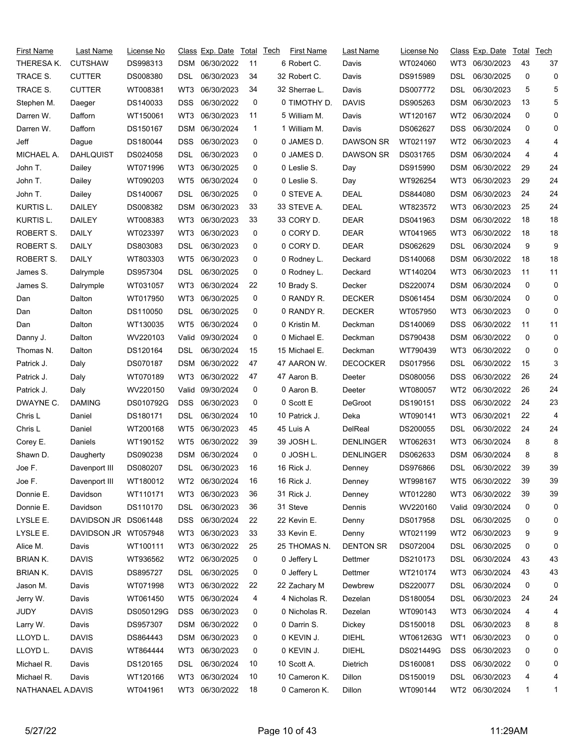| First Name | Last Name | License No | Class | Exp. Date | Total | Tech |
|---|---|---|---|---|---|---|
| THERESA K. | CUTSHAW | DS998313 | DSM | 06/30/2022 | 11 | 6 |
| TRACE S. | CUTTER | DS008380 | DSL | 06/30/2023 | 34 | 32 |
| TRACE S. | CUTTER | WT008381 | WT3 | 06/30/2023 | 34 | 32 |
| Stephen M. | Daeger | DS140033 | DSS | 06/30/2022 | 0 | 0 |
| Darren W. | Dafforn | WT150061 | WT3 | 06/30/2023 | 11 | 5 |
| Darren W. | Dafforn | DS150167 | DSM | 06/30/2024 | 1 | 1 |
| Jeff | Dague | DS180044 | DSS | 06/30/2023 | 0 | 0 |
| MICHAEL A. | DAHLQUIST | DS024058 | DSL | 06/30/2023 | 0 | 0 |
| John T. | Dailey | WT071996 | WT3 | 06/30/2025 | 0 | 0 |
| John T. | Dailey | WT090203 | WT5 | 06/30/2024 | 0 | 0 |
| John T. | Dailey | DS140067 | DSL | 06/30/2025 | 0 | 0 |
| KURTIS L. | DAILEY | DS008382 | DSM | 06/30/2023 | 33 | 33 |
| KURTIS L. | DAILEY | WT008383 | WT3 | 06/30/2023 | 33 | 33 |
| ROBERT S. | DAILY | WT023397 | WT3 | 06/30/2023 | 0 | 0 |
| ROBERT S. | DAILY | DS803083 | DSL | 06/30/2023 | 0 | 0 |
| ROBERT S. | DAILY | WT803303 | WT5 | 06/30/2023 | 0 | 0 |
| James S. | Dalrymple | DS957304 | DSL | 06/30/2025 | 0 | 0 |
| James S. | Dalrymple | WT031057 | WT3 | 06/30/2024 | 22 | 10 |
| Dan | Dalton | WT017950 | WT3 | 06/30/2025 | 0 | 0 |
| Dan | Dalton | DS110050 | DSL | 06/30/2025 | 0 | 0 |
| Dan | Dalton | WT130035 | WT5 | 06/30/2024 | 0 | 0 |
| Danny J. | Dalton | WV220103 | Valid | 09/30/2024 | 0 | 0 |
| Thomas N. | Dalton | DS120164 | DSL | 06/30/2024 | 15 | 15 |
| Patrick J. | Daly | DS070187 | DSM | 06/30/2022 | 47 | 47 |
| Patrick J. | Daly | WT070189 | WT3 | 06/30/2022 | 47 | 47 |
| Patrick J. | Daly | WV220150 | Valid | 09/30/2024 | 0 | 0 |
| DWAYNE C. | DAMING | DS010792G | DSS | 06/30/2023 | 0 | 0 |
| Chris L | Daniel | DS180171 | DSL | 06/30/2024 | 10 | 10 |
| Chris L | Daniel | WT200168 | WT5 | 06/30/2023 | 45 | 45 |
| Corey E. | Daniels | WT190152 | WT5 | 06/30/2022 | 39 | 39 |
| Shawn D. | Daugherty | DS090238 | DSM | 06/30/2024 | 0 | 0 |
| Joe F. | Davenport III | DS080207 | DSL | 06/30/2023 | 16 | 16 |
| Joe F. | Davenport III | WT180012 | WT2 | 06/30/2024 | 16 | 16 |
| Donnie E. | Davidson | WT110171 | WT3 | 06/30/2023 | 36 | 31 |
| Donnie E. | Davidson | DS110170 | DSL | 06/30/2023 | 36 | 31 |
| LYSLE E. | DAVIDSON JR | DS061448 | DSS | 06/30/2024 | 22 | 22 |
| LYSLE E. | DAVIDSON JR | WT057948 | WT3 | 06/30/2023 | 33 | 33 |
| Alice M. | Davis | WT100111 | WT3 | 06/30/2022 | 25 | 25 |
| BRIAN K. | DAVIS | WT936562 | WT2 | 06/30/2025 | 0 | 0 |
| BRIAN K. | DAVIS | DS895727 | DSL | 06/30/2025 | 0 | 0 |
| Jason M. | Davis | WT071998 | WT3 | 06/30/2022 | 22 | 22 |
| Jerry W. | Davis | WT061450 | WT5 | 06/30/2024 | 4 | 4 |
| JUDY | DAVIS | DS050129G | DSS | 06/30/2023 | 0 | 0 |
| Larry W. | Davis | DS957307 | DSM | 06/30/2022 | 0 | 0 |
| LLOYD L. | DAVIS | DS864443 | DSM | 06/30/2023 | 0 | 0 |
| LLOYD L. | DAVIS | WT864444 | WT3 | 06/30/2023 | 0 | 0 |
| Michael R. | Davis | DS120165 | DSL | 06/30/2024 | 10 | 10 |
| Michael R. | Davis | WT120166 | WT3 | 06/30/2024 | 10 | 10 |
| NATHANAEL A. | DAVIS | WT041961 | WT3 | 06/30/2022 | 18 | 0 |
| Robert C. | Davis | WT024060 | WT3 | 06/30/2023 | 43 | 37 |
| Robert C. | Davis | DS915989 | DSL | 06/30/2025 | 0 | 0 |
| Sherrae L. | Davis | DS007772 | DSL | 06/30/2023 | 5 | 5 |
| TIMOTHY D. | DAVIS | DS905263 | DSM | 06/30/2023 | 13 | 5 |
| William M. | Davis | WT120167 | WT2 | 06/30/2024 | 0 | 0 |
| William M. | Davis | DS062627 | DSS | 06/30/2024 | 0 | 0 |
| JAMES D. | DAWSON SR | WT021197 | WT2 | 06/30/2023 | 4 | 4 |
| JAMES D. | DAWSON SR | DS031765 | DSM | 06/30/2024 | 4 | 4 |
| Leslie S. | Day | DS915990 | DSM | 06/30/2022 | 29 | 24 |
| Leslie S. | Day | WT926254 | WT3 | 06/30/2023 | 29 | 24 |
| STEVE A. | DEAL | DS844080 | DSM | 06/30/2023 | 24 | 24 |
| STEVE A. | DEAL | WT823572 | WT3 | 06/30/2023 | 25 | 24 |
| CORY D. | DEAR | DS041963 | DSM | 06/30/2022 | 18 | 18 |
| CORY D. | DEAR | WT041965 | WT3 | 06/30/2022 | 18 | 18 |
| CORY D. | DEAR | DS062629 | DSL | 06/30/2024 | 9 | 9 |
| Rodney L. | Deckard | DS140068 | DSM | 06/30/2022 | 18 | 18 |
| Rodney L. | Deckard | WT140204 | WT3 | 06/30/2023 | 11 | 11 |
| Brady S. | Decker | DS220074 | DSM | 06/30/2024 | 0 | 0 |
| RANDY R. | DECKER | DS061454 | DSM | 06/30/2024 | 0 | 0 |
| RANDY R. | DECKER | WT057950 | WT3 | 06/30/2023 | 0 | 0 |
| Kristin M. | Deckman | DS140069 | DSS | 06/30/2022 | 11 | 11 |
| Michael E. | Deckman | DS790438 | DSM | 06/30/2022 | 0 | 0 |
| Michael E. | Deckman | WT790439 | WT3 | 06/30/2022 | 0 | 0 |
| AARON W. | DECOCKER | DS017956 | DSL | 06/30/2022 | 15 | 3 |
| Aaron B. | Deeter | DS080056 | DSS | 06/30/2022 | 26 | 24 |
| Aaron B. | Deeter | WT080057 | WT2 | 06/30/2022 | 26 | 24 |
| Scott E | DeGroot | DS190151 | DSS | 06/30/2022 | 24 | 23 |
| Patrick J. | Deka | WT090141 | WT3 | 06/30/2021 | 22 | 4 |
| Luis A | DelReal | DS200055 | DSL | 06/30/2022 | 24 | 24 |
| JOSH L. | DENLINGER | WT062631 | WT3 | 06/30/2024 | 8 | 8 |
| JOSH L. | DENLINGER | DS062633 | DSM | 06/30/2024 | 8 | 8 |
| Rick J. | Denney | DS976866 | DSL | 06/30/2022 | 39 | 39 |
| Rick J. | Denney | WT998167 | WT5 | 06/30/2022 | 39 | 39 |
| Rick J. | Denney | WT012280 | WT3 | 06/30/2022 | 39 | 39 |
| Steve | Dennis | WV220160 | Valid | 09/30/2024 | 0 | 0 |
| Kevin E. | Denny | DS017958 | DSL | 06/30/2025 | 0 | 0 |
| Kevin E. | Denny | WT021199 | WT2 | 06/30/2023 | 9 | 9 |
| THOMAS N. | DENTON SR | DS072004 | DSL | 06/30/2025 | 0 | 0 |
| Jeffery L | Dettmer | DS210173 | DSL | 06/30/2024 | 43 | 43 |
| Jeffery L | Dettmer | WT210174 | WT3 | 06/30/2024 | 43 | 43 |
| Zachary M | Dewbrew | DS220077 | DSL | 06/30/2024 | 0 | 0 |
| Nicholas R. | Dezelan | DS180054 | DSL | 06/30/2023 | 24 | 24 |
| Nicholas R. | Dezelan | WT090143 | WT3 | 06/30/2024 | 4 | 4 |
| Darrin S. | Dickey | DS150018 | DSL | 06/30/2023 | 8 | 8 |
| KEVIN J. | DIEHL | WT061263G | WT1 | 06/30/2023 | 0 | 0 |
| KEVIN J. | DIEHL | DS021449G | DSS | 06/30/2023 | 0 | 0 |
| Scott A. | Dietrich | DS160081 | DSS | 06/30/2022 | 0 | 0 |
| Cameron K. | Dillon | DS150019 | DSL | 06/30/2023 | 4 | 4 |
| Cameron K. | Dillon | WT090144 | WT2 | 06/30/2024 | 1 | 1 |

5/27/22 11:29AM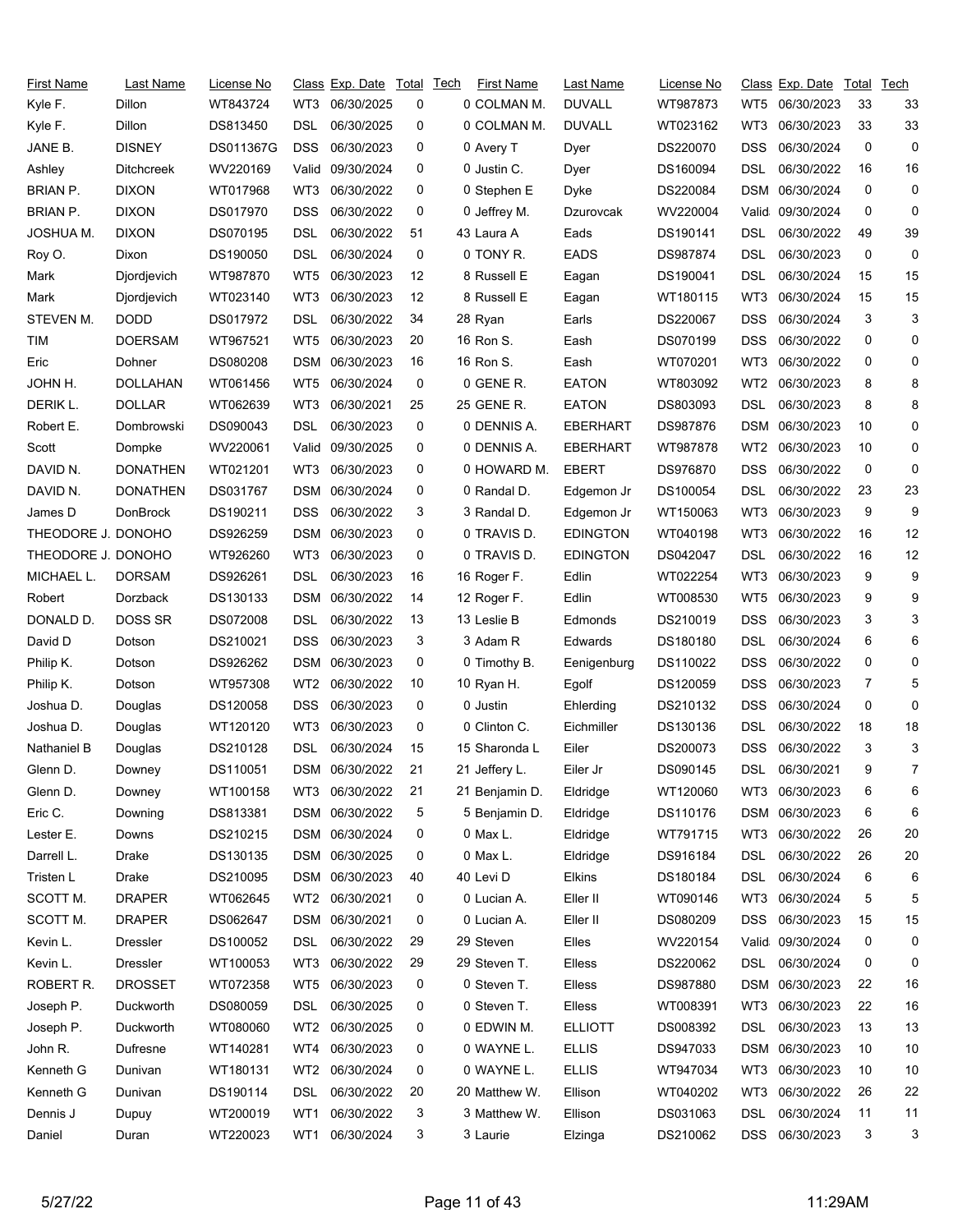| First Name | Last Name | License No | Class | Exp. Date | Total | Tech |
|---|---|---|---|---|---|---|
| Kyle F. | Dillon | WT843724 | WT3 | 06/30/2025 | 0 | 0 |
| Kyle F. | Dillon | DS813450 | DSL | 06/30/2025 | 0 | 0 |
| JANE B. | DISNEY | DS011367G | DSS | 06/30/2023 | 0 | 0 |
| Ashley | Ditchcreek | WV220169 | Valid | 09/30/2024 | 0 | 0 |
| BRIAN P. | DIXON | WT017968 | WT3 | 06/30/2022 | 0 | 0 |
| BRIAN P. | DIXON | DS017970 | DSS | 06/30/2022 | 0 | 0 |
| JOSHUA M. | DIXON | DS070195 | DSL | 06/30/2022 | 51 | 43 |
| Roy O. | Dixon | DS190050 | DSL | 06/30/2024 | 0 | 0 |
| Mark | Djordjevich | WT987870 | WT5 | 06/30/2023 | 12 | 8 |
| Mark | Djordjevich | WT023140 | WT3 | 06/30/2023 | 12 | 8 |
| STEVEN M. | DODD | DS017972 | DSL | 06/30/2022 | 34 | 28 |
| TIM | DOERSAM | WT967521 | WT5 | 06/30/2023 | 20 | 16 |
| Eric | Dohner | DS080208 | DSM | 06/30/2023 | 16 | 16 |
| JOHN H. | DOLLAHAN | WT061456 | WT5 | 06/30/2024 | 0 | 0 |
| DERIK L. | DOLLAR | WT062639 | WT3 | 06/30/2021 | 25 | 25 |
| Robert E. | Dombrowski | DS090043 | DSL | 06/30/2023 | 0 | 0 |
| Scott | Dompke | WV220061 | Valid | 09/30/2025 | 0 | 0 |
| DAVID N. | DONATHEN | WT021201 | WT3 | 06/30/2023 | 0 | 0 |
| DAVID N. | DONATHEN | DS031767 | DSM | 06/30/2024 | 0 | 0 |
| James D | DonBrock | DS190211 | DSS | 06/30/2022 | 3 | 3 |
| THEODORE J. | DONOHO | DS926259 | DSM | 06/30/2023 | 0 | 0 |
| THEODORE J. | DONOHO | WT926260 | WT3 | 06/30/2023 | 0 | 0 |
| MICHAEL L. | DORSAM | DS926261 | DSL | 06/30/2023 | 16 | 16 |
| Robert | Dorzback | DS130133 | DSM | 06/30/2022 | 14 | 12 |
| DONALD D. | DOSS SR | DS072008 | DSL | 06/30/2022 | 13 | 13 |
| David D | Dotson | DS210021 | DSS | 06/30/2023 | 3 | 3 |
| Philip K. | Dotson | DS926262 | DSM | 06/30/2023 | 0 | 0 |
| Philip K. | Dotson | WT957308 | WT2 | 06/30/2022 | 10 | 10 |
| Joshua D. | Douglas | DS120058 | DSS | 06/30/2023 | 0 | 0 |
| Joshua D. | Douglas | WT120120 | WT3 | 06/30/2023 | 0 | 0 |
| Nathaniel B | Douglas | DS210128 | DSL | 06/30/2024 | 15 | 15 |
| Glenn D. | Downey | DS110051 | DSM | 06/30/2022 | 21 | 21 |
| Glenn D. | Downey | WT100158 | WT3 | 06/30/2022 | 21 | 21 |
| Eric C. | Downing | DS813381 | DSM | 06/30/2022 | 5 | 5 |
| Lester E. | Downs | DS210215 | DSM | 06/30/2024 | 0 | 0 |
| Darrell L. | Drake | DS130135 | DSM | 06/30/2025 | 0 | 0 |
| Tristen L | Drake | DS210095 | DSM | 06/30/2023 | 40 | 40 |
| SCOTT M. | DRAPER | WT062645 | WT2 | 06/30/2021 | 0 | 0 |
| SCOTT M. | DRAPER | DS062647 | DSM | 06/30/2021 | 0 | 0 |
| Kevin L. | Dressler | DS100052 | DSL | 06/30/2022 | 29 | 29 |
| Kevin L. | Dressler | WT100053 | WT3 | 06/30/2022 | 29 | 29 |
| ROBERT R. | DROSSET | WT072358 | WT5 | 06/30/2023 | 0 | 0 |
| Joseph P. | Duckworth | DS080059 | DSL | 06/30/2025 | 0 | 0 |
| Joseph P. | Duckworth | WT080060 | WT2 | 06/30/2025 | 0 | 0 |
| John R. | Dufresne | WT140281 | WT4 | 06/30/2023 | 0 | 0 |
| Kenneth G | Dunivan | WT180131 | WT2 | 06/30/2024 | 0 | 0 |
| Kenneth G | Dunivan | DS190114 | DSL | 06/30/2022 | 20 | 20 |
| Dennis J | Dupuy | WT200019 | WT1 | 06/30/2022 | 3 | 3 |
| Daniel | Duran | WT220023 | WT1 | 06/30/2024 | 3 | 3 |
| COLMAN M. | DUVALL | WT987873 | WT5 | 06/30/2023 | 33 | 33 |
| COLMAN M. | DUVALL | WT023162 | WT3 | 06/30/2023 | 33 | 33 |
| Avery T | Dyer | DS220070 | DSS | 06/30/2024 | 0 | 0 |
| Justin C. | Dyer | DS160094 | DSL | 06/30/2022 | 16 | 16 |
| Stephen E | Dyke | DS220084 | DSM | 06/30/2024 | 0 | 0 |
| Jeffrey M. | Dzurovcak | WV220004 | Valid | 09/30/2024 | 0 | 0 |
| Laura A | Eads | DS190141 | DSL | 06/30/2022 | 49 | 39 |
| TONY R. | EADS | DS987874 | DSL | 06/30/2023 | 0 | 0 |
| Russell E | Eagan | DS190041 | DSL | 06/30/2024 | 15 | 15 |
| Russell E | Eagan | WT180115 | WT3 | 06/30/2024 | 15 | 15 |
| Ryan | Earls | DS220067 | DSS | 06/30/2024 | 3 | 3 |
| Ron S. | Eash | DS070199 | DSS | 06/30/2022 | 0 | 0 |
| Ron S. | Eash | WT070201 | WT3 | 06/30/2022 | 0 | 0 |
| GENE R. | EATON | WT803092 | WT2 | 06/30/2023 | 8 | 8 |
| GENE R. | EATON | DS803093 | DSL | 06/30/2023 | 8 | 8 |
| DENNIS A. | EBERHART | DS987876 | DSM | 06/30/2023 | 10 | 0 |
| DENNIS A. | EBERHART | WT987878 | WT2 | 06/30/2023 | 10 | 0 |
| HOWARD M. | EBERT | DS976870 | DSS | 06/30/2022 | 0 | 0 |
| Randal D. | Edgemon Jr | DS100054 | DSL | 06/30/2022 | 23 | 23 |
| Randal D. | Edgemon Jr | WT150063 | WT3 | 06/30/2023 | 9 | 9 |
| TRAVIS D. | EDINGTON | WT040198 | WT3 | 06/30/2022 | 16 | 12 |
| TRAVIS D. | EDINGTON | DS042047 | DSL | 06/30/2022 | 16 | 12 |
| Roger F. | Edlin | WT022254 | WT3 | 06/30/2023 | 9 | 9 |
| Roger F. | Edlin | WT008530 | WT5 | 06/30/2023 | 9 | 9 |
| Leslie B | Edmonds | DS210019 | DSS | 06/30/2023 | 3 | 3 |
| Adam R | Edwards | DS180180 | DSL | 06/30/2024 | 6 | 6 |
| Timothy B. | Eenigenburg | DS110022 | DSS | 06/30/2022 | 0 | 0 |
| Ryan H. | Egolf | DS120059 | DSS | 06/30/2023 | 7 | 5 |
| Justin | Ehlerding | DS210132 | DSS | 06/30/2024 | 0 | 0 |
| Clinton C. | Eichmiller | DS130136 | DSL | 06/30/2022 | 18 | 18 |
| Sharonda L | Eiler | DS200073 | DSS | 06/30/2022 | 3 | 3 |
| Jeffery L. | Eiler Jr | DS090145 | DSL | 06/30/2021 | 9 | 7 |
| Benjamin D. | Eldridge | WT120060 | WT3 | 06/30/2023 | 6 | 6 |
| Benjamin D. | Eldridge | DS110176 | DSM | 06/30/2023 | 6 | 6 |
| Max L. | Eldridge | WT791715 | WT3 | 06/30/2022 | 26 | 20 |
| Max L. | Eldridge | DS916184 | DSL | 06/30/2022 | 26 | 20 |
| Levi D | Elkins | DS180184 | DSL | 06/30/2024 | 6 | 6 |
| Lucian A. | Eller II | WT090146 | WT3 | 06/30/2024 | 5 | 5 |
| Lucian A. | Eller II | DS080209 | DSS | 06/30/2023 | 15 | 15 |
| Steven | Elles | WV220154 | Valid | 09/30/2024 | 0 | 0 |
| Steven T. | Elless | DS220062 | DSL | 06/30/2024 | 0 | 0 |
| Steven T. | Elless | DS987880 | DSM | 06/30/2023 | 22 | 16 |
| Steven T. | Elless | WT008391 | WT3 | 06/30/2023 | 22 | 16 |
| EDWIN M. | ELLIOTT | DS008392 | DSL | 06/30/2023 | 13 | 13 |
| WAYNE L. | ELLIS | DS947033 | DSM | 06/30/2023 | 10 | 10 |
| WAYNE L. | ELLIS | WT947034 | WT3 | 06/30/2023 | 10 | 10 |
| Matthew W. | Ellison | WT040202 | WT3 | 06/30/2022 | 26 | 22 |
| Matthew W. | Ellison | DS031063 | DSL | 06/30/2024 | 11 | 11 |
| Laurie | Elzinga | DS210062 | DSS | 06/30/2023 | 3 | 3 |

5/27/22 11:29AM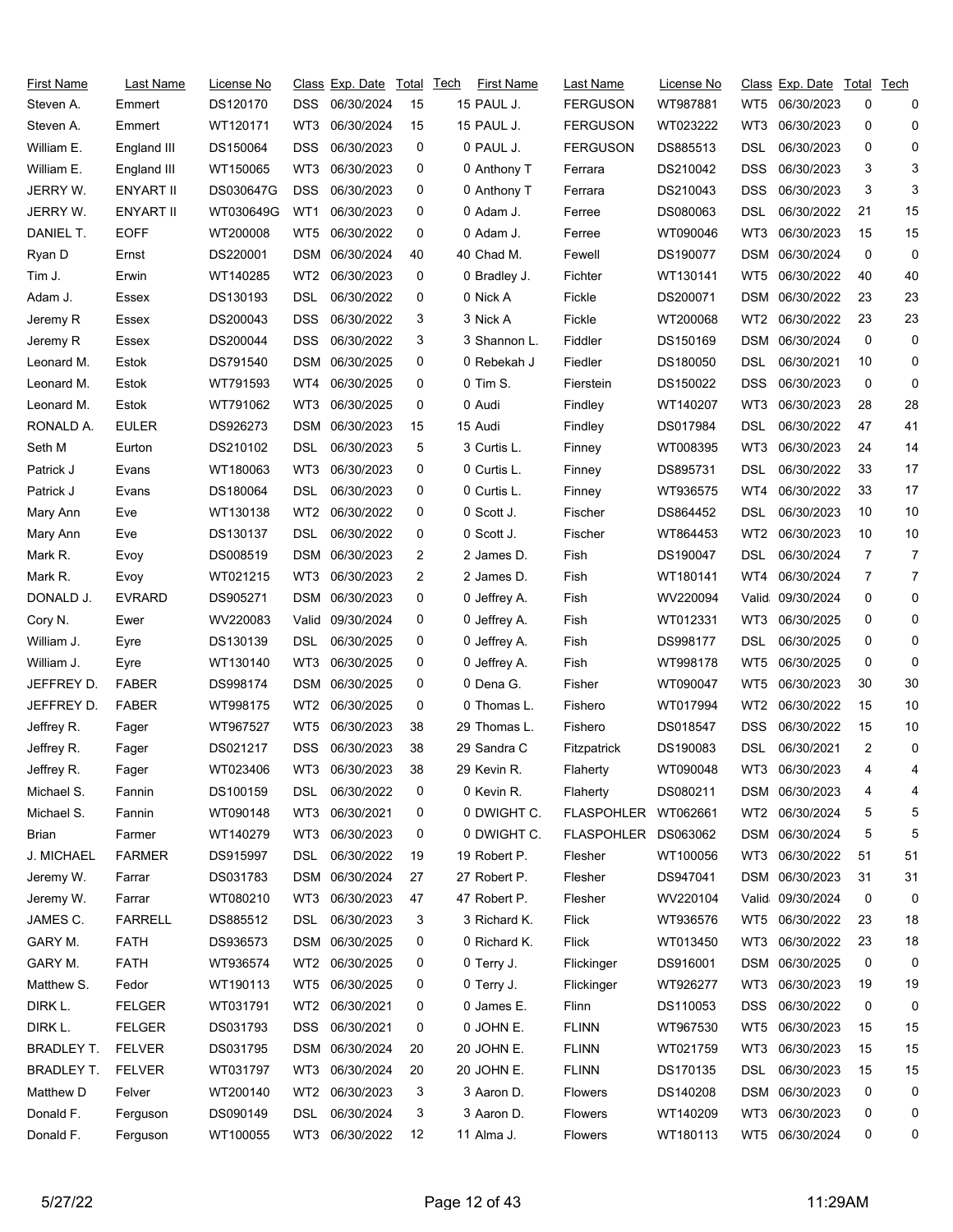| First Name | Last Name | License No | Class | Exp. Date | Total | Tech | First Name | Last Name | License No | Class | Exp. Date | Total | Tech |
|---|---|---|---|---|---|---|---|---|---|---|---|---|---|
| Steven A. | Emmert | DS120170 | DSS | 06/30/2024 | 15 | 15 | PAUL J. | FERGUSON | WT987881 | WT5 | 06/30/2023 | 0 | 0 |
| Steven A. | Emmert | WT120171 | WT3 | 06/30/2024 | 15 | 15 | PAUL J. | FERGUSON | WT023222 | WT3 | 06/30/2023 | 0 | 0 |
| William E. | England III | DS150064 | DSS | 06/30/2023 | 0 | 0 | PAUL J. | FERGUSON | DS885513 | DSL | 06/30/2023 | 0 | 0 |
| William E. | England III | WT150065 | WT3 | 06/30/2023 | 0 | 0 | Anthony T | Ferrara | DS210042 | DSS | 06/30/2023 | 3 | 3 |
| JERRY W. | ENYART II | DS030647G | DSS | 06/30/2023 | 0 | 0 | Anthony T | Ferrara | DS210043 | DSS | 06/30/2023 | 3 | 3 |
| JERRY W. | ENYART II | WT030649G | WT1 | 06/30/2023 | 0 | 0 | Adam J. | Ferree | DS080063 | DSL | 06/30/2022 | 21 | 15 |
| DANIEL T. | EOFF | WT200008 | WT5 | 06/30/2022 | 0 | 0 | Adam J. | Ferree | WT090046 | WT3 | 06/30/2023 | 15 | 15 |
| Ryan D | Ernst | DS220001 | DSM | 06/30/2024 | 40 | 40 | Chad M. | Fewell | DS190077 | DSM | 06/30/2024 | 0 | 0 |
| Tim J. | Erwin | WT140285 | WT2 | 06/30/2023 | 0 | 0 | Bradley J. | Fichter | WT130141 | WT5 | 06/30/2022 | 40 | 40 |
| Adam J. | Essex | DS130193 | DSL | 06/30/2022 | 0 | 0 | Nick A | Fickle | DS200071 | DSM | 06/30/2022 | 23 | 23 |
| Jeremy R | Essex | DS200043 | DSS | 06/30/2022 | 3 | 3 | Nick A | Fickle | WT200068 | WT2 | 06/30/2022 | 23 | 23 |
| Jeremy R | Essex | DS200044 | DSS | 06/30/2022 | 3 | 3 | Shannon L. | Fiddler | DS150169 | DSM | 06/30/2024 | 0 | 0 |
| Leonard M. | Estok | DS791540 | DSM | 06/30/2025 | 0 | 0 | Rebekah J | Fiedler | DS180050 | DSL | 06/30/2021 | 10 | 0 |
| Leonard M. | Estok | WT791593 | WT4 | 06/30/2025 | 0 | 0 | Tim S. | Fierstein | DS150022 | DSS | 06/30/2023 | 0 | 0 |
| Leonard M. | Estok | WT791062 | WT3 | 06/30/2025 | 0 | 0 | Audi | Findley | WT140207 | WT3 | 06/30/2023 | 28 | 28 |
| RONALD A. | EULER | DS926273 | DSM | 06/30/2023 | 15 | 15 | Audi | Findley | DS017984 | DSL | 06/30/2022 | 47 | 41 |
| Seth M | Eurton | DS210102 | DSL | 06/30/2023 | 5 | 3 | Curtis L. | Finney | WT008395 | WT3 | 06/30/2023 | 24 | 14 |
| Patrick J | Evans | WT180063 | WT3 | 06/30/2023 | 0 | 0 | Curtis L. | Finney | DS895731 | DSL | 06/30/2022 | 33 | 17 |
| Patrick J | Evans | DS180064 | DSL | 06/30/2023 | 0 | 0 | Curtis L. | Finney | WT936575 | WT4 | 06/30/2022 | 33 | 17 |
| Mary Ann | Eve | WT130138 | WT2 | 06/30/2022 | 0 | 0 | Scott J. | Fischer | DS864452 | DSL | 06/30/2023 | 10 | 10 |
| Mary Ann | Eve | DS130137 | DSL | 06/30/2022 | 0 | 0 | Scott J. | Fischer | WT864453 | WT2 | 06/30/2023 | 10 | 10 |
| Mark R. | Evoy | DS008519 | DSM | 06/30/2023 | 2 | 2 | James D. | Fish | DS190047 | DSL | 06/30/2024 | 7 | 7 |
| Mark R. | Evoy | WT021215 | WT3 | 06/30/2023 | 2 | 2 | James D. | Fish | WT180141 | WT4 | 06/30/2024 | 7 | 7 |
| DONALD J. | EVRARD | DS905271 | DSM | 06/30/2023 | 0 | 0 | Jeffrey A. | Fish | WV220094 | Valid | 09/30/2024 | 0 | 0 |
| Cory N. | Ewer | WV220083 | Valid | 09/30/2024 | 0 | 0 | Jeffrey A. | Fish | WT012331 | WT3 | 06/30/2025 | 0 | 0 |
| William J. | Eyre | DS130139 | DSL | 06/30/2025 | 0 | 0 | Jeffrey A. | Fish | DS998177 | DSL | 06/30/2025 | 0 | 0 |
| William J. | Eyre | WT130140 | WT3 | 06/30/2025 | 0 | 0 | Jeffrey A. | Fish | WT998178 | WT5 | 06/30/2025 | 0 | 0 |
| JEFFREY D. | FABER | DS998174 | DSM | 06/30/2025 | 0 | 0 | Dena G. | Fisher | WT090047 | WT5 | 06/30/2023 | 30 | 30 |
| JEFFREY D. | FABER | WT998175 | WT2 | 06/30/2025 | 0 | 0 | Thomas L. | Fishero | WT017994 | WT2 | 06/30/2022 | 15 | 10 |
| Jeffrey R. | Fager | WT967527 | WT5 | 06/30/2023 | 38 | 29 | Thomas L. | Fishero | DS018547 | DSS | 06/30/2022 | 15 | 10 |
| Jeffrey R. | Fager | DS021217 | DSS | 06/30/2023 | 38 | 29 | Sandra C | Fitzpatrick | DS190083 | DSL | 06/30/2021 | 2 | 0 |
| Jeffrey R. | Fager | WT023406 | WT3 | 06/30/2023 | 38 | 29 | Kevin R. | Flaherty | WT090048 | WT3 | 06/30/2023 | 4 | 4 |
| Michael S. | Fannin | DS100159 | DSL | 06/30/2022 | 0 | 0 | Kevin R. | Flaherty | DS080211 | DSM | 06/30/2023 | 4 | 4 |
| Michael S. | Fannin | WT090148 | WT3 | 06/30/2021 | 0 | 0 | DWIGHT C. | FLASPOHLER | WT062661 | WT2 | 06/30/2024 | 5 | 5 |
| Brian | Farmer | WT140279 | WT3 | 06/30/2023 | 0 | 0 | DWIGHT C. | FLASPOHLER | DS063062 | DSM | 06/30/2024 | 5 | 5 |
| J. MICHAEL | FARMER | DS915997 | DSL | 06/30/2022 | 19 | 19 | Robert P. | Flesher | WT100056 | WT3 | 06/30/2022 | 51 | 51 |
| Jeremy W. | Farrar | DS031783 | DSM | 06/30/2024 | 27 | 27 | Robert P. | Flesher | DS947041 | DSM | 06/30/2023 | 31 | 31 |
| Jeremy W. | Farrar | WT080210 | WT3 | 06/30/2023 | 47 | 47 | Robert P. | Flesher | WV220104 | Valid | 09/30/2024 | 0 | 0 |
| JAMES C. | FARRELL | DS885512 | DSL | 06/30/2023 | 3 | 3 | Richard K. | Flick | WT936576 | WT5 | 06/30/2022 | 23 | 18 |
| GARY M. | FATH | DS936573 | DSM | 06/30/2025 | 0 | 0 | Richard K. | Flick | WT013450 | WT3 | 06/30/2022 | 23 | 18 |
| GARY M. | FATH | WT936574 | WT2 | 06/30/2025 | 0 | 0 | Terry J. | Flickinger | DS916001 | DSM | 06/30/2025 | 0 | 0 |
| Matthew S. | Fedor | WT190113 | WT5 | 06/30/2025 | 0 | 0 | Terry J. | Flickinger | WT926277 | WT3 | 06/30/2023 | 19 | 19 |
| DIRK L. | FELGER | WT031791 | WT2 | 06/30/2021 | 0 | 0 | James E. | Flinn | DS110053 | DSS | 06/30/2022 | 0 | 0 |
| DIRK L. | FELGER | DS031793 | DSS | 06/30/2021 | 0 | 0 | JOHN E. | FLINN | WT967530 | WT5 | 06/30/2023 | 15 | 15 |
| BRADLEY T. | FELVER | DS031795 | DSM | 06/30/2024 | 20 | 20 | JOHN E. | FLINN | WT021759 | WT3 | 06/30/2023 | 15 | 15 |
| BRADLEY T. | FELVER | WT031797 | WT3 | 06/30/2024 | 20 | 20 | JOHN E. | FLINN | DS170135 | DSL | 06/30/2023 | 15 | 15 |
| Matthew D | Felver | WT200140 | WT2 | 06/30/2023 | 3 | 3 | Aaron D. | Flowers | DS140208 | DSM | 06/30/2023 | 0 | 0 |
| Donald F. | Ferguson | DS090149 | DSL | 06/30/2024 | 3 | 3 | Aaron D. | Flowers | WT140209 | WT3 | 06/30/2023 | 0 | 0 |
| Donald F. | Ferguson | WT100055 | WT3 | 06/30/2022 | 12 | 11 | Alma J. | Flowers | WT180113 | WT5 | 06/30/2024 | 0 | 0 |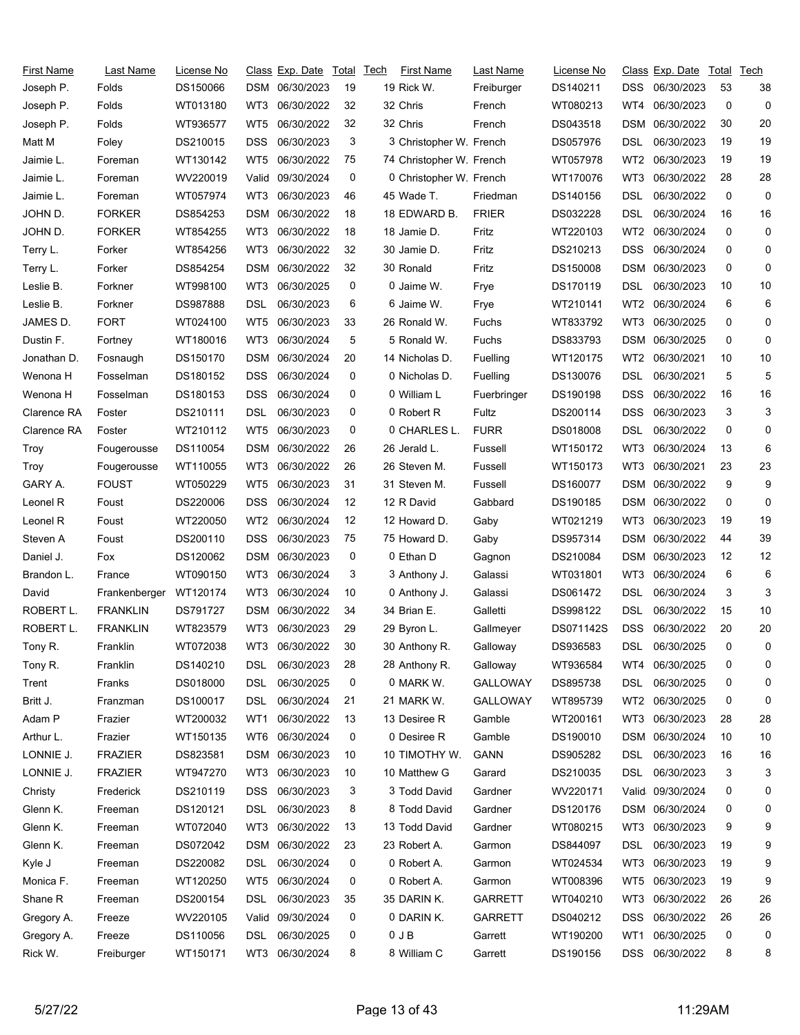| First Name | Last Name | License No | Class | Exp. Date | Total | Tech |
|---|---|---|---|---|---|---|
| Joseph P. | Folds | DS150066 | DSM | 06/30/2023 | 19 | 19 |
| Joseph P. | Folds | WT013180 | WT3 | 06/30/2022 | 32 | 32 |
| Joseph P. | Folds | WT936577 | WT5 | 06/30/2022 | 32 | 32 |
| Matt M | Foley | DS210015 | DSS | 06/30/2023 | 3 | 3 |
| Jaimie L. | Foreman | WT130142 | WT5 | 06/30/2022 | 75 | 74 |
| Jaimie L. | Foreman | WV220019 | Valid | 09/30/2024 | 0 | 0 |
| Jaimie L. | Foreman | WT057974 | WT3 | 06/30/2023 | 46 | 45 |
| JOHN D. | FORKER | DS854253 | DSM | 06/30/2022 | 18 | 18 |
| JOHN D. | FORKER | WT854255 | WT3 | 06/30/2022 | 18 | 18 |
| Terry L. | Forker | WT854256 | WT3 | 06/30/2022 | 32 | 30 |
| Terry L. | Forker | DS854254 | DSM | 06/30/2022 | 32 | 30 |
| Leslie B. | Forkner | WT998100 | WT3 | 06/30/2025 | 0 | 0 |
| Leslie B. | Forkner | DS987888 | DSL | 06/30/2023 | 6 | 6 |
| JAMES D. | FORT | WT024100 | WT5 | 06/30/2023 | 33 | 26 |
| Dustin F. | Fortney | WT180016 | WT3 | 06/30/2024 | 5 | 5 |
| Jonathan D. | Fosnaugh | DS150170 | DSM | 06/30/2024 | 20 | 14 |
| Wenona H | Fosselman | DS180152 | DSS | 06/30/2024 | 0 | 0 |
| Wenona H | Fosselman | DS180153 | DSS | 06/30/2024 | 0 | 0 |
| Clarence RA | Foster | DS210111 | DSL | 06/30/2023 | 0 | 0 |
| Clarence RA | Foster | WT210112 | WT5 | 06/30/2023 | 0 | 0 |
| Troy | Fougerousse | DS110054 | DSM | 06/30/2022 | 26 | 26 |
| Troy | Fougerousse | WT110055 | WT3 | 06/30/2022 | 26 | 26 |
| GARY A. | FOUST | WT050229 | WT5 | 06/30/2023 | 31 | 31 |
| Leonel R | Foust | DS220006 | DSS | 06/30/2024 | 12 | 12 |
| Leonel R | Foust | WT220050 | WT2 | 06/30/2024 | 12 | 12 |
| Steven A | Foust | DS200110 | DSS | 06/30/2023 | 75 | 75 |
| Daniel J. | Fox | DS120062 | DSM | 06/30/2023 | 0 | 0 |
| Brandon L. | France | WT090150 | WT3 | 06/30/2024 | 3 | 3 |
| David | Frankenberger | WT120174 | WT3 | 06/30/2024 | 10 | 0 |
| ROBERT L. | FRANKLIN | DS791727 | DSM | 06/30/2022 | 34 | 34 |
| ROBERT L. | FRANKLIN | WT823579 | WT3 | 06/30/2023 | 29 | 29 |
| Tony R. | Franklin | WT072038 | WT3 | 06/30/2022 | 30 | 30 |
| Tony R. | Franklin | DS140210 | DSL | 06/30/2023 | 28 | 28 |
| Trent | Franks | DS018000 | DSL | 06/30/2025 | 0 | 0 |
| Britt J. | Franzman | DS100017 | DSL | 06/30/2024 | 21 | 21 |
| Adam P | Frazier | WT200032 | WT1 | 06/30/2022 | 13 | 13 |
| Arthur L. | Frazier | WT150135 | WT6 | 06/30/2024 | 0 | 0 |
| LONNIE J. | FRAZIER | DS823581 | DSM | 06/30/2023 | 10 | 10 |
| LONNIE J. | FRAZIER | WT947270 | WT3 | 06/30/2023 | 10 | 10 |
| Christy | Frederick | DS210119 | DSS | 06/30/2023 | 3 | 3 |
| Glenn K. | Freeman | DS120121 | DSL | 06/30/2023 | 8 | 8 |
| Glenn K. | Freeman | WT072040 | WT3 | 06/30/2022 | 13 | 13 |
| Glenn K. | Freeman | DS072042 | DSM | 06/30/2022 | 23 | 23 |
| Kyle J | Freeman | DS220082 | DSL | 06/30/2024 | 0 | 0 |
| Monica F. | Freeman | WT120250 | WT5 | 06/30/2024 | 0 | 0 |
| Shane R | Freeman | DS200154 | DSL | 06/30/2023 | 35 | 35 |
| Gregory A. | Freeze | WV220105 | Valid | 09/30/2024 | 0 | 0 |
| Gregory A. | Freeze | DS110056 | DSL | 06/30/2025 | 0 | 0 |
| Rick W. | Freiburger | WT150171 | WT3 | 06/30/2024 | 8 | 8 |
| Rick W. | Freiburger | DS140211 | DSS | 06/30/2023 | 53 | 38 |
| Chris | French | WT080213 | WT4 | 06/30/2023 | 0 | 0 |
| Chris | French | DS043518 | DSM | 06/30/2022 | 30 | 20 |
| Christopher W. | French | DS057976 | DSL | 06/30/2023 | 19 | 19 |
| Christopher W. | French | WT057978 | WT2 | 06/30/2023 | 19 | 19 |
| Christopher W. | French | WT170076 | WT3 | 06/30/2022 | 28 | 28 |
| Wade T. | Friedman | DS140156 | DSL | 06/30/2022 | 0 | 0 |
| EDWARD B. | FRIER | DS032228 | DSL | 06/30/2024 | 16 | 16 |
| Jamie D. | Fritz | WT220103 | WT2 | 06/30/2024 | 0 | 0 |
| Jamie D. | Fritz | DS210213 | DSS | 06/30/2024 | 0 | 0 |
| Ronald | Fritz | DS150008 | DSM | 06/30/2023 | 0 | 0 |
| Jaime W. | Frye | DS170119 | DSL | 06/30/2023 | 10 | 10 |
| Jaime W. | Frye | WT210141 | WT2 | 06/30/2024 | 6 | 6 |
| Ronald W. | Fuchs | WT833792 | WT3 | 06/30/2025 | 0 | 0 |
| Ronald W. | Fuchs | DS833793 | DSM | 06/30/2025 | 0 | 0 |
| Nicholas D. | Fuelling | WT120175 | WT2 | 06/30/2021 | 10 | 10 |
| Nicholas D. | Fuelling | DS130076 | DSL | 06/30/2021 | 5 | 5 |
| William L | Fuerbringer | DS190198 | DSS | 06/30/2022 | 16 | 16 |
| Robert R | Fultz | DS200114 | DSS | 06/30/2023 | 3 | 3 |
| CHARLES L. | FURR | DS018008 | DSL | 06/30/2022 | 0 | 0 |
| Jerald L. | Fussell | WT150172 | WT3 | 06/30/2024 | 13 | 6 |
| Steven M. | Fussell | WT150173 | WT3 | 06/30/2021 | 23 | 23 |
| Steven M. | Fussell | DS160077 | DSM | 06/30/2022 | 9 | 9 |
| R David | Gabbard | DS190185 | DSM | 06/30/2022 | 0 | 0 |
| Howard D. | Gaby | WT021219 | WT3 | 06/30/2023 | 19 | 19 |
| Howard D. | Gaby | DS957314 | DSM | 06/30/2022 | 44 | 39 |
| Ethan D | Gagnon | DS210084 | DSM | 06/30/2023 | 12 | 12 |
| Anthony J. | Galassi | WT031801 | WT3 | 06/30/2024 | 6 | 6 |
| Anthony J. | Galassi | DS061472 | DSL | 06/30/2024 | 3 | 3 |
| Brian E. | Galletti | DS998122 | DSL | 06/30/2022 | 15 | 10 |
| Byron L. | Gallmeyer | DS071142S | DSS | 06/30/2022 | 20 | 20 |
| Anthony R. | Galloway | DS936583 | DSL | 06/30/2025 | 0 | 0 |
| Anthony R. | Galloway | WT936584 | WT4 | 06/30/2025 | 0 | 0 |
| MARK W. | GALLOWAY | DS895738 | DSL | 06/30/2025 | 0 | 0 |
| MARK W. | GALLOWAY | WT895739 | WT2 | 06/30/2025 | 0 | 0 |
| Desiree R | Gamble | WT200161 | WT3 | 06/30/2023 | 28 | 28 |
| Desiree R | Gamble | DS190010 | DSM | 06/30/2024 | 10 | 10 |
| TIMOTHY W. | GANN | DS905282 | DSL | 06/30/2023 | 16 | 16 |
| Matthew G | Garard | DS210035 | DSL | 06/30/2023 | 3 | 3 |
| Todd David | Gardner | WV220171 | Valid | 09/30/2024 | 0 | 0 |
| Todd David | Gardner | DS120176 | DSM | 06/30/2024 | 0 | 0 |
| Todd David | Gardner | WT080215 | WT3 | 06/30/2023 | 9 | 9 |
| Robert A. | Garmon | DS844097 | DSL | 06/30/2023 | 19 | 9 |
| Robert A. | Garmon | WT024534 | WT3 | 06/30/2023 | 19 | 9 |
| Robert A. | Garmon | WT008396 | WT5 | 06/30/2023 | 19 | 9 |
| DARIN K. | GARRETT | WT040210 | WT3 | 06/30/2022 | 26 | 26 |
| DARIN K. | GARRETT | DS040212 | DSS | 06/30/2022 | 26 | 26 |
| J B | Garrett | WT190200 | WT1 | 06/30/2025 | 0 | 0 |
| William C | Garrett | DS190156 | DSS | 06/30/2022 | 8 | 8 |

5/27/22 11:29AM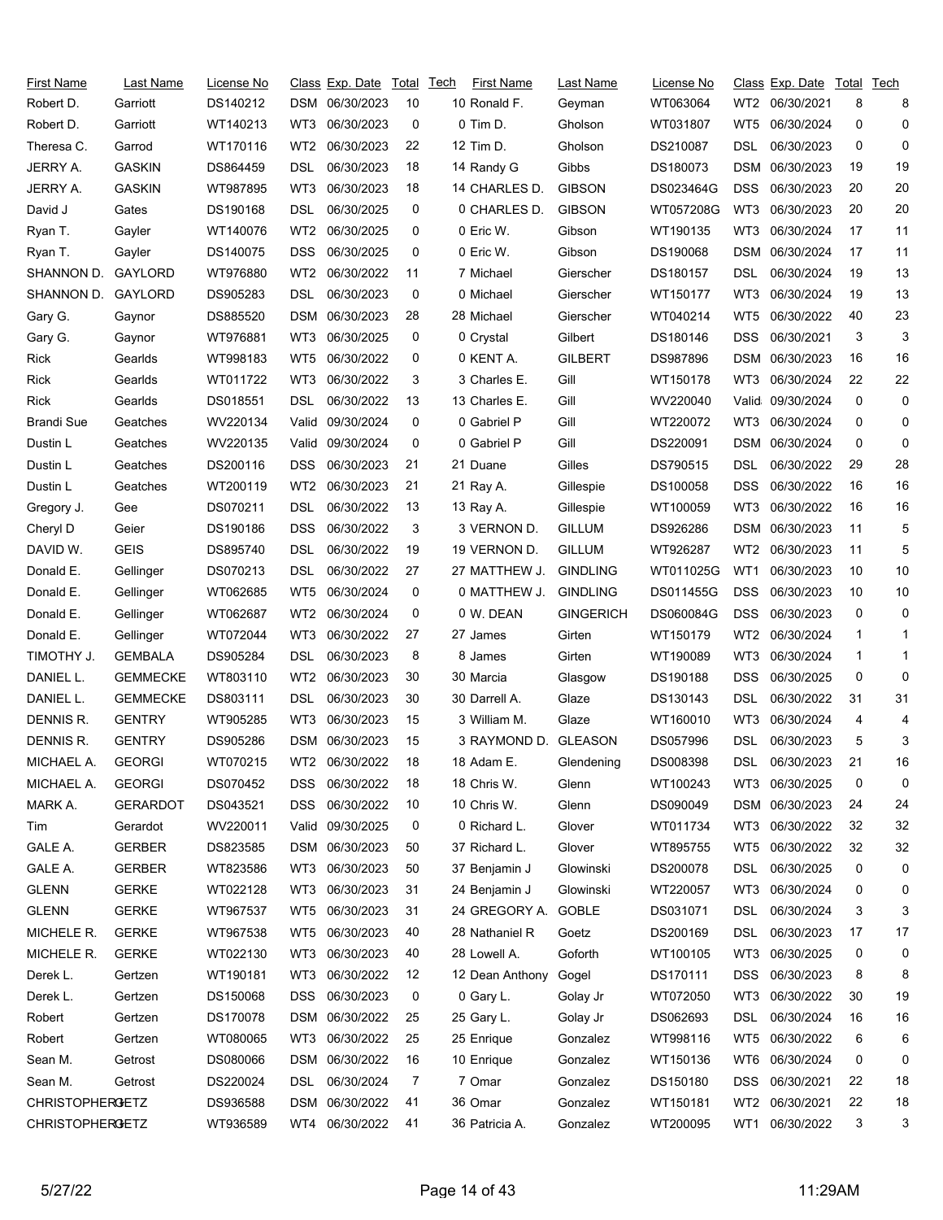| First Name | Last Name | License No | Class | Exp. Date | Total | Tech |
|---|---|---|---|---|---|---|
| Robert D. | Garriott | DS140212 | DSM | 06/30/2023 | 10 | 10 |
| Robert D. | Garriott | WT140213 | WT3 | 06/30/2023 | 0 | 0 |
| Theresa C. | Garrod | WT170116 | WT2 | 06/30/2023 | 22 | 12 |
| JERRY A. | GASKIN | DS864459 | DSL | 06/30/2023 | 18 | 14 |
| JERRY A. | GASKIN | WT987895 | WT3 | 06/30/2023 | 18 | 14 |
| David J | Gates | DS190168 | DSL | 06/30/2025 | 0 | 0 |
| Ryan T. | Gayler | WT140076 | WT2 | 06/30/2025 | 0 | 0 |
| Ryan T. | Gayler | DS140075 | DSS | 06/30/2025 | 0 | 0 |
| SHANNON D. | GAYLORD | WT976880 | WT2 | 06/30/2022 | 11 | 7 |
| SHANNON D. | GAYLORD | DS905283 | DSL | 06/30/2023 | 0 | 0 |
| Gary G. | Gaynor | DS885520 | DSM | 06/30/2023 | 28 | 28 |
| Gary G. | Gaynor | WT976881 | WT3 | 06/30/2025 | 0 | 0 |
| Rick | Gearlds | WT998183 | WT5 | 06/30/2022 | 0 | 0 |
| Rick | Gearlds | WT011722 | WT3 | 06/30/2022 | 3 | 3 |
| Rick | Gearlds | DS018551 | DSL | 06/30/2022 | 13 | 13 |
| Brandi Sue | Geatches | WV220134 | Valid | 09/30/2024 | 0 | 0 |
| Dustin L | Geatches | WV220135 | Valid | 09/30/2024 | 0 | 0 |
| Dustin L | Geatches | DS200116 | DSS | 06/30/2023 | 21 | 21 |
| Dustin L | Geatches | WT200119 | WT2 | 06/30/2023 | 21 | 21 |
| Gregory J. | Gee | DS070211 | DSL | 06/30/2022 | 13 | 13 |
| Cheryl D | Geier | DS190186 | DSS | 06/30/2022 | 3 | 3 |
| DAVID W. | GEIS | DS895740 | DSL | 06/30/2022 | 19 | 19 |
| Donald E. | Gellinger | DS070213 | DSL | 06/30/2022 | 27 | 27 |
| Donald E. | Gellinger | WT062685 | WT5 | 06/30/2024 | 0 | 0 |
| Donald E. | Gellinger | WT062687 | WT2 | 06/30/2024 | 0 | 0 |
| Donald E. | Gellinger | WT072044 | WT3 | 06/30/2022 | 27 | 27 |
| TIMOTHY J. | GEMBALA | DS905284 | DSL | 06/30/2023 | 8 | 8 |
| DANIEL L. | GEMMECKE | WT803110 | WT2 | 06/30/2023 | 30 | 30 |
| DANIEL L. | GEMMECKE | DS803111 | DSL | 06/30/2023 | 30 | 30 |
| DENNIS R. | GENTRY | WT905285 | WT3 | 06/30/2023 | 15 | 3 |
| DENNIS R. | GENTRY | DS905286 | DSM | 06/30/2023 | 15 | 3 |
| MICHAEL A. | GEORGI | WT070215 | WT2 | 06/30/2022 | 18 | 18 |
| MICHAEL A. | GEORGI | DS070452 | DSS | 06/30/2022 | 18 | 18 |
| MARK A. | GERARDOT | DS043521 | DSS | 06/30/2022 | 10 | 10 |
| Tim | Gerardot | WV220011 | Valid | 09/30/2025 | 0 | 0 |
| GALE A. | GERBER | DS823585 | DSM | 06/30/2023 | 50 | 37 |
| GALE A. | GERBER | WT823586 | WT3 | 06/30/2023 | 50 | 37 |
| GLENN | GERKE | WT022128 | WT3 | 06/30/2023 | 31 | 24 |
| GLENN | GERKE | WT967537 | WT5 | 06/30/2023 | 31 | 24 |
| MICHELE R. | GERKE | WT967538 | WT5 | 06/30/2023 | 40 | 28 |
| MICHELE R. | GERKE | WT022130 | WT3 | 06/30/2023 | 40 | 28 |
| Derek L. | Gertzen | WT190181 | WT3 | 06/30/2022 | 12 | 12 |
| Derek L. | Gertzen | DS150068 | DSS | 06/30/2023 | 0 | 0 |
| Robert | Gertzen | DS170078 | DSM | 06/30/2022 | 25 | 25 |
| Robert | Gertzen | WT080065 | WT3 | 06/30/2022 | 25 | 25 |
| Sean M. | Getrost | DS080066 | DSM | 06/30/2022 | 16 | 10 |
| Sean M. | Getrost | DS220024 | DSL | 06/30/2024 | 7 | 7 |
| CHRISTOPHER G. | GETZ | DS936588 | DSM | 06/30/2022 | 41 | 36 |
| CHRISTOPHER G. | GETZ | WT936589 | WT4 | 06/30/2022 | 41 | 36 |
| Ronald F. | Geyman | WT063064 | WT2 | 06/30/2021 | 8 | 8 |
| Tim D. | Gholson | WT031807 | WT5 | 06/30/2024 | 0 | 0 |
| Tim D. | Gholson | DS210087 | DSL | 06/30/2023 | 0 | 0 |
| Randy G | Gibbs | DS180073 | DSM | 06/30/2023 | 19 | 19 |
| CHARLES D. | GIBSON | DS023464G | DSS | 06/30/2023 | 20 | 20 |
| CHARLES D. | GIBSON | WT057208G | WT3 | 06/30/2023 | 20 | 20 |
| Eric W. | Gibson | WT190135 | WT3 | 06/30/2024 | 17 | 11 |
| Eric W. | Gibson | DS190068 | DSM | 06/30/2024 | 17 | 11 |
| Michael | Gierscher | DS180157 | DSL | 06/30/2024 | 19 | 13 |
| Michael | Gierscher | WT150177 | WT3 | 06/30/2024 | 19 | 13 |
| Michael | Gierscher | WT040214 | WT5 | 06/30/2022 | 40 | 23 |
| Crystal | Gilbert | DS180146 | DSS | 06/30/2021 | 3 | 3 |
| KENT A. | GILBERT | DS987896 | DSM | 06/30/2023 | 16 | 16 |
| Charles E. | Gill | WT150178 | WT3 | 06/30/2024 | 22 | 22 |
| Charles E. | Gill | WV220040 | Valid | 09/30/2024 | 0 | 0 |
| Gabriel P | Gill | WT220072 | WT3 | 06/30/2024 | 0 | 0 |
| Gabriel P | Gill | DS220091 | DSM | 06/30/2024 | 0 | 0 |
| Duane | Gilles | DS790515 | DSL | 06/30/2022 | 29 | 28 |
| Ray A. | Gillespie | DS100058 | DSS | 06/30/2022 | 16 | 16 |
| Ray A. | Gillespie | WT100059 | WT3 | 06/30/2022 | 16 | 16 |
| VERNON D. | GILLUM | DS926286 | DSM | 06/30/2023 | 11 | 5 |
| VERNON D. | GILLUM | WT926287 | WT2 | 06/30/2023 | 11 | 5 |
| MATTHEW J. | GINDLING | WT011025G | WT1 | 06/30/2023 | 10 | 10 |
| MATTHEW J. | GINDLING | DS011455G | DSS | 06/30/2023 | 10 | 10 |
| W. DEAN | GINGERICH | DS060084G | DSS | 06/30/2023 | 0 | 0 |
| James | Girten | WT150179 | WT2 | 06/30/2024 | 1 | 1 |
| James | Girten | WT190089 | WT3 | 06/30/2024 | 1 | 1 |
| Marcia | Glasgow | DS190188 | DSS | 06/30/2025 | 0 | 0 |
| Darrell A. | Glaze | DS130143 | DSL | 06/30/2022 | 31 | 31 |
| William M. | Glaze | WT160010 | WT3 | 06/30/2024 | 4 | 4 |
| RAYMOND D. | GLEASON | DS057996 | DSL | 06/30/2023 | 5 | 3 |
| Adam E. | Glendening | DS008398 | DSL | 06/30/2023 | 21 | 16 |
| Chris W. | Glenn | WT100243 | WT3 | 06/30/2025 | 0 | 0 |
| Chris W. | Glenn | DS090049 | DSM | 06/30/2023 | 24 | 24 |
| Richard L. | Glover | WT011734 | WT3 | 06/30/2022 | 32 | 32 |
| Richard L. | Glover | WT895755 | WT5 | 06/30/2022 | 32 | 32 |
| Benjamin J | Glowinski | DS200078 | DSL | 06/30/2025 | 0 | 0 |
| Benjamin J | Glowinski | WT220057 | WT3 | 06/30/2024 | 0 | 0 |
| GREGORY A. | GOBLE | DS031071 | DSL | 06/30/2024 | 3 | 3 |
| Nathaniel R | Goetz | DS200169 | DSL | 06/30/2023 | 17 | 17 |
| Lowell A. | Goforth | WT100105 | WT3 | 06/30/2025 | 0 | 0 |
| Dean Anthony | Gogel | DS170111 | DSS | 06/30/2023 | 8 | 8 |
| Gary L. | Golay Jr | WT072050 | WT3 | 06/30/2022 | 30 | 19 |
| Gary L. | Golay Jr | DS062693 | DSL | 06/30/2024 | 16 | 16 |
| Enrique | Gonzalez | WT998116 | WT5 | 06/30/2022 | 6 | 6 |
| Enrique | Gonzalez | WT150136 | WT6 | 06/30/2024 | 0 | 0 |
| Omar | Gonzalez | DS150180 | DSS | 06/30/2021 | 22 | 18 |
| Omar | Gonzalez | WT150181 | WT2 | 06/30/2021 | 22 | 18 |
| Patricia A. | Gonzalez | WT200095 | WT1 | 06/30/2022 | 3 | 3 |

5/27/22 11:29AM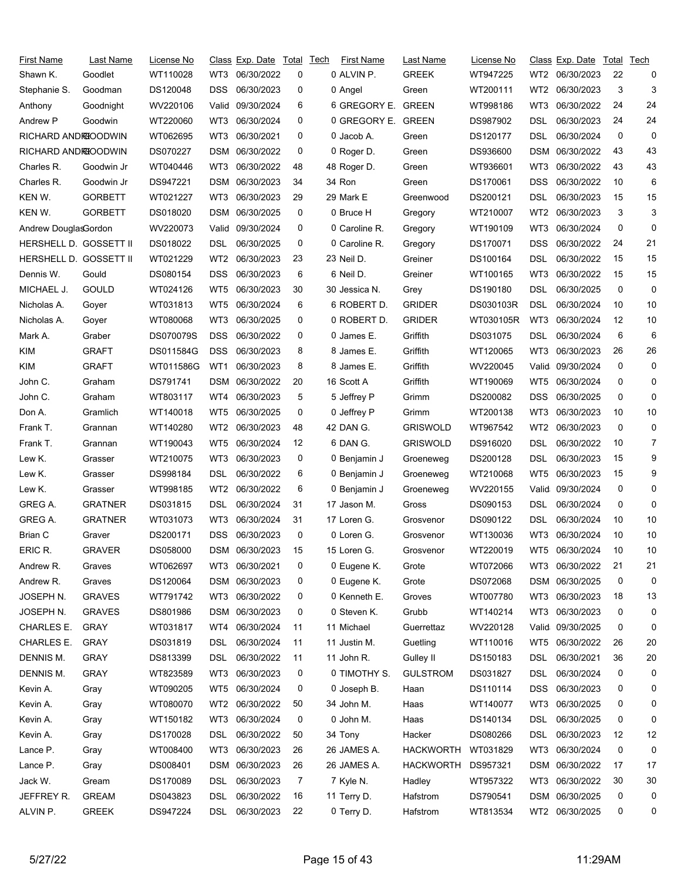| First Name | Last Name | License No | Class | Exp. Date | Total | Tech |
|---|---|---|---|---|---|---|
| Shawn K. | Goodlet | WT110028 | WT3 | 06/30/2022 | 0 | 0 |
| Stephanie S. | Goodman | DS120048 | DSS | 06/30/2023 | 0 | 0 |
| Anthony | Goodnight | WV220106 | Valid | 09/30/2024 | 6 | 6 |
| Andrew P | Goodwin | WT220060 | WT3 | 06/30/2024 | 0 | 0 |
| RICHARD ANDREW | GOODWIN | WT062695 | WT3 | 06/30/2021 | 0 | 0 |
| RICHARD ANDREW | GOODWIN | DS070227 | DSM | 06/30/2022 | 0 | 0 |
| Charles R. | Goodwin Jr | WT040446 | WT3 | 06/30/2022 | 48 | 48 |
| Charles R. | Goodwin Jr | DS947221 | DSM | 06/30/2023 | 34 | 34 |
| KEN W. | GORBETT | WT021227 | WT3 | 06/30/2023 | 29 | 29 |
| KEN W. | GORBETT | DS018020 | DSM | 06/30/2025 | 0 | 0 |
| Andrew Douglas | Gordon | WV220073 | Valid | 09/30/2024 | 0 | 0 |
| HERSHELL D. | GOSSETT II | DS018022 | DSL | 06/30/2025 | 0 | 0 |
| HERSHELL D. | GOSSETT II | WT021229 | WT2 | 06/30/2023 | 23 | 23 |
| Dennis W. | Gould | DS080154 | DSS | 06/30/2023 | 6 | 6 |
| MICHAEL J. | GOULD | WT024126 | WT5 | 06/30/2023 | 30 | 30 |
| Nicholas A. | Goyer | WT031813 | WT5 | 06/30/2024 | 6 | 6 |
| Nicholas A. | Goyer | WT080068 | WT3 | 06/30/2025 | 0 | 0 |
| Mark A. | Graber | DS070079S | DSS | 06/30/2022 | 0 | 0 |
| KIM | GRAFT | DS011584G | DSS | 06/30/2023 | 8 | 8 |
| KIM | GRAFT | WT011586G | WT1 | 06/30/2023 | 8 | 8 |
| John C. | Graham | DS791741 | DSM | 06/30/2022 | 20 | 16 |
| John C. | Graham | WT803117 | WT4 | 06/30/2023 | 5 | 5 |
| Don A. | Gramlich | WT140018 | WT5 | 06/30/2025 | 0 | 0 |
| Frank T. | Grannan | WT140280 | WT2 | 06/30/2023 | 48 | 42 |
| Frank T. | Grannan | WT190043 | WT5 | 06/30/2024 | 12 | 6 |
| Lew K. | Grasser | WT210075 | WT3 | 06/30/2023 | 0 | 0 |
| Lew K. | Grasser | DS998184 | DSL | 06/30/2022 | 6 | 0 |
| Lew K. | Grasser | WT998185 | WT2 | 06/30/2022 | 6 | 0 |
| GREG A. | GRATNER | DS031815 | DSL | 06/30/2024 | 31 | 17 |
| GREG A. | GRATNER | WT031073 | WT3 | 06/30/2024 | 31 | 17 |
| Brian C | Graver | DS200171 | DSS | 06/30/2023 | 0 | 0 |
| ERIC R. | GRAVER | DS058000 | DSM | 06/30/2023 | 15 | 15 |
| Andrew R. | Graves | WT062697 | WT3 | 06/30/2021 | 0 | 0 |
| Andrew R. | Graves | DS120064 | DSM | 06/30/2023 | 0 | 0 |
| JOSEPH N. | GRAVES | WT791742 | WT3 | 06/30/2022 | 0 | 0 |
| JOSEPH N. | GRAVES | DS801986 | DSM | 06/30/2023 | 0 | 0 |
| CHARLES E. | GRAY | WT031817 | WT4 | 06/30/2024 | 11 | 11 |
| CHARLES E. | GRAY | DS031819 | DSL | 06/30/2024 | 11 | 11 |
| DENNIS M. | GRAY | DS813399 | DSL | 06/30/2022 | 11 | 11 |
| DENNIS M. | GRAY | WT823589 | WT3 | 06/30/2023 | 0 | 0 |
| Kevin A. | Gray | WT090205 | WT5 | 06/30/2024 | 0 | 0 |
| Kevin A. | Gray | WT080070 | WT2 | 06/30/2022 | 50 | 34 |
| Kevin A. | Gray | WT150182 | WT3 | 06/30/2024 | 0 | 0 |
| Kevin A. | Gray | DS170028 | DSL | 06/30/2022 | 50 | 34 |
| Lance P. | Gray | WT008400 | WT3 | 06/30/2023 | 26 | 26 |
| Lance P. | Gray | DS008401 | DSM | 06/30/2023 | 26 | 26 |
| Jack W. | Gream | DS170089 | DSL | 06/30/2023 | 7 | 7 |
| JEFFREY R. | GREAM | DS043823 | DSL | 06/30/2022 | 16 | 11 |
| ALVIN P. | GREEK | DS947224 | DSL | 06/30/2023 | 22 | 0 |
| ALVIN P. | GREEK | WT947225 | WT2 | 06/30/2023 | 22 | 0 |
| Angel | Green | WT200111 | WT2 | 06/30/2023 | 3 | 3 |
| GREGORY E. | GREEN | WT998186 | WT3 | 06/30/2022 | 24 | 24 |
| GREGORY E. | GREEN | DS987902 | DSL | 06/30/2023 | 24 | 24 |
| Jacob A. | Green | DS120177 | DSL | 06/30/2024 | 0 | 0 |
| Roger D. | Green | DS936600 | DSM | 06/30/2022 | 43 | 43 |
| Roger D. | Green | WT936601 | WT3 | 06/30/2022 | 43 | 43 |
| Ron | Green | DS170061 | DSS | 06/30/2022 | 10 | 6 |
| Mark E | Greenwood | DS200121 | DSL | 06/30/2023 | 15 | 15 |
| Bruce H | Gregory | WT210007 | WT2 | 06/30/2023 | 3 | 3 |
| Caroline R. | Gregory | WT190109 | WT3 | 06/30/2024 | 0 | 0 |
| Caroline R. | Gregory | DS170071 | DSS | 06/30/2022 | 24 | 21 |
| Neil D. | Greiner | DS100164 | DSL | 06/30/2022 | 15 | 15 |
| Neil D. | Greiner | WT100165 | WT3 | 06/30/2022 | 15 | 15 |
| Jessica N. | Grey | DS190180 | DSL | 06/30/2025 | 0 | 0 |
| ROBERT D. | GRIDER | DS030103R | DSL | 06/30/2024 | 10 | 10 |
| ROBERT D. | GRIDER | WT030105R | WT3 | 06/30/2024 | 12 | 10 |
| James E. | Griffith | DS031075 | DSL | 06/30/2024 | 6 | 6 |
| James E. | Griffith | WT120065 | WT3 | 06/30/2023 | 26 | 26 |
| James E. | Griffith | WV220045 | Valid | 09/30/2024 | 0 | 0 |
| Scott A | Griffith | WT190069 | WT5 | 06/30/2024 | 0 | 0 |
| Jeffrey P | Grimm | DS200082 | DSS | 06/30/2025 | 0 | 0 |
| Jeffrey P | Grimm | WT200138 | WT3 | 06/30/2023 | 10 | 10 |
| DAN G. | GRISWOLD | WT967542 | WT2 | 06/30/2023 | 0 | 0 |
| DAN G. | GRISWOLD | DS916020 | DSL | 06/30/2022 | 10 | 7 |
| Benjamin J | Groeneweg | DS200128 | DSL | 06/30/2023 | 15 | 9 |
| Benjamin J | Groeneweg | WT210068 | WT5 | 06/30/2023 | 15 | 9 |
| Benjamin J | Groeneweg | WV220155 | Valid | 09/30/2024 | 0 | 0 |
| Jason M. | Gross | DS090153 | DSL | 06/30/2024 | 0 | 0 |
| Loren G. | Grosvenor | DS090122 | DSL | 06/30/2024 | 10 | 10 |
| Loren G. | Grosvenor | WT130036 | WT3 | 06/30/2024 | 10 | 10 |
| Loren G. | Grosvenor | WT220019 | WT5 | 06/30/2024 | 10 | 10 |
| Eugene K. | Grote | WT072066 | WT3 | 06/30/2022 | 21 | 21 |
| Eugene K. | Grote | DS072068 | DSM | 06/30/2025 | 0 | 0 |
| Kenneth E. | Groves | WT007780 | WT3 | 06/30/2023 | 18 | 13 |
| Steven K. | Grubb | WT140214 | WT3 | 06/30/2023 | 0 | 0 |
| Michael | Guerrettaz | WV220128 | Valid | 09/30/2025 | 0 | 0 |
| Justin M. | Guetling | WT110016 | WT5 | 06/30/2022 | 26 | 20 |
| John R. | Gulley II | DS150183 | DSL | 06/30/2021 | 36 | 20 |
| TIMOTHY S. | GULSTROM | DS031827 | DSL | 06/30/2024 | 0 | 0 |
| Joseph B. | Haan | DS110114 | DSS | 06/30/2023 | 0 | 0 |
| John M. | Haas | WT140077 | WT3 | 06/30/2025 | 0 | 0 |
| John M. | Haas | DS140134 | DSL | 06/30/2025 | 0 | 0 |
| Tony | Hacker | DS080266 | DSL | 06/30/2023 | 12 | 12 |
| JAMES A. | HACKWORTH | WT031829 | WT3 | 06/30/2024 | 0 | 0 |
| JAMES A. | HACKWORTH | DS957321 | DSM | 06/30/2022 | 17 | 17 |
| Kyle N. | Hadley | WT957322 | WT3 | 06/30/2022 | 30 | 30 |
| Terry D. | Hafstrom | DS790541 | DSM | 06/30/2025 | 0 | 0 |
| Terry D. | Hafstrom | WT813534 | WT2 | 06/30/2025 | 0 | 0 |

5/27/22

11:29AM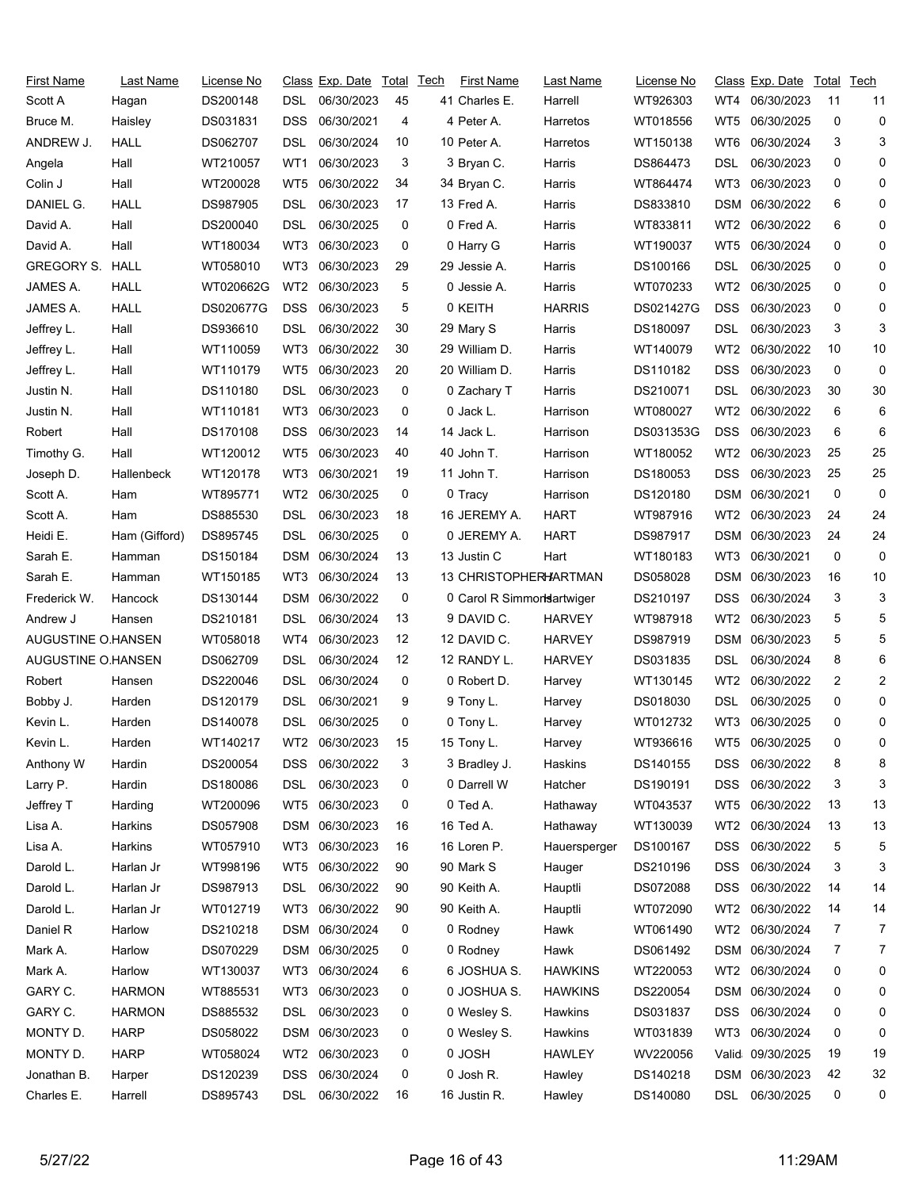| First Name | Last Name | License No | Class | Exp. Date | Total | Tech |
|---|---|---|---|---|---|---|
| Scott A | Hagan | DS200148 | DSL | 06/30/2023 | 45 | 41 |
| Bruce M. | Haisley | DS031831 | DSS | 06/30/2021 | 4 | 4 |
| ANDREW J. | HALL | DS062707 | DSL | 06/30/2024 | 10 | 10 |
| Angela | Hall | WT210057 | WT1 | 06/30/2023 | 3 | 3 |
| Colin J | Hall | WT200028 | WT5 | 06/30/2022 | 34 | 34 |
| DANIEL G. | HALL | DS987905 | DSL | 06/30/2023 | 17 | 13 |
| David A. | Hall | DS200040 | DSL | 06/30/2025 | 0 | 0 |
| David A. | Hall | WT180034 | WT3 | 06/30/2023 | 0 | 0 |
| GREGORY S. | HALL | WT058010 | WT3 | 06/30/2023 | 29 | 29 |
| JAMES A. | HALL | WT020662G | WT2 | 06/30/2023 | 5 | 0 |
| JAMES A. | HALL | DS020677G | DSS | 06/30/2023 | 5 | 0 |
| Jeffrey L. | Hall | DS936610 | DSL | 06/30/2022 | 30 | 29 |
| Jeffrey L. | Hall | WT110059 | WT3 | 06/30/2022 | 30 | 29 |
| Jeffrey L. | Hall | WT110179 | WT5 | 06/30/2023 | 20 | 20 |
| Justin N. | Hall | DS110180 | DSL | 06/30/2023 | 0 | 0 |
| Justin N. | Hall | WT110181 | WT3 | 06/30/2023 | 0 | 0 |
| Robert | Hall | DS170108 | DSS | 06/30/2023 | 14 | 14 |
| Timothy G. | Hall | WT120012 | WT5 | 06/30/2023 | 40 | 40 |
| Joseph D. | Hallenbeck | WT120178 | WT3 | 06/30/2021 | 19 | 11 |
| Scott A. | Ham | WT895771 | WT2 | 06/30/2025 | 0 | 0 |
| Scott A. | Ham | DS885530 | DSL | 06/30/2023 | 18 | 16 |
| Heidi E. | Ham (Gifford) | DS895745 | DSL | 06/30/2025 | 0 | 0 |
| Sarah E. | Hamman | DS150184 | DSM | 06/30/2024 | 13 | 13 |
| Sarah E. | Hamman | WT150185 | WT3 | 06/30/2024 | 13 | 13 |
| Frederick W. | Hancock | DS130144 | DSM | 06/30/2022 | 0 | 0 |
| Andrew J | Hansen | DS210181 | DSL | 06/30/2024 | 13 | 9 |
| AUGUSTINE O. | HANSEN | WT058018 | WT4 | 06/30/2023 | 12 | 12 |
| AUGUSTINE O. | HANSEN | DS062709 | DSL | 06/30/2024 | 12 | 12 |
| Robert | Hansen | DS220046 | DSL | 06/30/2024 | 0 | 0 |
| Bobby J. | Harden | DS120179 | DSL | 06/30/2021 | 9 | 9 |
| Kevin L. | Harden | DS140078 | DSL | 06/30/2025 | 0 | 0 |
| Kevin L. | Harden | WT140217 | WT2 | 06/30/2023 | 15 | 15 |
| Anthony W | Hardin | DS200054 | DSS | 06/30/2022 | 3 | 3 |
| Larry P. | Hardin | DS180086 | DSL | 06/30/2023 | 0 | 0 |
| Jeffrey T | Harding | WT200096 | WT5 | 06/30/2023 | 0 | 0 |
| Lisa A. | Harkins | DS057908 | DSM | 06/30/2023 | 16 | 16 |
| Lisa A. | Harkins | WT057910 | WT3 | 06/30/2023 | 16 | 16 |
| Darold L. | Harlan Jr | WT998196 | WT5 | 06/30/2022 | 90 | 90 |
| Darold L. | Harlan Jr | DS987913 | DSL | 06/30/2022 | 90 | 90 |
| Darold L. | Harlan Jr | WT012719 | WT3 | 06/30/2022 | 90 | 90 |
| Daniel R | Harlow | DS210218 | DSM | 06/30/2024 | 0 | 0 |
| Mark A. | Harlow | DS070229 | DSM | 06/30/2025 | 0 | 0 |
| Mark A. | Harlow | WT130037 | WT3 | 06/30/2024 | 6 | 6 |
| GARY C. | HARMON | WT885531 | WT3 | 06/30/2023 | 0 | 0 |
| GARY C. | HARMON | DS885532 | DSL | 06/30/2023 | 0 | 0 |
| MONTY D. | HARP | DS058022 | DSM | 06/30/2023 | 0 | 0 |
| MONTY D. | HARP | WT058024 | WT2 | 06/30/2023 | 0 | 0 |
| Jonathan B. | Harper | DS120239 | DSS | 06/30/2024 | 0 | 0 |
| Charles E. | Harrell | DS895743 | DSL | 06/30/2022 | 16 | 16 |
| Charles E. | Harrell | WT926303 | WT4 | 06/30/2023 | 11 | 11 |
| Peter A. | Harretos | WT018556 | WT5 | 06/30/2025 | 0 | 0 |
| Peter A. | Harretos | WT150138 | WT6 | 06/30/2024 | 3 | 3 |
| Bryan C. | Harris | DS864473 | DSL | 06/30/2023 | 0 | 0 |
| Bryan C. | Harris | WT864474 | WT3 | 06/30/2023 | 0 | 0 |
| Fred A. | Harris | DS833810 | DSM | 06/30/2022 | 6 | 0 |
| Fred A. | Harris | WT833811 | WT2 | 06/30/2022 | 6 | 0 |
| Harry G | Harris | WT190037 | WT5 | 06/30/2024 | 0 | 0 |
| Jessie A. | Harris | DS100166 | DSL | 06/30/2025 | 0 | 0 |
| Jessie A. | Harris | WT070233 | WT2 | 06/30/2025 | 0 | 0 |
| KEITH | HARRIS | DS021427G | DSS | 06/30/2023 | 0 | 0 |
| Mary S | Harris | DS180097 | DSL | 06/30/2023 | 3 | 3 |
| William D. | Harris | WT140079 | WT2 | 06/30/2022 | 10 | 10 |
| William D. | Harris | DS110182 | DSS | 06/30/2023 | 0 | 0 |
| Zachary T | Harris | DS210071 | DSL | 06/30/2023 | 30 | 30 |
| Jack L. | Harrison | WT080027 | WT2 | 06/30/2022 | 6 | 6 |
| Jack L. | Harrison | DS031353G | DSS | 06/30/2023 | 6 | 6 |
| John T. | Harrison | WT180052 | WT2 | 06/30/2023 | 25 | 25 |
| John T. | Harrison | DS180053 | DSS | 06/30/2023 | 25 | 25 |
| Tracy | Harrison | DS120180 | DSM | 06/30/2021 | 0 | 0 |
| JEREMY A. | HART | WT987916 | WT2 | 06/30/2023 | 24 | 24 |
| JEREMY A. | HART | DS987917 | DSM | 06/30/2023 | 24 | 24 |
| Justin C | Hart | WT180183 | WT3 | 06/30/2021 | 0 | 0 |
| CHRISTOPHER | HARTMAN | DS058028 | DSM | 06/30/2023 | 16 | 10 |
| Carol R Simmons | Hartwiger | DS210197 | DSS | 06/30/2024 | 3 | 3 |
| DAVID C. | HARVEY | WT987918 | WT2 | 06/30/2023 | 5 | 5 |
| DAVID C. | HARVEY | DS987919 | DSM | 06/30/2023 | 5 | 5 |
| RANDY L. | HARVEY | DS031835 | DSL | 06/30/2024 | 8 | 6 |
| Robert D. | Harvey | WT130145 | WT2 | 06/30/2022 | 2 | 2 |
| Tony L. | Harvey | DS018030 | DSL | 06/30/2025 | 0 | 0 |
| Tony L. | Harvey | WT012732 | WT3 | 06/30/2025 | 0 | 0 |
| Tony L. | Harvey | WT936616 | WT5 | 06/30/2025 | 0 | 0 |
| Bradley J. | Haskins | DS140155 | DSS | 06/30/2022 | 8 | 8 |
| Darrell W | Hatcher | DS190191 | DSS | 06/30/2022 | 3 | 3 |
| Ted A. | Hathaway | WT043537 | WT5 | 06/30/2022 | 13 | 13 |
| Ted A. | Hathaway | WT130039 | WT2 | 06/30/2024 | 13 | 13 |
| Loren P. | Hauersperger | DS100167 | DSS | 06/30/2022 | 5 | 5 |
| Mark S | Hauger | DS210196 | DSS | 06/30/2024 | 3 | 3 |
| Keith A. | Hauptli | DS072088 | DSS | 06/30/2022 | 14 | 14 |
| Keith A. | Hauptli | WT072090 | WT2 | 06/30/2022 | 14 | 14 |
| Rodney | Hawk | WT061490 | WT2 | 06/30/2024 | 7 | 7 |
| Rodney | Hawk | DS061492 | DSM | 06/30/2024 | 7 | 7 |
| JOSHUA S. | HAWKINS | WT220053 | WT2 | 06/30/2024 | 0 | 0 |
| JOSHUA S. | HAWKINS | DS220054 | DSM | 06/30/2024 | 0 | 0 |
| Wesley S. | Hawkins | DS031837 | DSS | 06/30/2024 | 0 | 0 |
| Wesley S. | Hawkins | WT031839 | WT3 | 06/30/2024 | 0 | 0 |
| JOSH | HAWLEY | WV220056 | Valid | 09/30/2025 | 19 | 19 |
| Josh R. | Hawley | DS140218 | DSM | 06/30/2023 | 42 | 32 |
| Justin R. | Hawley | DS140080 | DSL | 06/30/2025 | 0 | 0 |

5/27/22 11:29AM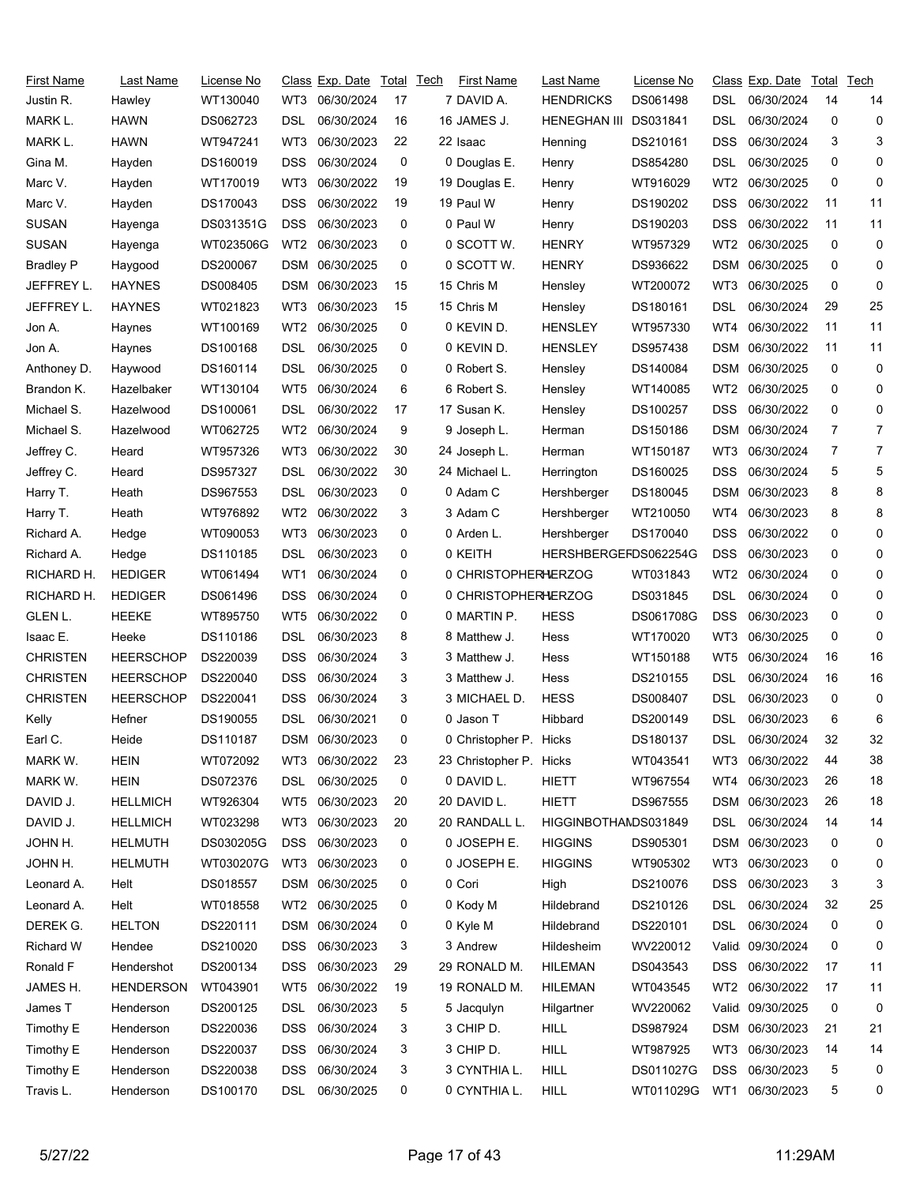| First Name | Last Name | License No | Class | Exp. Date | Total | Tech | First Name | Last Name | License No | Class | Exp. Date | Total | Tech |
|---|---|---|---|---|---|---|---|---|---|---|---|---|---|
| Justin R. | Hawley | WT130040 | WT3 | 06/30/2024 | 17 | 7 | DAVID A. | HENDRICKS | DS061498 | DSL | 06/30/2024 | 14 | 14 |
| MARK L. | HAWN | DS062723 | DSL | 06/30/2024 | 16 | 16 | JAMES J. | HENEGHAN III | DS031841 | DSL | 06/30/2024 | 0 | 0 |
| MARK L. | HAWN | WT947241 | WT3 | 06/30/2023 | 22 | 22 | Isaac | Henning | DS210161 | DSS | 06/30/2024 | 3 | 3 |
| Gina M. | Hayden | DS160019 | DSS | 06/30/2024 | 0 | 0 | Douglas E. | Henry | DS854280 | DSL | 06/30/2025 | 0 | 0 |
| Marc V. | Hayden | WT170019 | WT3 | 06/30/2022 | 19 | 19 | Douglas E. | Henry | WT916029 | WT2 | 06/30/2025 | 0 | 0 |
| Marc V. | Hayden | DS170043 | DSS | 06/30/2022 | 19 | 19 | Paul W | Henry | DS190202 | DSS | 06/30/2022 | 11 | 11 |
| SUSAN | Hayenga | DS031351G | DSS | 06/30/2023 | 0 | 0 | Paul W | Henry | DS190203 | DSS | 06/30/2022 | 11 | 11 |
| SUSAN | Hayenga | WT023506G | WT2 | 06/30/2023 | 0 | 0 | SCOTT W. | HENRY | WT957329 | WT2 | 06/30/2025 | 0 | 0 |
| Bradley P | Haygood | DS200067 | DSM | 06/30/2025 | 0 | 0 | SCOTT W. | HENRY | DS936622 | DSM | 06/30/2025 | 0 | 0 |
| JEFFREY L. | HAYNES | DS008405 | DSM | 06/30/2023 | 15 | 15 | Chris M | Hensley | WT200072 | WT3 | 06/30/2025 | 0 | 0 |
| JEFFREY L. | HAYNES | WT021823 | WT3 | 06/30/2023 | 15 | 15 | Chris M | Hensley | DS180161 | DSL | 06/30/2024 | 29 | 25 |
| Jon A. | Haynes | WT100169 | WT2 | 06/30/2025 | 0 | 0 | KEVIN D. | HENSLEY | WT957330 | WT4 | 06/30/2022 | 11 | 11 |
| Jon A. | Haynes | DS100168 | DSL | 06/30/2025 | 0 | 0 | KEVIN D. | HENSLEY | DS957438 | DSM | 06/30/2022 | 11 | 11 |
| Anthoney D. | Haywood | DS160114 | DSL | 06/30/2025 | 0 | 0 | Robert S. | Hensley | DS140084 | DSM | 06/30/2025 | 0 | 0 |
| Brandon K. | Hazelbaker | WT130104 | WT5 | 06/30/2024 | 6 | 6 | Robert S. | Hensley | WT140085 | WT2 | 06/30/2025 | 0 | 0 |
| Michael S. | Hazelwood | DS100061 | DSL | 06/30/2022 | 17 | 17 | Susan K. | Hensley | DS100257 | DSS | 06/30/2022 | 0 | 0 |
| Michael S. | Hazelwood | WT062725 | WT2 | 06/30/2024 | 9 | 9 | Joseph L. | Herman | DS150186 | DSM | 06/30/2024 | 7 | 7 |
| Jeffrey C. | Heard | WT957326 | WT3 | 06/30/2022 | 30 | 24 | Joseph L. | Herman | WT150187 | WT3 | 06/30/2024 | 7 | 7 |
| Jeffrey C. | Heard | DS957327 | DSL | 06/30/2022 | 30 | 24 | Michael L. | Herrington | DS160025 | DSS | 06/30/2024 | 5 | 5 |
| Harry T. | Heath | DS967553 | DSL | 06/30/2023 | 0 | 0 | Adam C | Hershberger | DS180045 | DSM | 06/30/2023 | 8 | 8 |
| Harry T. | Heath | WT976892 | WT2 | 06/30/2022 | 3 | 3 | Adam C | Hershberger | WT210050 | WT4 | 06/30/2023 | 8 | 8 |
| Richard A. | Hedge | WT090053 | WT3 | 06/30/2023 | 0 | 0 | Arden L. | Hershberger | DS170040 | DSS | 06/30/2022 | 0 | 0 |
| Richard A. | Hedge | DS110185 | DSL | 06/30/2023 | 0 | 0 | KEITH | HERSHBERGER | DS062254G | DSS | 06/30/2023 | 0 | 0 |
| RICHARD H. | HEDIGER | WT061494 | WT1 | 06/30/2024 | 0 | 0 | CHRISTOPHER | HERZOG | WT031843 | WT2 | 06/30/2024 | 0 | 0 |
| RICHARD H. | HEDIGER | DS061496 | DSS | 06/30/2024 | 0 | 0 | CHRISTOPHER | HERZOG | DS031845 | DSL | 06/30/2024 | 0 | 0 |
| GLEN L. | HEEKE | WT895750 | WT5 | 06/30/2022 | 0 | 0 | MARTIN P. | HESS | DS061708G | DSS | 06/30/2023 | 0 | 0 |
| Isaac E. | Heeke | DS110186 | DSL | 06/30/2023 | 8 | 8 | Matthew J. | Hess | WT170020 | WT3 | 06/30/2025 | 0 | 0 |
| CHRISTEN | HEERSCHOP | DS220039 | DSS | 06/30/2024 | 3 | 3 | Matthew J. | Hess | WT150188 | WT5 | 06/30/2024 | 16 | 16 |
| CHRISTEN | HEERSCHOP | DS220040 | DSS | 06/30/2024 | 3 | 3 | Matthew J. | Hess | DS210155 | DSL | 06/30/2024 | 16 | 16 |
| CHRISTEN | HEERSCHOP | DS220041 | DSS | 06/30/2024 | 3 | 3 | MICHAEL D. | HESS | DS008407 | DSL | 06/30/2023 | 0 | 0 |
| Kelly | Hefner | DS190055 | DSL | 06/30/2021 | 0 | 0 | Jason T | Hibbard | DS200149 | DSL | 06/30/2023 | 6 | 6 |
| Earl C. | Heide | DS110187 | DSM | 06/30/2023 | 0 | 0 | Christopher P. | Hicks | DS180137 | DSL | 06/30/2024 | 32 | 32 |
| MARK W. | HEIN | WT072092 | WT3 | 06/30/2022 | 23 | 23 | Christopher P. | Hicks | WT043541 | WT3 | 06/30/2022 | 44 | 38 |
| MARK W. | HEIN | DS072376 | DSL | 06/30/2025 | 0 | 0 | DAVID L. | HIETT | WT967554 | WT4 | 06/30/2023 | 26 | 18 |
| DAVID J. | HELLMICH | WT926304 | WT5 | 06/30/2023 | 20 | 20 | DAVID L. | HIETT | DS967555 | DSM | 06/30/2023 | 26 | 18 |
| DAVID J. | HELLMICH | WT023298 | WT3 | 06/30/2023 | 20 | 20 | RANDALL L. | HIGGINBOTHAM | DS031849 | DSL | 06/30/2024 | 14 | 14 |
| JOHN H. | HELMUTH | DS030205G | DSS | 06/30/2023 | 0 | 0 | JOSEPH E. | HIGGINS | DS905301 | DSM | 06/30/2023 | 0 | 0 |
| JOHN H. | HELMUTH | WT030207G | WT3 | 06/30/2023 | 0 | 0 | JOSEPH E. | HIGGINS | WT905302 | WT3 | 06/30/2023 | 0 | 0 |
| Leonard A. | Helt | DS018557 | DSM | 06/30/2025 | 0 | 0 | Cori | High | DS210076 | DSS | 06/30/2023 | 3 | 3 |
| Leonard A. | Helt | WT018558 | WT2 | 06/30/2025 | 0 | 0 | Kody M | Hildebrand | DS210126 | DSL | 06/30/2024 | 32 | 25 |
| DEREK G. | HELTON | DS220111 | DSM | 06/30/2024 | 0 | 0 | Kyle M | Hildebrand | DS220101 | DSL | 06/30/2024 | 0 | 0 |
| Richard W | Hendee | DS210020 | DSS | 06/30/2023 | 3 | 3 | Andrew | Hildesheim | WV220012 | Valid | 09/30/2024 | 0 | 0 |
| Ronald F | Hendershot | DS200134 | DSS | 06/30/2023 | 29 | 29 | RONALD M. | HILEMAN | DS043543 | DSS | 06/30/2022 | 17 | 11 |
| JAMES H. | HENDERSON | WT043901 | WT5 | 06/30/2022 | 19 | 19 | RONALD M. | HILEMAN | WT043545 | WT2 | 06/30/2022 | 17 | 11 |
| James T | Henderson | DS200125 | DSL | 06/30/2023 | 5 | 5 | Jacqulyn | Hilgartner | WV220062 | Valid | 09/30/2025 | 0 | 0 |
| Timothy E | Henderson | DS220036 | DSS | 06/30/2024 | 3 | 3 | CHIP D. | HILL | DS987924 | DSM | 06/30/2023 | 21 | 21 |
| Timothy E | Henderson | DS220037 | DSS | 06/30/2024 | 3 | 3 | CHIP D. | HILL | WT987925 | WT3 | 06/30/2023 | 14 | 14 |
| Timothy E | Henderson | DS220038 | DSS | 06/30/2024 | 3 | 3 | CYNTHIA L. | HILL | DS011027G | DSS | 06/30/2023 | 5 | 0 |
| Travis L. | Henderson | DS100170 | DSL | 06/30/2025 | 0 | 0 | CYNTHIA L. | HILL | WT011029G | WT1 | 06/30/2023 | 5 | 0 |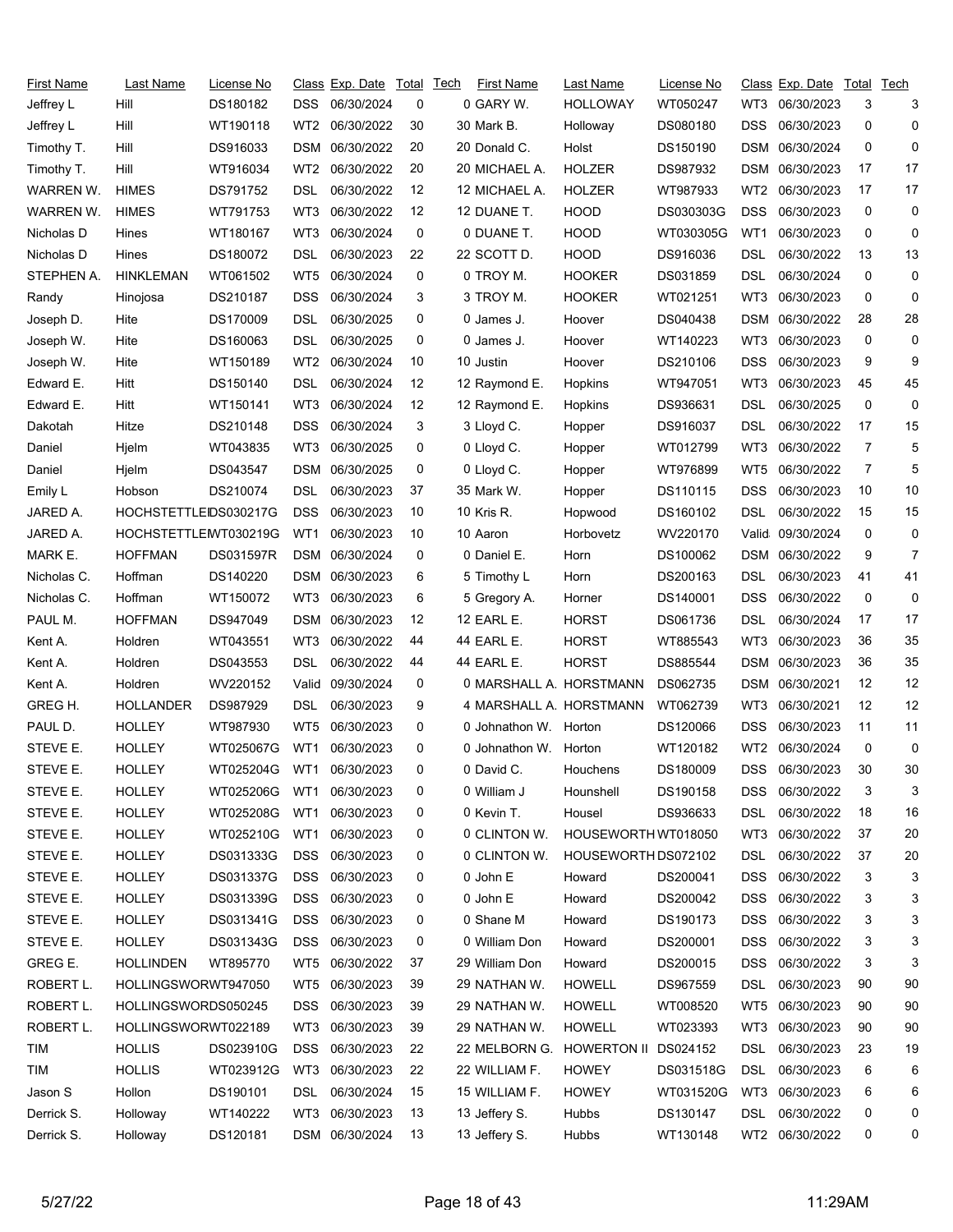| First Name | Last Name | License No | Class | Exp. Date | Total | Tech | First Name | Last Name | License No | Class | Exp. Date | Total | Tech |
|---|---|---|---|---|---|---|---|---|---|---|---|---|---|
| Jeffrey L | Hill | DS180182 | DSS | 06/30/2024 | 0 | 0 | GARY W. | HOLLOWAY | WT050247 | WT3 | 06/30/2023 | 3 | 3 |
| Jeffrey L | Hill | WT190118 | WT2 | 06/30/2022 | 30 | 30 | Mark B. | Holloway | DS080180 | DSS | 06/30/2023 | 0 | 0 |
| Timothy T. | Hill | DS916033 | DSM | 06/30/2022 | 20 | 20 | Donald C. | Holst | DS150190 | DSM | 06/30/2024 | 0 | 0 |
| Timothy T. | Hill | WT916034 | WT2 | 06/30/2022 | 20 | 20 | MICHAEL A. | HOLZER | DS987932 | DSM | 06/30/2023 | 17 | 17 |
| WARREN W. | HIMES | DS791752 | DSL | 06/30/2022 | 12 | 12 | MICHAEL A. | HOLZER | WT987933 | WT2 | 06/30/2023 | 17 | 17 |
| WARREN W. | HIMES | WT791753 | WT3 | 06/30/2022 | 12 | 12 | DUANE T. | HOOD | DS030303G | DSS | 06/30/2023 | 0 | 0 |
| Nicholas D | Hines | WT180167 | WT3 | 06/30/2024 | 0 | 0 | DUANE T. | HOOD | WT030305G | WT1 | 06/30/2023 | 0 | 0 |
| Nicholas D | Hines | DS180072 | DSL | 06/30/2023 | 22 | 22 | SCOTT D. | HOOD | DS916036 | DSL | 06/30/2022 | 13 | 13 |
| STEPHEN A. | HINKLEMAN | WT061502 | WT5 | 06/30/2024 | 0 | 0 | TROY M. | HOOKER | DS031859 | DSL | 06/30/2024 | 0 | 0 |
| Randy | Hinojosa | DS210187 | DSS | 06/30/2024 | 3 | 3 | TROY M. | HOOKER | WT021251 | WT3 | 06/30/2023 | 0 | 0 |
| Joseph D. | Hite | DS170009 | DSL | 06/30/2025 | 0 | 0 | James J. | Hoover | DS040438 | DSM | 06/30/2022 | 28 | 28 |
| Joseph W. | Hite | DS160063 | DSL | 06/30/2025 | 0 | 0 | James J. | Hoover | WT140223 | WT3 | 06/30/2023 | 0 | 0 |
| Joseph W. | Hite | WT150189 | WT2 | 06/30/2024 | 10 | 10 | Justin | Hoover | DS210106 | DSS | 06/30/2023 | 9 | 9 |
| Edward E. | Hitt | DS150140 | DSL | 06/30/2024 | 12 | 12 | Raymond E. | Hopkins | WT947051 | WT3 | 06/30/2023 | 45 | 45 |
| Edward E. | Hitt | WT150141 | WT3 | 06/30/2024 | 12 | 12 | Raymond E. | Hopkins | DS936631 | DSL | 06/30/2025 | 0 | 0 |
| Dakotah | Hitze | DS210148 | DSS | 06/30/2024 | 3 | 3 | Lloyd C. | Hopper | DS916037 | DSL | 06/30/2022 | 17 | 15 |
| Daniel | Hjelm | WT043835 | WT3 | 06/30/2025 | 0 | 0 | Lloyd C. | Hopper | WT012799 | WT3 | 06/30/2022 | 7 | 5 |
| Daniel | Hjelm | DS043547 | DSM | 06/30/2025 | 0 | 0 | Lloyd C. | Hopper | WT976899 | WT5 | 06/30/2022 | 7 | 5 |
| Emily L | Hobson | DS210074 | DSL | 06/30/2023 | 37 | 35 | Mark W. | Hopper | DS110115 | DSS | 06/30/2023 | 10 | 10 |
| JARED A. | HOCHSTETTLE | DS030217G | DSS | 06/30/2023 | 10 | 10 | Kris R. | Hopwood | DS160102 | DSL | 06/30/2022 | 15 | 15 |
| JARED A. | HOCHSTETTLE | WT030219G | WT1 | 06/30/2023 | 10 | 10 | Aaron | Horbovetz | WV220170 | Valid | 09/30/2024 | 0 | 0 |
| MARK E. | HOFFMAN | DS031597R | DSM | 06/30/2024 | 0 | 0 | Daniel E. | Horn | DS100062 | DSM | 06/30/2022 | 9 | 7 |
| Nicholas C. | Hoffman | DS140220 | DSM | 06/30/2023 | 6 | 5 | Timothy L | Horn | DS200163 | DSL | 06/30/2023 | 41 | 41 |
| Nicholas C. | Hoffman | WT150072 | WT3 | 06/30/2023 | 6 | 5 | Gregory A. | Horner | DS140001 | DSS | 06/30/2022 | 0 | 0 |
| PAUL M. | HOFFMAN | DS947049 | DSM | 06/30/2023 | 12 | 12 | EARL E. | HORST | DS061736 | DSL | 06/30/2024 | 17 | 17 |
| Kent A. | Holdren | WT043551 | WT3 | 06/30/2022 | 44 | 44 | EARL E. | HORST | WT885543 | WT3 | 06/30/2023 | 36 | 35 |
| Kent A. | Holdren | DS043553 | DSL | 06/30/2022 | 44 | 44 | EARL E. | HORST | DS885544 | DSM | 06/30/2023 | 36 | 35 |
| Kent A. | Holdren | WV220152 | Valid | 09/30/2024 | 0 | 0 | MARSHALL A. | HORSTMANN | DS062735 | DSM | 06/30/2021 | 12 | 12 |
| GREG H. | HOLLANDER | DS987929 | DSL | 06/30/2023 | 9 | 4 | MARSHALL A. | HORSTMANN | WT062739 | WT3 | 06/30/2021 | 12 | 12 |
| PAUL D. | HOLLEY | WT987930 | WT5 | 06/30/2023 | 0 | 0 | Johnathon W. | Horton | DS120066 | DSS | 06/30/2023 | 11 | 11 |
| STEVE E. | HOLLEY | WT025067G | WT1 | 06/30/2023 | 0 | 0 | Johnathon W. | Horton | WT120182 | WT2 | 06/30/2024 | 0 | 0 |
| STEVE E. | HOLLEY | WT025204G | WT1 | 06/30/2023 | 0 | 0 | David C. | Houchens | DS180009 | DSS | 06/30/2023 | 30 | 30 |
| STEVE E. | HOLLEY | WT025206G | WT1 | 06/30/2023 | 0 | 0 | William J | Hounshell | DS190158 | DSS | 06/30/2022 | 3 | 3 |
| STEVE E. | HOLLEY | WT025208G | WT1 | 06/30/2023 | 0 | 0 | Kevin T. | Housel | DS936633 | DSL | 06/30/2022 | 18 | 16 |
| STEVE E. | HOLLEY | WT025210G | WT1 | 06/30/2023 | 0 | 0 | CLINTON W. | HOUSEWORTH | WT018050 | WT3 | 06/30/2022 | 37 | 20 |
| STEVE E. | HOLLEY | DS031333G | DSS | 06/30/2023 | 0 | 0 | CLINTON W. | HOUSEWORTH | DS072102 | DSL | 06/30/2022 | 37 | 20 |
| STEVE E. | HOLLEY | DS031337G | DSS | 06/30/2023 | 0 | 0 | John E | Howard | DS200041 | DSS | 06/30/2022 | 3 | 3 |
| STEVE E. | HOLLEY | DS031339G | DSS | 06/30/2023 | 0 | 0 | John E | Howard | DS200042 | DSS | 06/30/2022 | 3 | 3 |
| STEVE E. | HOLLEY | DS031341G | DSS | 06/30/2023 | 0 | 0 | Shane M | Howard | DS190173 | DSS | 06/30/2022 | 3 | 3 |
| STEVE E. | HOLLEY | DS031343G | DSS | 06/30/2023 | 0 | 0 | William Don | Howard | DS200001 | DSS | 06/30/2022 | 3 | 3 |
| GREG E. | HOLLINDEN | WT895770 | WT5 | 06/30/2022 | 37 | 29 | William Don | Howard | DS200015 | DSS | 06/30/2022 | 3 | 3 |
| ROBERT L. | HOLLINGSWOR | WT947050 | WT5 | 06/30/2023 | 39 | 29 | NATHAN W. | HOWELL | DS967559 | DSL | 06/30/2023 | 90 | 90 |
| ROBERT L. | HOLLINGSWOR | DS050245 | DSS | 06/30/2023 | 39 | 29 | NATHAN W. | HOWELL | WT008520 | WT5 | 06/30/2023 | 90 | 90 |
| ROBERT L. | HOLLINGSWOR | WT022189 | WT3 | 06/30/2023 | 39 | 29 | NATHAN W. | HOWELL | WT023393 | WT3 | 06/30/2023 | 90 | 90 |
| TIM | HOLLIS | DS023910G | DSS | 06/30/2023 | 22 | 22 | MELBORN G. | HOWERTON II | DS024152 | DSL | 06/30/2023 | 23 | 19 |
| TIM | HOLLIS | WT023912G | WT3 | 06/30/2023 | 22 | 22 | WILLIAM F. | HOWEY | DS031518G | DSL | 06/30/2023 | 6 | 6 |
| Jason S | Hollon | DS190101 | DSL | 06/30/2024 | 15 | 15 | WILLIAM F. | HOWEY | WT031520G | WT3 | 06/30/2023 | 6 | 6 |
| Derrick S. | Holloway | WT140222 | WT3 | 06/30/2023 | 13 | 13 | Jeffery S. | Hubbs | DS130147 | DSL | 06/30/2022 | 0 | 0 |
| Derrick S. | Holloway | DS120181 | DSM | 06/30/2024 | 13 | 13 | Jeffery S. | Hubbs | WT130148 | WT2 | 06/30/2022 | 0 | 0 |

5/27/22 11:29AM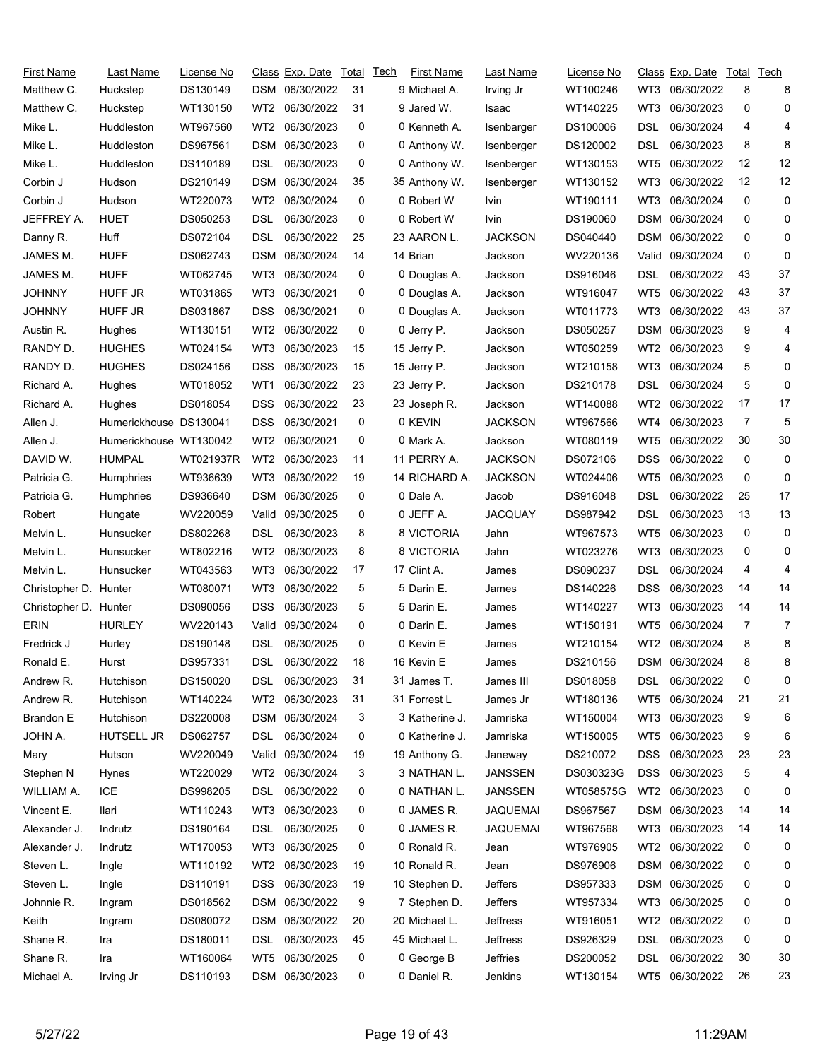| First Name | Last Name | License No | Class | Exp. Date | Total | Tech |
|---|---|---|---|---|---|---|
| Matthew C. | Huckstep | DS130149 | DSM | 06/30/2022 | 31 | 9 |
| Matthew C. | Huckstep | WT130150 | WT2 | 06/30/2022 | 31 | 9 |
| Mike L. | Huddleston | WT967560 | WT2 | 06/30/2023 | 0 | 0 |
| Mike L. | Huddleston | DS967561 | DSM | 06/30/2023 | 0 | 0 |
| Mike L. | Huddleston | DS110189 | DSL | 06/30/2023 | 0 | 0 |
| Corbin J | Hudson | DS210149 | DSM | 06/30/2024 | 35 | 35 |
| Corbin J | Hudson | WT220073 | WT2 | 06/30/2024 | 0 | 0 |
| JEFFREY A. | HUET | DS050253 | DSL | 06/30/2023 | 0 | 0 |
| Danny R. | Huff | DS072104 | DSL | 06/30/2022 | 25 | 23 |
| JAMES M. | HUFF | DS062743 | DSM | 06/30/2024 | 14 | 14 |
| JAMES M. | HUFF | WT062745 | WT3 | 06/30/2024 | 0 | 0 |
| JOHNNY | HUFF JR | WT031865 | WT3 | 06/30/2021 | 0 | 0 |
| JOHNNY | HUFF JR | DS031867 | DSS | 06/30/2021 | 0 | 0 |
| Austin R. | Hughes | WT130151 | WT2 | 06/30/2022 | 0 | 0 |
| RANDY D. | HUGHES | WT024154 | WT3 | 06/30/2023 | 15 | 15 |
| RANDY D. | HUGHES | DS024156 | DSS | 06/30/2023 | 15 | 15 |
| Richard A. | Hughes | WT018052 | WT1 | 06/30/2022 | 23 | 23 |
| Richard A. | Hughes | DS018054 | DSS | 06/30/2022 | 23 | 23 |
| Allen J. | Humerickhouse | DS130041 | DSS | 06/30/2021 | 0 | 0 |
| Allen J. | Humerickhouse | WT130042 | WT2 | 06/30/2021 | 0 | 0 |
| DAVID W. | HUMPAL | WT021937R | WT2 | 06/30/2023 | 11 | 11 |
| Patricia G. | Humphries | WT936639 | WT3 | 06/30/2022 | 19 | 14 |
| Patricia G. | Humphries | DS936640 | DSM | 06/30/2025 | 0 | 0 |
| Robert | Hungate | WV220059 | Valid | 09/30/2025 | 0 | 0 |
| Melvin L. | Hunsucker | DS802268 | DSL | 06/30/2023 | 8 | 8 |
| Melvin L. | Hunsucker | WT802216 | WT2 | 06/30/2023 | 8 | 8 |
| Melvin L. | Hunsucker | WT043563 | WT3 | 06/30/2022 | 17 | 17 |
| Christopher D. | Hunter | WT080071 | WT3 | 06/30/2022 | 5 | 5 |
| Christopher D. | Hunter | DS090056 | DSS | 06/30/2023 | 5 | 5 |
| ERIN | HURLEY | WV220143 | Valid | 09/30/2024 | 0 | 0 |
| Fredrick J | Hurley | DS190148 | DSL | 06/30/2025 | 0 | 0 |
| Ronald E. | Hurst | DS957331 | DSL | 06/30/2022 | 18 | 16 |
| Andrew R. | Hutchison | DS150020 | DSL | 06/30/2023 | 31 | 31 |
| Andrew R. | Hutchison | WT140224 | WT2 | 06/30/2023 | 31 | 31 |
| Brandon E | Hutchison | DS220008 | DSM | 06/30/2024 | 3 | 3 |
| JOHN A. | HUTSELL JR | DS062757 | DSL | 06/30/2024 | 0 | 0 |
| Mary | Hutson | WV220049 | Valid | 09/30/2024 | 19 | 19 |
| Stephen N | Hynes | WT220029 | WT2 | 06/30/2024 | 3 | 3 |
| WILLIAM A. | ICE | DS998205 | DSL | 06/30/2022 | 0 | 0 |
| Vincent E. | Ilari | WT110243 | WT3 | 06/30/2023 | 0 | 0 |
| Alexander J. | Indrutz | DS190164 | DSL | 06/30/2025 | 0 | 0 |
| Alexander J. | Indrutz | WT170053 | WT3 | 06/30/2025 | 0 | 0 |
| Steven L. | Ingle | WT110192 | WT2 | 06/30/2023 | 19 | 10 |
| Steven L. | Ingle | DS110191 | DSS | 06/30/2023 | 19 | 10 |
| Johnnie R. | Ingram | DS018562 | DSM | 06/30/2022 | 9 | 7 |
| Keith | Ingram | DS080072 | DSM | 06/30/2022 | 20 | 20 |
| Shane R. | Ira | DS180011 | DSL | 06/30/2023 | 45 | 45 |
| Shane R. | Ira | WT160064 | WT5 | 06/30/2025 | 0 | 0 |
| Michael A. | Irving Jr | DS110193 | DSM | 06/30/2023 | 0 | 0 |
| Michael A. | Irving Jr | WT100246 | WT3 | 06/30/2022 | 8 | 8 |
| Jared W. | Isaac | WT140225 | WT3 | 06/30/2023 | 0 | 0 |
| Kenneth A. | Isenbarger | DS100006 | DSL | 06/30/2024 | 4 | 4 |
| Anthony W. | Isenberger | DS120002 | DSL | 06/30/2023 | 8 | 8 |
| Anthony W. | Isenberger | WT130153 | WT5 | 06/30/2022 | 12 | 12 |
| Anthony W. | Isenberger | WT130152 | WT3 | 06/30/2022 | 12 | 12 |
| Robert W | Ivin | WT190111 | WT3 | 06/30/2024 | 0 | 0 |
| Robert W | Ivin | DS190060 | DSM | 06/30/2024 | 0 | 0 |
| AARON L. | JACKSON | DS040440 | DSM | 06/30/2022 | 0 | 0 |
| Brian | Jackson | WV220136 | Valid | 09/30/2024 | 0 | 0 |
| Douglas A. | Jackson | DS916046 | DSL | 06/30/2022 | 43 | 37 |
| Douglas A. | Jackson | WT916047 | WT5 | 06/30/2022 | 43 | 37 |
| Douglas A. | Jackson | WT011773 | WT3 | 06/30/2022 | 43 | 37 |
| Jerry P. | Jackson | DS050257 | DSM | 06/30/2023 | 9 | 4 |
| Jerry P. | Jackson | WT050259 | WT2 | 06/30/2023 | 9 | 4 |
| Jerry P. | Jackson | WT210158 | WT3 | 06/30/2024 | 5 | 0 |
| Jerry P. | Jackson | DS210178 | DSL | 06/30/2024 | 5 | 0 |
| Joseph R. | Jackson | WT140088 | WT2 | 06/30/2022 | 17 | 17 |
| KEVIN | JACKSON | WT967566 | WT4 | 06/30/2023 | 7 | 5 |
| Mark A. | Jackson | WT080119 | WT5 | 06/30/2022 | 30 | 30 |
| PERRY A. | JACKSON | DS072106 | DSS | 06/30/2022 | 0 | 0 |
| RICHARD A. | JACKSON | WT024406 | WT5 | 06/30/2023 | 0 | 0 |
| Dale A. | Jacob | DS916048 | DSL | 06/30/2022 | 25 | 17 |
| JEFF A. | JACQUAY | DS987942 | DSL | 06/30/2023 | 13 | 13 |
| VICTORIA | Jahn | WT967573 | WT5 | 06/30/2023 | 0 | 0 |
| VICTORIA | Jahn | WT023276 | WT3 | 06/30/2023 | 0 | 0 |
| Clint A. | James | DS090237 | DSL | 06/30/2024 | 4 | 4 |
| Darin E. | James | DS140226 | DSS | 06/30/2023 | 14 | 14 |
| Darin E. | James | WT140227 | WT3 | 06/30/2023 | 14 | 14 |
| Darin E. | James | WT150191 | WT5 | 06/30/2024 | 7 | 7 |
| Kevin E | James | WT210154 | WT2 | 06/30/2024 | 8 | 8 |
| Kevin E | James | DS210156 | DSM | 06/30/2024 | 8 | 8 |
| James T. | James III | DS018058 | DSL | 06/30/2022 | 0 | 0 |
| Forrest L | James Jr | WT180136 | WT5 | 06/30/2024 | 21 | 21 |
| Katherine J. | Jamriska | WT150004 | WT3 | 06/30/2023 | 9 | 6 |
| Katherine J. | Jamriska | WT150005 | WT5 | 06/30/2023 | 9 | 6 |
| Anthony G. | Janeway | DS210072 | DSS | 06/30/2023 | 23 | 23 |
| NATHAN L. | JANSSEN | DS030323G | DSS | 06/30/2023 | 5 | 4 |
| NATHAN L. | JANSSEN | WT058575G | WT2 | 06/30/2023 | 0 | 0 |
| JAMES R. | JAQUEMAI | DS967567 | DSM | 06/30/2023 | 14 | 14 |
| JAMES R. | JAQUEMAI | WT967568 | WT3 | 06/30/2023 | 14 | 14 |
| Ronald R. | Jean | WT976905 | WT2 | 06/30/2022 | 0 | 0 |
| Ronald R. | Jean | DS976906 | DSM | 06/30/2022 | 0 | 0 |
| Stephen D. | Jeffers | DS957333 | DSM | 06/30/2025 | 0 | 0 |
| Stephen D. | Jeffers | WT957334 | WT3 | 06/30/2025 | 0 | 0 |
| Michael L. | Jeffress | WT916051 | WT2 | 06/30/2022 | 0 | 0 |
| Michael L. | Jeffress | DS926329 | DSL | 06/30/2023 | 0 | 0 |
| George B | Jeffries | DS200052 | DSL | 06/30/2022 | 30 | 30 |
| Daniel R. | Jenkins | WT130154 | WT5 | 06/30/2022 | 26 | 23 |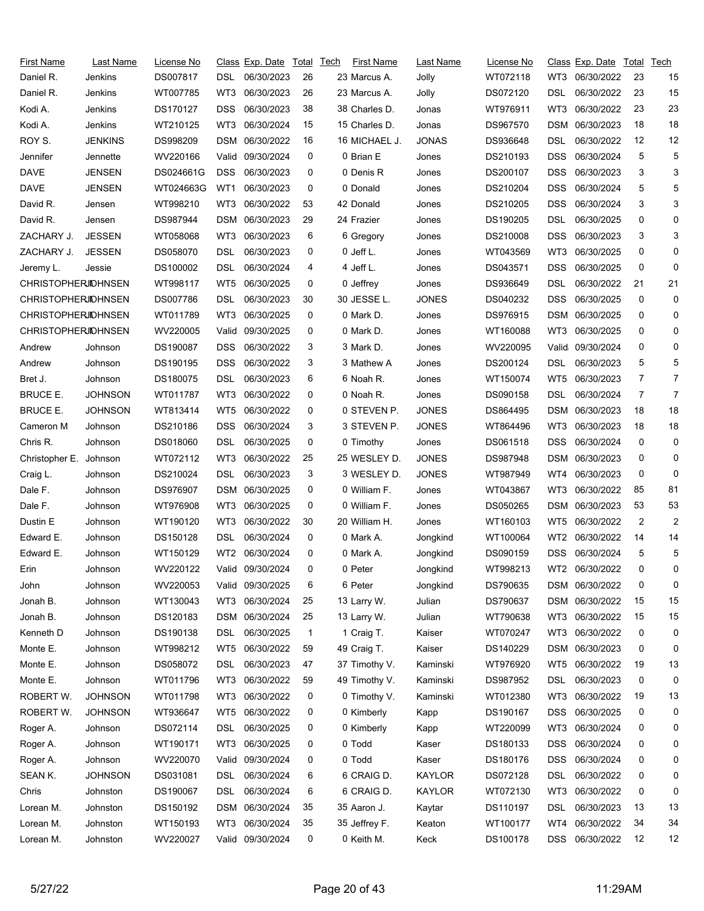| First Name | Last Name | License No | Class | Exp. Date | Total | Tech | First Name | Last Name | License No | Class | Exp. Date | Total | Tech |
|---|---|---|---|---|---|---|---|---|---|---|---|---|---|
| Daniel R. | Jenkins | DS007817 | DSL | 06/30/2023 | 26 | 23 | Marcus A. | Jolly | WT072118 | WT3 | 06/30/2022 | 23 | 15 |
| Daniel R. | Jenkins | WT007785 | WT3 | 06/30/2023 | 26 | 23 | Marcus A. | Jolly | DS072120 | DSL | 06/30/2022 | 23 | 15 |
| Kodi A. | Jenkins | DS170127 | DSS | 06/30/2023 | 38 | 38 | Charles D. | Jonas | WT976911 | WT3 | 06/30/2022 | 23 | 23 |
| Kodi A. | Jenkins | WT210125 | WT3 | 06/30/2024 | 15 | 15 | Charles D. | Jonas | DS967570 | DSM | 06/30/2023 | 18 | 18 |
| ROY S. | JENKINS | DS998209 | DSM | 06/30/2022 | 16 | 16 | MICHAEL J. | JONAS | DS936648 | DSL | 06/30/2022 | 12 | 12 |
| Jennifer | Jennette | WV220166 | Valid | 09/30/2024 | 0 | 0 | Brian E | Jones | DS210193 | DSS | 06/30/2024 | 5 | 5 |
| DAVE | JENSEN | DS024661G | DSS | 06/30/2023 | 0 | 0 | Denis R | Jones | DS200107 | DSS | 06/30/2023 | 3 | 3 |
| DAVE | JENSEN | WT024663G | WT1 | 06/30/2023 | 0 | 0 | Donald | Jones | DS210204 | DSS | 06/30/2024 | 5 | 5 |
| David R. | Jensen | WT998210 | WT3 | 06/30/2022 | 53 | 42 | Donald | Jones | DS210205 | DSS | 06/30/2024 | 3 | 3 |
| David R. | Jensen | DS987944 | DSM | 06/30/2023 | 29 | 24 | Frazier | Jones | DS190205 | DSL | 06/30/2025 | 0 | 0 |
| ZACHARY J. | JESSEN | WT058068 | WT3 | 06/30/2023 | 6 | 6 | Gregory | Jones | DS210008 | DSS | 06/30/2023 | 3 | 3 |
| ZACHARY J. | JESSEN | DS058070 | DSL | 06/30/2023 | 0 | 0 | Jeff L. | Jones | WT043569 | WT3 | 06/30/2025 | 0 | 0 |
| Jeremy L. | Jessie | DS100002 | DSL | 06/30/2024 | 4 | 4 | Jeff L. | Jones | DS043571 | DSS | 06/30/2025 | 0 | 0 |
| CHRISTOPHER J. | JOHNSEN | WT998117 | WT5 | 06/30/2025 | 0 | 0 | Jeffrey | Jones | DS936649 | DSL | 06/30/2022 | 21 | 21 |
| CHRISTOPHER J. | JOHNSEN | DS007786 | DSL | 06/30/2023 | 30 | 30 | JESSE L. | JONES | DS040232 | DSS | 06/30/2025 | 0 | 0 |
| CHRISTOPHER J. | JOHNSEN | WT011789 | WT3 | 06/30/2025 | 0 | 0 | Mark D. | Jones | DS976915 | DSM | 06/30/2025 | 0 | 0 |
| CHRISTOPHER J. | JOHNSEN | WV220005 | Valid | 09/30/2025 | 0 | 0 | Mark D. | Jones | WT160088 | WT3 | 06/30/2025 | 0 | 0 |
| Andrew | Johnson | DS190087 | DSS | 06/30/2022 | 3 | 3 | Mark D. | Jones | WV220095 | Valid | 09/30/2024 | 0 | 0 |
| Andrew | Johnson | DS190195 | DSS | 06/30/2022 | 3 | 3 | Mathew A | Jones | DS200124 | DSL | 06/30/2023 | 5 | 5 |
| Bret J. | Johnson | DS180075 | DSL | 06/30/2023 | 6 | 6 | Noah R. | Jones | WT150074 | WT5 | 06/30/2023 | 7 | 7 |
| BRUCE E. | JOHNSON | WT011797 | WT3 | 06/30/2022 | 0 | 0 | Noah R. | Jones | DS090158 | DSL | 06/30/2024 | 7 | 7 |
| BRUCE E. | JOHNSON | WT813414 | WT5 | 06/30/2022 | 0 | 0 | STEVEN P. | JONES | DS864495 | DSM | 06/30/2023 | 18 | 18 |
| Cameron M | Johnson | DS210186 | DSS | 06/30/2024 | 3 | 3 | STEVEN P. | JONES | WT864496 | WT3 | 06/30/2023 | 18 | 18 |
| Chris R. | Johnson | DS018060 | DSL | 06/30/2025 | 0 | 0 | Timothy | Jones | DS061518 | DSS | 06/30/2024 | 0 | 0 |
| Christopher E. | Johnson | WT072112 | WT3 | 06/30/2022 | 25 | 25 | WESLEY D. | JONES | DS987948 | DSM | 06/30/2023 | 0 | 0 |
| Craig L. | Johnson | DS210024 | DSL | 06/30/2023 | 3 | 3 | WESLEY D. | JONES | WT987949 | WT4 | 06/30/2023 | 0 | 0 |
| Dale F. | Johnson | DS976907 | DSM | 06/30/2025 | 0 | 0 | William F. | Jones | WT043867 | WT3 | 06/30/2022 | 85 | 81 |
| Dale F. | Johnson | WT976908 | WT3 | 06/30/2025 | 0 | 0 | William F. | Jones | DS050265 | DSM | 06/30/2023 | 53 | 53 |
| Dustin E | Johnson | WT190120 | WT3 | 06/30/2022 | 30 | 20 | William H. | Jones | WT160103 | WT5 | 06/30/2022 | 2 | 2 |
| Edward E. | Johnson | DS150128 | DSL | 06/30/2024 | 0 | 0 | Mark A. | Jongkind | WT100064 | WT2 | 06/30/2022 | 14 | 14 |
| Edward E. | Johnson | WT150129 | WT2 | 06/30/2024 | 0 | 0 | Mark A. | Jongkind | DS090159 | DSS | 06/30/2024 | 5 | 5 |
| Erin | Johnson | WV220122 | Valid | 09/30/2024 | 0 | 0 | Peter | Jongkind | WT998213 | WT2 | 06/30/2022 | 0 | 0 |
| John | Johnson | WV220053 | Valid | 09/30/2025 | 6 | 6 | Peter | Jongkind | DS790635 | DSM | 06/30/2022 | 0 | 0 |
| Jonah B. | Johnson | WT130043 | WT3 | 06/30/2024 | 25 | 13 | Larry W. | Julian | DS790637 | DSM | 06/30/2022 | 15 | 15 |
| Jonah B. | Johnson | DS120183 | DSM | 06/30/2024 | 25 | 13 | Larry W. | Julian | WT790638 | WT3 | 06/30/2022 | 15 | 15 |
| Kenneth D | Johnson | DS190138 | DSL | 06/30/2025 | 1 | 1 | Craig T. | Kaiser | WT070247 | WT3 | 06/30/2022 | 0 | 0 |
| Monte E. | Johnson | WT998212 | WT5 | 06/30/2022 | 59 | 49 | Craig T. | Kaiser | DS140229 | DSM | 06/30/2023 | 0 | 0 |
| Monte E. | Johnson | DS058072 | DSL | 06/30/2023 | 47 | 37 | Timothy V. | Kaminski | WT976920 | WT5 | 06/30/2022 | 19 | 13 |
| Monte E. | Johnson | WT011796 | WT3 | 06/30/2022 | 59 | 49 | Timothy V. | Kaminski | DS987952 | DSL | 06/30/2023 | 0 | 0 |
| ROBERT W. | JOHNSON | WT011798 | WT3 | 06/30/2022 | 0 | 0 | Timothy V. | Kaminski | WT012380 | WT3 | 06/30/2022 | 19 | 13 |
| ROBERT W. | JOHNSON | WT936647 | WT5 | 06/30/2022 | 0 | 0 | Kimberly | Kapp | DS190167 | DSS | 06/30/2025 | 0 | 0 |
| Roger A. | Johnson | DS072114 | DSL | 06/30/2025 | 0 | 0 | Kimberly | Kapp | WT220099 | WT3 | 06/30/2024 | 0 | 0 |
| Roger A. | Johnson | WT190171 | WT3 | 06/30/2025 | 0 | 0 | Todd | Kaser | DS180133 | DSS | 06/30/2024 | 0 | 0 |
| Roger A. | Johnson | WV220070 | Valid | 09/30/2024 | 0 | 0 | Todd | Kaser | DS180176 | DSS | 06/30/2024 | 0 | 0 |
| SEAN K. | JOHNSON | DS031081 | DSL | 06/30/2024 | 6 | 6 | CRAIG D. | KAYLOR | DS072128 | DSL | 06/30/2022 | 0 | 0 |
| Chris | Johnston | DS190067 | DSL | 06/30/2024 | 6 | 6 | CRAIG D. | KAYLOR | WT072130 | WT3 | 06/30/2022 | 0 | 0 |
| Lorean M. | Johnston | DS150192 | DSM | 06/30/2024 | 35 | 35 | Aaron J. | Kaytar | DS110197 | DSL | 06/30/2023 | 13 | 13 |
| Lorean M. | Johnston | WT150193 | WT3 | 06/30/2024 | 35 | 35 | Jeffrey F. | Keaton | WT100177 | WT4 | 06/30/2022 | 34 | 34 |
| Lorean M. | Johnston | WV220027 | Valid | 09/30/2024 | 0 | 0 | Keith M. | Keck | DS100178 | DSS | 06/30/2022 | 12 | 12 |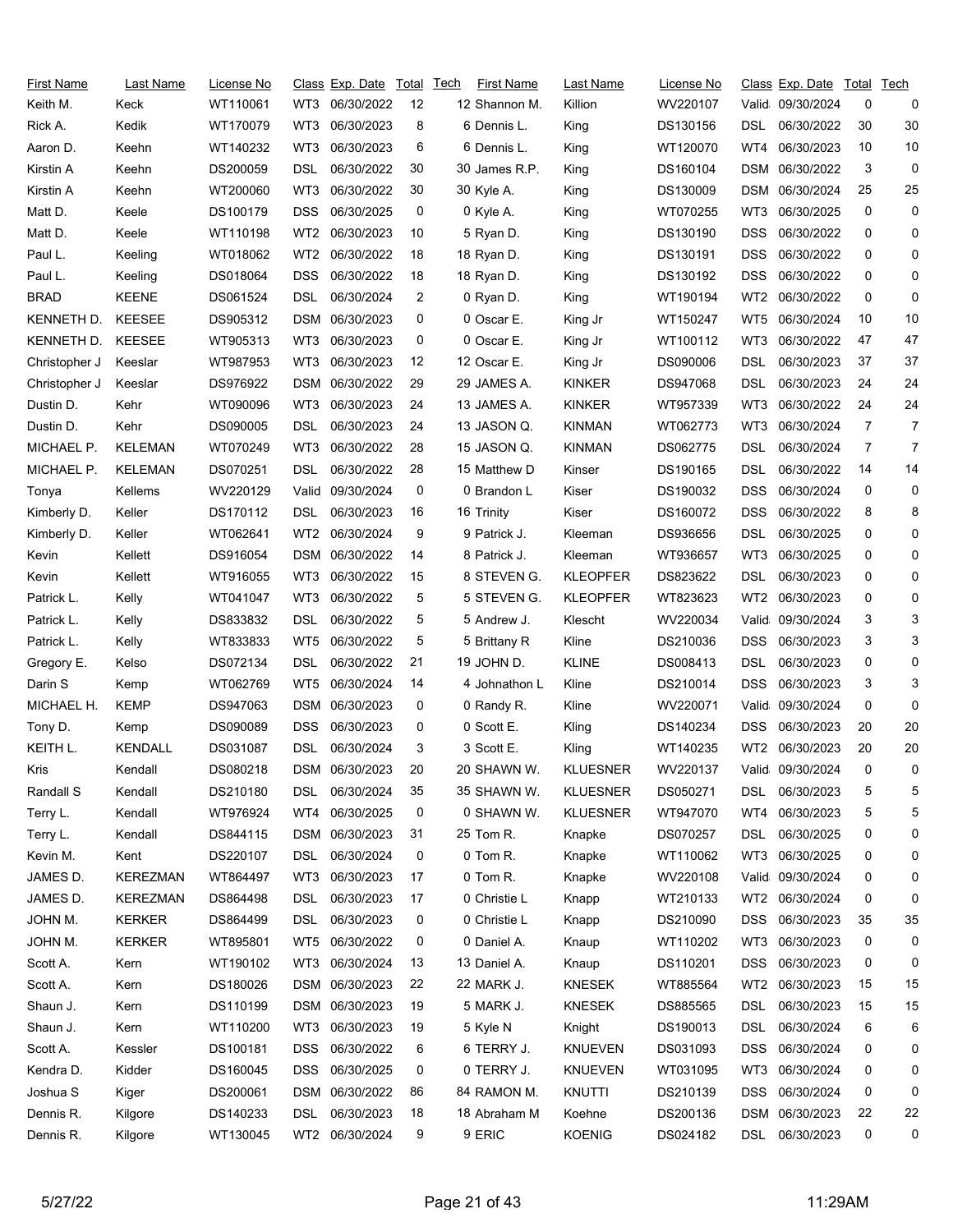| First Name | Last Name | License No | Class | Exp. Date | Total | Tech | First Name | Last Name | License No | Class | Exp. Date | Total | Tech |
|---|---|---|---|---|---|---|---|---|---|---|---|---|---|
| Keith M. | Keck | WT110061 | WT3 | 06/30/2022 | 12 | 12 | Shannon M. | Killion | WV220107 | Valid | 09/30/2024 | 0 | 0 |
| Rick A. | Kedik | WT170079 | WT3 | 06/30/2023 | 8 | 6 | Dennis L. | King | DS130156 | DSL | 06/30/2022 | 30 | 30 |
| Aaron D. | Keehn | WT140232 | WT3 | 06/30/2023 | 6 | 6 | Dennis L. | King | WT120070 | WT4 | 06/30/2023 | 10 | 10 |
| Kirstin A | Keehn | DS200059 | DSL | 06/30/2022 | 30 | 30 | James R.P. | King | DS160104 | DSM | 06/30/2022 | 3 | 0 |
| Kirstin A | Keehn | WT200060 | WT3 | 06/30/2022 | 30 | 30 | Kyle A. | King | DS130009 | DSM | 06/30/2024 | 25 | 25 |
| Matt D. | Keele | DS100179 | DSS | 06/30/2025 | 0 | 0 | Kyle A. | King | WT070255 | WT3 | 06/30/2025 | 0 | 0 |
| Matt D. | Keele | WT110198 | WT2 | 06/30/2023 | 10 | 5 | Ryan D. | King | DS130190 | DSS | 06/30/2022 | 0 | 0 |
| Paul L. | Keeling | WT018062 | WT2 | 06/30/2022 | 18 | 18 | Ryan D. | King | DS130191 | DSS | 06/30/2022 | 0 | 0 |
| Paul L. | Keeling | DS018064 | DSS | 06/30/2022 | 18 | 18 | Ryan D. | King | DS130192 | DSS | 06/30/2022 | 0 | 0 |
| BRAD | KEENE | DS061524 | DSL | 06/30/2024 | 2 | 0 | Ryan D. | King | WT190194 | WT2 | 06/30/2022 | 0 | 0 |
| KENNETH D. | KEESEE | DS905312 | DSM | 06/30/2023 | 0 | 0 | Oscar E. | King Jr | WT150247 | WT5 | 06/30/2024 | 10 | 10 |
| KENNETH D. | KEESEE | WT905313 | WT3 | 06/30/2023 | 0 | 0 | Oscar E. | King Jr | WT100112 | WT3 | 06/30/2022 | 47 | 47 |
| Christopher J | Keeslar | WT987953 | WT3 | 06/30/2023 | 12 | 12 | Oscar E. | King Jr | DS090006 | DSL | 06/30/2023 | 37 | 37 |
| Christopher J | Keeslar | DS976922 | DSM | 06/30/2022 | 29 | 29 | JAMES A. | KINKER | DS947068 | DSL | 06/30/2023 | 24 | 24 |
| Dustin D. | Kehr | WT090096 | WT3 | 06/30/2023 | 24 | 13 | JAMES A. | KINKER | WT957339 | WT3 | 06/30/2022 | 24 | 24 |
| Dustin D. | Kehr | DS090005 | DSL | 06/30/2023 | 24 | 13 | JASON Q. | KINMAN | WT062773 | WT3 | 06/30/2024 | 7 | 7 |
| MICHAEL P. | KELEMAN | WT070249 | WT3 | 06/30/2022 | 28 | 15 | JASON Q. | KINMAN | DS062775 | DSL | 06/30/2024 | 7 | 7 |
| MICHAEL P. | KELEMAN | DS070251 | DSL | 06/30/2022 | 28 | 15 | Matthew D | Kinser | DS190165 | DSL | 06/30/2022 | 14 | 14 |
| Tonya | Kellems | WV220129 | Valid | 09/30/2024 | 0 | 0 | Brandon L | Kiser | DS190032 | DSS | 06/30/2024 | 0 | 0 |
| Kimberly D. | Keller | DS170112 | DSL | 06/30/2023 | 16 | 16 | Trinity | Kiser | DS160072 | DSS | 06/30/2022 | 8 | 8 |
| Kimberly D. | Keller | WT062641 | WT2 | 06/30/2024 | 9 | 9 | Patrick J. | Kleeman | DS936656 | DSL | 06/30/2025 | 0 | 0 |
| Kevin | Kellett | DS916054 | DSM | 06/30/2022 | 14 | 8 | Patrick J. | Kleeman | WT936657 | WT3 | 06/30/2025 | 0 | 0 |
| Kevin | Kellett | WT916055 | WT3 | 06/30/2022 | 15 | 8 | STEVEN G. | KLEOPFER | DS823622 | DSL | 06/30/2023 | 0 | 0 |
| Patrick L. | Kelly | WT041047 | WT3 | 06/30/2022 | 5 | 5 | STEVEN G. | KLEOPFER | WT823623 | WT2 | 06/30/2023 | 0 | 0 |
| Patrick L. | Kelly | DS833832 | DSL | 06/30/2022 | 5 | 5 | Andrew J. | Klescht | WV220034 | Valid | 09/30/2024 | 3 | 3 |
| Patrick L. | Kelly | WT833833 | WT5 | 06/30/2022 | 5 | 5 | Brittany R | Kline | DS210036 | DSS | 06/30/2023 | 3 | 3 |
| Gregory E. | Kelso | DS072134 | DSL | 06/30/2022 | 21 | 19 | JOHN D. | KLINE | DS008413 | DSL | 06/30/2023 | 0 | 0 |
| Darin S | Kemp | WT062769 | WT5 | 06/30/2024 | 14 | 4 | Johnathon L | Kline | DS210014 | DSS | 06/30/2023 | 3 | 3 |
| MICHAEL H. | KEMP | DS947063 | DSM | 06/30/2023 | 0 | 0 | Randy R. | Kline | WV220071 | Valid | 09/30/2024 | 0 | 0 |
| Tony D. | Kemp | DS090089 | DSS | 06/30/2023 | 0 | 0 | Scott E. | Kling | DS140234 | DSS | 06/30/2023 | 20 | 20 |
| KEITH L. | KENDALL | DS031087 | DSL | 06/30/2024 | 3 | 3 | Scott E. | Kling | WT140235 | WT2 | 06/30/2023 | 20 | 20 |
| Kris | Kendall | DS080218 | DSM | 06/30/2023 | 20 | 20 | SHAWN W. | KLUESNER | WV220137 | Valid | 09/30/2024 | 0 | 0 |
| Randall S | Kendall | DS210180 | DSL | 06/30/2024 | 35 | 35 | SHAWN W. | KLUESNER | DS050271 | DSL | 06/30/2023 | 5 | 5 |
| Terry L. | Kendall | WT976924 | WT4 | 06/30/2025 | 0 | 0 | SHAWN W. | KLUESNER | WT947070 | WT4 | 06/30/2023 | 5 | 5 |
| Terry L. | Kendall | DS844115 | DSM | 06/30/2023 | 31 | 25 | Tom R. | Knapke | DS070257 | DSL | 06/30/2025 | 0 | 0 |
| Kevin M. | Kent | DS220107 | DSL | 06/30/2024 | 0 | 0 | Tom R. | Knapke | WT110062 | WT3 | 06/30/2025 | 0 | 0 |
| JAMES D. | KEREZMAN | WT864497 | WT3 | 06/30/2023 | 17 | 0 | Tom R. | Knapke | WV220108 | Valid | 09/30/2024 | 0 | 0 |
| JAMES D. | KEREZMAN | DS864498 | DSL | 06/30/2023 | 17 | 0 | Christie L | Knapp | WT210133 | WT2 | 06/30/2024 | 0 | 0 |
| JOHN M. | KERKER | DS864499 | DSL | 06/30/2023 | 0 | 0 | Christie L | Knapp | DS210090 | DSS | 06/30/2023 | 35 | 35 |
| JOHN M. | KERKER | WT895801 | WT5 | 06/30/2022 | 0 | 0 | Daniel A. | Knaup | WT110202 | WT3 | 06/30/2023 | 0 | 0 |
| Scott A. | Kern | WT190102 | WT3 | 06/30/2024 | 13 | 13 | Daniel A. | Knaup | DS110201 | DSS | 06/30/2023 | 0 | 0 |
| Scott A. | Kern | DS180026 | DSM | 06/30/2023 | 22 | 22 | MARK J. | KNESEK | WT885564 | WT2 | 06/30/2023 | 15 | 15 |
| Shaun J. | Kern | DS110199 | DSM | 06/30/2023 | 19 | 5 | MARK J. | KNESEK | DS885565 | DSL | 06/30/2023 | 15 | 15 |
| Shaun J. | Kern | WT110200 | WT3 | 06/30/2023 | 19 | 5 | Kyle N | Knight | DS190013 | DSL | 06/30/2024 | 6 | 6 |
| Scott A. | Kessler | DS100181 | DSS | 06/30/2022 | 6 | 6 | TERRY J. | KNUEVEN | DS031093 | DSS | 06/30/2024 | 0 | 0 |
| Kendra D. | Kidder | DS160045 | DSS | 06/30/2025 | 0 | 0 | TERRY J. | KNUEVEN | WT031095 | WT3 | 06/30/2024 | 0 | 0 |
| Joshua S | Kiger | DS200061 | DSM | 06/30/2022 | 86 | 84 | RAMON M. | KNUTTI | DS210139 | DSS | 06/30/2024 | 0 | 0 |
| Dennis R. | Kilgore | DS140233 | DSL | 06/30/2023 | 18 | 18 | Abraham M | Koehne | DS200136 | DSM | 06/30/2023 | 22 | 22 |
| Dennis R. | Kilgore | WT130045 | WT2 | 06/30/2024 | 9 | 9 | ERIC | KOENIG | DS024182 | DSL | 06/30/2023 | 0 | 0 |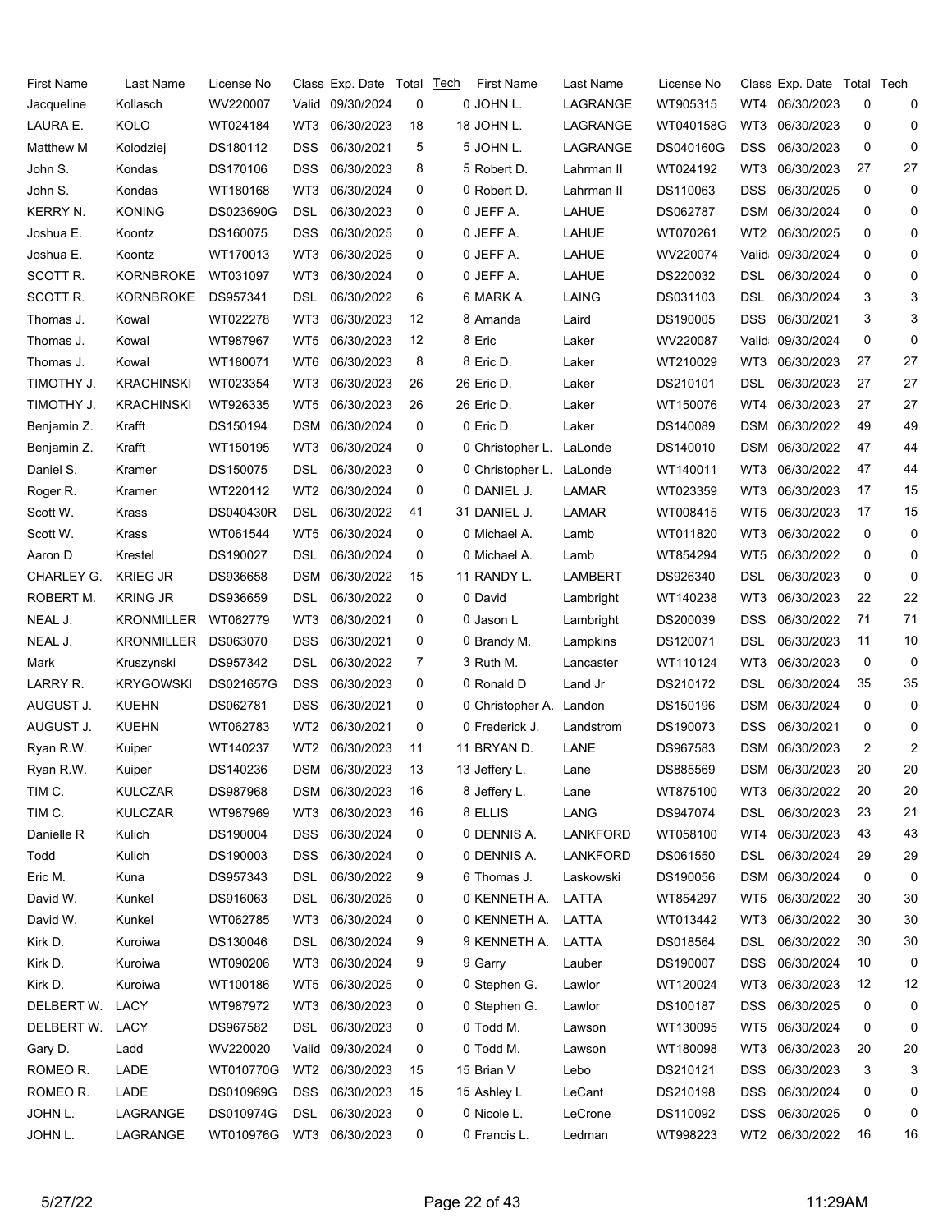| First Name | Last Name | License No | Class | Exp. Date | Total | Tech | First Name | Last Name | License No | Class | Exp. Date | Total | Tech |
|---|---|---|---|---|---|---|---|---|---|---|---|---|---|
| Jacqueline | Kollasch | WV220007 | Valid | 09/30/2024 | 0 | 0 | JOHN L. | LAGRANGE | WT905315 | WT4 | 06/30/2023 | 0 | 0 |
| LAURA E. | KOLO | WT024184 | WT3 | 06/30/2023 | 18 | 18 | JOHN L. | LAGRANGE | WT040158G | WT3 | 06/30/2023 | 0 | 0 |
| Matthew M | Kolodziej | DS180112 | DSS | 06/30/2021 | 5 | 5 | JOHN L. | LAGRANGE | DS040160G | DSS | 06/30/2023 | 0 | 0 |
| John S. | Kondas | DS170106 | DSS | 06/30/2023 | 8 | 5 | Robert D. | Lahrman II | WT024192 | WT3 | 06/30/2023 | 27 | 27 |
| John S. | Kondas | WT180168 | WT3 | 06/30/2024 | 0 | 0 | Robert D. | Lahrman II | DS110063 | DSS | 06/30/2025 | 0 | 0 |
| KERRY N. | KONING | DS023690G | DSL | 06/30/2023 | 0 | 0 | JEFF A. | LAHUE | DS062787 | DSM | 06/30/2024 | 0 | 0 |
| Joshua E. | Koontz | DS160075 | DSS | 06/30/2025 | 0 | 0 | JEFF A. | LAHUE | WT070261 | WT2 | 06/30/2025 | 0 | 0 |
| Joshua E. | Koontz | WT170013 | WT3 | 06/30/2025 | 0 | 0 | JEFF A. | LAHUE | WV220074 | Valid | 09/30/2024 | 0 | 0 |
| SCOTT R. | KORNBROKE | WT031097 | WT3 | 06/30/2024 | 0 | 0 | JEFF A. | LAHUE | DS220032 | DSL | 06/30/2024 | 0 | 0 |
| SCOTT R. | KORNBROKE | DS957341 | DSL | 06/30/2022 | 6 | 6 | MARK A. | LAING | DS031103 | DSL | 06/30/2024 | 3 | 3 |
| Thomas J. | Kowal | WT022278 | WT3 | 06/30/2023 | 12 | 8 | Amanda | Laird | DS190005 | DSS | 06/30/2021 | 3 | 3 |
| Thomas J. | Kowal | WT987967 | WT5 | 06/30/2023 | 12 | 8 | Eric | Laker | WV220087 | Valid | 09/30/2024 | 0 | 0 |
| Thomas J. | Kowal | WT180071 | WT6 | 06/30/2023 | 8 | 8 | Eric D. | Laker | WT210029 | WT3 | 06/30/2023 | 27 | 27 |
| TIMOTHY J. | KRACHINSKI | WT023354 | WT3 | 06/30/2023 | 26 | 26 | Eric D. | Laker | DS210101 | DSL | 06/30/2023 | 27 | 27 |
| TIMOTHY J. | KRACHINSKI | WT926335 | WT5 | 06/30/2023 | 26 | 26 | Eric D. | Laker | WT150076 | WT4 | 06/30/2023 | 27 | 27 |
| Benjamin Z. | Krafft | DS150194 | DSM | 06/30/2024 | 0 | 0 | Eric D. | Laker | DS140089 | DSM | 06/30/2022 | 49 | 49 |
| Benjamin Z. | Krafft | WT150195 | WT3 | 06/30/2024 | 0 | 0 | Christopher L. | LaLonde | DS140010 | DSM | 06/30/2022 | 47 | 44 |
| Daniel S. | Kramer | DS150075 | DSL | 06/30/2023 | 0 | 0 | Christopher L. | LaLonde | WT140011 | WT3 | 06/30/2022 | 47 | 44 |
| Roger R. | Kramer | WT220112 | WT2 | 06/30/2024 | 0 | 0 | DANIEL J. | LAMAR | WT023359 | WT3 | 06/30/2023 | 17 | 15 |
| Scott W. | Krass | DS040430R | DSL | 06/30/2022 | 41 | 31 | DANIEL J. | LAMAR | WT008415 | WT5 | 06/30/2023 | 17 | 15 |
| Scott W. | Krass | WT061544 | WT5 | 06/30/2024 | 0 | 0 | Michael A. | Lamb | WT011820 | WT3 | 06/30/2022 | 0 | 0 |
| Aaron D | Krestel | DS190027 | DSL | 06/30/2024 | 0 | 0 | Michael A. | Lamb | WT854294 | WT5 | 06/30/2022 | 0 | 0 |
| CHARLEY G. | KRIEG JR | DS936658 | DSM | 06/30/2022 | 15 | 11 | RANDY L. | LAMBERT | DS926340 | DSL | 06/30/2023 | 0 | 0 |
| ROBERT M. | KRING JR | DS936659 | DSL | 06/30/2022 | 0 | 0 | David | Lambright | WT140238 | WT3 | 06/30/2023 | 22 | 22 |
| NEAL J. | KRONMILLER | WT062779 | WT3 | 06/30/2021 | 0 | 0 | Jason L | Lambright | DS200039 | DSS | 06/30/2022 | 71 | 71 |
| NEAL J. | KRONMILLER | DS063070 | DSS | 06/30/2021 | 0 | 0 | Brandy M. | Lampkins | DS120071 | DSL | 06/30/2023 | 11 | 10 |
| Mark | Kruszynski | DS957342 | DSL | 06/30/2022 | 7 | 3 | Ruth M. | Lancaster | WT110124 | WT3 | 06/30/2023 | 0 | 0 |
| LARRY R. | KRYGOWSKI | DS021657G | DSS | 06/30/2023 | 0 | 0 | Ronald D | Land Jr | DS210172 | DSL | 06/30/2024 | 35 | 35 |
| AUGUST J. | KUEHN | DS062781 | DSS | 06/30/2021 | 0 | 0 | Christopher A. | Landon | DS150196 | DSM | 06/30/2024 | 0 | 0 |
| AUGUST J. | KUEHN | WT062783 | WT2 | 06/30/2021 | 0 | 0 | Frederick J. | Landstrom | DS190073 | DSS | 06/30/2021 | 0 | 0 |
| Ryan R.W. | Kuiper | WT140237 | WT2 | 06/30/2023 | 11 | 11 | BRYAN D. | LANE | DS967583 | DSM | 06/30/2023 | 2 | 2 |
| Ryan R.W. | Kuiper | DS140236 | DSM | 06/30/2023 | 13 | 13 | Jeffery L. | Lane | DS885569 | DSM | 06/30/2023 | 20 | 20 |
| TIM C. | KULCZAR | DS987968 | DSM | 06/30/2023 | 16 | 8 | Jeffery L. | Lane | WT875100 | WT3 | 06/30/2022 | 20 | 20 |
| TIM C. | KULCZAR | WT987969 | WT3 | 06/30/2023 | 16 | 8 | ELLIS | LANG | DS947074 | DSL | 06/30/2023 | 23 | 21 |
| Danielle R | Kulich | DS190004 | DSS | 06/30/2024 | 0 | 0 | DENNIS A. | LANKFORD | WT058100 | WT4 | 06/30/2023 | 43 | 43 |
| Todd | Kulich | DS190003 | DSS | 06/30/2024 | 0 | 0 | DENNIS A. | LANKFORD | DS061550 | DSL | 06/30/2024 | 29 | 29 |
| Eric M. | Kuna | DS957343 | DSL | 06/30/2022 | 9 | 6 | Thomas J. | Laskowski | DS190056 | DSM | 06/30/2024 | 0 | 0 |
| David W. | Kunkel | DS916063 | DSL | 06/30/2025 | 0 | 0 | KENNETH A. | LATTA | WT854297 | WT5 | 06/30/2022 | 30 | 30 |
| David W. | Kunkel | WT062785 | WT3 | 06/30/2024 | 0 | 0 | KENNETH A. | LATTA | WT013442 | WT3 | 06/30/2022 | 30 | 30 |
| Kirk D. | Kuroiwa | DS130046 | DSL | 06/30/2024 | 9 | 9 | KENNETH A. | LATTA | DS018564 | DSL | 06/30/2022 | 30 | 30 |
| Kirk D. | Kuroiwa | WT090206 | WT3 | 06/30/2024 | 9 | 9 | Garry | Lauber | DS190007 | DSS | 06/30/2024 | 10 | 0 |
| Kirk D. | Kuroiwa | WT100186 | WT5 | 06/30/2025 | 0 | 0 | Stephen G. | Lawlor | WT120024 | WT3 | 06/30/2023 | 12 | 12 |
| DELBERT W. | LACY | WT987972 | WT3 | 06/30/2023 | 0 | 0 | Stephen G. | Lawlor | DS100187 | DSS | 06/30/2025 | 0 | 0 |
| DELBERT W. | LACY | DS967582 | DSL | 06/30/2023 | 0 | 0 | Todd M. | Lawson | WT130095 | WT5 | 06/30/2024 | 0 | 0 |
| Gary D. | Ladd | WV220020 | Valid | 09/30/2024 | 0 | 0 | Todd M. | Lawson | WT180098 | WT3 | 06/30/2023 | 20 | 20 |
| ROMEO R. | LADE | WT010770G | WT2 | 06/30/2023 | 15 | 15 | Brian V | Lebo | DS210121 | DSS | 06/30/2023 | 3 | 3 |
| ROMEO R. | LADE | DS010969G | DSS | 06/30/2023 | 15 | 15 | Ashley L | LeCant | DS210198 | DSS | 06/30/2024 | 0 | 0 |
| JOHN L. | LAGRANGE | DS010974G | DSL | 06/30/2023 | 0 | 0 | Nicole L. | LeCrone | DS110092 | DSS | 06/30/2025 | 0 | 0 |
| JOHN L. | LAGRANGE | WT010976G | WT3 | 06/30/2023 | 0 | 0 | Francis L. | Ledman | WT998223 | WT2 | 06/30/2022 | 16 | 16 |

5/27/22 11:29AM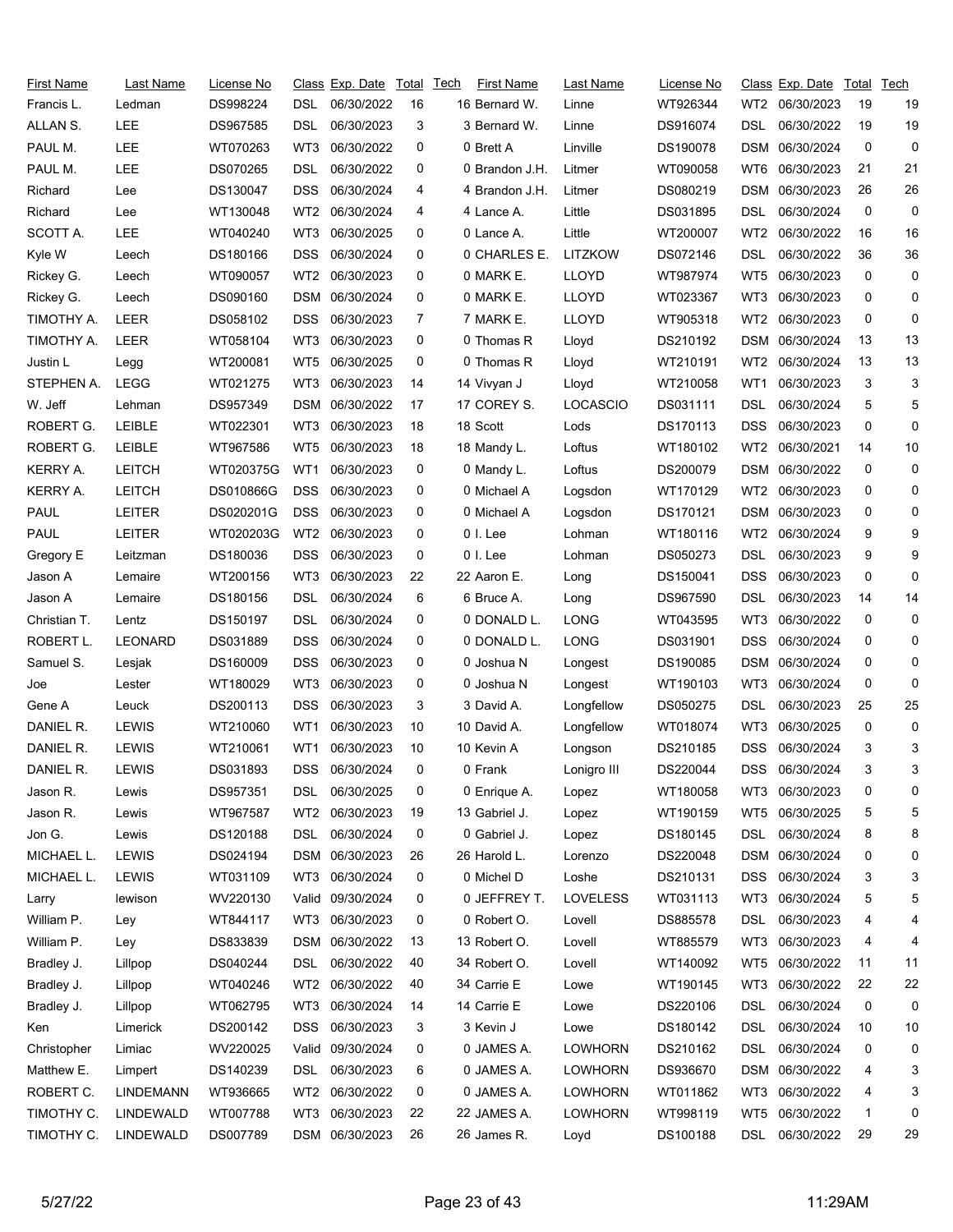| First Name | Last Name | License No | Class | Exp. Date | Total | Tech |
|---|---|---|---|---|---|---|
| Francis L. | Ledman | DS998224 | DSL | 06/30/2022 | 16 | 16 |
| ALLAN S. | LEE | DS967585 | DSL | 06/30/2023 | 3 | 3 |
| PAUL M. | LEE | WT070263 | WT3 | 06/30/2022 | 0 | 0 |
| PAUL M. | LEE | DS070265 | DSL | 06/30/2022 | 0 | 0 |
| Richard | Lee | DS130047 | DSS | 06/30/2024 | 4 | 4 |
| Richard | Lee | WT130048 | WT2 | 06/30/2024 | 4 | 4 |
| SCOTT A. | LEE | WT040240 | WT3 | 06/30/2025 | 0 | 0 |
| Kyle W | Leech | DS180166 | DSS | 06/30/2024 | 0 | 0 |
| Rickey G. | Leech | WT090057 | WT2 | 06/30/2023 | 0 | 0 |
| Rickey G. | Leech | DS090160 | DSM | 06/30/2024 | 0 | 0 |
| TIMOTHY A. | LEER | DS058102 | DSS | 06/30/2023 | 7 | 7 |
| TIMOTHY A. | LEER | WT058104 | WT3 | 06/30/2023 | 0 | 0 |
| Justin L | Legg | WT200081 | WT5 | 06/30/2025 | 0 | 0 |
| STEPHEN A. | LEGG | WT021275 | WT3 | 06/30/2023 | 14 | 14 |
| W. Jeff | Lehman | DS957349 | DSM | 06/30/2022 | 17 | 17 |
| ROBERT G. | LEIBLE | WT022301 | WT3 | 06/30/2023 | 18 | 18 |
| ROBERT G. | LEIBLE | WT967586 | WT5 | 06/30/2023 | 18 | 18 |
| KERRY A. | LEITCH | WT020375G | WT1 | 06/30/2023 | 0 | 0 |
| KERRY A. | LEITCH | DS010866G | DSS | 06/30/2023 | 0 | 0 |
| PAUL | LEITER | DS020201G | DSS | 06/30/2023 | 0 | 0 |
| PAUL | LEITER | WT020203G | WT2 | 06/30/2023 | 0 | 0 |
| Gregory E | Leitzman | DS180036 | DSS | 06/30/2023 | 0 | 0 |
| Jason A | Lemaire | WT200156 | WT3 | 06/30/2023 | 22 | 22 |
| Jason A | Lemaire | DS180156 | DSL | 06/30/2024 | 6 | 6 |
| Christian T. | Lentz | DS150197 | DSL | 06/30/2024 | 0 | 0 |
| ROBERT L. | LEONARD | DS031889 | DSS | 06/30/2024 | 0 | 0 |
| Samuel S. | Lesjak | DS160009 | DSS | 06/30/2023 | 0 | 0 |
| Joe | Lester | WT180029 | WT3 | 06/30/2023 | 0 | 0 |
| Gene A | Leuck | DS200113 | DSS | 06/30/2023 | 3 | 3 |
| DANIEL R. | LEWIS | WT210060 | WT1 | 06/30/2023 | 10 | 10 |
| DANIEL R. | LEWIS | WT210061 | WT1 | 06/30/2023 | 10 | 10 |
| DANIEL R. | LEWIS | DS031893 | DSS | 06/30/2024 | 0 | 0 |
| Jason R. | Lewis | DS957351 | DSL | 06/30/2025 | 0 | 0 |
| Jason R. | Lewis | WT967587 | WT2 | 06/30/2023 | 19 | 13 |
| Jon G. | Lewis | DS120188 | DSL | 06/30/2024 | 0 | 0 |
| MICHAEL L. | LEWIS | DS024194 | DSM | 06/30/2023 | 26 | 26 |
| MICHAEL L. | LEWIS | WT031109 | WT3 | 06/30/2024 | 0 | 0 |
| Larry | lewison | WV220130 | Valid | 09/30/2024 | 0 | 0 |
| William P. | Ley | WT844117 | WT3 | 06/30/2023 | 0 | 0 |
| William P. | Ley | DS833839 | DSM | 06/30/2022 | 13 | 13 |
| Bradley J. | Lillpop | DS040244 | DSL | 06/30/2022 | 40 | 34 |
| Bradley J. | Lillpop | WT040246 | WT2 | 06/30/2022 | 40 | 34 |
| Bradley J. | Lillpop | WT062795 | WT3 | 06/30/2024 | 14 | 14 |
| Ken | Limerick | DS200142 | DSS | 06/30/2023 | 3 | 3 |
| Christopher | Limiac | WV220025 | Valid | 09/30/2024 | 0 | 0 |
| Matthew E. | Limpert | DS140239 | DSL | 06/30/2023 | 6 | 0 |
| ROBERT C. | LINDEMANN | WT936665 | WT2 | 06/30/2022 | 0 | 0 |
| TIMOTHY C. | LINDEWALD | WT007788 | WT3 | 06/30/2023 | 22 | 22 |
| TIMOTHY C. | LINDEWALD | DS007789 | DSM | 06/30/2023 | 26 | 26 |
| Bernard W. | Linne | WT926344 | WT2 | 06/30/2023 | 19 | 19 |
| Bernard W. | Linne | DS916074 | DSL | 06/30/2022 | 19 | 19 |
| Brett A | Linville | DS190078 | DSM | 06/30/2024 | 0 | 0 |
| Brandon J.H. | Litmer | WT090058 | WT6 | 06/30/2023 | 21 | 21 |
| Brandon J.H. | Litmer | DS080219 | DSM | 06/30/2023 | 26 | 26 |
| Lance A. | Little | DS031895 | DSL | 06/30/2024 | 0 | 0 |
| Lance A. | Little | WT200007 | WT2 | 06/30/2022 | 16 | 16 |
| CHARLES E. | LITZKOW | DS072146 | DSL | 06/30/2022 | 36 | 36 |
| MARK E. | LLOYD | WT987974 | WT5 | 06/30/2023 | 0 | 0 |
| MARK E. | LLOYD | WT023367 | WT3 | 06/30/2023 | 0 | 0 |
| MARK E. | LLOYD | WT905318 | WT2 | 06/30/2023 | 0 | 0 |
| Thomas R | Lloyd | DS210192 | DSM | 06/30/2024 | 13 | 13 |
| Thomas R | Lloyd | WT210191 | WT2 | 06/30/2024 | 13 | 13 |
| Vivyan J | Lloyd | WT210058 | WT1 | 06/30/2023 | 3 | 3 |
| COREY S. | LOCASCIO | DS031111 | DSL | 06/30/2024 | 5 | 5 |
| Scott | Lods | DS170113 | DSS | 06/30/2023 | 0 | 0 |
| Mandy L. | Loftus | WT180102 | WT2 | 06/30/2021 | 14 | 10 |
| Mandy L. | Loftus | DS200079 | DSM | 06/30/2022 | 0 | 0 |
| Michael A | Logsdon | WT170129 | WT2 | 06/30/2023 | 0 | 0 |
| Michael A | Logsdon | DS170121 | DSM | 06/30/2023 | 0 | 0 |
| I. Lee | Lohman | WT180116 | WT2 | 06/30/2024 | 9 | 9 |
| I. Lee | Lohman | DS050273 | DSL | 06/30/2023 | 9 | 9 |
| Aaron E. | Long | DS150041 | DSS | 06/30/2023 | 0 | 0 |
| Bruce A. | Long | DS967590 | DSL | 06/30/2023 | 14 | 14 |
| DONALD L. | LONG | WT043595 | WT3 | 06/30/2022 | 0 | 0 |
| DONALD L. | LONG | DS031901 | DSS | 06/30/2024 | 0 | 0 |
| Joshua N | Longest | DS190085 | DSM | 06/30/2024 | 0 | 0 |
| Joshua N | Longest | WT190103 | WT3 | 06/30/2024 | 0 | 0 |
| David A. | Longfellow | DS050275 | DSL | 06/30/2023 | 25 | 25 |
| David A. | Longfellow | WT018074 | WT3 | 06/30/2025 | 0 | 0 |
| Kevin A | Longson | DS210185 | DSS | 06/30/2024 | 3 | 3 |
| Frank | Lonigro III | DS220044 | DSS | 06/30/2024 | 3 | 3 |
| Enrique A. | Lopez | WT180058 | WT3 | 06/30/2023 | 0 | 0 |
| Gabriel J. | Lopez | WT190159 | WT5 | 06/30/2025 | 5 | 5 |
| Gabriel J. | Lopez | DS180145 | DSL | 06/30/2024 | 8 | 8 |
| Harold L. | Lorenzo | DS220048 | DSM | 06/30/2024 | 0 | 0 |
| Michel D | Loshe | DS210131 | DSS | 06/30/2024 | 3 | 3 |
| JEFFREY T. | LOVELESS | WT031113 | WT3 | 06/30/2024 | 5 | 5 |
| Robert O. | Lovell | DS885578 | DSL | 06/30/2023 | 4 | 4 |
| Robert O. | Lovell | WT885579 | WT3 | 06/30/2023 | 4 | 4 |
| Robert O. | Lovell | WT140092 | WT5 | 06/30/2022 | 11 | 11 |
| Carrie E | Lowe | WT190145 | WT3 | 06/30/2022 | 22 | 22 |
| Carrie E | Lowe | DS220106 | DSL | 06/30/2024 | 0 | 0 |
| Kevin J | Lowe | DS180142 | DSL | 06/30/2024 | 10 | 10 |
| JAMES A. | LOWHORN | DS210162 | DSL | 06/30/2024 | 0 | 0 |
| JAMES A. | LOWHORN | DS936670 | DSM | 06/30/2022 | 4 | 3 |
| JAMES A. | LOWHORN | WT011862 | WT3 | 06/30/2022 | 4 | 3 |
| JAMES A. | LOWHORN | WT998119 | WT5 | 06/30/2022 | 1 | 0 |
| James R. | Loyd | DS100188 | DSL | 06/30/2022 | 29 | 29 |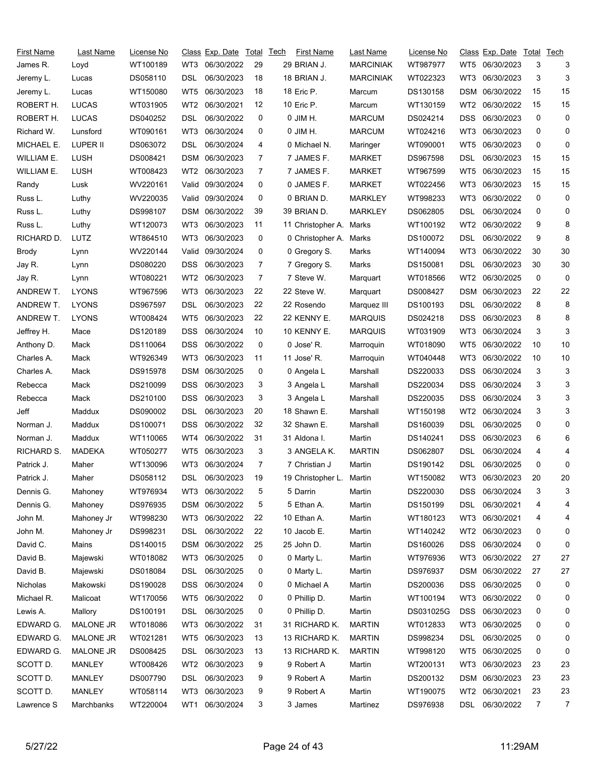| First Name | Last Name | License No | Class | Exp. Date | Total | Tech | First Name | Last Name | License No | Class | Exp. Date | Total | Tech |
|---|---|---|---|---|---|---|---|---|---|---|---|---|---|
| James R. | Loyd | WT100189 | WT3 | 06/30/2022 | 29 | 29 | BRIAN J. | MARCINIAK | WT987977 | WT5 | 06/30/2023 | 3 | 3 |
| Jeremy L. | Lucas | DS058110 | DSL | 06/30/2023 | 18 | 18 | BRIAN J. | MARCINIAK | WT022323 | WT3 | 06/30/2023 | 3 | 3 |
| Jeremy L. | Lucas | WT150080 | WT5 | 06/30/2023 | 18 | 18 | Eric P. | Marcum | DS130158 | DSM | 06/30/2022 | 15 | 15 |
| ROBERT H. | LUCAS | WT031905 | WT2 | 06/30/2021 | 12 | 10 | Eric P. | Marcum | WT130159 | WT2 | 06/30/2022 | 15 | 15 |
| ROBERT H. | LUCAS | DS040252 | DSL | 06/30/2022 | 0 | 0 | JIM H. | MARCUM | DS024214 | DSS | 06/30/2023 | 0 | 0 |
| Richard W. | Lunsford | WT090161 | WT3 | 06/30/2024 | 0 | 0 | JIM H. | MARCUM | WT024216 | WT3 | 06/30/2023 | 0 | 0 |
| MICHAEL E. | LUPER II | DS063072 | DSL | 06/30/2024 | 4 | 0 | Michael N. | Maringer | WT090001 | WT5 | 06/30/2023 | 0 | 0 |
| WILLIAM E. | LUSH | DS008421 | DSM | 06/30/2023 | 7 | 7 | JAMES F. | MARKET | DS967598 | DSL | 06/30/2023 | 15 | 15 |
| WILLIAM E. | LUSH | WT008423 | WT2 | 06/30/2023 | 7 | 7 | JAMES F. | MARKET | WT967599 | WT5 | 06/30/2023 | 15 | 15 |
| Randy | Lusk | WV220161 | Valid | 09/30/2024 | 0 | 0 | JAMES F. | MARKET | WT022456 | WT3 | 06/30/2023 | 15 | 15 |
| Russ L. | Luthy | WV220035 | Valid | 09/30/2024 | 0 | 0 | BRIAN D. | MARKLEY | WT998233 | WT3 | 06/30/2022 | 0 | 0 |
| Russ L. | Luthy | DS998107 | DSM | 06/30/2022 | 39 | 39 | BRIAN D. | MARKLEY | DS062805 | DSL | 06/30/2024 | 0 | 0 |
| Russ L. | Luthy | WT120073 | WT3 | 06/30/2023 | 11 | 11 | Christopher A. | Marks | WT100192 | WT2 | 06/30/2022 | 9 | 8 |
| RICHARD D. | LUTZ | WT864510 | WT3 | 06/30/2023 | 0 | 0 | Christopher A. | Marks | DS100072 | DSL | 06/30/2022 | 9 | 8 |
| Brody | Lynn | WV220144 | Valid | 09/30/2024 | 0 | 0 | Gregory S. | Marks | WT140094 | WT3 | 06/30/2022 | 30 | 30 |
| Jay R. | Lynn | DS080220 | DSS | 06/30/2023 | 7 | 7 | Gregory S. | Marks | DS150081 | DSL | 06/30/2023 | 30 | 30 |
| Jay R. | Lynn | WT080221 | WT2 | 06/30/2023 | 7 | 7 | Steve W. | Marquart | WT018566 | WT2 | 06/30/2025 | 0 | 0 |
| ANDREW T. | LYONS | WT967596 | WT3 | 06/30/2023 | 22 | 22 | Steve W. | Marquart | DS008427 | DSM | 06/30/2023 | 22 | 22 |
| ANDREW T. | LYONS | DS967597 | DSL | 06/30/2023 | 22 | 22 | Rosendo | Marquez III | DS100193 | DSL | 06/30/2022 | 8 | 8 |
| ANDREW T. | LYONS | WT008424 | WT5 | 06/30/2023 | 22 | 22 | KENNY E. | MARQUIS | DS024218 | DSS | 06/30/2023 | 8 | 8 |
| Jeffrey H. | Mace | DS120189 | DSS | 06/30/2024 | 10 | 10 | KENNY E. | MARQUIS | WT031909 | WT3 | 06/30/2024 | 3 | 3 |
| Anthony D. | Mack | DS110064 | DSS | 06/30/2022 | 0 | 0 | Jose' R. | Marroquin | WT018090 | WT5 | 06/30/2022 | 10 | 10 |
| Charles A. | Mack | WT926349 | WT3 | 06/30/2023 | 11 | 11 | Jose' R. | Marroquin | WT040448 | WT3 | 06/30/2022 | 10 | 10 |
| Charles A. | Mack | DS915978 | DSM | 06/30/2025 | 0 | 0 | Angela L | Marshall | DS220033 | DSS | 06/30/2024 | 3 | 3 |
| Rebecca | Mack | DS210099 | DSS | 06/30/2023 | 3 | 3 | Angela L | Marshall | DS220034 | DSS | 06/30/2024 | 3 | 3 |
| Rebecca | Mack | DS210100 | DSS | 06/30/2023 | 3 | 3 | Angela L | Marshall | DS220035 | DSS | 06/30/2024 | 3 | 3 |
| Jeff | Maddux | DS090002 | DSL | 06/30/2023 | 20 | 18 | Shawn E. | Marshall | WT150198 | WT2 | 06/30/2024 | 3 | 3 |
| Norman J. | Maddux | DS100071 | DSS | 06/30/2022 | 32 | 32 | Shawn E. | Marshall | DS160039 | DSL | 06/30/2025 | 0 | 0 |
| Norman J. | Maddux | WT110065 | WT4 | 06/30/2022 | 31 | 31 | Aldona I. | Martin | DS140241 | DSS | 06/30/2023 | 6 | 6 |
| RICHARD S. | MADEKA | WT050277 | WT5 | 06/30/2023 | 3 | 3 | ANGELA K. | MARTIN | DS062807 | DSL | 06/30/2024 | 4 | 4 |
| Patrick J. | Maher | WT130096 | WT3 | 06/30/2024 | 7 | 7 | Christian J | Martin | DS190142 | DSL | 06/30/2025 | 0 | 0 |
| Patrick J. | Maher | DS058112 | DSL | 06/30/2023 | 19 | 19 | Christopher L. | Martin | WT150082 | WT3 | 06/30/2023 | 20 | 20 |
| Dennis G. | Mahoney | WT976934 | WT3 | 06/30/2022 | 5 | 5 | Darrin | Martin | DS220030 | DSS | 06/30/2024 | 3 | 3 |
| Dennis G. | Mahoney | DS976935 | DSM | 06/30/2022 | 5 | 5 | Ethan A. | Martin | DS150199 | DSL | 06/30/2021 | 4 | 4 |
| John M. | Mahoney Jr | WT998230 | WT3 | 06/30/2022 | 22 | 10 | Ethan A. | Martin | WT180123 | WT3 | 06/30/2021 | 4 | 4 |
| John M. | Mahoney Jr | DS998231 | DSL | 06/30/2022 | 22 | 10 | Jacob E. | Martin | WT140242 | WT2 | 06/30/2023 | 0 | 0 |
| David C. | Mains | DS140015 | DSM | 06/30/2022 | 25 | 25 | John D. | Martin | DS160026 | DSS | 06/30/2024 | 0 | 0 |
| David B. | Majewski | WT018082 | WT3 | 06/30/2025 | 0 | 0 | Marty L. | Martin | WT976936 | WT3 | 06/30/2022 | 27 | 27 |
| David B. | Majewski | DS018084 | DSL | 06/30/2025 | 0 | 0 | Marty L. | Martin | DS976937 | DSM | 06/30/2022 | 27 | 27 |
| Nicholas | Makowski | DS190028 | DSS | 06/30/2024 | 0 | 0 | Michael A | Martin | DS200036 | DSS | 06/30/2025 | 0 | 0 |
| Michael R. | Malicoat | WT170056 | WT5 | 06/30/2022 | 0 | 0 | Phillip D. | Martin | WT100194 | WT3 | 06/30/2022 | 0 | 0 |
| Lewis A. | Mallory | DS100191 | DSL | 06/30/2025 | 0 | 0 | Phillip D. | Martin | DS031025G | DSS | 06/30/2023 | 0 | 0 |
| EDWARD G. | MALONE JR | WT018086 | WT3 | 06/30/2022 | 31 | 31 | RICHARD K. | MARTIN | WT012833 | WT3 | 06/30/2025 | 0 | 0 |
| EDWARD G. | MALONE JR | WT021281 | WT5 | 06/30/2023 | 13 | 13 | RICHARD K. | MARTIN | DS998234 | DSL | 06/30/2025 | 0 | 0 |
| EDWARD G. | MALONE JR | DS008425 | DSL | 06/30/2023 | 13 | 13 | RICHARD K. | MARTIN | WT998120 | WT5 | 06/30/2025 | 0 | 0 |
| SCOTT D. | MANLEY | WT008426 | WT2 | 06/30/2023 | 9 | 9 | Robert A | Martin | WT200131 | WT3 | 06/30/2023 | 23 | 23 |
| SCOTT D. | MANLEY | DS007790 | DSL | 06/30/2023 | 9 | 9 | Robert A | Martin | DS200132 | DSM | 06/30/2023 | 23 | 23 |
| SCOTT D. | MANLEY | WT058114 | WT3 | 06/30/2023 | 9 | 9 | Robert A | Martin | WT190075 | WT2 | 06/30/2021 | 23 | 23 |
| Lawrence S | Marchbanks | WT220004 | WT1 | 06/30/2024 | 3 | 3 | James | Martinez | DS976938 | DSL | 06/30/2022 | 7 | 7 |

5/27/22 11:29AM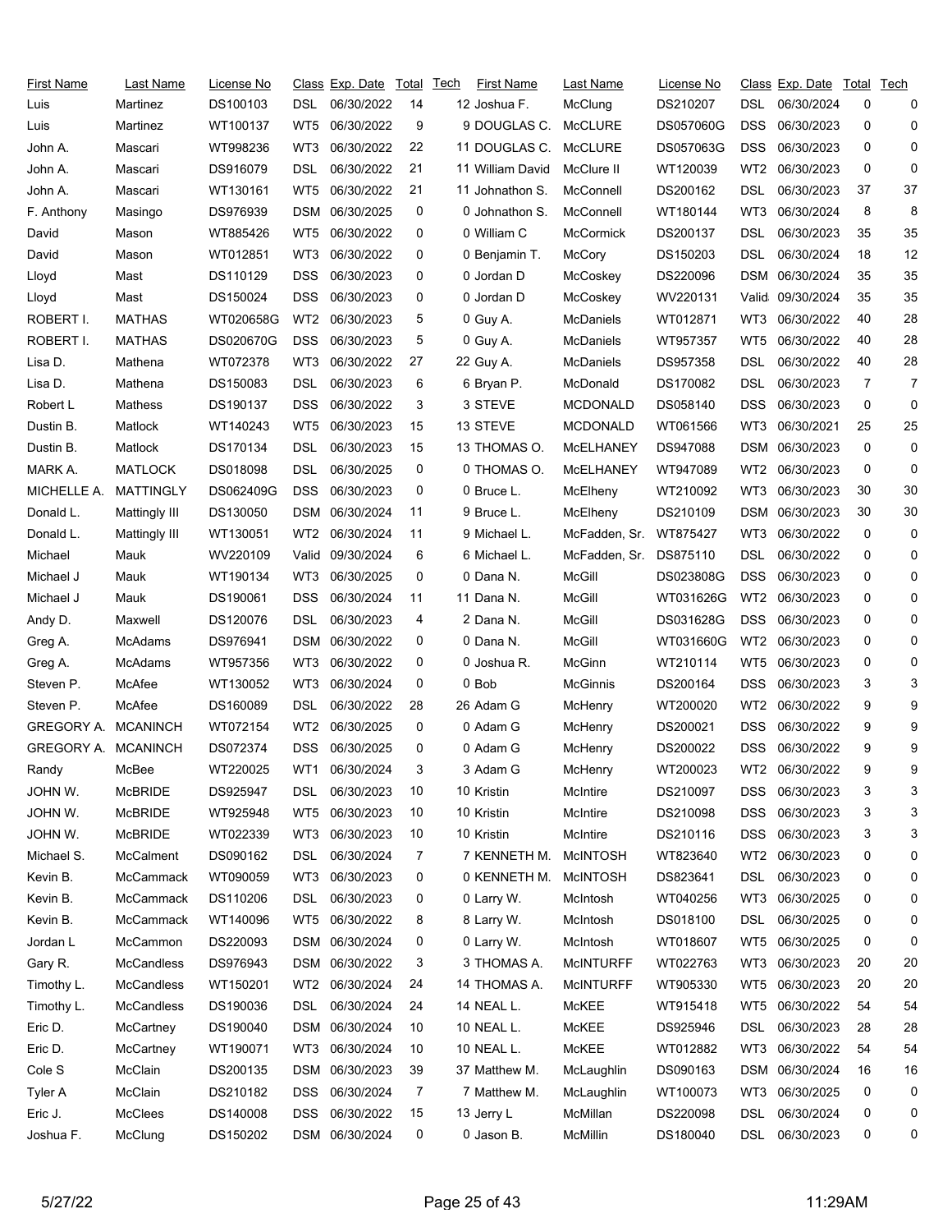| First Name | Last Name | License No | Class | Exp. Date | Total | Tech |
|---|---|---|---|---|---|---|
| Luis | Martinez | DS100103 | DSL | 06/30/2022 | 14 | 12 |
| Luis | Martinez | WT100137 | WT5 | 06/30/2022 | 9 | 9 |
| John A. | Mascari | WT998236 | WT3 | 06/30/2022 | 22 | 11 |
| John A. | Mascari | DS916079 | DSL | 06/30/2022 | 21 | 11 |
| John A. | Mascari | WT130161 | WT5 | 06/30/2022 | 21 | 11 |
| F. Anthony | Masingo | DS976939 | DSM | 06/30/2025 | 0 | 0 |
| David | Mason | WT885426 | WT5 | 06/30/2022 | 0 | 0 |
| David | Mason | WT012851 | WT3 | 06/30/2022 | 0 | 0 |
| Lloyd | Mast | DS110129 | DSS | 06/30/2023 | 0 | 0 |
| Lloyd | Mast | DS150024 | DSS | 06/30/2023 | 0 | 0 |
| ROBERT I. | MATHAS | WT020658G | WT2 | 06/30/2023 | 5 | 0 |
| ROBERT I. | MATHAS | DS020670G | DSS | 06/30/2023 | 5 | 0 |
| Lisa D. | Mathena | WT072378 | WT3 | 06/30/2022 | 27 | 22 |
| Lisa D. | Mathena | DS150083 | DSL | 06/30/2023 | 6 | 6 |
| Robert L | Mathess | DS190137 | DSS | 06/30/2022 | 3 | 3 |
| Dustin B. | Matlock | WT140243 | WT5 | 06/30/2023 | 15 | 13 |
| Dustin B. | Matlock | DS170134 | DSL | 06/30/2023 | 15 | 13 |
| MARK A. | MATLOCK | DS018098 | DSL | 06/30/2025 | 0 | 0 |
| MICHELLE A. | MATTINGLY | DS062409G | DSS | 06/30/2023 | 0 | 0 |
| Donald L. | Mattingly III | DS130050 | DSM | 06/30/2024 | 11 | 9 |
| Donald L. | Mattingly III | WT130051 | WT2 | 06/30/2024 | 11 | 9 |
| Michael | Mauk | WV220109 | Valid | 09/30/2024 | 6 | 6 |
| Michael J | Mauk | WT190134 | WT3 | 06/30/2025 | 0 | 0 |
| Michael J | Mauk | DS190061 | DSS | 06/30/2024 | 11 | 11 |
| Andy D. | Maxwell | DS120076 | DSL | 06/30/2023 | 4 | 2 |
| Greg A. | McAdams | DS976941 | DSM | 06/30/2022 | 0 | 0 |
| Greg A. | McAdams | WT957356 | WT3 | 06/30/2022 | 0 | 0 |
| Steven P. | McAfee | WT130052 | WT3 | 06/30/2024 | 0 | 0 |
| Steven P. | McAfee | DS160089 | DSL | 06/30/2022 | 28 | 26 |
| GREGORY A. | MCANINCH | WT072154 | WT2 | 06/30/2025 | 0 | 0 |
| GREGORY A. | MCANINCH | DS072374 | DSS | 06/30/2025 | 0 | 0 |
| Randy | McBee | WT220025 | WT1 | 06/30/2024 | 3 | 3 |
| JOHN W. | McBRIDE | DS925947 | DSL | 06/30/2023 | 10 | 10 |
| JOHN W. | McBRIDE | WT925948 | WT5 | 06/30/2023 | 10 | 10 |
| JOHN W. | McBRIDE | WT022339 | WT3 | 06/30/2023 | 10 | 10 |
| Michael S. | McCalment | DS090162 | DSL | 06/30/2024 | 7 | 7 |
| Kevin B. | McCammack | WT090059 | WT3 | 06/30/2023 | 0 | 0 |
| Kevin B. | McCammack | DS110206 | DSL | 06/30/2023 | 0 | 0 |
| Kevin B. | McCammack | WT140096 | WT5 | 06/30/2022 | 8 | 8 |
| Jordan L | McCammon | DS220093 | DSM | 06/30/2024 | 0 | 0 |
| Gary R. | McCandless | DS976943 | DSM | 06/30/2022 | 3 | 3 |
| Timothy L. | McCandless | WT150201 | WT2 | 06/30/2024 | 24 | 14 |
| Timothy L. | McCandless | DS190036 | DSL | 06/30/2024 | 24 | 14 |
| Eric D. | McCartney | DS190040 | DSM | 06/30/2024 | 10 | 10 |
| Eric D. | McCartney | WT190071 | WT3 | 06/30/2024 | 10 | 10 |
| Cole S | McClain | DS200135 | DSM | 06/30/2023 | 39 | 37 |
| Tyler A | McClain | DS210182 | DSS | 06/30/2024 | 7 | 7 |
| Eric J. | McClees | DS140008 | DSS | 06/30/2022 | 15 | 13 |
| Joshua F. | McClung | DS150202 | DSM | 06/30/2024 | 0 | 0 |
| Joshua F. | McClung | DS210207 | DSL | 06/30/2024 | 0 | 0 |
| DOUGLAS C. | McCLURE | DS057060G | DSS | 06/30/2023 | 0 | 0 |
| DOUGLAS C. | McCLURE | DS057063G | DSS | 06/30/2023 | 0 | 0 |
| William David | McClure II | WT120039 | WT2 | 06/30/2023 | 0 | 0 |
| Johnathon S. | McConnell | DS200162 | DSL | 06/30/2023 | 37 | 37 |
| Johnathon S. | McConnell | WT180144 | WT3 | 06/30/2024 | 8 | 8 |
| William C | McCormick | DS200137 | DSL | 06/30/2023 | 35 | 35 |
| Benjamin T. | McCory | DS150203 | DSL | 06/30/2024 | 18 | 12 |
| Jordan D | McCoskey | DS220096 | DSM | 06/30/2024 | 35 | 35 |
| Jordan D | McCoskey | WV220131 | Valid | 09/30/2024 | 35 | 35 |
| Guy A. | McDaniels | WT012871 | WT3 | 06/30/2022 | 40 | 28 |
| Guy A. | McDaniels | WT957357 | WT5 | 06/30/2022 | 40 | 28 |
| Guy A. | McDaniels | DS957358 | DSL | 06/30/2022 | 40 | 28 |
| Bryan P. | McDonald | DS170082 | DSL | 06/30/2023 | 7 | 7 |
| STEVE | MCDONALD | DS058140 | DSS | 06/30/2023 | 0 | 0 |
| STEVE | MCDONALD | WT061566 | WT3 | 06/30/2021 | 25 | 25 |
| THOMAS O. | McELHANEY | DS947088 | DSM | 06/30/2023 | 0 | 0 |
| THOMAS O. | McELHANEY | WT947089 | WT2 | 06/30/2023 | 0 | 0 |
| Bruce L. | McElheny | WT210092 | WT3 | 06/30/2023 | 30 | 30 |
| Bruce L. | McElheny | DS210109 | DSM | 06/30/2023 | 30 | 30 |
| Michael L. | McFadden, Sr. | WT875427 | WT3 | 06/30/2022 | 0 | 0 |
| Michael L. | McFadden, Sr. | DS875110 | DSL | 06/30/2022 | 0 | 0 |
| Dana N. | McGill | DS023808G | DSS | 06/30/2023 | 0 | 0 |
| Dana N. | McGill | WT031626G | WT2 | 06/30/2023 | 0 | 0 |
| Dana N. | McGill | DS031628G | DSS | 06/30/2023 | 0 | 0 |
| Dana N. | McGill | WT031660G | WT2 | 06/30/2023 | 0 | 0 |
| Joshua R. | McGinn | WT210114 | WT5 | 06/30/2023 | 0 | 0 |
| Bob | McGinnis | DS200164 | DSS | 06/30/2023 | 3 | 3 |
| Adam G | McHenry | WT200020 | WT2 | 06/30/2022 | 9 | 9 |
| Adam G | McHenry | DS200021 | DSS | 06/30/2022 | 9 | 9 |
| Adam G | McHenry | DS200022 | DSS | 06/30/2022 | 9 | 9 |
| Adam G | McHenry | WT200023 | WT2 | 06/30/2022 | 9 | 9 |
| Kristin | McIntire | DS210097 | DSS | 06/30/2023 | 3 | 3 |
| Kristin | McIntire | DS210098 | DSS | 06/30/2023 | 3 | 3 |
| Kristin | McIntire | DS210116 | DSS | 06/30/2023 | 3 | 3 |
| KENNETH M. | McINTOSH | WT823640 | WT2 | 06/30/2023 | 0 | 0 |
| KENNETH M. | McINTOSH | DS823641 | DSL | 06/30/2023 | 0 | 0 |
| Larry W. | McIntosh | WT040256 | WT3 | 06/30/2025 | 0 | 0 |
| Larry W. | McIntosh | DS018100 | DSL | 06/30/2025 | 0 | 0 |
| Larry W. | McIntosh | WT018607 | WT5 | 06/30/2025 | 0 | 0 |
| THOMAS A. | McINTURFF | WT022763 | WT3 | 06/30/2023 | 20 | 20 |
| THOMAS A. | McINTURFF | WT905330 | WT5 | 06/30/2023 | 20 | 20 |
| NEAL L. | McKEE | WT915418 | WT5 | 06/30/2022 | 54 | 54 |
| NEAL L. | McKEE | DS925946 | DSL | 06/30/2023 | 28 | 28 |
| NEAL L. | McKEE | WT012882 | WT3 | 06/30/2022 | 54 | 54 |
| Matthew M. | McLaughlin | DS090163 | DSM | 06/30/2024 | 16 | 16 |
| Matthew M. | McLaughlin | WT100073 | WT3 | 06/30/2025 | 0 | 0 |
| Jerry L | McMillan | DS220098 | DSL | 06/30/2024 | 0 | 0 |
| Jason B. | McMillin | DS180040 | DSL | 06/30/2023 | 0 | 0 |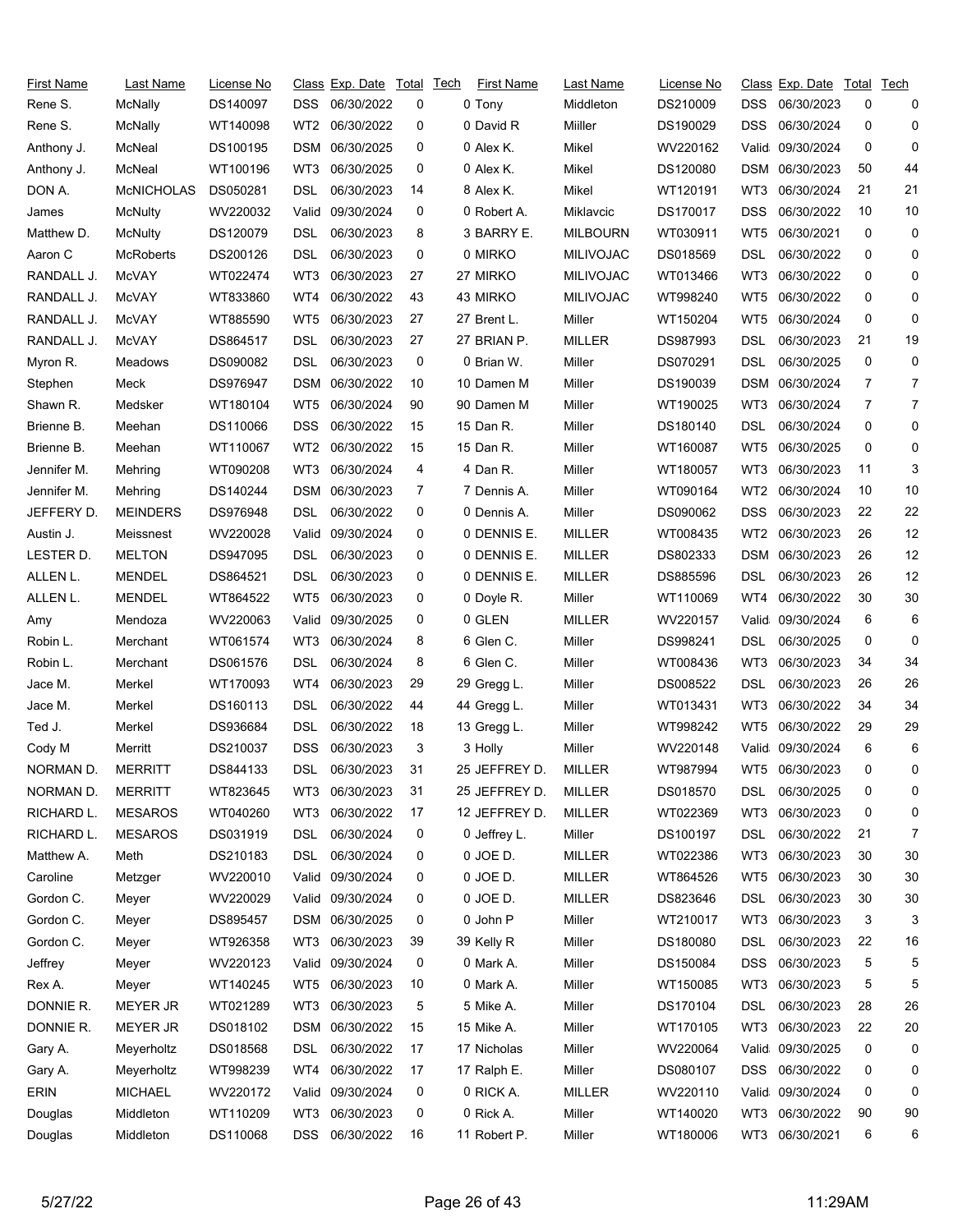| First Name | Last Name | License No | Class | Exp. Date | Total | Tech | First Name | Last Name | License No | Class | Exp. Date | Total | Tech |
|---|---|---|---|---|---|---|---|---|---|---|---|---|---|
| Rene S. | McNally | DS140097 | DSS | 06/30/2022 | 0 | 0 | Tony | Middleton | DS210009 | DSS | 06/30/2023 | 0 | 0 |
| Rene S. | McNally | WT140098 | WT2 | 06/30/2022 | 0 | 0 | David R | Miiller | DS190029 | DSS | 06/30/2024 | 0 | 0 |
| Anthony J. | McNeal | DS100195 | DSM | 06/30/2025 | 0 | 0 | Alex K. | Mikel | WV220162 | Valid | 09/30/2024 | 0 | 0 |
| Anthony J. | McNeal | WT100196 | WT3 | 06/30/2025 | 0 | 0 | Alex K. | Mikel | DS120080 | DSM | 06/30/2023 | 50 | 44 |
| DON A. | McNICHOLAS | DS050281 | DSL | 06/30/2023 | 14 | 8 | Alex K. | Mikel | WT120191 | WT3 | 06/30/2024 | 21 | 21 |
| James | McNulty | WV220032 | Valid | 09/30/2024 | 0 | 0 | Robert A. | Miklavcic | DS170017 | DSS | 06/30/2022 | 10 | 10 |
| Matthew D. | McNulty | DS120079 | DSL | 06/30/2023 | 8 | 3 | BARRY E. | MILBOURN | WT030911 | WT5 | 06/30/2021 | 0 | 0 |
| Aaron C | McRoberts | DS200126 | DSL | 06/30/2023 | 0 | 0 | MIRKO | MILIVOJAC | DS018569 | DSL | 06/30/2022 | 0 | 0 |
| RANDALL J. | McVAY | WT022474 | WT3 | 06/30/2023 | 27 | 27 | MIRKO | MILIVOJAC | WT013466 | WT3 | 06/30/2022 | 0 | 0 |
| RANDALL J. | McVAY | WT833860 | WT4 | 06/30/2022 | 43 | 43 | MIRKO | MILIVOJAC | WT998240 | WT5 | 06/30/2022 | 0 | 0 |
| RANDALL J. | McVAY | WT885590 | WT5 | 06/30/2023 | 27 | 27 | Brent L. | Miller | WT150204 | WT5 | 06/30/2024 | 0 | 0 |
| RANDALL J. | McVAY | DS864517 | DSL | 06/30/2023 | 27 | 27 | BRIAN P. | MILLER | DS987993 | DSL | 06/30/2023 | 21 | 19 |
| Myron R. | Meadows | DS090082 | DSL | 06/30/2023 | 0 | 0 | Brian W. | Miller | DS070291 | DSL | 06/30/2025 | 0 | 0 |
| Stephen | Meck | DS976947 | DSM | 06/30/2022 | 10 | 10 | Damen M | Miller | DS190039 | DSM | 06/30/2024 | 7 | 7 |
| Shawn R. | Medsker | WT180104 | WT5 | 06/30/2024 | 90 | 90 | Damen M | Miller | WT190025 | WT3 | 06/30/2024 | 7 | 7 |
| Brienne B. | Meehan | DS110066 | DSS | 06/30/2022 | 15 | 15 | Dan R. | Miller | DS180140 | DSL | 06/30/2024 | 0 | 0 |
| Brienne B. | Meehan | WT110067 | WT2 | 06/30/2022 | 15 | 15 | Dan R. | Miller | WT160087 | WT5 | 06/30/2025 | 0 | 0 |
| Jennifer M. | Mehring | WT090208 | WT3 | 06/30/2024 | 4 | 4 | Dan R. | Miller | WT180057 | WT3 | 06/30/2023 | 11 | 3 |
| Jennifer M. | Mehring | DS140244 | DSM | 06/30/2023 | 7 | 7 | Dennis A. | Miller | WT090164 | WT2 | 06/30/2024 | 10 | 10 |
| JEFFERY D. | MEINDERS | DS976948 | DSL | 06/30/2022 | 0 | 0 | Dennis A. | Miller | DS090062 | DSS | 06/30/2023 | 22 | 22 |
| Austin J. | Meissnest | WV220028 | Valid | 09/30/2024 | 0 | 0 | DENNIS E. | MILLER | WT008435 | WT2 | 06/30/2023 | 26 | 12 |
| LESTER D. | MELTON | DS947095 | DSL | 06/30/2023 | 0 | 0 | DENNIS E. | MILLER | DS802333 | DSM | 06/30/2023 | 26 | 12 |
| ALLEN L. | MENDEL | DS864521 | DSL | 06/30/2023 | 0 | 0 | DENNIS E. | MILLER | DS885596 | DSL | 06/30/2023 | 26 | 12 |
| ALLEN L. | MENDEL | WT864522 | WT5 | 06/30/2023 | 0 | 0 | Doyle R. | Miller | WT110069 | WT4 | 06/30/2022 | 30 | 30 |
| Amy | Mendoza | WV220063 | Valid | 09/30/2025 | 0 | 0 | GLEN | MILLER | WV220157 | Valid | 09/30/2024 | 6 | 6 |
| Robin L. | Merchant | WT061574 | WT3 | 06/30/2024 | 8 | 6 | Glen C. | Miller | DS998241 | DSL | 06/30/2025 | 0 | 0 |
| Robin L. | Merchant | DS061576 | DSL | 06/30/2024 | 8 | 6 | Glen C. | Miller | WT008436 | WT3 | 06/30/2023 | 34 | 34 |
| Jace M. | Merkel | WT170093 | WT4 | 06/30/2023 | 29 | 29 | Gregg L. | Miller | DS008522 | DSL | 06/30/2023 | 26 | 26 |
| Jace M. | Merkel | DS160113 | DSL | 06/30/2022 | 44 | 44 | Gregg L. | Miller | WT013431 | WT3 | 06/30/2022 | 34 | 34 |
| Ted J. | Merkel | DS936684 | DSL | 06/30/2022 | 18 | 13 | Gregg L. | Miller | WT998242 | WT5 | 06/30/2022 | 29 | 29 |
| Cody M | Merritt | DS210037 | DSS | 06/30/2023 | 3 | 3 | Holly | Miller | WV220148 | Valid | 09/30/2024 | 6 | 6 |
| NORMAN D. | MERRITT | DS844133 | DSL | 06/30/2023 | 31 | 25 | JEFFREY D. | MILLER | WT987994 | WT5 | 06/30/2023 | 0 | 0 |
| NORMAN D. | MERRITT | WT823645 | WT3 | 06/30/2023 | 31 | 25 | JEFFREY D. | MILLER | DS018570 | DSL | 06/30/2025 | 0 | 0 |
| RICHARD L. | MESAROS | WT040260 | WT3 | 06/30/2022 | 17 | 12 | JEFFREY D. | MILLER | WT022369 | WT3 | 06/30/2023 | 0 | 0 |
| RICHARD L. | MESAROS | DS031919 | DSL | 06/30/2024 | 0 | 0 | Jeffrey L. | Miller | DS100197 | DSL | 06/30/2022 | 21 | 7 |
| Matthew A. | Meth | DS210183 | DSL | 06/30/2024 | 0 | 0 | JOE D. | MILLER | WT022386 | WT3 | 06/30/2023 | 30 | 30 |
| Caroline | Metzger | WV220010 | Valid | 09/30/2024 | 0 | 0 | JOE D. | MILLER | WT864526 | WT5 | 06/30/2023 | 30 | 30 |
| Gordon C. | Meyer | WV220029 | Valid | 09/30/2024 | 0 | 0 | JOE D. | MILLER | DS823646 | DSL | 06/30/2023 | 30 | 30 |
| Gordon C. | Meyer | DS895457 | DSM | 06/30/2025 | 0 | 0 | John P | Miller | WT210017 | WT3 | 06/30/2023 | 3 | 3 |
| Gordon C. | Meyer | WT926358 | WT3 | 06/30/2023 | 39 | 39 | Kelly R | Miller | DS180080 | DSL | 06/30/2023 | 22 | 16 |
| Jeffrey | Meyer | WV220123 | Valid | 09/30/2024 | 0 | 0 | Mark A. | Miller | DS150084 | DSS | 06/30/2023 | 5 | 5 |
| Rex A. | Meyer | WT140245 | WT5 | 06/30/2023 | 10 | 0 | Mark A. | Miller | WT150085 | WT3 | 06/30/2023 | 5 | 5 |
| DONNIE R. | MEYER JR | WT021289 | WT3 | 06/30/2023 | 5 | 5 | Mike A. | Miller | DS170104 | DSL | 06/30/2023 | 28 | 26 |
| DONNIE R. | MEYER JR | DS018102 | DSM | 06/30/2022 | 15 | 15 | Mike A. | Miller | WT170105 | WT3 | 06/30/2023 | 22 | 20 |
| Gary A. | Meyerholtz | DS018568 | DSL | 06/30/2022 | 17 | 17 | Nicholas | Miller | WV220064 | Valid | 09/30/2025 | 0 | 0 |
| Gary A. | Meyerholtz | WT998239 | WT4 | 06/30/2022 | 17 | 17 | Ralph E. | Miller | DS080107 | DSS | 06/30/2022 | 0 | 0 |
| ERIN | MICHAEL | WV220172 | Valid | 09/30/2024 | 0 | 0 | RICK A. | MILLER | WV220110 | Valid | 09/30/2024 | 0 | 0 |
| Douglas | Middleton | WT110209 | WT3 | 06/30/2023 | 0 | 0 | Rick A. | Miller | WT140020 | WT3 | 06/30/2022 | 90 | 90 |
| Douglas | Middleton | DS110068 | DSS | 06/30/2022 | 16 | 11 | Robert P. | Miller | WT180006 | WT3 | 06/30/2021 | 6 | 6 |

5/27/22 11:29AM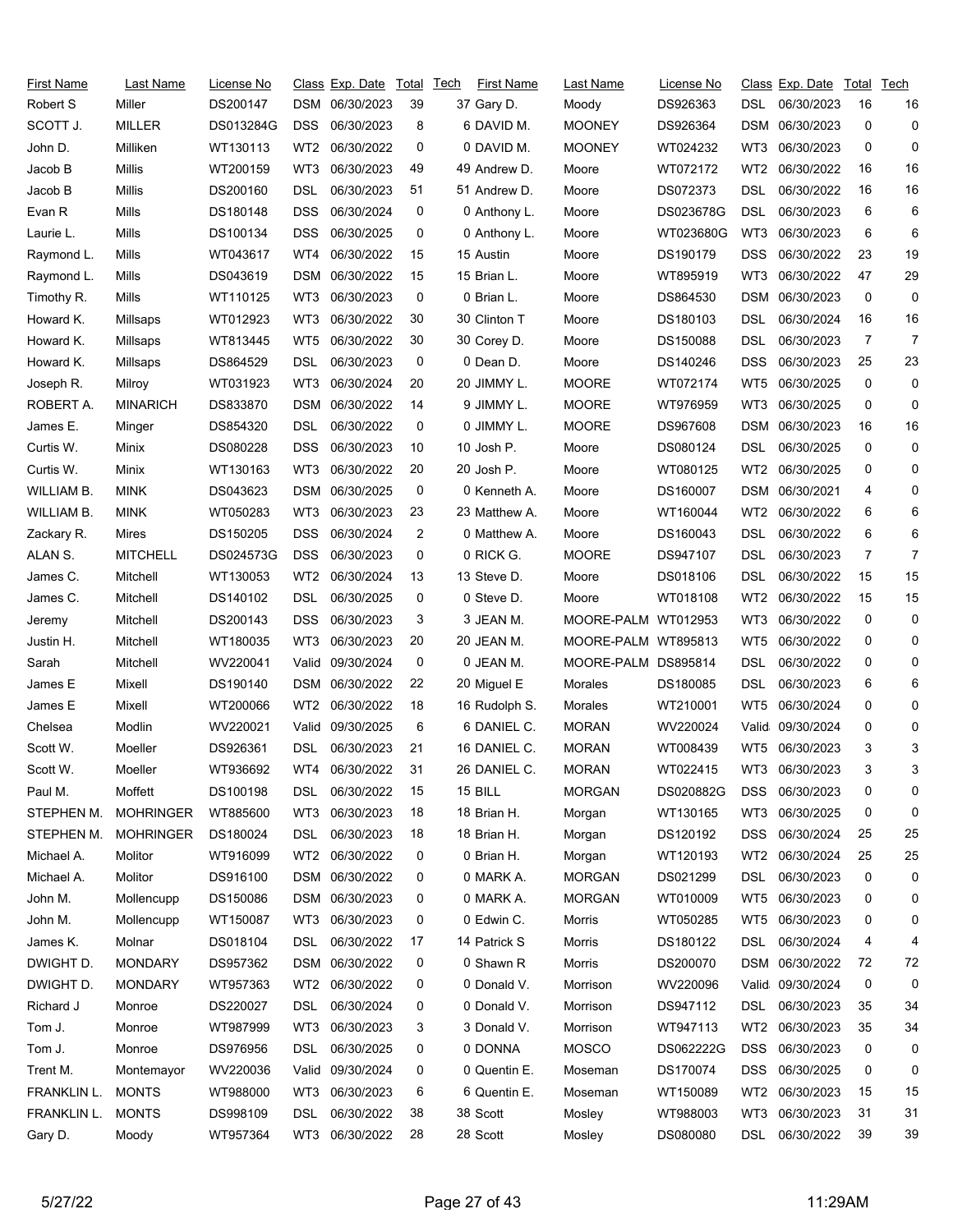| First Name | Last Name | License No | Class | Exp. Date | Total | Tech |
|---|---|---|---|---|---|---|
| Robert S | Miller | DS200147 | DSM | 06/30/2023 | 39 | 37 |
| SCOTT J. | MILLER | DS013284G | DSS | 06/30/2023 | 8 | 6 |
| John D. | Milliken | WT130113 | WT2 | 06/30/2022 | 0 | 0 |
| Jacob B | Millis | WT200159 | WT3 | 06/30/2023 | 49 | 49 |
| Jacob B | Millis | DS200160 | DSL | 06/30/2023 | 51 | 51 |
| Evan R | Mills | DS180148 | DSS | 06/30/2024 | 0 | 0 |
| Laurie L. | Mills | DS100134 | DSS | 06/30/2025 | 0 | 0 |
| Raymond L. | Mills | WT043617 | WT4 | 06/30/2022 | 15 | 15 |
| Raymond L. | Mills | DS043619 | DSM | 06/30/2022 | 15 | 15 |
| Timothy R. | Mills | WT110125 | WT3 | 06/30/2023 | 0 | 0 |
| Howard K. | Millsaps | WT012923 | WT3 | 06/30/2022 | 30 | 30 |
| Howard K. | Millsaps | WT813445 | WT5 | 06/30/2022 | 30 | 30 |
| Howard K. | Millsaps | DS864529 | DSL | 06/30/2023 | 0 | 0 |
| Joseph R. | Milroy | WT031923 | WT3 | 06/30/2024 | 20 | 20 |
| ROBERT A. | MINARICH | DS833870 | DSM | 06/30/2022 | 14 | 9 |
| James E. | Minger | DS854320 | DSL | 06/30/2022 | 0 | 0 |
| Curtis W. | Minix | DS080228 | DSS | 06/30/2023 | 10 | 10 |
| Curtis W. | Minix | WT130163 | WT3 | 06/30/2022 | 20 | 20 |
| WILLIAM B. | MINK | DS043623 | DSM | 06/30/2025 | 0 | 0 |
| WILLIAM B. | MINK | WT050283 | WT3 | 06/30/2023 | 23 | 23 |
| Zackary R. | Mires | DS150205 | DSS | 06/30/2024 | 2 | 0 |
| ALAN S. | MITCHELL | DS024573G | DSS | 06/30/2023 | 0 | 0 |
| James C. | Mitchell | WT130053 | WT2 | 06/30/2024 | 13 | 13 |
| James C. | Mitchell | DS140102 | DSL | 06/30/2025 | 0 | 0 |
| Jeremy | Mitchell | DS200143 | DSS | 06/30/2023 | 3 | 3 |
| Justin H. | Mitchell | WT180035 | WT3 | 06/30/2023 | 20 | 20 |
| Sarah | Mitchell | WV220041 | Valid | 09/30/2024 | 0 | 0 |
| James E | Mixell | DS190140 | DSM | 06/30/2022 | 22 | 20 |
| James E | Mixell | WT200066 | WT2 | 06/30/2022 | 18 | 16 |
| Chelsea | Modlin | WV220021 | Valid | 09/30/2025 | 6 | 6 |
| Scott W. | Moeller | DS926361 | DSL | 06/30/2023 | 21 | 16 |
| Scott W. | Moeller | WT936692 | WT4 | 06/30/2022 | 31 | 26 |
| Paul M. | Moffett | DS100198 | DSL | 06/30/2022 | 15 | 15 |
| STEPHEN M. | MOHRINGER | WT885600 | WT3 | 06/30/2023 | 18 | 18 |
| STEPHEN M. | MOHRINGER | DS180024 | DSL | 06/30/2023 | 18 | 18 |
| Michael A. | Molitor | WT916099 | WT2 | 06/30/2022 | 0 | 0 |
| Michael A. | Molitor | DS916100 | DSM | 06/30/2022 | 0 | 0 |
| John M. | Mollencupp | DS150086 | DSM | 06/30/2023 | 0 | 0 |
| John M. | Mollencupp | WT150087 | WT3 | 06/30/2023 | 0 | 0 |
| James K. | Molnar | DS018104 | DSL | 06/30/2022 | 17 | 14 |
| DWIGHT D. | MONDARY | DS957362 | DSM | 06/30/2022 | 0 | 0 |
| DWIGHT D. | MONDARY | WT957363 | WT2 | 06/30/2022 | 0 | 0 |
| Richard J | Monroe | DS220027 | DSL | 06/30/2024 | 0 | 0 |
| Tom J. | Monroe | WT987999 | WT3 | 06/30/2023 | 3 | 3 |
| Tom J. | Monroe | DS976956 | DSL | 06/30/2025 | 0 | 0 |
| Trent M. | Montemayor | WV220036 | Valid | 09/30/2024 | 0 | 0 |
| FRANKLIN L. | MONTS | WT988000 | WT3 | 06/30/2023 | 6 | 6 |
| FRANKLIN L. | MONTS | DS998109 | DSL | 06/30/2022 | 38 | 38 |
| Gary D. | Moody | WT957364 | WT3 | 06/30/2022 | 28 | 28 |
| Gary D. | Moody | DS926363 | DSL | 06/30/2023 | 16 | 16 |
| DAVID M. | MOONEY | DS926364 | DSM | 06/30/2023 | 0 | 0 |
| DAVID M. | MOONEY | WT024232 | WT3 | 06/30/2023 | 0 | 0 |
| Andrew D. | Moore | WT072172 | WT2 | 06/30/2022 | 16 | 16 |
| Andrew D. | Moore | DS072373 | DSL | 06/30/2022 | 16 | 16 |
| Anthony L. | Moore | DS023678G | DSL | 06/30/2023 | 6 | 6 |
| Anthony L. | Moore | WT023680G | WT3 | 06/30/2023 | 6 | 6 |
| Austin | Moore | DS190179 | DSS | 06/30/2022 | 23 | 19 |
| Brian L. | Moore | WT895919 | WT3 | 06/30/2022 | 47 | 29 |
| Brian L. | Moore | DS864530 | DSM | 06/30/2023 | 0 | 0 |
| Clinton T | Moore | DS180103 | DSL | 06/30/2024 | 16 | 16 |
| Corey D. | Moore | DS150088 | DSL | 06/30/2023 | 7 | 7 |
| Dean D. | Moore | DS140246 | DSS | 06/30/2023 | 25 | 23 |
| JIMMY L. | MOORE | WT072174 | WT5 | 06/30/2025 | 0 | 0 |
| JIMMY L. | MOORE | WT976959 | WT3 | 06/30/2025 | 0 | 0 |
| JIMMY L. | MOORE | DS967608 | DSM | 06/30/2023 | 16 | 16 |
| Josh P. | Moore | DS080124 | DSL | 06/30/2025 | 0 | 0 |
| Josh P. | Moore | WT080125 | WT2 | 06/30/2025 | 0 | 0 |
| Kenneth A. | Moore | DS160007 | DSM | 06/30/2021 | 4 | 0 |
| Matthew A. | Moore | WT160044 | WT2 | 06/30/2022 | 6 | 6 |
| Matthew A. | Moore | DS160043 | DSL | 06/30/2022 | 6 | 6 |
| RICK G. | MOORE | DS947107 | DSL | 06/30/2023 | 7 | 7 |
| Steve D. | Moore | DS018106 | DSL | 06/30/2022 | 15 | 15 |
| Steve D. | Moore | WT018108 | WT2 | 06/30/2022 | 15 | 15 |
| JEAN M. | MOORE-PALM | WT012953 | WT3 | 06/30/2022 | 0 | 0 |
| JEAN M. | MOORE-PALM | WT895813 | WT5 | 06/30/2022 | 0 | 0 |
| JEAN M. | MOORE-PALM | DS895814 | DSL | 06/30/2022 | 0 | 0 |
| Miguel E | Morales | DS180085 | DSL | 06/30/2023 | 6 | 6 |
| Rudolph S. | Morales | WT210001 | WT5 | 06/30/2024 | 0 | 0 |
| DANIEL C. | MORAN | WV220024 | Valid | 09/30/2024 | 0 | 0 |
| DANIEL C. | MORAN | WT008439 | WT5 | 06/30/2023 | 3 | 3 |
| DANIEL C. | MORAN | WT022415 | WT3 | 06/30/2023 | 3 | 3 |
| BILL | MORGAN | DS020882G | DSS | 06/30/2023 | 0 | 0 |
| Brian H. | Morgan | WT130165 | WT3 | 06/30/2025 | 0 | 0 |
| Brian H. | Morgan | DS120192 | DSS | 06/30/2024 | 25 | 25 |
| Brian H. | Morgan | WT120193 | WT2 | 06/30/2024 | 25 | 25 |
| MARK A. | MORGAN | DS021299 | DSL | 06/30/2023 | 0 | 0 |
| MARK A. | MORGAN | WT010009 | WT5 | 06/30/2023 | 0 | 0 |
| Edwin C. | Morris | WT050285 | WT5 | 06/30/2023 | 0 | 0 |
| Patrick S | Morris | DS180122 | DSL | 06/30/2024 | 4 | 4 |
| Shawn R | Morris | DS200070 | DSM | 06/30/2022 | 72 | 72 |
| Donald V. | Morrison | WV220096 | Valid | 09/30/2024 | 0 | 0 |
| Donald V. | Morrison | DS947112 | DSL | 06/30/2023 | 35 | 34 |
| Donald V. | Morrison | WT947113 | WT2 | 06/30/2023 | 35 | 34 |
| DONNA | MOSCO | DS062222G | DSS | 06/30/2023 | 0 | 0 |
| Quentin E. | Moseman | DS170074 | DSS | 06/30/2025 | 0 | 0 |
| Quentin E. | Moseman | WT150089 | WT2 | 06/30/2023 | 15 | 15 |
| Scott | Mosley | WT988003 | WT3 | 06/30/2023 | 31 | 31 |
| Scott | Mosley | DS080080 | DSL | 06/30/2022 | 39 | 39 |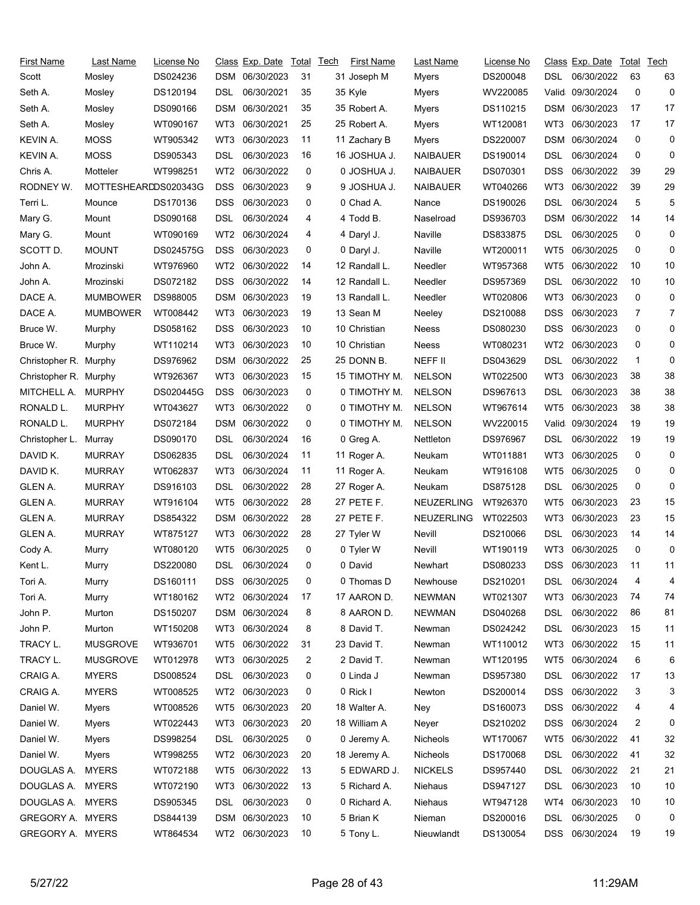| First Name | Last Name | License No | Class | Exp. Date | Total | Tech | First Name | Last Name | License No | Class | Exp. Date | Total | Tech |
|---|---|---|---|---|---|---|---|---|---|---|---|---|---|
| Scott | Mosley | DS024236 | DSM | 06/30/2023 | 31 | 31 | Joseph M | Myers | DS200048 | DSL | 06/30/2022 | 63 | 63 |
| Seth A. | Mosley | DS120194 | DSL | 06/30/2021 | 35 | 35 | Kyle | Myers | WV220085 | Valid | 09/30/2024 | 0 | 0 |
| Seth A. | Mosley | DS090166 | DSM | 06/30/2021 | 35 | 35 | Robert A. | Myers | DS110215 | DSM | 06/30/2023 | 17 | 17 |
| Seth A. | Mosley | WT090167 | WT3 | 06/30/2021 | 25 | 25 | Robert A. | Myers | WT120081 | WT3 | 06/30/2023 | 17 | 17 |
| KEVIN A. | MOSS | WT905342 | WT3 | 06/30/2023 | 11 | 11 | Zachary B | Myers | DS220007 | DSM | 06/30/2024 | 0 | 0 |
| KEVIN A. | MOSS | DS905343 | DSL | 06/30/2023 | 16 | 16 | JOSHUA J. | NAIBAUER | DS190014 | DSL | 06/30/2024 | 0 | 0 |
| Chris A. | Motteler | WT998251 | WT2 | 06/30/2022 | 0 | 0 | JOSHUA J. | NAIBAUER | DS070301 | DSS | 06/30/2022 | 39 | 29 |
| RODNEY W. | MOTTESHEARD | DS020343G | DSS | 06/30/2023 | 9 | 9 | JOSHUA J. | NAIBAUER | WT040266 | WT3 | 06/30/2022 | 39 | 29 |
| Terri L. | Mounce | DS170136 | DSS | 06/30/2023 | 0 | 0 | Chad A. | Nance | DS190026 | DSL | 06/30/2024 | 5 | 5 |
| Mary G. | Mount | DS090168 | DSL | 06/30/2024 | 4 | 4 | Todd B. | Naselroad | DS936703 | DSM | 06/30/2022 | 14 | 14 |
| Mary G. | Mount | WT090169 | WT2 | 06/30/2024 | 4 | 4 | Daryl J. | Naville | DS833875 | DSL | 06/30/2025 | 0 | 0 |
| SCOTT D. | MOUNT | DS024575G | DSS | 06/30/2023 | 0 | 0 | Daryl J. | Naville | WT200011 | WT5 | 06/30/2025 | 0 | 0 |
| John A. | Mrozinski | WT976960 | WT2 | 06/30/2022 | 14 | 12 | Randall L. | Needler | WT957368 | WT5 | 06/30/2022 | 10 | 10 |
| John A. | Mrozinski | DS072182 | DSS | 06/30/2022 | 14 | 12 | Randall L. | Needler | DS957369 | DSL | 06/30/2022 | 10 | 10 |
| DACE A. | MUMBOWER | DS988005 | DSM | 06/30/2023 | 19 | 13 | Randall L. | Needler | WT020806 | WT3 | 06/30/2023 | 0 | 0 |
| DACE A. | MUMBOWER | WT008442 | WT3 | 06/30/2023 | 19 | 13 | Sean M | Neeley | DS210088 | DSS | 06/30/2023 | 7 | 7 |
| Bruce W. | Murphy | DS058162 | DSS | 06/30/2023 | 10 | 10 | Christian | Neess | DS080230 | DSS | 06/30/2023 | 0 | 0 |
| Bruce W. | Murphy | WT110214 | WT3 | 06/30/2023 | 10 | 10 | Christian | Neess | WT080231 | WT2 | 06/30/2023 | 0 | 0 |
| Christopher R. | Murphy | DS976962 | DSM | 06/30/2022 | 25 | 25 | DONN B. | NEFF II | DS043629 | DSL | 06/30/2022 | 1 | 0 |
| Christopher R. | Murphy | WT926367 | WT3 | 06/30/2023 | 15 | 15 | TIMOTHY M. | NELSON | WT022500 | WT3 | 06/30/2023 | 38 | 38 |
| MITCHELL A. | MURPHY | DS020445G | DSS | 06/30/2023 | 0 | 0 | TIMOTHY M. | NELSON | DS967613 | DSL | 06/30/2023 | 38 | 38 |
| RONALD L. | MURPHY | WT043627 | WT3 | 06/30/2022 | 0 | 0 | TIMOTHY M. | NELSON | WT967614 | WT5 | 06/30/2023 | 38 | 38 |
| RONALD L. | MURPHY | DS072184 | DSM | 06/30/2022 | 0 | 0 | TIMOTHY M. | NELSON | WV220015 | Valid | 09/30/2024 | 19 | 19 |
| Christopher L. | Murray | DS090170 | DSL | 06/30/2024 | 16 | 0 | Greg A. | Nettleton | DS976967 | DSL | 06/30/2022 | 19 | 19 |
| DAVID K. | MURRAY | DS062835 | DSL | 06/30/2024 | 11 | 11 | Roger A. | Neukam | WT011881 | WT3 | 06/30/2025 | 0 | 0 |
| DAVID K. | MURRAY | WT062837 | WT3 | 06/30/2024 | 11 | 11 | Roger A. | Neukam | WT916108 | WT5 | 06/30/2025 | 0 | 0 |
| GLEN A. | MURRAY | DS916103 | DSL | 06/30/2022 | 28 | 27 | Roger A. | Neukam | DS875128 | DSL | 06/30/2025 | 0 | 0 |
| GLEN A. | MURRAY | WT916104 | WT5 | 06/30/2022 | 28 | 27 | PETE F. | NEUZERLING | WT926370 | WT5 | 06/30/2023 | 23 | 15 |
| GLEN A. | MURRAY | DS854322 | DSM | 06/30/2022 | 28 | 27 | PETE F. | NEUZERLING | WT022503 | WT3 | 06/30/2023 | 23 | 15 |
| GLEN A. | MURRAY | WT875127 | WT3 | 06/30/2022 | 28 | 27 | Tyler W | Nevill | DS210066 | DSL | 06/30/2023 | 14 | 14 |
| Cody A. | Murry | WT080120 | WT5 | 06/30/2025 | 0 | 0 | Tyler W | Nevill | WT190119 | WT3 | 06/30/2025 | 0 | 0 |
| Kent L. | Murry | DS220080 | DSL | 06/30/2024 | 0 | 0 | David | Newhart | DS080233 | DSS | 06/30/2023 | 11 | 11 |
| Tori A. | Murry | DS160111 | DSS | 06/30/2025 | 0 | 0 | Thomas D | Newhouse | DS210201 | DSL | 06/30/2024 | 4 | 4 |
| Tori A. | Murry | WT180162 | WT2 | 06/30/2024 | 17 | 17 | AARON D. | NEWMAN | WT021307 | WT3 | 06/30/2023 | 74 | 74 |
| John P. | Murton | DS150207 | DSM | 06/30/2024 | 8 | 8 | AARON D. | NEWMAN | DS040268 | DSL | 06/30/2022 | 86 | 81 |
| John P. | Murton | WT150208 | WT3 | 06/30/2024 | 8 | 8 | David T. | Newman | DS024242 | DSL | 06/30/2023 | 15 | 11 |
| TRACY L. | MUSGROVE | WT936701 | WT5 | 06/30/2022 | 31 | 23 | David T. | Newman | WT110012 | WT3 | 06/30/2022 | 15 | 11 |
| TRACY L. | MUSGROVE | WT012978 | WT3 | 06/30/2025 | 2 | 2 | David T. | Newman | WT120195 | WT5 | 06/30/2024 | 6 | 6 |
| CRAIG A. | MYERS | DS008524 | DSL | 06/30/2023 | 0 | 0 | Linda J | Newman | DS957380 | DSL | 06/30/2022 | 17 | 13 |
| CRAIG A. | MYERS | WT008525 | WT2 | 06/30/2023 | 0 | 0 | Rick I | Newton | DS200014 | DSS | 06/30/2022 | 3 | 3 |
| Daniel W. | Myers | WT008526 | WT5 | 06/30/2023 | 20 | 18 | Walter A. | Ney | DS160073 | DSS | 06/30/2022 | 4 | 4 |
| Daniel W. | Myers | WT022443 | WT3 | 06/30/2023 | 20 | 18 | William A | Neyer | DS210202 | DSS | 06/30/2024 | 2 | 0 |
| Daniel W. | Myers | DS998254 | DSL | 06/30/2025 | 0 | 0 | Jeremy A. | Nicheols | WT170067 | WT5 | 06/30/2022 | 41 | 32 |
| Daniel W. | Myers | WT998255 | WT2 | 06/30/2023 | 20 | 18 | Jeremy A. | Nicheols | DS170068 | DSL | 06/30/2022 | 41 | 32 |
| DOUGLAS A. | MYERS | WT072188 | WT5 | 06/30/2022 | 13 | 5 | EDWARD J. | NICKELS | DS957440 | DSL | 06/30/2022 | 21 | 21 |
| DOUGLAS A. | MYERS | WT072190 | WT3 | 06/30/2022 | 13 | 5 | Richard A. | Niehaus | DS947127 | DSL | 06/30/2023 | 10 | 10 |
| DOUGLAS A. | MYERS | DS905345 | DSL | 06/30/2023 | 0 | 0 | Richard A. | Niehaus | WT947128 | WT4 | 06/30/2023 | 10 | 10 |
| GREGORY A. | MYERS | DS844139 | DSM | 06/30/2023 | 10 | 5 | Brian K | Nieman | DS200016 | DSL | 06/30/2025 | 0 | 0 |
| GREGORY A. | MYERS | WT864534 | WT2 | 06/30/2023 | 10 | 5 | Tony L. | Nieuwlandt | DS130054 | DSS | 06/30/2024 | 19 | 19 |

5/27/22 11:29AM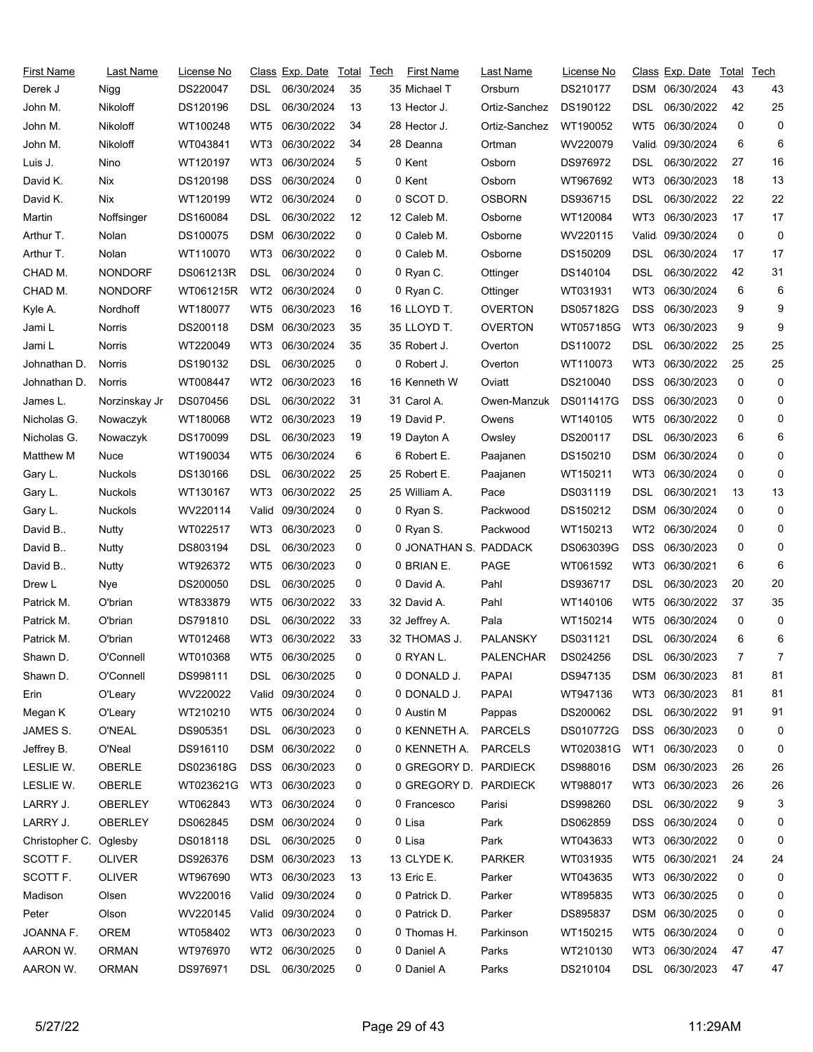| First Name | Last Name | License No | Class | Exp. Date | Total | Tech | First Name | Last Name | License No | Class | Exp. Date | Total | Tech |
|---|---|---|---|---|---|---|---|---|---|---|---|---|---|
| Derek J | Nigg | DS220047 | DSL | 06/30/2024 | 35 | 35 | Michael T | Orsburn | DS210177 | DSM | 06/30/2024 | 43 | 43 |
| John M. | Nikoloff | DS120196 | DSL | 06/30/2024 | 13 | 13 | Hector J. | Ortiz-Sanchez | DS190122 | DSL | 06/30/2022 | 42 | 25 |
| John M. | Nikoloff | WT100248 | WT5 | 06/30/2022 | 34 | 28 | Hector J. | Ortiz-Sanchez | WT190052 | WT5 | 06/30/2024 | 0 | 0 |
| John M. | Nikoloff | WT043841 | WT3 | 06/30/2022 | 34 | 28 | Deanna | Ortman | WV220079 | Valid | 09/30/2024 | 6 | 6 |
| Luis J. | Nino | WT120197 | WT3 | 06/30/2024 | 5 | 0 | Kent | Osborn | DS976972 | DSL | 06/30/2022 | 27 | 16 |
| David K. | Nix | DS120198 | DSS | 06/30/2024 | 0 | 0 | Kent | Osborn | WT967692 | WT3 | 06/30/2023 | 18 | 13 |
| David K. | Nix | WT120199 | WT2 | 06/30/2024 | 0 | 0 | SCOT D. | OSBORN | DS936715 | DSL | 06/30/2022 | 22 | 22 |
| Martin | Noffsinger | DS160084 | DSL | 06/30/2022 | 12 | 12 | Caleb M. | Osborne | WT120084 | WT3 | 06/30/2023 | 17 | 17 |
| Arthur T. | Nolan | DS100075 | DSM | 06/30/2022 | 0 | 0 | Caleb M. | Osborne | WV220115 | Valid | 09/30/2024 | 0 | 0 |
| Arthur T. | Nolan | WT110070 | WT3 | 06/30/2022 | 0 | 0 | Caleb M. | Osborne | DS150209 | DSL | 06/30/2024 | 17 | 17 |
| CHAD M. | NONDORF | DS061213R | DSL | 06/30/2024 | 0 | 0 | Ryan C. | Ottinger | DS140104 | DSL | 06/30/2022 | 42 | 31 |
| CHAD M. | NONDORF | WT061215R | WT2 | 06/30/2024 | 0 | 0 | Ryan C. | Ottinger | WT031931 | WT3 | 06/30/2024 | 6 | 6 |
| Kyle A. | Nordhoff | WT180077 | WT5 | 06/30/2023 | 16 | 16 | LLOYD T. | OVERTON | DS057182G | DSS | 06/30/2023 | 9 | 9 |
| Jami L | Norris | DS200118 | DSM | 06/30/2023 | 35 | 35 | LLOYD T. | OVERTON | WT057185G | WT3 | 06/30/2023 | 9 | 9 |
| Jami L | Norris | WT220049 | WT3 | 06/30/2024 | 35 | 35 | Robert J. | Overton | DS110072 | DSL | 06/30/2022 | 25 | 25 |
| Johnathan D. | Norris | DS190132 | DSL | 06/30/2025 | 0 | 0 | Robert J. | Overton | WT110073 | WT3 | 06/30/2022 | 25 | 25 |
| Johnathan D. | Norris | WT008447 | WT2 | 06/30/2023 | 16 | 16 | Kenneth W | Oviatt | DS210040 | DSS | 06/30/2023 | 0 | 0 |
| James L. | Norzinskay Jr | DS070456 | DSL | 06/30/2022 | 31 | 31 | Carol A. | Owen-Manzuk | DS011417G | DSS | 06/30/2023 | 0 | 0 |
| Nicholas G. | Nowaczyk | WT180068 | WT2 | 06/30/2023 | 19 | 19 | David P. | Owens | WT140105 | WT5 | 06/30/2022 | 0 | 0 |
| Nicholas G. | Nowaczyk | DS170099 | DSL | 06/30/2023 | 19 | 19 | Dayton A | Owsley | DS200117 | DSL | 06/30/2023 | 6 | 6 |
| Matthew M | Nuce | WT190034 | WT5 | 06/30/2024 | 6 | 6 | Robert E. | Paajanen | DS150210 | DSM | 06/30/2024 | 0 | 0 |
| Gary L. | Nuckols | DS130166 | DSL | 06/30/2022 | 25 | 25 | Robert E. | Paajanen | WT150211 | WT3 | 06/30/2024 | 0 | 0 |
| Gary L. | Nuckols | WT130167 | WT3 | 06/30/2022 | 25 | 25 | William A. | Pace | DS031119 | DSL | 06/30/2021 | 13 | 13 |
| Gary L. | Nuckols | WV220114 | Valid | 09/30/2024 | 0 | 0 | Ryan S. | Packwood | DS150212 | DSM | 06/30/2024 | 0 | 0 |
| David B.. | Nutty | WT022517 | WT3 | 06/30/2023 | 0 | 0 | Ryan S. | Packwood | WT150213 | WT2 | 06/30/2024 | 0 | 0 |
| David B.. | Nutty | DS803194 | DSL | 06/30/2023 | 0 | 0 | JONATHAN S. | PADDACK | DS063039G | DSS | 06/30/2023 | 0 | 0 |
| David B.. | Nutty | WT926372 | WT5 | 06/30/2023 | 0 | 0 | BRIAN E. | PAGE | WT061592 | WT3 | 06/30/2021 | 6 | 6 |
| Drew L | Nye | DS200050 | DSL | 06/30/2025 | 0 | 0 | David A. | Pahl | DS936717 | DSL | 06/30/2023 | 20 | 20 |
| Patrick M. | O'brian | WT833879 | WT5 | 06/30/2022 | 33 | 32 | David A. | Pahl | WT140106 | WT5 | 06/30/2022 | 37 | 35 |
| Patrick M. | O'brian | DS791810 | DSL | 06/30/2022 | 33 | 32 | Jeffrey A. | Pala | WT150214 | WT5 | 06/30/2024 | 0 | 0 |
| Patrick M. | O'brian | WT012468 | WT3 | 06/30/2022 | 33 | 32 | THOMAS J. | PALANSKY | DS031121 | DSL | 06/30/2024 | 6 | 6 |
| Shawn D. | O'Connell | WT010368 | WT5 | 06/30/2025 | 0 | 0 | RYAN L. | PALENCHAR | DS024256 | DSL | 06/30/2023 | 7 | 7 |
| Shawn D. | O'Connell | DS998111 | DSL | 06/30/2025 | 0 | 0 | DONALD J. | PAPAI | DS947135 | DSM | 06/30/2023 | 81 | 81 |
| Erin | O'Leary | WV220022 | Valid | 09/30/2024 | 0 | 0 | DONALD J. | PAPAI | WT947136 | WT3 | 06/30/2023 | 81 | 81 |
| Megan K | O'Leary | WT210210 | WT5 | 06/30/2024 | 0 | 0 | Austin M | Pappas | DS200062 | DSL | 06/30/2022 | 91 | 91 |
| JAMES S. | O'NEAL | DS905351 | DSL | 06/30/2023 | 0 | 0 | KENNETH A. | PARCELS | DS010772G | DSS | 06/30/2023 | 0 | 0 |
| Jeffrey B. | O'Neal | DS916110 | DSM | 06/30/2022 | 0 | 0 | KENNETH A. | PARCELS | WT020381G | WT1 | 06/30/2023 | 0 | 0 |
| LESLIE W. | OBERLE | DS023618G | DSS | 06/30/2023 | 0 | 0 | GREGORY D. | PARDIECK | DS988016 | DSM | 06/30/2023 | 26 | 26 |
| LESLIE W. | OBERLE | WT023621G | WT3 | 06/30/2023 | 0 | 0 | GREGORY D. | PARDIECK | WT988017 | WT3 | 06/30/2023 | 26 | 26 |
| LARRY J. | OBERLEY | WT062843 | WT3 | 06/30/2024 | 0 | 0 | Francesco | Parisi | DS998260 | DSL | 06/30/2022 | 9 | 3 |
| LARRY J. | OBERLEY | DS062845 | DSM | 06/30/2024 | 0 | 0 | Lisa | Park | DS062859 | DSS | 06/30/2024 | 0 | 0 |
| Christopher C. | Oglesby | DS018118 | DSL | 06/30/2025 | 0 | 0 | Lisa | Park | WT043633 | WT3 | 06/30/2022 | 0 | 0 |
| SCOTT F. | OLIVER | DS926376 | DSM | 06/30/2023 | 13 | 13 | CLYDE K. | PARKER | WT031935 | WT5 | 06/30/2021 | 24 | 24 |
| SCOTT F. | OLIVER | WT967690 | WT3 | 06/30/2023 | 13 | 13 | Eric E. | Parker | WT043635 | WT3 | 06/30/2022 | 0 | 0 |
| Madison | Olsen | WV220016 | Valid | 09/30/2024 | 0 | 0 | Patrick D. | Parker | WT895835 | WT3 | 06/30/2025 | 0 | 0 |
| Peter | Olson | WV220145 | Valid | 09/30/2024 | 0 | 0 | Patrick D. | Parker | DS895837 | DSM | 06/30/2025 | 0 | 0 |
| JOANNA F. | OREM | WT058402 | WT3 | 06/30/2023 | 0 | 0 | Thomas H. | Parkinson | WT150215 | WT5 | 06/30/2024 | 0 | 0 |
| AARON W. | ORMAN | WT976970 | WT2 | 06/30/2025 | 0 | 0 | Daniel A | Parks | WT210130 | WT3 | 06/30/2024 | 47 | 47 |
| AARON W. | ORMAN | DS976971 | DSL | 06/30/2025 | 0 | 0 | Daniel A | Parks | DS210104 | DSL | 06/30/2023 | 47 | 47 |

5/27/22 11:29AM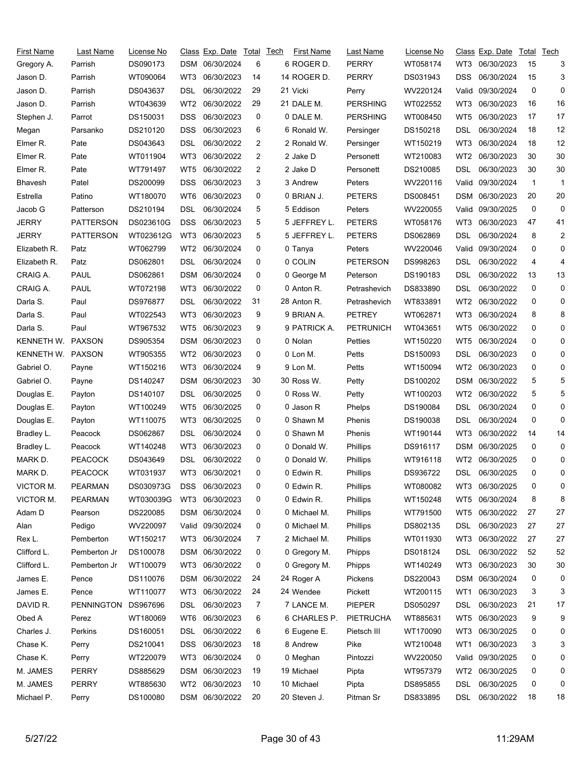| First Name | Last Name | License No | Class | Exp. Date | Total | Tech |
|---|---|---|---|---|---|---|
| Gregory A. | Parrish | DS090173 | DSM | 06/30/2024 | 6 | 6 |
| Jason D. | Parrish | WT090064 | WT3 | 06/30/2023 | 14 | 14 |
| Jason D. | Parrish | DS043637 | DSL | 06/30/2022 | 29 | 21 |
| Jason D. | Parrish | WT043639 | WT2 | 06/30/2022 | 29 | 21 |
| Stephen J. | Parrot | DS150031 | DSS | 06/30/2023 | 0 | 0 |
| Megan | Parsanko | DS210120 | DSS | 06/30/2023 | 6 | 6 |
| Elmer R. | Pate | DS043643 | DSL | 06/30/2022 | 2 | 2 |
| Elmer R. | Pate | WT011904 | WT3 | 06/30/2022 | 2 | 2 |
| Elmer R. | Pate | WT791497 | WT5 | 06/30/2022 | 2 | 2 |
| Bhavesh | Patel | DS200099 | DSS | 06/30/2023 | 3 | 3 |
| Estrella | Patino | WT180070 | WT6 | 06/30/2023 | 0 | 0 |
| Jacob G | Patterson | DS210194 | DSL | 06/30/2024 | 5 | 5 |
| JERRY | PATTERSON | DS023610G | DSS | 06/30/2023 | 5 | 5 |
| JERRY | PATTERSON | WT023612G | WT3 | 06/30/2023 | 5 | 5 |
| Elizabeth R. | Patz | WT062799 | WT2 | 06/30/2024 | 0 | 0 |
| Elizabeth R. | Patz | DS062801 | DSL | 06/30/2024 | 0 | 0 |
| CRAIG A. | PAUL | DS062861 | DSM | 06/30/2024 | 0 | 0 |
| CRAIG A. | PAUL | WT072198 | WT3 | 06/30/2022 | 0 | 0 |
| Darla S. | Paul | DS976877 | DSL | 06/30/2022 | 31 | 28 |
| Darla S. | Paul | WT022543 | WT3 | 06/30/2023 | 9 | 9 |
| Darla S. | Paul | WT967532 | WT5 | 06/30/2023 | 9 | 9 |
| KENNETH W. | PAXSON | DS905354 | DSM | 06/30/2023 | 0 | 0 |
| KENNETH W. | PAXSON | WT905355 | WT2 | 06/30/2023 | 0 | 0 |
| Gabriel O. | Payne | WT150216 | WT3 | 06/30/2024 | 9 | 9 |
| Gabriel O. | Payne | DS140247 | DSM | 06/30/2023 | 30 | 30 |
| Douglas E. | Payton | DS140107 | DSL | 06/30/2025 | 0 | 0 |
| Douglas E. | Payton | WT100249 | WT5 | 06/30/2025 | 0 | 0 |
| Douglas E. | Payton | WT110075 | WT3 | 06/30/2025 | 0 | 0 |
| Bradley L. | Peacock | DS062867 | DSL | 06/30/2024 | 0 | 0 |
| Bradley L. | Peacock | WT140248 | WT3 | 06/30/2023 | 0 | 0 |
| MARK D. | PEACOCK | DS043649 | DSL | 06/30/2022 | 0 | 0 |
| MARK D. | PEACOCK | WT031937 | WT3 | 06/30/2021 | 0 | 0 |
| VICTOR M. | PEARMAN | DS030973G | DSS | 06/30/2023 | 0 | 0 |
| VICTOR M. | PEARMAN | WT030039G | WT3 | 06/30/2023 | 0 | 0 |
| Adam D | Pearson | DS220085 | DSM | 06/30/2024 | 0 | 0 |
| Alan | Pedigo | WV220097 | Valid | 09/30/2024 | 0 | 0 |
| Rex L. | Pemberton | WT150217 | WT3 | 06/30/2024 | 7 | 2 |
| Clifford L. | Pemberton Jr | DS100078 | DSM | 06/30/2022 | 0 | 0 |
| Clifford L. | Pemberton Jr | WT100079 | WT3 | 06/30/2022 | 0 | 0 |
| James E. | Pence | DS110076 | DSM | 06/30/2022 | 24 | 24 |
| James E. | Pence | WT110077 | WT3 | 06/30/2022 | 24 | 24 |
| DAVID R. | PENNINGTON | DS967696 | DSL | 06/30/2023 | 7 | 7 |
| Obed A | Perez | WT180069 | WT6 | 06/30/2023 | 6 | 6 |
| Charles J. | Perkins | DS160051 | DSL | 06/30/2022 | 6 | 6 |
| Chase K. | Perry | DS210041 | DSS | 06/30/2023 | 18 | 8 |
| Chase K. | Perry | WT220079 | WT3 | 06/30/2024 | 0 | 0 |
| M. JAMES | PERRY | DS885629 | DSM | 06/30/2023 | 19 | 19 |
| M. JAMES | PERRY | WT885630 | WT2 | 06/30/2023 | 10 | 10 |
| Michael P. | Perry | DS100080 | DSM | 06/30/2022 | 20 | 20 |
| ROGER D. | PERRY | WT058174 | WT3 | 06/30/2023 | 15 | 3 |
| ROGER D. | PERRY | DS031943 | DSS | 06/30/2024 | 15 | 3 |
| Vicki | Perry | WV220124 | Valid | 09/30/2024 | 0 | 0 |
| DALE M. | PERSHING | WT022552 | WT3 | 06/30/2023 | 16 | 16 |
| DALE M. | PERSHING | WT008450 | WT5 | 06/30/2023 | 17 | 17 |
| Ronald W. | Persinger | DS150218 | DSL | 06/30/2024 | 18 | 12 |
| Ronald W. | Persinger | WT150219 | WT3 | 06/30/2024 | 18 | 12 |
| Jake D | Personett | WT210083 | WT2 | 06/30/2023 | 30 | 30 |
| Jake D | Personett | DS210085 | DSL | 06/30/2023 | 30 | 30 |
| Andrew | Peters | WV220116 | Valid | 09/30/2024 | 1 | 1 |
| BRIAN J. | PETERS | DS008451 | DSM | 06/30/2023 | 20 | 20 |
| Eddison | Peters | WV220055 | Valid | 09/30/2025 | 0 | 0 |
| JEFFREY L. | PETERS | WT058176 | WT3 | 06/30/2023 | 47 | 41 |
| JEFFREY L. | PETERS | DS062869 | DSL | 06/30/2024 | 8 | 2 |
| Tanya | Peters | WV220046 | Valid | 09/30/2024 | 0 | 0 |
| COLIN | PETERSON | DS998263 | DSL | 06/30/2022 | 4 | 4 |
| George M | Peterson | DS190183 | DSL | 06/30/2022 | 13 | 13 |
| Anton R. | Petrashevich | DS833890 | DSL | 06/30/2022 | 0 | 0 |
| Anton R. | Petrashevich | WT833891 | WT2 | 06/30/2022 | 0 | 0 |
| BRIAN A. | PETREY | WT062871 | WT3 | 06/30/2024 | 8 | 8 |
| PATRICK A. | PETRUNICH | WT043651 | WT5 | 06/30/2022 | 0 | 0 |
| Nolan | Petties | WT150220 | WT5 | 06/30/2024 | 0 | 0 |
| Lon M. | Petts | DS150093 | DSL | 06/30/2023 | 0 | 0 |
| Lon M. | Petts | WT150094 | WT2 | 06/30/2023 | 0 | 0 |
| Ross W. | Petty | DS100202 | DSM | 06/30/2022 | 5 | 5 |
| Ross W. | Petty | WT100203 | WT2 | 06/30/2022 | 5 | 5 |
| Jason R | Phelps | DS190084 | DSL | 06/30/2024 | 0 | 0 |
| Shawn M | Phenis | DS190038 | DSL | 06/30/2024 | 0 | 0 |
| Shawn M | Phenis | WT190144 | WT3 | 06/30/2022 | 14 | 14 |
| Donald W. | Phillips | DS916117 | DSM | 06/30/2025 | 0 | 0 |
| Donald W. | Phillips | WT916118 | WT2 | 06/30/2025 | 0 | 0 |
| Edwin R. | Phillips | DS936722 | DSL | 06/30/2025 | 0 | 0 |
| Edwin R. | Phillips | WT080082 | WT3 | 06/30/2025 | 0 | 0 |
| Edwin R. | Phillips | WT150248 | WT5 | 06/30/2024 | 8 | 8 |
| Michael M. | Phillips | WT791500 | WT5 | 06/30/2022 | 27 | 27 |
| Michael M. | Phillips | DS802135 | DSL | 06/30/2023 | 27 | 27 |
| Michael M. | Phillips | WT011930 | WT3 | 06/30/2022 | 27 | 27 |
| Gregory M. | Phipps | DS018124 | DSL | 06/30/2022 | 52 | 52 |
| Gregory M. | Phipps | WT140249 | WT3 | 06/30/2023 | 30 | 30 |
| Roger A | Pickens | DS220043 | DSM | 06/30/2024 | 0 | 0 |
| Wendee | Pickett | WT200115 | WT1 | 06/30/2023 | 3 | 3 |
| LANCE M. | PIEPER | DS050297 | DSL | 06/30/2023 | 21 | 17 |
| CHARLES P. | PIETRUCHA | WT885631 | WT5 | 06/30/2023 | 9 | 9 |
| Eugene E. | Pietsch III | WT170090 | WT3 | 06/30/2025 | 0 | 0 |
| Andrew | Pike | WT210048 | WT1 | 06/30/2023 | 3 | 3 |
| Meghan | Pintozzi | WV220050 | Valid | 09/30/2025 | 0 | 0 |
| Michael | Pipta | WT957379 | WT2 | 06/30/2025 | 0 | 0 |
| Michael | Pipta | DS895855 | DSL | 06/30/2025 | 0 | 0 |
| Steven J. | Pitman Sr | DS833895 | DSL | 06/30/2022 | 18 | 18 |

5/27/22 11:29AM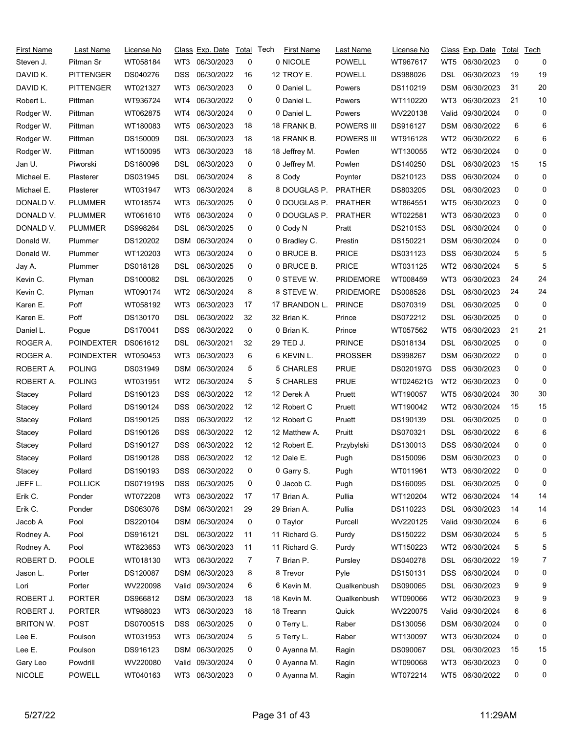| First Name | Last Name | License No | Class | Exp. Date | Total | Tech | First Name | Last Name | License No | Class | Exp. Date | Total | Tech |
|---|---|---|---|---|---|---|---|---|---|---|---|---|---|
| Steven J. | Pitman Sr | WT058184 | WT3 | 06/30/2023 | 0 | 0 | NICOLE | POWELL | WT967617 | WT5 | 06/30/2023 | 0 | 0 |
| DAVID K. | PITTENGER | DS040276 | DSS | 06/30/2022 | 16 | 12 | TROY E. | POWELL | DS988026 | DSL | 06/30/2023 | 19 | 19 |
| DAVID K. | PITTENGER | WT021327 | WT3 | 06/30/2023 | 0 | 0 | Daniel L. | Powers | DS110219 | DSM | 06/30/2023 | 31 | 20 |
| Robert L. | Pittman | WT936724 | WT4 | 06/30/2022 | 0 | 0 | Daniel L. | Powers | WT110220 | WT3 | 06/30/2023 | 21 | 10 |
| Rodger W. | Pittman | WT062875 | WT4 | 06/30/2024 | 0 | 0 | Daniel L. | Powers | WV220138 | Valid | 09/30/2024 | 0 | 0 |
| Rodger W. | Pittman | WT180083 | WT5 | 06/30/2023 | 18 | 18 | FRANK B. | POWERS III | DS916127 | DSM | 06/30/2022 | 6 | 6 |
| Rodger W. | Pittman | DS150009 | DSL | 06/30/2023 | 18 | 18 | FRANK B. | POWERS III | WT916128 | WT2 | 06/30/2022 | 6 | 6 |
| Rodger W. | Pittman | WT150095 | WT3 | 06/30/2023 | 18 | 18 | Jeffrey M. | Powlen | WT130055 | WT2 | 06/30/2024 | 0 | 0 |
| Jan U. | Piworski | DS180096 | DSL | 06/30/2023 | 0 | 0 | Jeffrey M. | Powlen | DS140250 | DSL | 06/30/2023 | 15 | 15 |
| Michael E. | Plasterer | DS031945 | DSL | 06/30/2024 | 8 | 8 | Cody | Poynter | DS210123 | DSS | 06/30/2024 | 0 | 0 |
| Michael E. | Plasterer | WT031947 | WT3 | 06/30/2024 | 8 | 8 | DOUGLAS P. | PRATHER | DS803205 | DSL | 06/30/2023 | 0 | 0 |
| DONALD V. | PLUMMER | WT018574 | WT3 | 06/30/2025 | 0 | 0 | DOUGLAS P. | PRATHER | WT864551 | WT5 | 06/30/2023 | 0 | 0 |
| DONALD V. | PLUMMER | WT061610 | WT5 | 06/30/2024 | 0 | 0 | DOUGLAS P. | PRATHER | WT022581 | WT3 | 06/30/2023 | 0 | 0 |
| DONALD V. | PLUMMER | DS998264 | DSL | 06/30/2025 | 0 | 0 | Cody N | Pratt | DS210153 | DSL | 06/30/2024 | 0 | 0 |
| Donald W. | Plummer | DS120202 | DSM | 06/30/2024 | 0 | 0 | Bradley C. | Prestin | DS150221 | DSM | 06/30/2024 | 0 | 0 |
| Donald W. | Plummer | WT120203 | WT3 | 06/30/2024 | 0 | 0 | BRUCE B. | PRICE | DS031123 | DSS | 06/30/2024 | 5 | 5 |
| Jay A. | Plummer | DS018128 | DSL | 06/30/2025 | 0 | 0 | BRUCE B. | PRICE | WT031125 | WT2 | 06/30/2024 | 5 | 5 |
| Kevin C. | Plyman | DS100082 | DSL | 06/30/2025 | 0 | 0 | STEVE W. | PRIDEMORE | WT008459 | WT3 | 06/30/2023 | 24 | 24 |
| Kevin C. | Plyman | WT090174 | WT2 | 06/30/2024 | 8 | 8 | STEVE W. | PRIDEMORE | DS008528 | DSL | 06/30/2023 | 24 | 24 |
| Karen E. | Poff | WT058192 | WT3 | 06/30/2023 | 17 | 17 | BRANDON L. | PRINCE | DS070319 | DSL | 06/30/2025 | 0 | 0 |
| Karen E. | Poff | DS130170 | DSL | 06/30/2022 | 32 | 32 | Brian K. | Prince | DS072212 | DSL | 06/30/2025 | 0 | 0 |
| Daniel L. | Pogue | DS170041 | DSS | 06/30/2022 | 0 | 0 | Brian K. | Prince | WT057562 | WT5 | 06/30/2023 | 21 | 21 |
| ROGER A. | POINDEXTER | DS061612 | DSL | 06/30/2021 | 32 | 29 | TED J. | PRINCE | DS018134 | DSL | 06/30/2025 | 0 | 0 |
| ROGER A. | POINDEXTER | WT050453 | WT3 | 06/30/2023 | 6 | 6 | KEVIN L. | PROSSER | DS998267 | DSM | 06/30/2022 | 0 | 0 |
| ROBERT A. | POLING | DS031949 | DSM | 06/30/2024 | 5 | 5 | CHARLES | PRUE | DS020197G | DSS | 06/30/2023 | 0 | 0 |
| ROBERT A. | POLING | WT031951 | WT2 | 06/30/2024 | 5 | 5 | CHARLES | PRUE | WT024621G | WT2 | 06/30/2023 | 0 | 0 |
| Stacey | Pollard | DS190123 | DSS | 06/30/2022 | 12 | 12 | Derek A | Pruett | WT190057 | WT5 | 06/30/2024 | 30 | 30 |
| Stacey | Pollard | DS190124 | DSS | 06/30/2022 | 12 | 12 | Robert C | Pruett | WT190042 | WT2 | 06/30/2024 | 15 | 15 |
| Stacey | Pollard | DS190125 | DSS | 06/30/2022 | 12 | 12 | Robert C | Pruett | DS190139 | DSL | 06/30/2025 | 0 | 0 |
| Stacey | Pollard | DS190126 | DSS | 06/30/2022 | 12 | 12 | Matthew A. | Pruitt | DS070321 | DSL | 06/30/2022 | 6 | 6 |
| Stacey | Pollard | DS190127 | DSS | 06/30/2022 | 12 | 12 | Robert E. | Przybylski | DS130013 | DSS | 06/30/2024 | 0 | 0 |
| Stacey | Pollard | DS190128 | DSS | 06/30/2022 | 12 | 12 | Dale E. | Pugh | DS150096 | DSM | 06/30/2023 | 0 | 0 |
| Stacey | Pollard | DS190193 | DSS | 06/30/2022 | 0 | 0 | Garry S. | Pugh | WT011961 | WT3 | 06/30/2022 | 0 | 0 |
| JEFF L. | POLLICK | DS071919S | DSS | 06/30/2025 | 0 | 0 | Jacob C. | Pugh | DS160095 | DSL | 06/30/2025 | 0 | 0 |
| Erik C. | Ponder | WT072208 | WT3 | 06/30/2022 | 17 | 17 | Brian A. | Pullia | WT120204 | WT2 | 06/30/2024 | 14 | 14 |
| Erik C. | Ponder | DS063076 | DSM | 06/30/2021 | 29 | 29 | Brian A. | Pullia | DS110223 | DSL | 06/30/2023 | 14 | 14 |
| Jacob A | Pool | DS220104 | DSM | 06/30/2024 | 0 | 0 | Taylor | Purcell | WV220125 | Valid | 09/30/2024 | 6 | 6 |
| Rodney A. | Pool | DS916121 | DSL | 06/30/2022 | 11 | 11 | Richard G. | Purdy | DS150222 | DSM | 06/30/2024 | 5 | 5 |
| Rodney A. | Pool | WT823653 | WT3 | 06/30/2023 | 11 | 11 | Richard G. | Purdy | WT150223 | WT2 | 06/30/2024 | 5 | 5 |
| ROBERT D. | POOLE | WT018130 | WT3 | 06/30/2022 | 7 | 7 | Brian P. | Pursley | DS040278 | DSL | 06/30/2022 | 19 | 7 |
| Jason L. | Porter | DS120087 | DSM | 06/30/2023 | 8 | 8 | Trevor | Pyle | DS150131 | DSS | 06/30/2024 | 0 | 0 |
| Lori | Porter | WV220098 | Valid | 09/30/2024 | 6 | 6 | Kevin M. | Qualkenbush | DS090065 | DSL | 06/30/2023 | 9 | 9 |
| ROBERT J. | PORTER | DS966812 | DSM | 06/30/2023 | 18 | 18 | Kevin M. | Qualkenbush | WT090066 | WT2 | 06/30/2023 | 9 | 9 |
| ROBERT J. | PORTER | WT988023 | WT3 | 06/30/2023 | 18 | 18 | Treann | Quick | WV220075 | Valid | 09/30/2024 | 6 | 6 |
| BRITON W. | POST | DS070051S | DSS | 06/30/2025 | 0 | 0 | Terry L. | Raber | DS130056 | DSM | 06/30/2024 | 0 | 0 |
| Lee E. | Poulson | WT031953 | WT3 | 06/30/2024 | 5 | 5 | Terry L. | Raber | WT130097 | WT3 | 06/30/2024 | 0 | 0 |
| Lee E. | Poulson | DS916123 | DSM | 06/30/2025 | 0 | 0 | Ayanna M. | Ragin | DS090067 | DSL | 06/30/2023 | 15 | 15 |
| Gary Leo | Powdrill | WV220080 | Valid | 09/30/2024 | 0 | 0 | Ayanna M. | Ragin | WT090068 | WT3 | 06/30/2023 | 0 | 0 |
| NICOLE | POWELL | WT040163 | WT3 | 06/30/2023 | 0 | 0 | Ayanna M. | Ragin | WT072214 | WT5 | 06/30/2022 | 0 | 0 |

5/27/22 11:29AM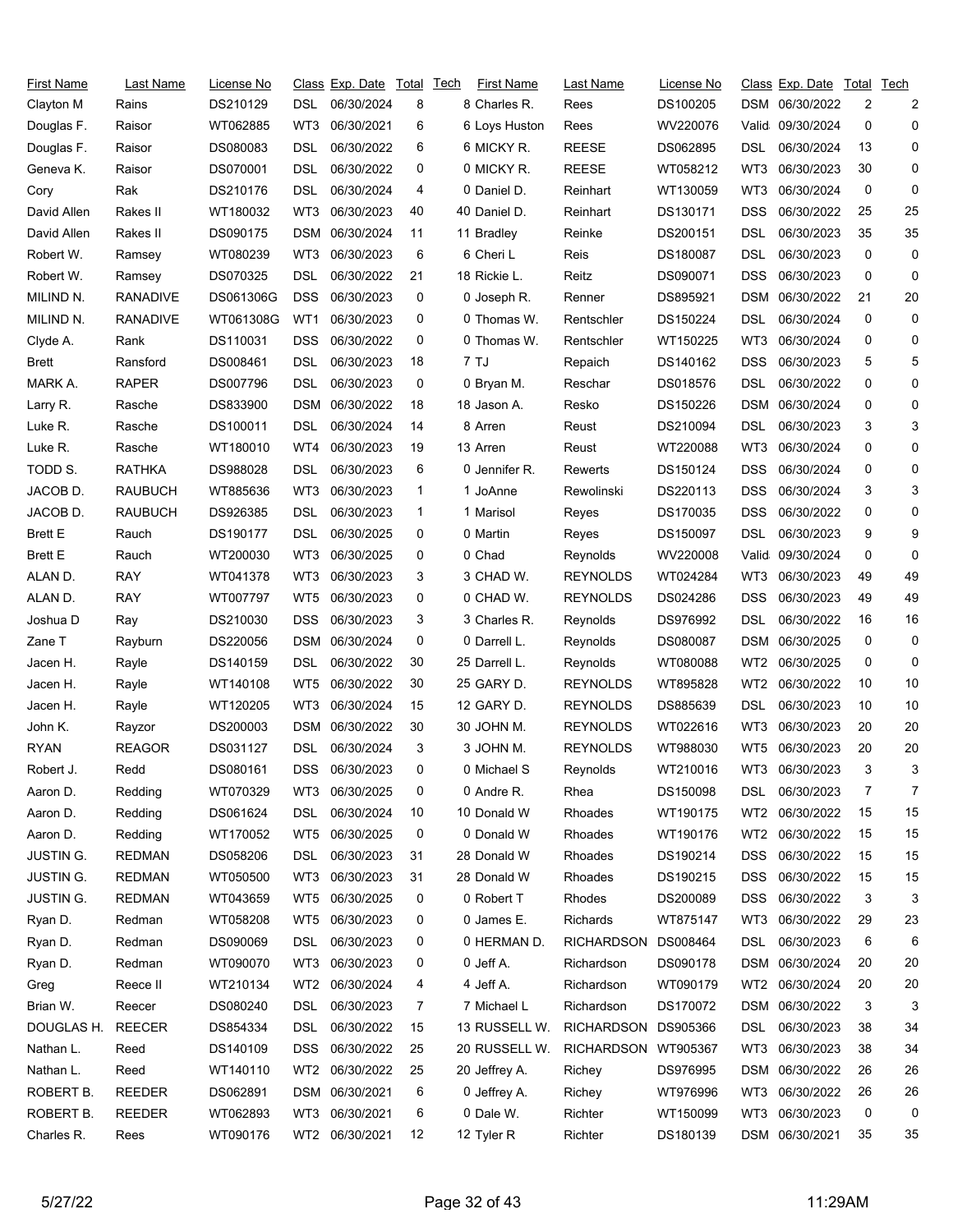| First Name | Last Name | License No | Class | Exp. Date | Total | Tech |
|---|---|---|---|---|---|---|
| Clayton M | Rains | DS210129 | DSL | 06/30/2024 | 8 | 8 |
| Douglas F. | Raisor | WT062885 | WT3 | 06/30/2021 | 6 | 6 |
| Douglas F. | Raisor | DS080083 | DSL | 06/30/2022 | 6 | 6 |
| Geneva K. | Raisor | DS070001 | DSL | 06/30/2022 | 0 | 0 |
| Cory | Rak | DS210176 | DSL | 06/30/2024 | 4 | 0 |
| David Allen | Rakes II | WT180032 | WT3 | 06/30/2023 | 40 | 40 |
| David Allen | Rakes II | DS090175 | DSM | 06/30/2024 | 11 | 11 |
| Robert W. | Ramsey | WT080239 | WT3 | 06/30/2023 | 6 | 6 |
| Robert W. | Ramsey | DS070325 | DSL | 06/30/2022 | 21 | 18 |
| MILIND N. | RANADIVE | DS061306G | DSS | 06/30/2023 | 0 | 0 |
| MILIND N. | RANADIVE | WT061308G | WT1 | 06/30/2023 | 0 | 0 |
| Clyde A. | Rank | DS110031 | DSS | 06/30/2022 | 0 | 0 |
| Brett | Ransford | DS008461 | DSL | 06/30/2023 | 18 | 7 |
| MARK A. | RAPER | DS007796 | DSL | 06/30/2023 | 0 | 0 |
| Larry R. | Rasche | DS833900 | DSM | 06/30/2022 | 18 | 18 |
| Luke R. | Rasche | DS100011 | DSL | 06/30/2024 | 14 | 8 |
| Luke R. | Rasche | WT180010 | WT4 | 06/30/2023 | 19 | 13 |
| TODD S. | RATHKA | DS988028 | DSL | 06/30/2023 | 6 | 0 |
| JACOB D. | RAUBUCH | WT885636 | WT3 | 06/30/2023 | 1 | 1 |
| JACOB D. | RAUBUCH | DS926385 | DSL | 06/30/2023 | 1 | 1 |
| Brett E | Rauch | DS190177 | DSL | 06/30/2025 | 0 | 0 |
| Brett E | Rauch | WT200030 | WT3 | 06/30/2025 | 0 | 0 |
| ALAN D. | RAY | WT041378 | WT3 | 06/30/2023 | 3 | 3 |
| ALAN D. | RAY | WT007797 | WT5 | 06/30/2023 | 0 | 0 |
| Joshua D | Ray | DS210030 | DSS | 06/30/2023 | 3 | 3 |
| Zane T | Rayburn | DS220056 | DSM | 06/30/2024 | 0 | 0 |
| Jacen H. | Rayle | DS140159 | DSL | 06/30/2022 | 30 | 25 |
| Jacen H. | Rayle | WT140108 | WT5 | 06/30/2022 | 30 | 25 |
| Jacen H. | Rayle | WT120205 | WT3 | 06/30/2024 | 15 | 12 |
| John K. | Rayzor | DS200003 | DSM | 06/30/2022 | 30 | 30 |
| RYAN | REAGOR | DS031127 | DSL | 06/30/2024 | 3 | 3 |
| Robert J. | Redd | DS080161 | DSS | 06/30/2023 | 0 | 0 |
| Aaron D. | Redding | WT070329 | WT3 | 06/30/2025 | 0 | 0 |
| Aaron D. | Redding | DS061624 | DSL | 06/30/2024 | 10 | 10 |
| Aaron D. | Redding | WT170052 | WT5 | 06/30/2025 | 0 | 0 |
| JUSTIN G. | REDMAN | DS058206 | DSL | 06/30/2023 | 31 | 28 |
| JUSTIN G. | REDMAN | WT050500 | WT3 | 06/30/2023 | 31 | 28 |
| JUSTIN G. | REDMAN | WT043659 | WT5 | 06/30/2025 | 0 | 0 |
| Ryan D. | Redman | WT058208 | WT5 | 06/30/2023 | 0 | 0 |
| Ryan D. | Redman | DS090069 | DSL | 06/30/2023 | 0 | 0 |
| Ryan D. | Redman | WT090070 | WT3 | 06/30/2023 | 0 | 0 |
| Greg | Reece II | WT210134 | WT2 | 06/30/2024 | 4 | 4 |
| Brian W. | Reecer | DS080240 | DSL | 06/30/2023 | 7 | 7 |
| DOUGLAS H. | REECER | DS854334 | DSL | 06/30/2022 | 15 | 13 |
| Nathan L. | Reed | DS140109 | DSS | 06/30/2022 | 25 | 20 |
| Nathan L. | Reed | WT140110 | WT2 | 06/30/2022 | 25 | 20 |
| ROBERT B. | REEDER | DS062891 | DSM | 06/30/2021 | 6 | 0 |
| ROBERT B. | REEDER | WT062893 | WT3 | 06/30/2021 | 6 | 0 |
| Charles R. | Rees | WT090176 | WT2 | 06/30/2021 | 12 | 12 |
| Charles R. | Rees | DS100205 | DSM | 06/30/2022 | 2 | 2 |
| Loys Huston | Rees | WV220076 | Valid | 09/30/2024 | 0 | 0 |
| MICKY R. | REESE | DS062895 | DSL | 06/30/2024 | 13 | 0 |
| MICKY R. | REESE | WT058212 | WT3 | 06/30/2023 | 30 | 0 |
| Daniel D. | Reinhart | WT130059 | WT3 | 06/30/2024 | 0 | 0 |
| Daniel D. | Reinhart | DS130171 | DSS | 06/30/2022 | 25 | 25 |
| Bradley | Reinke | DS200151 | DSL | 06/30/2023 | 35 | 35 |
| Cheri L | Reis | DS180087 | DSL | 06/30/2023 | 0 | 0 |
| Rickie L. | Reitz | DS090071 | DSS | 06/30/2023 | 0 | 0 |
| Joseph R. | Renner | DS895921 | DSM | 06/30/2022 | 21 | 20 |
| Thomas W. | Rentschler | DS150224 | DSL | 06/30/2024 | 0 | 0 |
| Thomas W. | Rentschler | WT150225 | WT3 | 06/30/2024 | 0 | 0 |
| TJ | Repaich | DS140162 | DSS | 06/30/2023 | 5 | 5 |
| Bryan M. | Reschar | DS018576 | DSL | 06/30/2022 | 0 | 0 |
| Jason A. | Resko | DS150226 | DSM | 06/30/2024 | 0 | 0 |
| Arren | Reust | DS210094 | DSL | 06/30/2023 | 3 | 3 |
| Arren | Reust | WT220088 | WT3 | 06/30/2024 | 0 | 0 |
| Jennifer R. | Rewerts | DS150124 | DSS | 06/30/2024 | 0 | 0 |
| JoAnne | Rewolinski | DS220113 | DSS | 06/30/2024 | 3 | 3 |
| Marisol | Reyes | DS170035 | DSS | 06/30/2022 | 0 | 0 |
| Martin | Reyes | DS150097 | DSL | 06/30/2023 | 9 | 9 |
| Chad | Reynolds | WV220008 | Valid | 09/30/2024 | 0 | 0 |
| CHAD W. | REYNOLDS | WT024284 | WT3 | 06/30/2023 | 49 | 49 |
| CHAD W. | REYNOLDS | DS024286 | DSS | 06/30/2023 | 49 | 49 |
| Charles R. | Reynolds | DS976992 | DSL | 06/30/2022 | 16 | 16 |
| Darrell L. | Reynolds | DS080087 | DSM | 06/30/2025 | 0 | 0 |
| Darrell L. | Reynolds | WT080088 | WT2 | 06/30/2025 | 0 | 0 |
| GARY D. | REYNOLDS | WT895828 | WT2 | 06/30/2022 | 10 | 10 |
| GARY D. | REYNOLDS | DS885639 | DSL | 06/30/2023 | 10 | 10 |
| JOHN M. | REYNOLDS | WT022616 | WT3 | 06/30/2023 | 20 | 20 |
| JOHN M. | REYNOLDS | WT988030 | WT5 | 06/30/2023 | 20 | 20 |
| Michael S | Reynolds | WT210016 | WT3 | 06/30/2023 | 3 | 3 |
| Andre R. | Rhea | DS150098 | DSL | 06/30/2023 | 7 | 7 |
| Donald W | Rhoades | WT190175 | WT2 | 06/30/2022 | 15 | 15 |
| Donald W | Rhoades | WT190176 | WT2 | 06/30/2022 | 15 | 15 |
| Donald W | Rhoades | DS190214 | DSS | 06/30/2022 | 15 | 15 |
| Donald W | Rhoades | DS190215 | DSS | 06/30/2022 | 15 | 15 |
| Robert T | Rhodes | DS200089 | DSS | 06/30/2022 | 3 | 3 |
| James E. | Richards | WT875147 | WT3 | 06/30/2022 | 29 | 23 |
| HERMAN D. | RICHARDSON | DS008464 | DSL | 06/30/2023 | 6 | 6 |
| Jeff A. | Richardson | DS090178 | DSM | 06/30/2024 | 20 | 20 |
| Jeff A. | Richardson | WT090179 | WT2 | 06/30/2024 | 20 | 20 |
| Michael L | Richardson | DS170072 | DSM | 06/30/2022 | 3 | 3 |
| RUSSELL W. | RICHARDSON | DS905366 | DSL | 06/30/2023 | 38 | 34 |
| RUSSELL W. | RICHARDSON | WT905367 | WT3 | 06/30/2023 | 38 | 34 |
| Jeffrey A. | Richey | DS976995 | DSM | 06/30/2022 | 26 | 26 |
| Jeffrey A. | Richey | WT976996 | WT3 | 06/30/2022 | 26 | 26 |
| Dale W. | Richter | WT150099 | WT3 | 06/30/2023 | 0 | 0 |
| Tyler R | Richter | DS180139 | DSM | 06/30/2021 | 35 | 35 |

5/27/22 11:29AM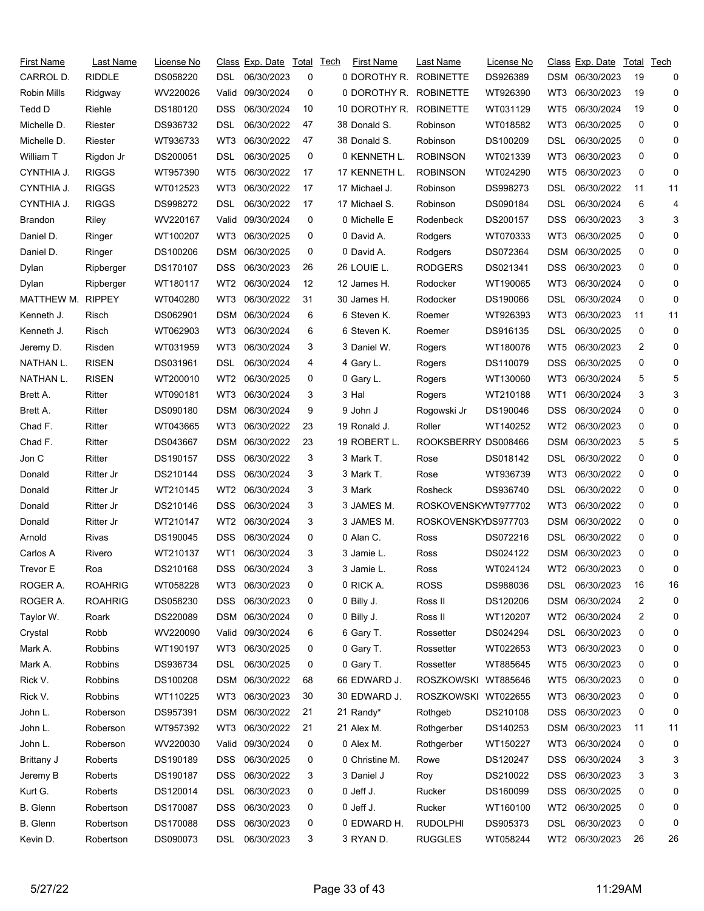| First Name | Last Name | License No | Class | Exp. Date | Total | Tech | First Name | Last Name | License No | Class | Exp. Date | Total | Tech |
|---|---|---|---|---|---|---|---|---|---|---|---|---|---|
| CARROL D. | RIDDLE | DS058220 | DSL | 06/30/2023 | 0 | 0 | DOROTHY R. | ROBINETTE | DS926389 | DSM | 06/30/2023 | 19 | 0 |
| Robin Mills | Ridgway | WV220026 | Valid | 09/30/2024 | 0 | 0 | DOROTHY R. | ROBINETTE | WT926390 | WT3 | 06/30/2023 | 19 | 0 |
| Tedd D | Riehle | DS180120 | DSS | 06/30/2024 | 10 | 10 | DOROTHY R. | ROBINETTE | WT031129 | WT5 | 06/30/2024 | 19 | 0 |
| Michelle D. | Riester | DS936732 | DSL | 06/30/2022 | 47 | 38 | Donald S. | Robinson | WT018582 | WT3 | 06/30/2025 | 0 | 0 |
| Michelle D. | Riester | WT936733 | WT3 | 06/30/2022 | 47 | 38 | Donald S. | Robinson | DS100209 | DSL | 06/30/2025 | 0 | 0 |
| William T | Rigdon Jr | DS200051 | DSL | 06/30/2025 | 0 | 0 | KENNETH L. | ROBINSON | WT021339 | WT3 | 06/30/2023 | 0 | 0 |
| CYNTHIA J. | RIGGS | WT957390 | WT5 | 06/30/2022 | 17 | 17 | KENNETH L. | ROBINSON | WT024290 | WT5 | 06/30/2023 | 0 | 0 |
| CYNTHIA J. | RIGGS | WT012523 | WT3 | 06/30/2022 | 17 | 17 | Michael J. | Robinson | DS998273 | DSL | 06/30/2022 | 11 | 11 |
| CYNTHIA J. | RIGGS | DS998272 | DSL | 06/30/2022 | 17 | 17 | Michael S. | Robinson | DS090184 | DSL | 06/30/2024 | 6 | 4 |
| Brandon | Riley | WV220167 | Valid | 09/30/2024 | 0 | 0 | Michelle E | Rodenbeck | DS200157 | DSS | 06/30/2023 | 3 | 3 |
| Daniel D. | Ringer | WT100207 | WT3 | 06/30/2025 | 0 | 0 | David A. | Rodgers | WT070333 | WT3 | 06/30/2025 | 0 | 0 |
| Daniel D. | Ringer | DS100206 | DSM | 06/30/2025 | 0 | 0 | David A. | Rodgers | DS072364 | DSM | 06/30/2025 | 0 | 0 |
| Dylan | Ripberger | DS170107 | DSS | 06/30/2023 | 26 | 26 | LOUIE L. | RODGERS | DS021341 | DSS | 06/30/2023 | 0 | 0 |
| Dylan | Ripberger | WT180117 | WT2 | 06/30/2024 | 12 | 12 | James H. | Rodocker | WT190065 | WT3 | 06/30/2024 | 0 | 0 |
| MATTHEW M. | RIPPEY | WT040280 | WT3 | 06/30/2022 | 31 | 30 | James H. | Rodocker | DS190066 | DSL | 06/30/2024 | 0 | 0 |
| Kenneth J. | Risch | DS062901 | DSM | 06/30/2024 | 6 | 6 | Steven K. | Roemer | WT926393 | WT3 | 06/30/2023 | 11 | 11 |
| Kenneth J. | Risch | WT062903 | WT3 | 06/30/2024 | 6 | 6 | Steven K. | Roemer | DS916135 | DSL | 06/30/2025 | 0 | 0 |
| Jeremy D. | Risden | WT031959 | WT3 | 06/30/2024 | 3 | 3 | Daniel W. | Rogers | WT180076 | WT5 | 06/30/2023 | 2 | 0 |
| NATHAN L. | RISEN | DS031961 | DSL | 06/30/2024 | 4 | 4 | Gary L. | Rogers | DS110079 | DSS | 06/30/2025 | 0 | 0 |
| NATHAN L. | RISEN | WT200010 | WT2 | 06/30/2025 | 0 | 0 | Gary L. | Rogers | WT130060 | WT3 | 06/30/2024 | 5 | 5 |
| Brett A. | Ritter | WT090181 | WT3 | 06/30/2024 | 3 | 3 | Hal | Rogers | WT210188 | WT1 | 06/30/2024 | 3 | 3 |
| Brett A. | Ritter | DS090180 | DSM | 06/30/2024 | 9 | 9 | John J | Rogowski Jr | DS190046 | DSS | 06/30/2024 | 0 | 0 |
| Chad F. | Ritter | WT043665 | WT3 | 06/30/2022 | 23 | 19 | Ronald J. | Roller | WT140252 | WT2 | 06/30/2023 | 0 | 0 |
| Chad F. | Ritter | DS043667 | DSM | 06/30/2022 | 23 | 19 | ROBERT L. | ROOKSBERRY | DS008466 | DSM | 06/30/2023 | 5 | 5 |
| Jon C | Ritter | DS190157 | DSS | 06/30/2022 | 3 | 3 | Mark T. | Rose | DS018142 | DSL | 06/30/2022 | 0 | 0 |
| Donald | Ritter Jr | DS210144 | DSS | 06/30/2024 | 3 | 3 | Mark T. | Rose | WT936739 | WT3 | 06/30/2022 | 0 | 0 |
| Donald | Ritter Jr | WT210145 | WT2 | 06/30/2024 | 3 | 3 | Mark | Rosheck | DS936740 | DSL | 06/30/2022 | 0 | 0 |
| Donald | Ritter Jr | DS210146 | DSS | 06/30/2024 | 3 | 3 | JAMES M. | ROSKOVENSKY | WT977702 | WT3 | 06/30/2022 | 0 | 0 |
| Donald | Ritter Jr | WT210147 | WT2 | 06/30/2024 | 3 | 3 | JAMES M. | ROSKOVENSKY | DS977703 | DSM | 06/30/2022 | 0 | 0 |
| Arnold | Rivas | DS190045 | DSS | 06/30/2024 | 0 | 0 | Alan C. | Ross | DS072216 | DSL | 06/30/2022 | 0 | 0 |
| Carlos A | Rivero | WT210137 | WT1 | 06/30/2024 | 3 | 3 | Jamie L. | Ross | DS024122 | DSM | 06/30/2023 | 0 | 0 |
| Trevor E | Roa | DS210168 | DSS | 06/30/2024 | 3 | 3 | Jamie L. | Ross | WT024124 | WT2 | 06/30/2023 | 0 | 0 |
| ROGER A. | ROAHRIG | WT058228 | WT3 | 06/30/2023 | 0 | 0 | RICK A. | ROSS | DS988036 | DSL | 06/30/2023 | 16 | 16 |
| ROGER A. | ROAHRIG | DS058230 | DSS | 06/30/2023 | 0 | 0 | Billy J. | Ross II | DS120206 | DSM | 06/30/2024 | 2 | 0 |
| Taylor W. | Roark | DS220089 | DSM | 06/30/2024 | 0 | 0 | Billy J. | Ross II | WT120207 | WT2 | 06/30/2024 | 2 | 0 |
| Crystal | Robb | WV220090 | Valid | 09/30/2024 | 6 | 6 | Gary T. | Rossetter | DS024294 | DSL | 06/30/2023 | 0 | 0 |
| Mark A. | Robbins | WT190197 | WT3 | 06/30/2025 | 0 | 0 | Gary T. | Rossetter | WT022653 | WT3 | 06/30/2023 | 0 | 0 |
| Mark A. | Robbins | DS936734 | DSL | 06/30/2025 | 0 | 0 | Gary T. | Rossetter | WT885645 | WT5 | 06/30/2023 | 0 | 0 |
| Rick V. | Robbins | DS100208 | DSM | 06/30/2022 | 68 | 66 | EDWARD J. | ROSZKOWSKI | WT885646 | WT5 | 06/30/2023 | 0 | 0 |
| Rick V. | Robbins | WT110225 | WT3 | 06/30/2023 | 30 | 30 | EDWARD J. | ROSZKOWSKI | WT022655 | WT3 | 06/30/2023 | 0 | 0 |
| John L. | Roberson | DS957391 | DSM | 06/30/2022 | 21 | 21 | Randy* | Rothgeb | DS210108 | DSS | 06/30/2023 | 0 | 0 |
| John L. | Roberson | WT957392 | WT3 | 06/30/2022 | 21 | 21 | Alex M. | Rothgerber | DS140253 | DSM | 06/30/2023 | 11 | 11 |
| John L. | Roberson | WV220030 | Valid | 09/30/2024 | 0 | 0 | Alex M. | Rothgerber | WT150227 | WT3 | 06/30/2024 | 0 | 0 |
| Brittany J | Roberts | DS190189 | DSS | 06/30/2025 | 0 | 0 | Christine M. | Rowe | DS120247 | DSS | 06/30/2024 | 3 | 3 |
| Jeremy B | Roberts | DS190187 | DSS | 06/30/2022 | 3 | 3 | Daniel J | Roy | DS210022 | DSS | 06/30/2023 | 3 | 3 |
| Kurt G. | Roberts | DS120014 | DSL | 06/30/2023 | 0 | 0 | Jeff J. | Rucker | DS160099 | DSS | 06/30/2025 | 0 | 0 |
| B. Glenn | Robertson | DS170087 | DSS | 06/30/2023 | 0 | 0 | Jeff J. | Rucker | WT160100 | WT2 | 06/30/2025 | 0 | 0 |
| B. Glenn | Robertson | DS170088 | DSS | 06/30/2023 | 0 | 0 | EDWARD H. | RUDOLPHI | DS905373 | DSL | 06/30/2023 | 0 | 0 |
| Kevin D. | Robertson | DS090073 | DSL | 06/30/2023 | 3 | 3 | RYAN D. | RUGGLES | WT058244 | WT2 | 06/30/2023 | 26 | 26 |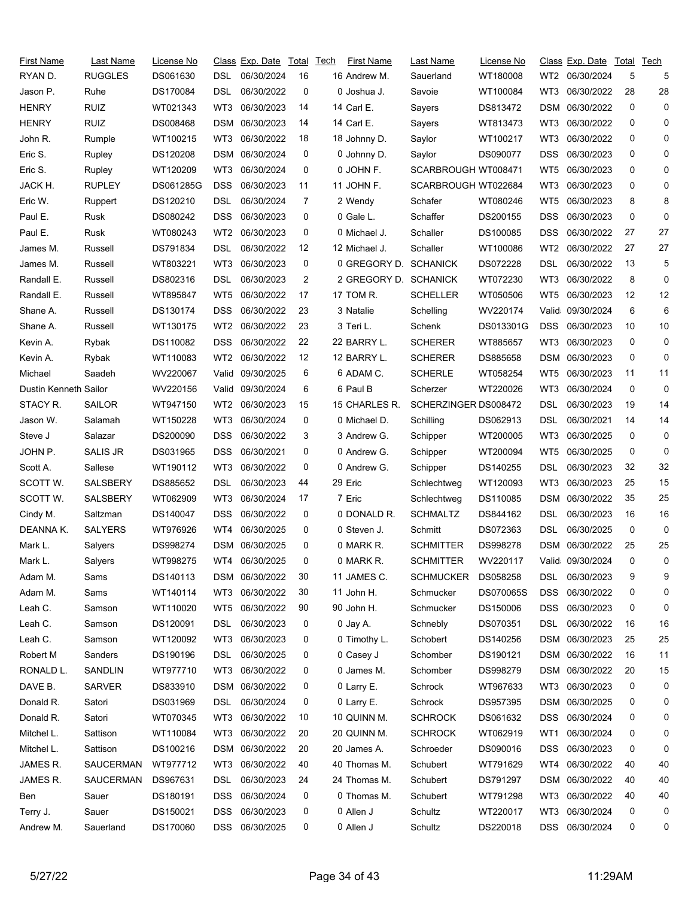| First Name | Last Name | License No | Class | Exp. Date | Total | Tech |
|---|---|---|---|---|---|---|
| RYAN D. | RUGGLES | DS061630 | DSL | 06/30/2024 | 16 | 16 |
| Jason P. | Ruhe | DS170084 | DSL | 06/30/2022 | 0 | 0 |
| HENRY | RUIZ | WT021343 | WT3 | 06/30/2023 | 14 | 14 |
| HENRY | RUIZ | DS008468 | DSM | 06/30/2023 | 14 | 14 |
| John R. | Rumple | WT100215 | WT3 | 06/30/2022 | 18 | 18 |
| Eric S. | Rupley | DS120208 | DSM | 06/30/2024 | 0 | 0 |
| Eric S. | Rupley | WT120209 | WT3 | 06/30/2024 | 0 | 0 |
| JACK H. | RUPLEY | DS061285G | DSS | 06/30/2023 | 11 | 11 |
| Eric W. | Ruppert | DS120210 | DSL | 06/30/2024 | 7 | 2 |
| Paul E. | Rusk | DS080242 | DSS | 06/30/2023 | 0 | 0 |
| Paul E. | Rusk | WT080243 | WT2 | 06/30/2023 | 0 | 0 |
| James M. | Russell | DS791834 | DSL | 06/30/2022 | 12 | 12 |
| James M. | Russell | WT803221 | WT3 | 06/30/2023 | 0 | 0 |
| Randall E. | Russell | DS802316 | DSL | 06/30/2023 | 2 | 2 |
| Randall E. | Russell | WT895847 | WT5 | 06/30/2022 | 17 | 17 |
| Shane A. | Russell | DS130174 | DSS | 06/30/2022 | 23 | 3 |
| Shane A. | Russell | WT130175 | WT2 | 06/30/2022 | 23 | 3 |
| Kevin A. | Rybak | DS110082 | DSS | 06/30/2022 | 22 | 22 |
| Kevin A. | Rybak | WT110083 | WT2 | 06/30/2022 | 12 | 12 |
| Michael | Saadeh | WV220067 | Valid | 09/30/2025 | 6 | 6 |
| Dustin Kenneth | Sailor | WV220156 | Valid | 09/30/2024 | 6 | 6 |
| STACY R. | SAILOR | WT947150 | WT2 | 06/30/2023 | 15 | 15 |
| Jason W. | Salamah | WT150228 | WT3 | 06/30/2024 | 0 | 0 |
| Steve J | Salazar | DS200090 | DSS | 06/30/2022 | 3 | 3 |
| JOHN P. | SALIS JR | DS031965 | DSS | 06/30/2021 | 0 | 0 |
| Scott A. | Sallese | WT190112 | WT3 | 06/30/2022 | 0 | 0 |
| SCOTT W. | SALSBERY | DS885652 | DSL | 06/30/2023 | 44 | 29 |
| SCOTT W. | SALSBERY | WT062909 | WT3 | 06/30/2024 | 17 | 7 |
| Cindy M. | Saltzman | DS140047 | DSS | 06/30/2022 | 0 | 0 |
| DEANNA K. | SALYERS | WT976926 | WT4 | 06/30/2025 | 0 | 0 |
| Mark L. | Salyers | DS998274 | DSM | 06/30/2025 | 0 | 0 |
| Mark L. | Salyers | WT998275 | WT4 | 06/30/2025 | 0 | 0 |
| Adam M. | Sams | DS140113 | DSM | 06/30/2022 | 30 | 11 |
| Adam M. | Sams | WT140114 | WT3 | 06/30/2022 | 30 | 11 |
| Leah C. | Samson | WT110020 | WT5 | 06/30/2022 | 90 | 90 |
| Leah C. | Samson | DS120091 | DSL | 06/30/2023 | 0 | 0 |
| Leah C. | Samson | WT120092 | WT3 | 06/30/2023 | 0 | 0 |
| Robert M | Sanders | DS190196 | DSL | 06/30/2025 | 0 | 0 |
| RONALD L. | SANDLIN | WT977710 | WT3 | 06/30/2022 | 0 | 0 |
| DAVE B. | SARVER | DS833910 | DSM | 06/30/2022 | 0 | 0 |
| Donald R. | Satori | DS031969 | DSL | 06/30/2024 | 0 | 0 |
| Donald R. | Satori | WT070345 | WT3 | 06/30/2022 | 10 | 10 |
| Mitchel L. | Sattison | WT110084 | WT3 | 06/30/2022 | 20 | 20 |
| Mitchel L. | Sattison | DS100216 | DSM | 06/30/2022 | 20 | 20 |
| JAMES R. | SAUCERMAN | WT977712 | WT3 | 06/30/2022 | 40 | 40 |
| JAMES R. | SAUCERMAN | DS967631 | DSL | 06/30/2023 | 24 | 24 |
| Ben | Sauer | DS180191 | DSS | 06/30/2024 | 0 | 0 |
| Terry J. | Sauer | DS150021 | DSS | 06/30/2023 | 0 | 0 |
| Andrew M. | Sauerland | DS170060 | DSS | 06/30/2025 | 0 | 0 |
| Andrew M. | Sauerland | WT180008 | WT2 | 06/30/2024 | 5 | 5 |
| Joshua J. | Savoie | WT100084 | WT3 | 06/30/2022 | 28 | 28 |
| Carl E. | Sayers | DS813472 | DSM | 06/30/2022 | 0 | 0 |
| Carl E. | Sayers | WT813473 | WT3 | 06/30/2022 | 0 | 0 |
| Johnny D. | Saylor | WT100217 | WT3 | 06/30/2022 | 0 | 0 |
| Johnny D. | Saylor | DS090077 | DSS | 06/30/2023 | 0 | 0 |
| JOHN F. | SCARBROUGH | WT008471 | WT5 | 06/30/2023 | 0 | 0 |
| JOHN F. | SCARBROUGH | WT022684 | WT3 | 06/30/2023 | 0 | 0 |
| Wendy | Schafer | WT080246 | WT5 | 06/30/2023 | 8 | 8 |
| Gale L. | Schaffer | DS200155 | DSS | 06/30/2023 | 0 | 0 |
| Michael J. | Schaller | DS100085 | DSS | 06/30/2022 | 27 | 27 |
| Michael J. | Schaller | WT100086 | WT2 | 06/30/2022 | 27 | 27 |
| GREGORY D. | SCHANICK | DS072228 | DSL | 06/30/2022 | 13 | 5 |
| GREGORY D. | SCHANICK | WT072230 | WT3 | 06/30/2022 | 8 | 0 |
| TOM R. | SCHELLER | WT050506 | WT5 | 06/30/2023 | 12 | 12 |
| Natalie | Schelling | WV220174 | Valid | 09/30/2024 | 6 | 6 |
| Teri L. | Schenk | DS013301G | DSS | 06/30/2023 | 10 | 10 |
| BARRY L. | SCHERER | WT885657 | WT3 | 06/30/2023 | 0 | 0 |
| BARRY L. | SCHERER | DS885658 | DSM | 06/30/2023 | 0 | 0 |
| ADAM C. | SCHERLE | WT058254 | WT5 | 06/30/2023 | 11 | 11 |
| Paul B | Scherzer | WT220026 | WT3 | 06/30/2024 | 0 | 0 |
| CHARLES R. | SCHERZINGER | DS008472 | DSL | 06/30/2023 | 19 | 14 |
| Michael D. | Schilling | DS062913 | DSL | 06/30/2021 | 14 | 14 |
| Andrew G. | Schipper | WT200005 | WT3 | 06/30/2025 | 0 | 0 |
| Andrew G. | Schipper | WT200094 | WT5 | 06/30/2025 | 0 | 0 |
| Andrew G. | Schipper | DS140255 | DSL | 06/30/2023 | 32 | 32 |
| Eric | Schlechtweg | WT120093 | WT3 | 06/30/2023 | 25 | 15 |
| Eric | Schlechtweg | DS110085 | DSM | 06/30/2022 | 35 | 25 |
| DONALD R. | SCHMALTZ | DS844162 | DSL | 06/30/2023 | 16 | 16 |
| Steven J. | Schmitt | DS072363 | DSL | 06/30/2025 | 0 | 0 |
| MARK R. | SCHMITTER | DS998278 | DSM | 06/30/2022 | 25 | 25 |
| MARK R. | SCHMITTER | WV220117 | Valid | 09/30/2024 | 0 | 0 |
| JAMES C. | SCHMUCKER | DS058258 | DSL | 06/30/2023 | 9 | 9 |
| John H. | Schmucker | DS070065S | DSS | 06/30/2022 | 0 | 0 |
| John H. | Schmucker | DS150006 | DSS | 06/30/2023 | 0 | 0 |
| Jay A. | Schnebly | DS070351 | DSL | 06/30/2022 | 16 | 16 |
| Timothy L. | Schobert | DS140256 | DSM | 06/30/2023 | 25 | 25 |
| Casey J | Schomber | DS190121 | DSM | 06/30/2022 | 16 | 11 |
| James M. | Schomber | DS998279 | DSM | 06/30/2022 | 20 | 15 |
| Larry E. | Schrock | WT967633 | WT3 | 06/30/2023 | 0 | 0 |
| Larry E. | Schrock | DS957395 | DSM | 06/30/2025 | 0 | 0 |
| QUINN M. | SCHROCK | DS061632 | DSS | 06/30/2024 | 0 | 0 |
| QUINN M. | SCHROCK | WT062919 | WT1 | 06/30/2024 | 0 | 0 |
| James A. | Schroeder | DS090016 | DSS | 06/30/2023 | 0 | 0 |
| Thomas M. | Schubert | WT791629 | WT4 | 06/30/2022 | 40 | 40 |
| Thomas M. | Schubert | DS791297 | DSM | 06/30/2022 | 40 | 40 |
| Thomas M. | Schubert | WT791298 | WT3 | 06/30/2022 | 40 | 40 |
| Allen J | Schultz | WT220017 | WT3 | 06/30/2024 | 0 | 0 |
| Allen J | Schultz | DS220018 | DSS | 06/30/2024 | 0 | 0 |

5/27/22 11:29AM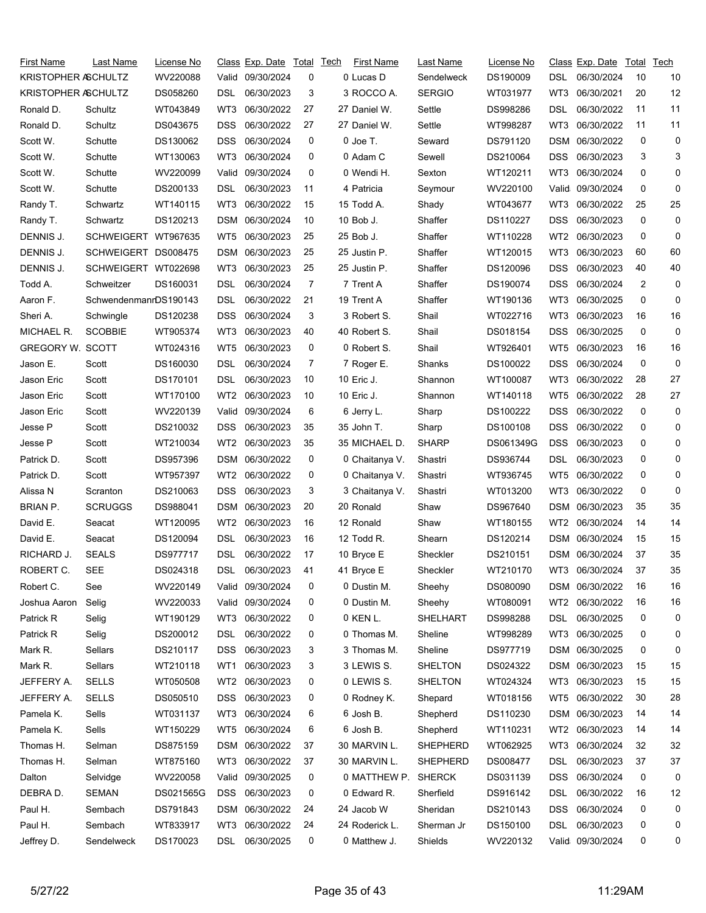| First Name | Last Name | License No | Class | Exp. Date | Total | Tech |
|---|---|---|---|---|---|---|
| KRISTOPHER A. | SCHULTZ | WV220088 | Valid | 09/30/2024 | 0 | 0 |
| KRISTOPHER A. | SCHULTZ | DS058260 | DSL | 06/30/2023 | 3 | 3 |
| Ronald D. | Schultz | WT043849 | WT3 | 06/30/2022 | 27 | 27 |
| Ronald D. | Schultz | DS043675 | DSS | 06/30/2022 | 27 | 27 |
| Scott W. | Schutte | DS130062 | DSS | 06/30/2024 | 0 | 0 |
| Scott W. | Schutte | WT130063 | WT3 | 06/30/2024 | 0 | 0 |
| Scott W. | Schutte | WV220099 | Valid | 09/30/2024 | 0 | 0 |
| Scott W. | Schutte | DS200133 | DSL | 06/30/2023 | 11 | 4 |
| Randy T. | Schwartz | WT140115 | WT3 | 06/30/2022 | 15 | 15 |
| Randy T. | Schwartz | DS120213 | DSM | 06/30/2024 | 10 | 10 |
| DENNIS J. | SCHWEIGERT | WT967635 | WT5 | 06/30/2023 | 25 | 25 |
| DENNIS J. | SCHWEIGERT | DS008475 | DSM | 06/30/2023 | 25 | 25 |
| DENNIS J. | SCHWEIGERT | WT022698 | WT3 | 06/30/2023 | 25 | 25 |
| Todd A. | Schweitzer | DS160031 | DSL | 06/30/2024 | 7 | 7 |
| Aaron F. | Schwendenmann | DS190143 | DSL | 06/30/2022 | 21 | 19 |
| Sheri A. | Schwingle | DS120238 | DSS | 06/30/2024 | 3 | 3 |
| MICHAEL R. | SCOBBIE | WT905374 | WT3 | 06/30/2023 | 40 | 40 |
| GREGORY W. | SCOTT | WT024316 | WT5 | 06/30/2023 | 0 | 0 |
| Jason E. | Scott | DS160030 | DSL | 06/30/2024 | 7 | 7 |
| Jason Eric | Scott | DS170101 | DSL | 06/30/2023 | 10 | 10 |
| Jason Eric | Scott | WT170100 | WT2 | 06/30/2023 | 10 | 10 |
| Jason Eric | Scott | WV220139 | Valid | 09/30/2024 | 6 | 6 |
| Jesse P | Scott | DS210032 | DSS | 06/30/2023 | 35 | 35 |
| Jesse P | Scott | WT210034 | WT2 | 06/30/2023 | 35 | 35 |
| Patrick D. | Scott | DS957396 | DSM | 06/30/2022 | 0 | 0 |
| Patrick D. | Scott | WT957397 | WT2 | 06/30/2022 | 0 | 0 |
| Alissa N | Scranton | DS210063 | DSS | 06/30/2023 | 3 | 3 |
| BRIAN P. | SCRUGGS | DS988041 | DSM | 06/30/2023 | 20 | 20 |
| David E. | Seacat | WT120095 | WT2 | 06/30/2023 | 16 | 12 |
| David E. | Seacat | DS120094 | DSL | 06/30/2023 | 16 | 12 |
| RICHARD J. | SEALS | DS977717 | DSL | 06/30/2022 | 17 | 10 |
| ROBERT C. | SEE | DS024318 | DSL | 06/30/2023 | 41 | 41 |
| Robert C. | See | WV220149 | Valid | 09/30/2024 | 0 | 0 |
| Joshua Aaron | Selig | WV220033 | Valid | 09/30/2024 | 0 | 0 |
| Patrick R | Selig | WT190129 | WT3 | 06/30/2022 | 0 | 0 |
| Patrick R | Selig | DS200012 | DSL | 06/30/2022 | 0 | 0 |
| Mark R. | Sellars | DS210117 | DSS | 06/30/2023 | 3 | 3 |
| Mark R. | Sellars | WT210118 | WT1 | 06/30/2023 | 3 | 3 |
| JEFFERY A. | SELLS | WT050508 | WT2 | 06/30/2023 | 0 | 0 |
| JEFFERY A. | SELLS | DS050510 | DSS | 06/30/2023 | 0 | 0 |
| Pamela K. | Sells | WT031137 | WT3 | 06/30/2024 | 6 | 6 |
| Pamela K. | Sells | WT150229 | WT5 | 06/30/2024 | 6 | 6 |
| Thomas H. | Selman | DS875159 | DSM | 06/30/2022 | 37 | 30 |
| Thomas H. | Selman | WT875160 | WT3 | 06/30/2022 | 37 | 30 |
| Dalton | Selvidge | WV220058 | Valid | 09/30/2025 | 0 | 0 |
| DEBRA D. | SEMAN | DS021565G | DSS | 06/30/2023 | 0 | 0 |
| Paul H. | Sembach | DS791843 | DSM | 06/30/2022 | 24 | 24 |
| Paul H. | Sembach | WT833917 | WT3 | 06/30/2022 | 24 | 24 |
| Jeffrey D. | Sendelweck | DS170023 | DSL | 06/30/2025 | 0 | 0 |
| Lucas D | Sendelweck | DS190009 | DSL | 06/30/2024 | 10 | 10 |
| ROCCO A. | SERGIO | WT031977 | WT3 | 06/30/2021 | 20 | 12 |
| Daniel W. | Settle | DS998286 | DSL | 06/30/2022 | 11 | 11 |
| Daniel W. | Settle | WT998287 | WT3 | 06/30/2022 | 11 | 11 |
| Joe T. | Seward | DS791120 | DSM | 06/30/2022 | 0 | 0 |
| Adam C | Sewell | DS210064 | DSS | 06/30/2023 | 3 | 3 |
| Wendi H. | Sexton | WT120211 | WT3 | 06/30/2024 | 0 | 0 |
| Patricia | Seymour | WV220100 | Valid | 09/30/2024 | 0 | 0 |
| Todd A. | Shady | WT043677 | WT3 | 06/30/2022 | 25 | 25 |
| Bob J. | Shaffer | DS110227 | DSS | 06/30/2023 | 0 | 0 |
| Bob J. | Shaffer | WT110228 | WT2 | 06/30/2023 | 0 | 0 |
| Justin P. | Shaffer | WT120015 | WT3 | 06/30/2023 | 60 | 60 |
| Justin P. | Shaffer | DS120096 | DSS | 06/30/2023 | 40 | 40 |
| Trent A | Shaffer | DS190074 | DSS | 06/30/2024 | 2 | 0 |
| Trent A | Shaffer | WT190136 | WT3 | 06/30/2025 | 0 | 0 |
| Robert S. | Shail | WT022716 | WT3 | 06/30/2023 | 16 | 16 |
| Robert S. | Shail | DS018154 | DSS | 06/30/2025 | 0 | 0 |
| Robert S. | Shail | WT926401 | WT5 | 06/30/2023 | 16 | 16 |
| Roger E. | Shanks | DS100022 | DSS | 06/30/2024 | 0 | 0 |
| Eric J. | Shannon | WT100087 | WT3 | 06/30/2022 | 28 | 27 |
| Eric J. | Shannon | WT140118 | WT5 | 06/30/2022 | 28 | 27 |
| Jerry L. | Sharp | DS100222 | DSS | 06/30/2022 | 0 | 0 |
| John T. | Sharp | DS100108 | DSS | 06/30/2022 | 0 | 0 |
| MICHAEL D. | SHARP | DS061349G | DSS | 06/30/2023 | 0 | 0 |
| Chaitanya V. | Shastri | DS936744 | DSL | 06/30/2023 | 0 | 0 |
| Chaitanya V. | Shastri | WT936745 | WT5 | 06/30/2022 | 0 | 0 |
| Chaitanya V. | Shastri | WT013200 | WT3 | 06/30/2022 | 0 | 0 |
| Ronald | Shaw | DS967640 | DSM | 06/30/2023 | 35 | 35 |
| Ronald | Shaw | WT180155 | WT2 | 06/30/2024 | 14 | 14 |
| Todd R. | Shearn | DS120214 | DSM | 06/30/2024 | 15 | 15 |
| Bryce E | Sheckler | DS210151 | DSM | 06/30/2024 | 37 | 35 |
| Bryce E | Sheckler | WT210170 | WT3 | 06/30/2024 | 37 | 35 |
| Dustin M. | Sheehy | DS080090 | DSM | 06/30/2022 | 16 | 16 |
| Dustin M. | Sheehy | WT080091 | WT2 | 06/30/2022 | 16 | 16 |
| KEN L. | SHELHART | DS998288 | DSL | 06/30/2025 | 0 | 0 |
| Thomas M. | Sheline | WT998289 | WT3 | 06/30/2025 | 0 | 0 |
| Thomas M. | Sheline | DS977719 | DSM | 06/30/2025 | 0 | 0 |
| LEWIS S. | SHELTON | DS024322 | DSM | 06/30/2023 | 15 | 15 |
| LEWIS S. | SHELTON | WT024324 | WT3 | 06/30/2023 | 15 | 15 |
| Rodney K. | Shepard | WT018156 | WT5 | 06/30/2022 | 30 | 28 |
| Josh B. | Shepherd | DS110230 | DSM | 06/30/2023 | 14 | 14 |
| Josh B. | Shepherd | WT110231 | WT2 | 06/30/2023 | 14 | 14 |
| MARVIN L. | SHEPHERD | WT062925 | WT3 | 06/30/2024 | 32 | 32 |
| MARVIN L. | SHEPHERD | DS008477 | DSL | 06/30/2023 | 37 | 37 |
| MATTHEW P. | SHERCK | DS031139 | DSS | 06/30/2024 | 0 | 0 |
| Edward R. | Sherfield | DS916142 | DSL | 06/30/2022 | 16 | 12 |
| Jacob W | Sheridan | DS210143 | DSS | 06/30/2024 | 0 | 0 |
| Roderick L. | Sherman Jr | DS150100 | DSL | 06/30/2023 | 0 | 0 |
| Matthew J. | Shields | WV220132 | Valid | 09/30/2024 | 0 | 0 |

5/27/22 11:29AM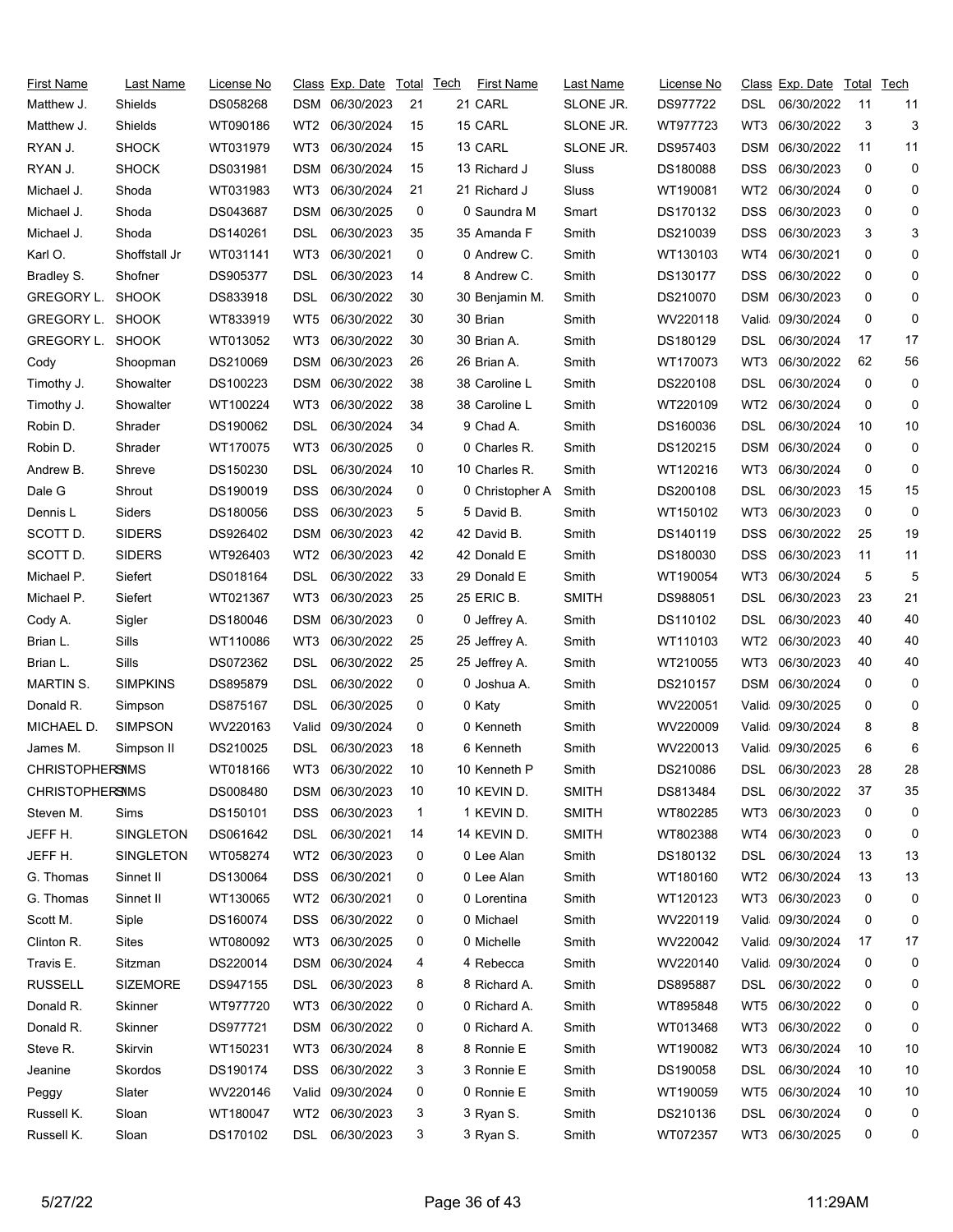| First Name | Last Name | License No | Class | Exp. Date | Total | Tech |
|---|---|---|---|---|---|---|
| Matthew J. | Shields | DS058268 | DSM | 06/30/2023 | 21 | 21 |
| Matthew J. | Shields | WT090186 | WT2 | 06/30/2024 | 15 | 15 |
| RYAN J. | SHOCK | WT031979 | WT3 | 06/30/2024 | 15 | 13 |
| RYAN J. | SHOCK | DS031981 | DSM | 06/30/2024 | 15 | 13 |
| Michael J. | Shoda | WT031983 | WT3 | 06/30/2024 | 21 | 21 |
| Michael J. | Shoda | DS043687 | DSM | 06/30/2025 | 0 | 0 |
| Michael J. | Shoda | DS140261 | DSL | 06/30/2023 | 35 | 35 |
| Karl O. | Shoffstall Jr | WT031141 | WT3 | 06/30/2021 | 0 | 0 |
| Bradley S. | Shofner | DS905377 | DSL | 06/30/2023 | 14 | 8 |
| GREGORY L. | SHOOK | DS833918 | DSL | 06/30/2022 | 30 | 30 |
| GREGORY L. | SHOOK | WT833919 | WT5 | 06/30/2022 | 30 | 30 |
| GREGORY L. | SHOOK | WT013052 | WT3 | 06/30/2022 | 30 | 30 |
| Cody | Shoopman | DS210069 | DSM | 06/30/2023 | 26 | 26 |
| Timothy J. | Showalter | DS100223 | DSM | 06/30/2022 | 38 | 38 |
| Timothy J. | Showalter | WT100224 | WT3 | 06/30/2022 | 38 | 38 |
| Robin D. | Shrader | DS190062 | DSL | 06/30/2024 | 34 | 9 |
| Robin D. | Shrader | WT170075 | WT3 | 06/30/2025 | 0 | 0 |
| Andrew B. | Shreve | DS150230 | DSL | 06/30/2024 | 10 | 10 |
| Dale G | Shrout | DS190019 | DSS | 06/30/2024 | 0 | 0 |
| Dennis L | Siders | DS180056 | DSS | 06/30/2023 | 5 | 5 |
| SCOTT D. | SIDERS | DS926402 | DSM | 06/30/2023 | 42 | 42 |
| SCOTT D. | SIDERS | WT926403 | WT2 | 06/30/2023 | 42 | 42 |
| Michael P. | Siefert | DS018164 | DSL | 06/30/2022 | 33 | 29 |
| Michael P. | Siefert | WT021367 | WT3 | 06/30/2023 | 25 | 25 |
| Cody A. | Sigler | DS180046 | DSM | 06/30/2023 | 0 | 0 |
| Brian L. | Sills | WT110086 | WT3 | 06/30/2022 | 25 | 25 |
| Brian L. | Sills | DS072362 | DSL | 06/30/2022 | 25 | 25 |
| MARTIN S. | SIMPKINS | DS895879 | DSL | 06/30/2022 | 0 | 0 |
| Donald R. | Simpson | DS875167 | DSL | 06/30/2025 | 0 | 0 |
| MICHAEL D. | SIMPSON | WV220163 | Valid | 09/30/2024 | 0 | 0 |
| James M. | Simpson II | DS210025 | DSL | 06/30/2023 | 18 | 6 |
| CHRISTOPHER | SIMMS | WT018166 | WT3 | 06/30/2022 | 10 | 10 |
| CHRISTOPHER | SIMMS | DS008480 | DSM | 06/30/2023 | 10 | 10 |
| Steven M. | Sims | DS150101 | DSS | 06/30/2023 | 1 | 1 |
| JEFF H. | SINGLETON | DS061642 | DSL | 06/30/2021 | 14 | 14 |
| JEFF H. | SINGLETON | WT058274 | WT2 | 06/30/2023 | 0 | 0 |
| G. Thomas | Sinnet II | DS130064 | DSS | 06/30/2021 | 0 | 0 |
| G. Thomas | Sinnet II | WT130065 | WT2 | 06/30/2021 | 0 | 0 |
| Scott M. | Siple | DS160074 | DSS | 06/30/2022 | 0 | 0 |
| Clinton R. | Sites | WT080092 | WT3 | 06/30/2025 | 0 | 0 |
| Travis E. | Sitzman | DS220014 | DSM | 06/30/2024 | 4 | 4 |
| RUSSELL | SIZEMORE | DS947155 | DSL | 06/30/2023 | 8 | 8 |
| Donald R. | Skinner | WT977720 | WT3 | 06/30/2022 | 0 | 0 |
| Donald R. | Skinner | DS977721 | DSM | 06/30/2022 | 0 | 0 |
| Steve R. | Skirvin | WT150231 | WT3 | 06/30/2024 | 8 | 8 |
| Jeanine | Skordos | DS190174 | DSS | 06/30/2022 | 3 | 3 |
| Peggy | Slater | WV220146 | Valid | 09/30/2024 | 0 | 0 |
| Russell K. | Sloan | WT180047 | WT2 | 06/30/2023 | 3 | 3 |
| Russell K. | Sloan | DS170102 | DSL | 06/30/2023 | 3 | 3 |
| CARL | SLONE JR. | DS977722 | DSL | 06/30/2022 | 11 | 11 |
| CARL | SLONE JR. | WT977723 | WT3 | 06/30/2022 | 3 | 3 |
| CARL | SLONE JR. | DS957403 | DSM | 06/30/2022 | 11 | 11 |
| Richard J | Sluss | DS180088 | DSS | 06/30/2023 | 0 | 0 |
| Richard J | Sluss | WT190081 | WT2 | 06/30/2024 | 0 | 0 |
| Saundra M | Smart | DS170132 | DSS | 06/30/2023 | 0 | 0 |
| Amanda F | Smith | DS210039 | DSS | 06/30/2023 | 3 | 3 |
| Andrew C. | Smith | WT130103 | WT4 | 06/30/2021 | 0 | 0 |
| Andrew C. | Smith | DS130177 | DSS | 06/30/2022 | 0 | 0 |
| Benjamin M. | Smith | DS210070 | DSM | 06/30/2023 | 0 | 0 |
| Brian | Smith | WV220118 | Valid | 09/30/2024 | 0 | 0 |
| Brian A. | Smith | DS180129 | DSL | 06/30/2024 | 17 | 17 |
| Brian A. | Smith | WT170073 | WT3 | 06/30/2022 | 62 | 56 |
| Caroline L | Smith | DS220108 | DSL | 06/30/2024 | 0 | 0 |
| Caroline L | Smith | WT220109 | WT2 | 06/30/2024 | 0 | 0 |
| Chad A. | Smith | DS160036 | DSL | 06/30/2024 | 10 | 10 |
| Charles R. | Smith | DS120215 | DSM | 06/30/2024 | 0 | 0 |
| Charles R. | Smith | WT120216 | WT3 | 06/30/2024 | 0 | 0 |
| Christopher A | Smith | DS200108 | DSL | 06/30/2023 | 15 | 15 |
| David B. | Smith | WT150102 | WT3 | 06/30/2023 | 0 | 0 |
| David B. | Smith | DS140119 | DSS | 06/30/2022 | 25 | 19 |
| Donald E | Smith | DS180030 | DSS | 06/30/2023 | 11 | 11 |
| Donald E | Smith | WT190054 | WT3 | 06/30/2024 | 5 | 5 |
| ERIC B. | SMITH | DS988051 | DSL | 06/30/2023 | 23 | 21 |
| Jeffrey A. | Smith | DS110102 | DSL | 06/30/2023 | 40 | 40 |
| Jeffrey A. | Smith | WT110103 | WT2 | 06/30/2023 | 40 | 40 |
| Jeffrey A. | Smith | WT210055 | WT3 | 06/30/2023 | 40 | 40 |
| Joshua A. | Smith | DS210157 | DSM | 06/30/2024 | 0 | 0 |
| Katy | Smith | WV220051 | Valid | 09/30/2025 | 0 | 0 |
| Kenneth | Smith | WV220009 | Valid | 09/30/2024 | 8 | 8 |
| Kenneth | Smith | WV220013 | Valid | 09/30/2025 | 6 | 6 |
| Kenneth P | Smith | DS210086 | DSL | 06/30/2023 | 28 | 28 |
| KEVIN D. | SMITH | DS813484 | DSL | 06/30/2022 | 37 | 35 |
| KEVIN D. | SMITH | WT802285 | WT3 | 06/30/2023 | 0 | 0 |
| KEVIN D. | SMITH | WT802388 | WT4 | 06/30/2023 | 0 | 0 |
| Lee Alan | Smith | DS180132 | DSL | 06/30/2024 | 13 | 13 |
| Lee Alan | Smith | WT180160 | WT2 | 06/30/2024 | 13 | 13 |
| Lorentina | Smith | WT120123 | WT3 | 06/30/2023 | 0 | 0 |
| Michael | Smith | WV220119 | Valid | 09/30/2024 | 0 | 0 |
| Michelle | Smith | WV220042 | Valid | 09/30/2024 | 17 | 17 |
| Rebecca | Smith | WV220140 | Valid | 09/30/2024 | 0 | 0 |
| Richard A. | Smith | DS895887 | DSL | 06/30/2022 | 0 | 0 |
| Richard A. | Smith | WT895848 | WT5 | 06/30/2022 | 0 | 0 |
| Richard A. | Smith | WT013468 | WT3 | 06/30/2022 | 0 | 0 |
| Ronnie E | Smith | WT190082 | WT3 | 06/30/2024 | 10 | 10 |
| Ronnie E | Smith | DS190058 | DSL | 06/30/2024 | 10 | 10 |
| Ronnie E | Smith | WT190059 | WT5 | 06/30/2024 | 10 | 10 |
| Ryan S. | Smith | DS210136 | DSL | 06/30/2024 | 0 | 0 |
| Ryan S. | Smith | WT072357 | WT3 | 06/30/2025 | 0 | 0 |

5/27/22 11:29AM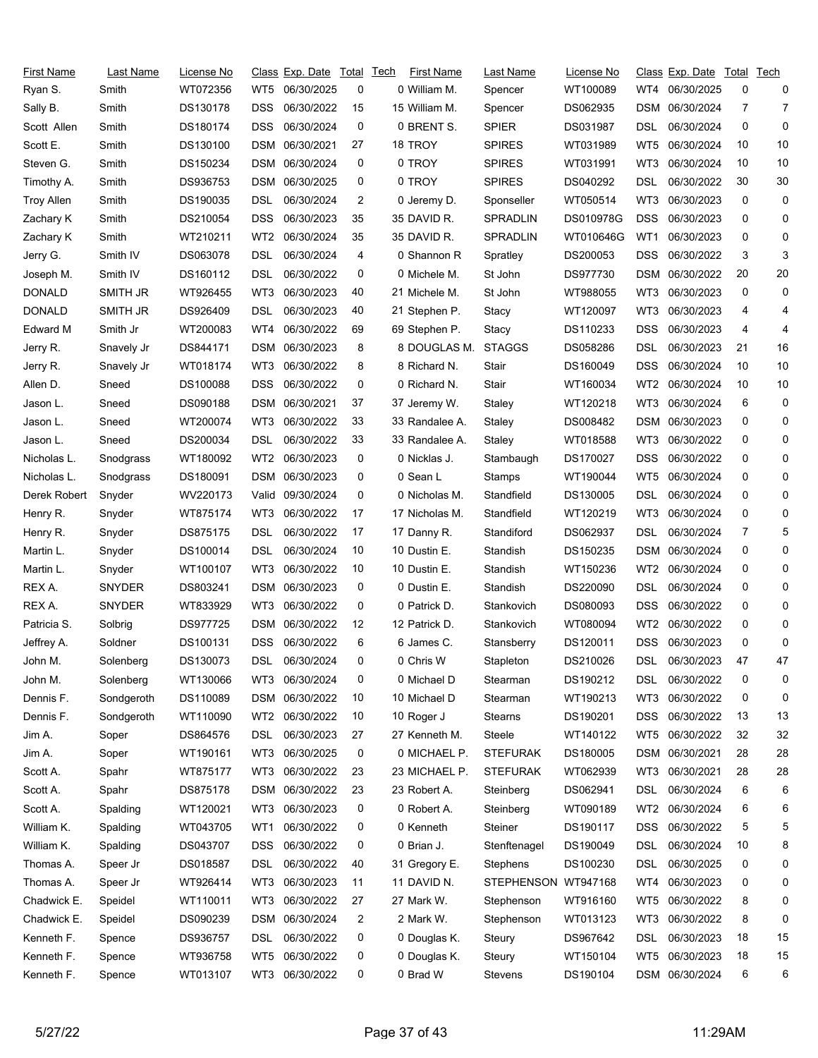| First Name | Last Name | License No | Class | Exp. Date | Total | Tech | First Name | Last Name | License No | Class | Exp. Date | Total | Tech |
|---|---|---|---|---|---|---|---|---|---|---|---|---|---|
| Ryan S. | Smith | WT072356 | WT5 | 06/30/2025 | 0 | 0 | William M. | Spencer | WT100089 | WT4 | 06/30/2025 | 0 | 0 |
| Sally B. | Smith | DS130178 | DSS | 06/30/2022 | 15 | 15 | William M. | Spencer | DS062935 | DSM | 06/30/2024 | 7 | 7 |
| Scott Allen | Smith | DS180174 | DSS | 06/30/2024 | 0 | 0 | BRENT S. | SPIER | DS031987 | DSL | 06/30/2024 | 0 | 0 |
| Scott E. | Smith | DS130100 | DSM | 06/30/2021 | 27 | 18 | TROY | SPIRES | WT031989 | WT5 | 06/30/2024 | 10 | 10 |
| Steven G. | Smith | DS150234 | DSM | 06/30/2024 | 0 | 0 | TROY | SPIRES | WT031991 | WT3 | 06/30/2024 | 10 | 10 |
| Timothy A. | Smith | DS936753 | DSM | 06/30/2025 | 0 | 0 | TROY | SPIRES | DS040292 | DSL | 06/30/2022 | 30 | 30 |
| Troy Allen | Smith | DS190035 | DSL | 06/30/2024 | 2 | 0 | Jeremy D. | Sponseller | WT050514 | WT3 | 06/30/2023 | 0 | 0 |
| Zachary K | Smith | DS210054 | DSS | 06/30/2023 | 35 | 35 | DAVID R. | SPRADLIN | DS010978G | DSS | 06/30/2023 | 0 | 0 |
| Zachary K | Smith | WT210211 | WT2 | 06/30/2024 | 35 | 35 | DAVID R. | SPRADLIN | WT010646G | WT1 | 06/30/2023 | 0 | 0 |
| Jerry G. | Smith IV | DS063078 | DSL | 06/30/2024 | 4 | 0 | Shannon R | Spratley | DS200053 | DSS | 06/30/2022 | 3 | 3 |
| Joseph M. | Smith IV | DS160112 | DSL | 06/30/2022 | 0 | 0 | Michele M. | St John | DS977730 | DSM | 06/30/2022 | 20 | 20 |
| DONALD | SMITH JR | WT926455 | WT3 | 06/30/2023 | 40 | 21 | Michele M. | St John | WT988055 | WT3 | 06/30/2023 | 0 | 0 |
| DONALD | SMITH JR | DS926409 | DSL | 06/30/2023 | 40 | 21 | Stephen P. | Stacy | WT120097 | WT3 | 06/30/2023 | 4 | 4 |
| Edward M | Smith Jr | WT200083 | WT4 | 06/30/2022 | 69 | 69 | Stephen P. | Stacy | DS110233 | DSS | 06/30/2023 | 4 | 4 |
| Jerry R. | Snavely Jr | DS844171 | DSM | 06/30/2023 | 8 | 8 | DOUGLAS M. | STAGGS | DS058286 | DSL | 06/30/2023 | 21 | 16 |
| Jerry R. | Snavely Jr | WT018174 | WT3 | 06/30/2022 | 8 | 8 | Richard N. | Stair | DS160049 | DSS | 06/30/2024 | 10 | 10 |
| Allen D. | Sneed | DS100088 | DSS | 06/30/2022 | 0 | 0 | Richard N. | Stair | WT160034 | WT2 | 06/30/2024 | 10 | 10 |
| Jason L. | Sneed | DS090188 | DSM | 06/30/2021 | 37 | 37 | Jeremy W. | Staley | WT120218 | WT3 | 06/30/2024 | 6 | 0 |
| Jason L. | Sneed | WT200074 | WT3 | 06/30/2022 | 33 | 33 | Randalee A. | Staley | DS008482 | DSM | 06/30/2023 | 0 | 0 |
| Jason L. | Sneed | DS200034 | DSL | 06/30/2022 | 33 | 33 | Randalee A. | Staley | WT018588 | WT3 | 06/30/2022 | 0 | 0 |
| Nicholas L. | Snodgrass | WT180092 | WT2 | 06/30/2023 | 0 | 0 | Nicklas J. | Stambaugh | DS170027 | DSS | 06/30/2022 | 0 | 0 |
| Nicholas L. | Snodgrass | DS180091 | DSM | 06/30/2023 | 0 | 0 | Sean L | Stamps | WT190044 | WT5 | 06/30/2024 | 0 | 0 |
| Derek Robert | Snyder | WV220173 | Valid | 09/30/2024 | 0 | 0 | Nicholas M. | Standfield | DS130005 | DSL | 06/30/2024 | 0 | 0 |
| Henry R. | Snyder | WT875174 | WT3 | 06/30/2022 | 17 | 17 | Nicholas M. | Standfield | WT120219 | WT3 | 06/30/2024 | 0 | 0 |
| Henry R. | Snyder | DS875175 | DSL | 06/30/2022 | 17 | 17 | Danny R. | Standiford | DS062937 | DSL | 06/30/2024 | 7 | 5 |
| Martin L. | Snyder | DS100014 | DSL | 06/30/2024 | 10 | 10 | Dustin E. | Standish | DS150235 | DSM | 06/30/2024 | 0 | 0 |
| Martin L. | Snyder | WT100107 | WT3 | 06/30/2022 | 10 | 10 | Dustin E. | Standish | WT150236 | WT2 | 06/30/2024 | 0 | 0 |
| REX A. | SNYDER | DS803241 | DSM | 06/30/2023 | 0 | 0 | Dustin E. | Standish | DS220090 | DSL | 06/30/2024 | 0 | 0 |
| REX A. | SNYDER | WT833929 | WT3 | 06/30/2022 | 0 | 0 | Patrick D. | Stankovich | DS080093 | DSS | 06/30/2022 | 0 | 0 |
| Patricia S. | Solbrig | DS977725 | DSM | 06/30/2022 | 12 | 12 | Patrick D. | Stankovich | WT080094 | WT2 | 06/30/2022 | 0 | 0 |
| Jeffrey A. | Soldner | DS100131 | DSS | 06/30/2022 | 6 | 6 | James C. | Stansberry | DS120011 | DSS | 06/30/2023 | 0 | 0 |
| John M. | Solenberg | DS130073 | DSL | 06/30/2024 | 0 | 0 | Chris W | Stapleton | DS210026 | DSL | 06/30/2023 | 47 | 47 |
| John M. | Solenberg | WT130066 | WT3 | 06/30/2024 | 0 | 0 | Michael D | Stearman | DS190212 | DSL | 06/30/2022 | 0 | 0 |
| Dennis F. | Sondgeroth | DS110089 | DSM | 06/30/2022 | 10 | 10 | Michael D | Stearman | WT190213 | WT3 | 06/30/2022 | 0 | 0 |
| Dennis F. | Sondgeroth | WT110090 | WT2 | 06/30/2022 | 10 | 10 | Roger J | Stearns | DS190201 | DSS | 06/30/2022 | 13 | 13 |
| Jim A. | Soper | DS864576 | DSL | 06/30/2023 | 27 | 27 | Kenneth M. | Steele | WT140122 | WT5 | 06/30/2022 | 32 | 32 |
| Jim A. | Soper | WT190161 | WT3 | 06/30/2025 | 0 | 0 | MICHAEL P. | STEFURAK | DS180005 | DSM | 06/30/2021 | 28 | 28 |
| Scott A. | Spahr | WT875177 | WT3 | 06/30/2022 | 23 | 23 | MICHAEL P. | STEFURAK | WT062939 | WT3 | 06/30/2021 | 28 | 28 |
| Scott A. | Spahr | DS875178 | DSM | 06/30/2022 | 23 | 23 | Robert A. | Steinberg | DS062941 | DSL | 06/30/2024 | 6 | 6 |
| Scott A. | Spalding | WT120021 | WT3 | 06/30/2023 | 0 | 0 | Robert A. | Steinberg | WT090189 | WT2 | 06/30/2024 | 6 | 6 |
| William K. | Spalding | WT043705 | WT1 | 06/30/2022 | 0 | 0 | Kenneth | Steiner | DS190117 | DSS | 06/30/2022 | 5 | 5 |
| William K. | Spalding | DS043707 | DSS | 06/30/2022 | 0 | 0 | Brian J. | Stenftenagel | DS190049 | DSL | 06/30/2024 | 10 | 8 |
| Thomas A. | Speer Jr | DS018587 | DSL | 06/30/2022 | 40 | 31 | Gregory E. | Stephens | DS100230 | DSL | 06/30/2025 | 0 | 0 |
| Thomas A. | Speer Jr | WT926414 | WT3 | 06/30/2023 | 11 | 11 | DAVID N. | STEPHENSON | WT947168 | WT4 | 06/30/2023 | 0 | 0 |
| Chadwick E. | Speidel | WT110011 | WT3 | 06/30/2022 | 27 | 27 | Mark W. | Stephenson | WT916160 | WT5 | 06/30/2022 | 8 | 0 |
| Chadwick E. | Speidel | DS090239 | DSM | 06/30/2024 | 2 | 2 | Mark W. | Stephenson | WT013123 | WT3 | 06/30/2022 | 8 | 0 |
| Kenneth F. | Spence | DS936757 | DSL | 06/30/2022 | 0 | 0 | Douglas K. | Steury | DS967642 | DSL | 06/30/2023 | 18 | 15 |
| Kenneth F. | Spence | WT936758 | WT5 | 06/30/2022 | 0 | 0 | Douglas K. | Steury | WT150104 | WT5 | 06/30/2023 | 18 | 15 |
| Kenneth F. | Spence | WT013107 | WT3 | 06/30/2022 | 0 | 0 | Brad W | Stevens | DS190104 | DSM | 06/30/2024 | 6 | 6 |

5/27/22 11:29AM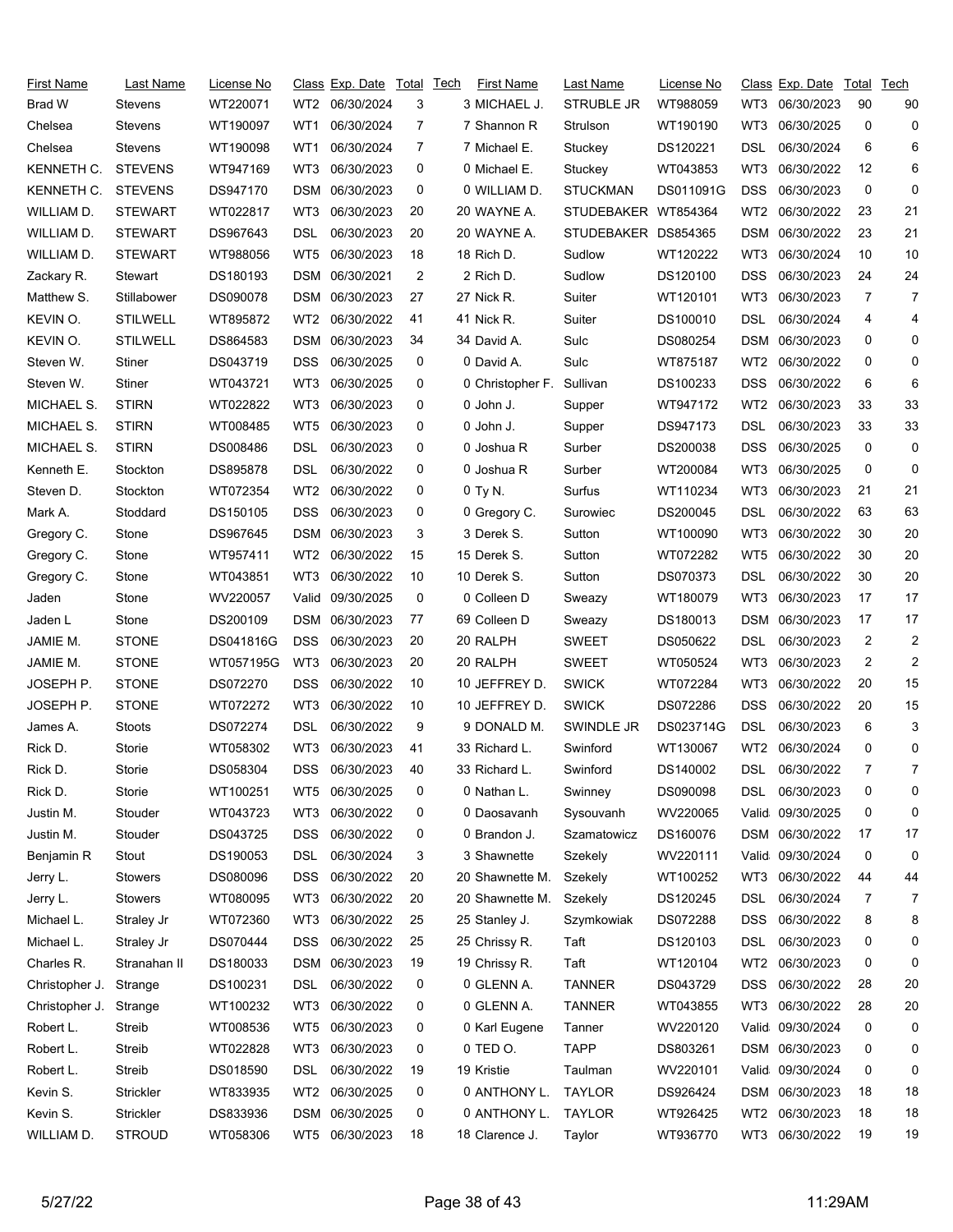| First Name | Last Name | License No | Class | Exp. Date | Total | Tech | First Name | Last Name | License No | Class | Exp. Date | Total | Tech |
|---|---|---|---|---|---|---|---|---|---|---|---|---|---|
| Brad W | Stevens | WT220071 | WT2 | 06/30/2024 | 3 | 3 | MICHAEL J. | STRUBLE JR | WT988059 | WT3 | 06/30/2023 | 90 | 90 |
| Chelsea | Stevens | WT190097 | WT1 | 06/30/2024 | 7 | 7 | Shannon R | Strulson | WT190190 | WT3 | 06/30/2025 | 0 | 0 |
| Chelsea | Stevens | WT190098 | WT1 | 06/30/2024 | 7 | 7 | Michael E. | Stuckey | DS120221 | DSL | 06/30/2024 | 6 | 6 |
| KENNETH C. | STEVENS | WT947169 | WT3 | 06/30/2023 | 0 | 0 | Michael E. | Stuckey | WT043853 | WT3 | 06/30/2022 | 12 | 6 |
| KENNETH C. | STEVENS | DS947170 | DSM | 06/30/2023 | 0 | 0 | WILLIAM D. | STUCKMAN | DS011091G | DSS | 06/30/2023 | 0 | 0 |
| WILLIAM D. | STEWART | WT022817 | WT3 | 06/30/2023 | 20 | 20 | WAYNE A. | STUDEBAKER | WT854364 | WT2 | 06/30/2022 | 23 | 21 |
| WILLIAM D. | STEWART | DS967643 | DSL | 06/30/2023 | 20 | 20 | WAYNE A. | STUDEBAKER | DS854365 | DSM | 06/30/2022 | 23 | 21 |
| WILLIAM D. | STEWART | WT988056 | WT5 | 06/30/2023 | 18 | 18 | Rich D. | Sudlow | WT120222 | WT3 | 06/30/2024 | 10 | 10 |
| Zackary R. | Stewart | DS180193 | DSM | 06/30/2021 | 2 | 2 | Rich D. | Sudlow | DS120100 | DSS | 06/30/2023 | 24 | 24 |
| Matthew S. | Stillabower | DS090078 | DSM | 06/30/2023 | 27 | 27 | Nick R. | Suiter | WT120101 | WT3 | 06/30/2023 | 7 | 7 |
| KEVIN O. | STILWELL | WT895872 | WT2 | 06/30/2022 | 41 | 41 | Nick R. | Suiter | DS100010 | DSL | 06/30/2024 | 4 | 4 |
| KEVIN O. | STILWELL | DS864583 | DSM | 06/30/2023 | 34 | 34 | David A. | Sulc | DS080254 | DSM | 06/30/2023 | 0 | 0 |
| Steven W. | Stiner | DS043719 | DSS | 06/30/2025 | 0 | 0 | David A. | Sulc | WT875187 | WT2 | 06/30/2022 | 0 | 0 |
| Steven W. | Stiner | WT043721 | WT3 | 06/30/2025 | 0 | 0 | Christopher F. | Sullivan | DS100233 | DSS | 06/30/2022 | 6 | 6 |
| MICHAEL S. | STIRN | WT022822 | WT3 | 06/30/2023 | 0 | 0 | John J. | Supper | WT947172 | WT2 | 06/30/2023 | 33 | 33 |
| MICHAEL S. | STIRN | WT008485 | WT5 | 06/30/2023 | 0 | 0 | John J. | Supper | DS947173 | DSL | 06/30/2023 | 33 | 33 |
| MICHAEL S. | STIRN | DS008486 | DSL | 06/30/2023 | 0 | 0 | Joshua R | Surber | DS200038 | DSS | 06/30/2025 | 0 | 0 |
| Kenneth E. | Stockton | DS895878 | DSL | 06/30/2022 | 0 | 0 | Joshua R | Surber | WT200084 | WT3 | 06/30/2025 | 0 | 0 |
| Steven D. | Stockton | WT072354 | WT2 | 06/30/2022 | 0 | 0 | Ty N. | Surfus | WT110234 | WT3 | 06/30/2023 | 21 | 21 |
| Mark A. | Stoddard | DS150105 | DSS | 06/30/2023 | 0 | 0 | Gregory C. | Surowiec | DS200045 | DSL | 06/30/2022 | 63 | 63 |
| Gregory C. | Stone | DS967645 | DSM | 06/30/2023 | 3 | 3 | Derek S. | Sutton | WT100090 | WT3 | 06/30/2022 | 30 | 20 |
| Gregory C. | Stone | WT957411 | WT2 | 06/30/2022 | 15 | 15 | Derek S. | Sutton | WT072282 | WT5 | 06/30/2022 | 30 | 20 |
| Gregory C. | Stone | WT043851 | WT3 | 06/30/2022 | 10 | 10 | Derek S. | Sutton | DS070373 | DSL | 06/30/2022 | 30 | 20 |
| Jaden | Stone | WV220057 | Valid | 09/30/2025 | 0 | 0 | Colleen D | Sweazy | WT180079 | WT3 | 06/30/2023 | 17 | 17 |
| Jaden L | Stone | DS200109 | DSM | 06/30/2023 | 77 | 69 | Colleen D | Sweazy | DS180013 | DSM | 06/30/2023 | 17 | 17 |
| JAMIE M. | STONE | DS041816G | DSS | 06/30/2023 | 20 | 20 | RALPH | SWEET | DS050622 | DSL | 06/30/2023 | 2 | 2 |
| JAMIE M. | STONE | WT057195G | WT3 | 06/30/2023 | 20 | 20 | RALPH | SWEET | WT050524 | WT3 | 06/30/2023 | 2 | 2 |
| JOSEPH P. | STONE | DS072270 | DSS | 06/30/2022 | 10 | 10 | JEFFREY D. | SWICK | WT072284 | WT3 | 06/30/2022 | 20 | 15 |
| JOSEPH P. | STONE | WT072272 | WT3 | 06/30/2022 | 10 | 10 | JEFFREY D. | SWICK | DS072286 | DSS | 06/30/2022 | 20 | 15 |
| James A. | Stoots | DS072274 | DSL | 06/30/2022 | 9 | 9 | DONALD M. | SWINDLE JR | DS023714G | DSL | 06/30/2023 | 6 | 3 |
| Rick D. | Storie | WT058302 | WT3 | 06/30/2023 | 41 | 33 | Richard L. | Swinford | WT130067 | WT2 | 06/30/2024 | 0 | 0 |
| Rick D. | Storie | DS058304 | DSS | 06/30/2022 | 40 | 33 | Richard L. | Swinford | DS140002 | DSL | 06/30/2022 | 7 | 7 |
| Rick D. | Storie | WT100251 | WT5 | 06/30/2025 | 0 | 0 | Nathan L. | Swinney | DS090098 | DSL | 06/30/2023 | 0 | 0 |
| Justin M. | Stouder | WT043723 | WT3 | 06/30/2022 | 0 | 0 | Daosavanh | Sysouvanh | WV220065 | Valid | 09/30/2025 | 0 | 0 |
| Justin M. | Stouder | DS043725 | DSS | 06/30/2022 | 0 | 0 | Brandon J. | Szamatowicz | DS160076 | DSM | 06/30/2022 | 17 | 17 |
| Benjamin R | Stout | DS190053 | DSL | 06/30/2024 | 3 | 3 | Shawnette | Szekely | WV220111 | Valid | 09/30/2024 | 0 | 0 |
| Jerry L. | Stowers | DS080096 | DSS | 06/30/2022 | 20 | 20 | Shawnette M. | Szekely | WT100252 | WT3 | 06/30/2022 | 44 | 44 |
| Jerry L. | Stowers | WT080095 | WT3 | 06/30/2022 | 20 | 20 | Shawnette M. | Szekely | DS120245 | DSL | 06/30/2024 | 7 | 7 |
| Michael L. | Straley Jr | WT072360 | WT3 | 06/30/2022 | 25 | 25 | Stanley J. | Szymkowiak | DS072288 | DSS | 06/30/2022 | 8 | 8 |
| Michael L. | Straley Jr | DS070444 | DSS | 06/30/2022 | 25 | 25 | Chrissy R. | Taft | DS120103 | DSL | 06/30/2023 | 0 | 0 |
| Charles R. | Stranahan II | DS180033 | DSM | 06/30/2023 | 19 | 19 | Chrissy R. | Taft | WT120104 | WT2 | 06/30/2023 | 0 | 0 |
| Christopher J. | Strange | DS100231 | DSL | 06/30/2022 | 0 | 0 | GLENN A. | TANNER | DS043729 | DSS | 06/30/2022 | 28 | 20 |
| Christopher J. | Strange | WT100232 | WT3 | 06/30/2022 | 0 | 0 | GLENN A. | TANNER | WT043855 | WT3 | 06/30/2022 | 28 | 20 |
| Robert L. | Streib | WT008536 | WT5 | 06/30/2023 | 0 | 0 | Karl Eugene | Tanner | WV220120 | Valid | 09/30/2024 | 0 | 0 |
| Robert L. | Streib | WT022828 | WT3 | 06/30/2023 | 0 | 0 | TED O. | TAPP | DS803261 | DSM | 06/30/2023 | 0 | 0 |
| Robert L. | Streib | DS018590 | DSL | 06/30/2022 | 19 | 19 | Kristie | Taulman | WV220101 | Valid | 09/30/2024 | 0 | 0 |
| Kevin S. | Strickler | WT833935 | WT2 | 06/30/2025 | 0 | 0 | ANTHONY L. | TAYLOR | DS926424 | DSM | 06/30/2023 | 18 | 18 |
| Kevin S. | Strickler | DS833936 | DSM | 06/30/2025 | 0 | 0 | ANTHONY L. | TAYLOR | WT926425 | WT2 | 06/30/2023 | 18 | 18 |
| WILLIAM D. | STROUD | WT058306 | WT5 | 06/30/2023 | 18 | 18 | Clarence J. | Taylor | WT936770 | WT3 | 06/30/2022 | 19 | 19 |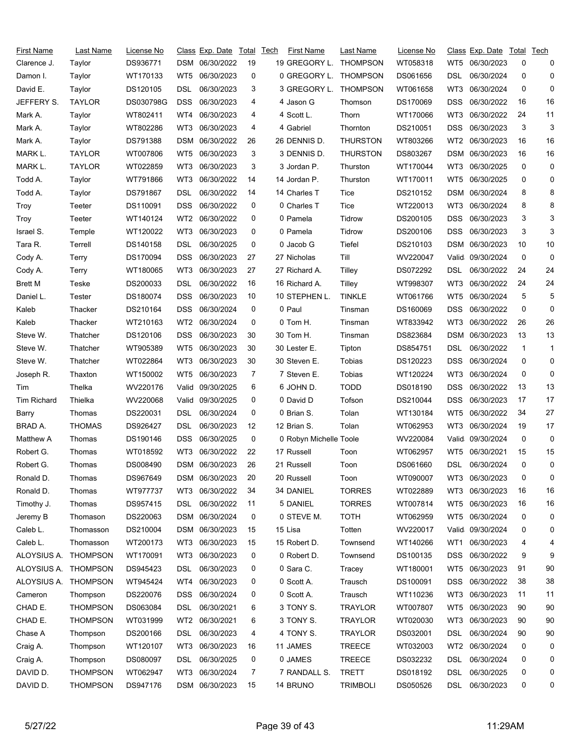| First Name | Last Name | License No | Class | Exp. Date | Total | Tech | First Name | Last Name | License No | Class | Exp. Date | Total | Tech |
|---|---|---|---|---|---|---|---|---|---|---|---|---|---|
| Clarence J. | Taylor | DS936771 | DSM | 06/30/2022 | 19 | 19 | GREGORY L. | THOMPSON | WT058318 | WT5 | 06/30/2023 | 0 | 0 |
| Damon I. | Taylor | WT170133 | WT5 | 06/30/2023 | 0 | 0 | GREGORY L. | THOMPSON | DS061656 | DSL | 06/30/2024 | 0 | 0 |
| David E. | Taylor | DS120105 | DSL | 06/30/2023 | 3 | 3 | GREGORY L. | THOMPSON | WT061658 | WT3 | 06/30/2024 | 0 | 0 |
| JEFFERY S. | TAYLOR | DS030798G | DSS | 06/30/2023 | 4 | 4 | Jason G | Thomson | DS170069 | DSS | 06/30/2022 | 16 | 16 |
| Mark A. | Taylor | WT802411 | WT4 | 06/30/2023 | 4 | 4 | Scott L. | Thorn | WT170066 | WT3 | 06/30/2022 | 24 | 11 |
| Mark A. | Taylor | WT802286 | WT3 | 06/30/2023 | 4 | 4 | Gabriel | Thornton | DS210051 | DSS | 06/30/2023 | 3 | 3 |
| Mark A. | Taylor | DS791388 | DSM | 06/30/2022 | 26 | 26 | DENNIS D. | THURSTON | WT803266 | WT2 | 06/30/2023 | 16 | 16 |
| MARK L. | TAYLOR | WT007806 | WT5 | 06/30/2023 | 3 | 3 | DENNIS D. | THURSTON | DS803267 | DSM | 06/30/2023 | 16 | 16 |
| MARK L. | TAYLOR | WT022859 | WT3 | 06/30/2023 | 3 | 3 | Jordan P. | Thurston | WT170044 | WT3 | 06/30/2025 | 0 | 0 |
| Todd A. | Taylor | WT791866 | WT3 | 06/30/2022 | 14 | 14 | Jordan P. | Thurston | WT170011 | WT5 | 06/30/2025 | 0 | 0 |
| Todd A. | Taylor | DS791867 | DSL | 06/30/2022 | 14 | 14 | Charles T | Tice | DS210152 | DSM | 06/30/2024 | 8 | 8 |
| Troy | Teeter | DS110091 | DSS | 06/30/2022 | 0 | 0 | Charles T | Tice | WT220013 | WT3 | 06/30/2024 | 8 | 8 |
| Troy | Teeter | WT140124 | WT2 | 06/30/2022 | 0 | 0 | Pamela | Tidrow | DS200105 | DSS | 06/30/2023 | 3 | 3 |
| Israel S. | Temple | WT120022 | WT3 | 06/30/2023 | 0 | 0 | Pamela | Tidrow | DS200106 | DSS | 06/30/2023 | 3 | 3 |
| Tara R. | Terrell | DS140158 | DSL | 06/30/2025 | 0 | 0 | Jacob G | Tiefel | DS210103 | DSM | 06/30/2023 | 10 | 10 |
| Cody A. | Terry | DS170094 | DSS | 06/30/2023 | 27 | 27 | Nicholas | Till | WV220047 | Valid | 09/30/2024 | 0 | 0 |
| Cody A. | Terry | WT180065 | WT3 | 06/30/2023 | 27 | 27 | Richard A. | Tilley | DS072292 | DSL | 06/30/2022 | 24 | 24 |
| Brett M | Teske | DS200033 | DSL | 06/30/2022 | 16 | 16 | Richard A. | Tilley | WT998307 | WT3 | 06/30/2022 | 24 | 24 |
| Daniel L. | Tester | DS180074 | DSS | 06/30/2023 | 10 | 10 | STEPHEN L. | TINKLE | WT061766 | WT5 | 06/30/2024 | 5 | 5 |
| Kaleb | Thacker | DS210164 | DSS | 06/30/2024 | 0 | 0 | Paul | Tinsman | DS160069 | DSS | 06/30/2022 | 0 | 0 |
| Kaleb | Thacker | WT210163 | WT2 | 06/30/2024 | 0 | 0 | Tom H. | Tinsman | WT833942 | WT3 | 06/30/2022 | 26 | 26 |
| Steve W. | Thatcher | DS120106 | DSS | 06/30/2023 | 30 | 30 | Tom H. | Tinsman | DS823684 | DSM | 06/30/2023 | 13 | 13 |
| Steve W. | Thatcher | WT905389 | WT5 | 06/30/2023 | 30 | 30 | Lester E. | Tipton | DS854751 | DSL | 06/30/2022 | 1 | 1 |
| Steve W. | Thatcher | WT022864 | WT3 | 06/30/2023 | 30 | 30 | Steven E. | Tobias | DS120223 | DSS | 06/30/2024 | 0 | 0 |
| Joseph R. | Thaxton | WT150002 | WT5 | 06/30/2023 | 7 | 7 | Steven E. | Tobias | WT120224 | WT3 | 06/30/2024 | 0 | 0 |
| Tim | Thelka | WV220176 | Valid | 09/30/2025 | 6 | 6 | JOHN D. | TODD | DS018190 | DSS | 06/30/2022 | 13 | 13 |
| Tim Richard | Thielka | WV220068 | Valid | 09/30/2025 | 0 | 0 | David D | Tofson | DS210044 | DSS | 06/30/2023 | 17 | 17 |
| Barry | Thomas | DS220031 | DSL | 06/30/2024 | 0 | 0 | Brian S. | Tolan | WT130184 | WT5 | 06/30/2022 | 34 | 27 |
| BRAD A. | THOMAS | DS926427 | DSL | 06/30/2023 | 12 | 12 | Brian S. | Tolan | WT062953 | WT3 | 06/30/2024 | 19 | 17 |
| Matthew A | Thomas | DS190146 | DSS | 06/30/2025 | 0 | 0 | Robyn Michelle | Toole | WV220084 | Valid | 09/30/2024 | 0 | 0 |
| Robert G. | Thomas | WT018592 | WT3 | 06/30/2022 | 22 | 17 | Russell | Toon | WT062957 | WT5 | 06/30/2021 | 15 | 15 |
| Robert G. | Thomas | DS008490 | DSM | 06/30/2023 | 26 | 21 | Russell | Toon | DS061660 | DSL | 06/30/2024 | 0 | 0 |
| Ronald D. | Thomas | DS967649 | DSM | 06/30/2023 | 20 | 20 | Russell | Toon | WT090007 | WT3 | 06/30/2023 | 0 | 0 |
| Ronald D. | Thomas | WT977737 | WT3 | 06/30/2022 | 34 | 34 | DANIEL | TORRES | WT022889 | WT3 | 06/30/2023 | 16 | 16 |
| Timothy J. | Thomas | DS957415 | DSL | 06/30/2022 | 11 | 5 | DANIEL | TORRES | WT007814 | WT5 | 06/30/2023 | 16 | 16 |
| Jeremy B | Thomason | DS220063 | DSM | 06/30/2024 | 0 | 0 | STEVE M. | TOTH | WT062959 | WT5 | 06/30/2024 | 0 | 0 |
| Caleb L. | Thomasson | DS210004 | DSM | 06/30/2023 | 15 | 15 | Lisa | Totten | WV220017 | Valid | 09/30/2024 | 0 | 0 |
| Caleb L. | Thomasson | WT200173 | WT3 | 06/30/2023 | 15 | 15 | Robert D. | Townsend | WT140266 | WT1 | 06/30/2023 | 4 | 4 |
| ALOYSIUS A. | THOMPSON | WT170091 | WT3 | 06/30/2023 | 0 | 0 | Robert D. | Townsend | DS100135 | DSS | 06/30/2022 | 9 | 9 |
| ALOYSIUS A. | THOMPSON | DS945423 | DSL | 06/30/2023 | 0 | 0 | Sara C. | Tracey | WT180001 | WT5 | 06/30/2023 | 91 | 90 |
| ALOYSIUS A. | THOMPSON | WT945424 | WT4 | 06/30/2023 | 0 | 0 | Scott A. | Trausch | DS100091 | DSS | 06/30/2022 | 38 | 38 |
| Cameron | Thompson | DS220076 | DSS | 06/30/2024 | 0 | 0 | Scott A. | Trausch | WT110236 | WT3 | 06/30/2023 | 11 | 11 |
| CHAD E. | THOMPSON | DS063084 | DSL | 06/30/2021 | 6 | 3 | TONY S. | TRAYLOR | WT007807 | WT5 | 06/30/2023 | 90 | 90 |
| CHAD E. | THOMPSON | WT031999 | WT2 | 06/30/2021 | 6 | 3 | TONY S. | TRAYLOR | WT020030 | WT3 | 06/30/2023 | 90 | 90 |
| Chase A | Thompson | DS200166 | DSL | 06/30/2023 | 4 | 4 | TONY S. | TRAYLOR | DS032001 | DSL | 06/30/2024 | 90 | 90 |
| Craig A. | Thompson | WT120107 | WT3 | 06/30/2023 | 16 | 11 | JAMES | TREECE | WT032003 | WT2 | 06/30/2024 | 0 | 0 |
| Craig A. | Thompson | DS080097 | DSL | 06/30/2025 | 0 | 0 | JAMES | TREECE | DS032232 | DSL | 06/30/2024 | 0 | 0 |
| DAVID D. | THOMPSON | WT062947 | WT3 | 06/30/2024 | 7 | 7 | RANDALL S. | TRETT | DS018192 | DSL | 06/30/2025 | 0 | 0 |
| DAVID D. | THOMPSON | DS947176 | DSM | 06/30/2023 | 15 | 14 | BRUNO | TRIMBOLI | DS050526 | DSL | 06/30/2023 | 0 | 0 |

5/27/22 11:29AM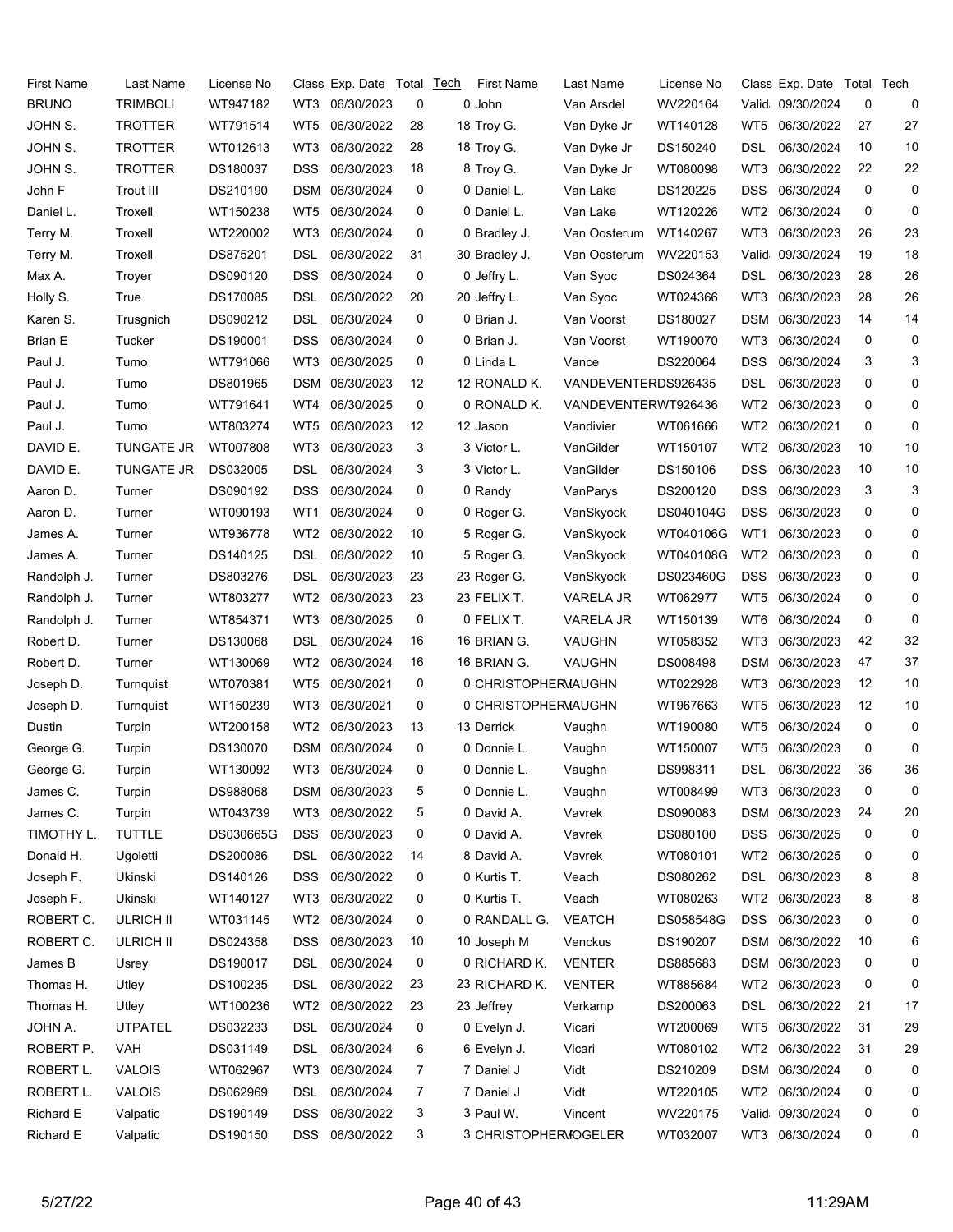| First Name | Last Name | License No | Class | Exp. Date | Total | Tech | First Name | Last Name | License No | Class | Exp. Date | Total | Tech |
|---|---|---|---|---|---|---|---|---|---|---|---|---|---|
| BRUNO | TRIMBOLI | WT947182 | WT3 | 06/30/2023 | 0 | 0 | John | Van Arsdel | WV220164 | Valid | 09/30/2024 | 0 | 0 |
| JOHN S. | TROTTER | WT791514 | WT5 | 06/30/2022 | 28 | 18 | Troy G. | Van Dyke Jr | WT140128 | WT5 | 06/30/2022 | 27 | 27 |
| JOHN S. | TROTTER | WT012613 | WT3 | 06/30/2022 | 28 | 18 | Troy G. | Van Dyke Jr | DS150240 | DSL | 06/30/2024 | 10 | 10 |
| JOHN S. | TROTTER | DS180037 | DSS | 06/30/2023 | 18 | 8 | Troy G. | Van Dyke Jr | WT080098 | WT3 | 06/30/2022 | 22 | 22 |
| John F | Trout III | DS210190 | DSM | 06/30/2024 | 0 | 0 | Daniel L. | Van Lake | DS120225 | DSS | 06/30/2024 | 0 | 0 |
| Daniel L. | Troxell | WT150238 | WT5 | 06/30/2024 | 0 | 0 | Daniel L. | Van Lake | WT120226 | WT2 | 06/30/2024 | 0 | 0 |
| Terry M. | Troxell | WT220002 | WT3 | 06/30/2024 | 0 | 0 | Bradley J. | Van Oosterum | WT140267 | WT3 | 06/30/2023 | 26 | 23 |
| Terry M. | Troxell | DS875201 | DSL | 06/30/2022 | 31 | 30 | Bradley J. | Van Oosterum | WV220153 | Valid | 09/30/2024 | 19 | 18 |
| Max A. | Troyer | DS090120 | DSS | 06/30/2024 | 0 | 0 | Jeffry L. | Van Syoc | DS024364 | DSL | 06/30/2023 | 28 | 26 |
| Holly S. | True | DS170085 | DSL | 06/30/2022 | 20 | 20 | Jeffry L. | Van Syoc | WT024366 | WT3 | 06/30/2023 | 28 | 26 |
| Karen S. | Trusgnich | DS090212 | DSL | 06/30/2024 | 0 | 0 | Brian J. | Van Voorst | DS180027 | DSM | 06/30/2023 | 14 | 14 |
| Brian E | Tucker | DS190001 | DSS | 06/30/2024 | 0 | 0 | Brian J. | Van Voorst | WT190070 | WT3 | 06/30/2024 | 0 | 0 |
| Paul J. | Tumo | WT791066 | WT3 | 06/30/2025 | 0 | 0 | Linda L | Vance | DS220064 | DSS | 06/30/2024 | 3 | 3 |
| Paul J. | Tumo | DS801965 | DSM | 06/30/2023 | 12 | 12 | RONALD K. | VANDEVENTER | DS926435 | DSL | 06/30/2023 | 0 | 0 |
| Paul J. | Tumo | WT791641 | WT4 | 06/30/2025 | 0 | 0 | RONALD K. | VANDEVENTER | WT926436 | WT2 | 06/30/2023 | 0 | 0 |
| Paul J. | Tumo | WT803274 | WT5 | 06/30/2023 | 12 | 12 | Jason | Vandivier | WT061666 | WT2 | 06/30/2021 | 0 | 0 |
| DAVID E. | TUNGATE JR | WT007808 | WT3 | 06/30/2023 | 3 | 3 | Victor L. | VanGilder | WT150107 | WT2 | 06/30/2023 | 10 | 10 |
| DAVID E. | TUNGATE JR | DS032005 | DSL | 06/30/2024 | 3 | 3 | Victor L. | VanGilder | DS150106 | DSS | 06/30/2023 | 10 | 10 |
| Aaron D. | Turner | DS090192 | DSS | 06/30/2024 | 0 | 0 | Randy | VanParys | DS200120 | DSS | 06/30/2023 | 3 | 3 |
| Aaron D. | Turner | WT090193 | WT1 | 06/30/2024 | 0 | 0 | Roger G. | VanSkyock | DS040104G | DSS | 06/30/2023 | 0 | 0 |
| James A. | Turner | WT936778 | WT2 | 06/30/2022 | 10 | 5 | Roger G. | VanSkyock | WT040106G | WT1 | 06/30/2023 | 0 | 0 |
| James A. | Turner | DS140125 | DSL | 06/30/2022 | 10 | 5 | Roger G. | VanSkyock | WT040108G | WT2 | 06/30/2023 | 0 | 0 |
| Randolph J. | Turner | DS803276 | DSL | 06/30/2023 | 23 | 23 | Roger G. | VanSkyock | DS023460G | DSS | 06/30/2023 | 0 | 0 |
| Randolph J. | Turner | WT803277 | WT2 | 06/30/2023 | 23 | 23 | FELIX T. | VARELA JR | WT062977 | WT5 | 06/30/2024 | 0 | 0 |
| Randolph J. | Turner | WT854371 | WT3 | 06/30/2025 | 0 | 0 | FELIX T. | VARELA JR | WT150139 | WT6 | 06/30/2024 | 0 | 0 |
| Robert D. | Turner | DS130068 | DSL | 06/30/2024 | 16 | 16 | BRIAN G. | VAUGHN | WT058352 | WT3 | 06/30/2023 | 42 | 32 |
| Robert D. | Turner | WT130069 | WT2 | 06/30/2024 | 16 | 16 | BRIAN G. | VAUGHN | DS008498 | DSM | 06/30/2023 | 47 | 37 |
| Joseph D. | Turnquist | WT070381 | WT5 | 06/30/2021 | 0 | 0 | CHRISTOPHER | VAUGHN | WT022928 | WT3 | 06/30/2023 | 12 | 10 |
| Joseph D. | Turnquist | WT150239 | WT3 | 06/30/2021 | 0 | 0 | CHRISTOPHER | VAUGHN | WT967663 | WT5 | 06/30/2023 | 12 | 10 |
| Dustin | Turpin | WT200158 | WT2 | 06/30/2023 | 13 | 13 | Derrick | Vaughn | WT190080 | WT5 | 06/30/2024 | 0 | 0 |
| George G. | Turpin | DS130070 | DSM | 06/30/2024 | 0 | 0 | Donnie L. | Vaughn | WT150007 | WT5 | 06/30/2023 | 0 | 0 |
| George G. | Turpin | WT130092 | WT3 | 06/30/2024 | 0 | 0 | Donnie L. | Vaughn | DS998311 | DSL | 06/30/2022 | 36 | 36 |
| James C. | Turpin | DS988068 | DSM | 06/30/2023 | 5 | 0 | Donnie L. | Vaughn | WT008499 | WT3 | 06/30/2023 | 0 | 0 |
| James C. | Turpin | WT043739 | WT3 | 06/30/2022 | 5 | 0 | David A. | Vavrek | DS090083 | DSM | 06/30/2023 | 24 | 20 |
| TIMOTHY L. | TUTTLE | DS030665G | DSS | 06/30/2023 | 0 | 0 | David A. | Vavrek | DS080100 | DSS | 06/30/2025 | 0 | 0 |
| Donald H. | Ugoletti | DS200086 | DSL | 06/30/2022 | 14 | 8 | David A. | Vavrek | WT080101 | WT2 | 06/30/2025 | 0 | 0 |
| Joseph F. | Ukinski | DS140126 | DSS | 06/30/2022 | 0 | 0 | Kurtis T. | Veach | DS080262 | DSL | 06/30/2023 | 8 | 8 |
| Joseph F. | Ukinski | WT140127 | WT3 | 06/30/2022 | 0 | 0 | Kurtis T. | Veach | WT080263 | WT2 | 06/30/2023 | 8 | 8 |
| ROBERT C. | ULRICH II | WT031145 | WT2 | 06/30/2024 | 0 | 0 | RANDALL G. | VEATCH | DS058548G | DSS | 06/30/2023 | 0 | 0 |
| ROBERT C. | ULRICH II | DS024358 | DSS | 06/30/2023 | 10 | 10 | Joseph M | Venckus | DS190207 | DSM | 06/30/2022 | 10 | 6 |
| James B | Usrey | DS190017 | DSL | 06/30/2024 | 0 | 0 | RICHARD K. | VENTER | DS885683 | DSM | 06/30/2023 | 0 | 0 |
| Thomas H. | Utley | DS100235 | DSL | 06/30/2022 | 23 | 23 | RICHARD K. | VENTER | WT885684 | WT2 | 06/30/2023 | 0 | 0 |
| Thomas H. | Utley | WT100236 | WT2 | 06/30/2022 | 23 | 23 | Jeffrey | Verkamp | DS200063 | DSL | 06/30/2022 | 21 | 17 |
| JOHN A. | UTPATEL | DS032233 | DSL | 06/30/2024 | 0 | 0 | Evelyn J. | Vicari | WT200069 | WT5 | 06/30/2022 | 31 | 29 |
| ROBERT P. | VAH | DS031149 | DSL | 06/30/2024 | 6 | 6 | Evelyn J. | Vicari | WT080102 | WT2 | 06/30/2022 | 31 | 29 |
| ROBERT L. | VALOIS | WT062967 | WT3 | 06/30/2024 | 7 | 7 | Daniel J | Vidt | DS210209 | DSM | 06/30/2024 | 0 | 0 |
| ROBERT L. | VALOIS | DS062969 | DSL | 06/30/2024 | 7 | 7 | Daniel J | Vidt | WT220105 | WT2 | 06/30/2024 | 0 | 0 |
| Richard E | Valpatic | DS190149 | DSS | 06/30/2022 | 3 | 3 | Paul W. | Vincent | WV220175 | Valid | 09/30/2024 | 0 | 0 |
| Richard E | Valpatic | DS190150 | DSS | 06/30/2022 | 3 | 3 | CHRISTOPHER | VOGELER | WT032007 | WT3 | 06/30/2024 | 0 | 0 |

5/27/22 11:29AM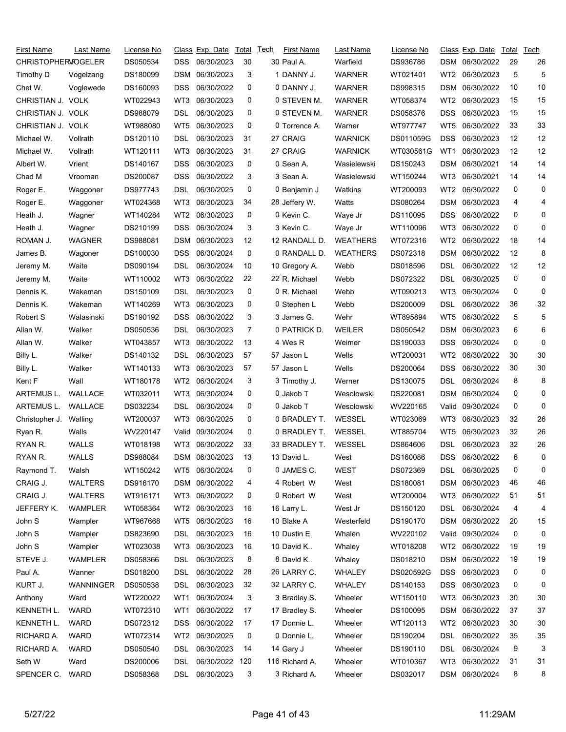| First Name | Last Name | License No | Class | Exp. Date | Total | Tech | First Name | Last Name | License No | Class | Exp. Date | Total | Tech |
|---|---|---|---|---|---|---|---|---|---|---|---|---|---|
| CHRISTOPHER | VOGELER | DS050534 | DSS | 06/30/2023 | 30 | 30 | Paul A. | Warfield | DS936786 | DSM | 06/30/2022 | 29 | 26 |
| Timothy D | Vogelzang | DS180099 | DSM | 06/30/2023 | 3 | 1 | DANNY J. | WARNER | WT021401 | WT2 | 06/30/2023 | 5 | 5 |
| Chet W. | Voglewede | DS160093 | DSS | 06/30/2022 | 0 | 0 | DANNY J. | WARNER | DS998315 | DSM | 06/30/2022 | 10 | 10 |
| CHRISTIAN J. | VOLK | WT022943 | WT3 | 06/30/2023 | 0 | 0 | STEVEN M. | WARNER | WT058374 | WT2 | 06/30/2023 | 15 | 15 |
| CHRISTIAN J. | VOLK | DS988079 | DSL | 06/30/2023 | 0 | 0 | STEVEN M. | WARNER | DS058376 | DSS | 06/30/2023 | 15 | 15 |
| CHRISTIAN J. | VOLK | WT988080 | WT5 | 06/30/2023 | 0 | 0 | Torrence A. | Warner | WT977747 | WT5 | 06/30/2022 | 33 | 33 |
| Michael W. | Vollrath | DS120110 | DSL | 06/30/2023 | 31 | 27 | CRAIG | WARNICK | DS011059G | DSS | 06/30/2023 | 12 | 12 |
| Michael W. | Vollrath | WT120111 | WT3 | 06/30/2023 | 31 | 27 | CRAIG | WARNICK | WT030561G | WT1 | 06/30/2023 | 12 | 12 |
| Albert W. | Vrient | DS140167 | DSS | 06/30/2023 | 0 | 0 | Sean A. | Wasielewski | DS150243 | DSM | 06/30/2021 | 14 | 14 |
| Chad M | Vrooman | DS200087 | DSS | 06/30/2022 | 3 | 3 | Sean A. | Wasielewski | WT150244 | WT3 | 06/30/2021 | 14 | 14 |
| Roger E. | Waggoner | DS977743 | DSL | 06/30/2025 | 0 | 0 | Benjamin J | Watkins | WT200093 | WT2 | 06/30/2022 | 0 | 0 |
| Roger E. | Waggoner | WT024368 | WT3 | 06/30/2023 | 34 | 28 | Jeffery W. | Watts | DS080264 | DSM | 06/30/2023 | 4 | 4 |
| Heath J. | Wagner | WT140284 | WT2 | 06/30/2023 | 0 | 0 | Kevin C. | Waye Jr | DS110095 | DSS | 06/30/2022 | 0 | 0 |
| Heath J. | Wagner | DS210199 | DSS | 06/30/2024 | 3 | 3 | Kevin C. | Waye Jr | WT110096 | WT3 | 06/30/2022 | 0 | 0 |
| ROMAN J. | WAGNER | DS988081 | DSM | 06/30/2023 | 12 | 12 | RANDALL D. | WEATHERS | WT072316 | WT2 | 06/30/2022 | 18 | 14 |
| James B. | Wagoner | DS100030 | DSS | 06/30/2024 | 0 | 0 | RANDALL D. | WEATHERS | DS072318 | DSM | 06/30/2022 | 12 | 8 |
| Jeremy M. | Waite | DS090194 | DSL | 06/30/2024 | 10 | 10 | Gregory A. | Webb | DS018596 | DSL | 06/30/2022 | 12 | 12 |
| Jeremy M. | Waite | WT110002 | WT3 | 06/30/2022 | 22 | 22 | R. Michael | Webb | DS072322 | DSL | 06/30/2025 | 0 | 0 |
| Dennis K. | Wakeman | DS150109 | DSL | 06/30/2023 | 0 | 0 | R. Michael | Webb | WT090213 | WT3 | 06/30/2024 | 0 | 0 |
| Dennis K. | Wakeman | WT140269 | WT3 | 06/30/2023 | 0 | 0 | Stephen L | Webb | DS200009 | DSL | 06/30/2022 | 36 | 32 |
| Robert S | Walasinski | DS190192 | DSS | 06/30/2022 | 3 | 3 | James G. | Wehr | WT895894 | WT5 | 06/30/2022 | 5 | 5 |
| Allan W. | Walker | DS050536 | DSL | 06/30/2023 | 7 | 0 | PATRICK D. | WEILER | DS050542 | DSM | 06/30/2023 | 6 | 6 |
| Allan W. | Walker | WT043857 | WT3 | 06/30/2022 | 13 | 4 | Wes R | Weimer | DS190033 | DSS | 06/30/2024 | 0 | 0 |
| Billy L. | Walker | DS140132 | DSL | 06/30/2023 | 57 | 57 | Jason L | Wells | WT200031 | WT2 | 06/30/2022 | 30 | 30 |
| Billy L. | Walker | WT140133 | WT3 | 06/30/2023 | 57 | 57 | Jason L | Wells | DS200064 | DSS | 06/30/2022 | 30 | 30 |
| Kent F | Wall | WT180178 | WT2 | 06/30/2024 | 3 | 3 | Timothy J. | Werner | DS130075 | DSL | 06/30/2024 | 8 | 8 |
| ARTEMUS L. | WALLACE | WT032011 | WT3 | 06/30/2024 | 0 | 0 | Jakob T | Wesolowski | DS220081 | DSM | 06/30/2024 | 0 | 0 |
| ARTEMUS L. | WALLACE | DS032234 | DSL | 06/30/2024 | 0 | 0 | Jakob T | Wesolowski | WV220165 | Valid | 09/30/2024 | 0 | 0 |
| Christopher J. | Walling | WT200037 | WT3 | 06/30/2025 | 0 | 0 | BRADLEY T. | WESSEL | WT023069 | WT3 | 06/30/2023 | 32 | 26 |
| Ryan R. | Walls | WV220147 | Valid | 09/30/2024 | 0 | 0 | BRADLEY T. | WESSEL | WT885704 | WT5 | 06/30/2023 | 32 | 26 |
| RYAN R. | WALLS | WT018198 | WT3 | 06/30/2022 | 33 | 33 | BRADLEY T. | WESSEL | DS864606 | DSL | 06/30/2023 | 32 | 26 |
| RYAN R. | WALLS | DS988084 | DSM | 06/30/2023 | 13 | 13 | David L. | West | DS160086 | DSS | 06/30/2022 | 6 | 0 |
| Raymond T. | Walsh | WT150242 | WT5 | 06/30/2024 | 0 | 0 | JAMES C. | WEST | DS072369 | DSL | 06/30/2025 | 0 | 0 |
| CRAIG J. | WALTERS | DS916170 | DSM | 06/30/2022 | 4 | 4 | Robert W | West | DS180081 | DSM | 06/30/2023 | 46 | 46 |
| CRAIG J. | WALTERS | WT916171 | WT3 | 06/30/2022 | 0 | 0 | Robert W | West | WT200004 | WT3 | 06/30/2022 | 51 | 51 |
| JEFFERY K. | WAMPLER | WT058364 | WT2 | 06/30/2023 | 16 | 16 | Larry L. | West Jr | DS150120 | DSL | 06/30/2024 | 4 | 4 |
| John S | Wampler | WT967668 | WT5 | 06/30/2023 | 16 | 10 | Blake A | Westerfeld | DS190170 | DSM | 06/30/2022 | 20 | 15 |
| John S | Wampler | DS823690 | DSL | 06/30/2023 | 16 | 10 | Dustin E. | Whalen | WV220102 | Valid | 09/30/2024 | 0 | 0 |
| John S | Wampler | WT023038 | WT3 | 06/30/2023 | 16 | 10 | David K.. | Whaley | WT018208 | WT2 | 06/30/2022 | 19 | 19 |
| STEVE J. | WAMPLER | DS058366 | DSL | 06/30/2023 | 8 | 8 | David K.. | Whaley | DS018210 | DSM | 06/30/2022 | 19 | 19 |
| Paul A. | Wanner | DS018200 | DSL | 06/30/2022 | 28 | 26 | LARRY C. | WHALEY | DS020592G | DSS | 06/30/2023 | 0 | 0 |
| KURT J. | WANNINGER | DS050538 | DSL | 06/30/2023 | 32 | 32 | LARRY C. | WHALEY | DS140153 | DSS | 06/30/2023 | 0 | 0 |
| Anthony | Ward | WT220022 | WT1 | 06/30/2024 | 3 | 3 | Bradley S. | Wheeler | WT150110 | WT3 | 06/30/2023 | 30 | 30 |
| KENNETH L. | WARD | WT072310 | WT1 | 06/30/2022 | 17 | 17 | Bradley S. | Wheeler | DS100095 | DSM | 06/30/2023 | 37 | 37 |
| KENNETH L. | WARD | DS072312 | DSS | 06/30/2022 | 17 | 17 | Donnie L. | Wheeler | WT120113 | WT2 | 06/30/2023 | 30 | 30 |
| RICHARD A. | WARD | WT072314 | WT2 | 06/30/2025 | 0 | 0 | Donnie L. | Wheeler | DS190204 | DSL | 06/30/2022 | 35 | 35 |
| RICHARD A. | WARD | DS050540 | DSL | 06/30/2023 | 14 | 14 | Gary J | Wheeler | DS190110 | DSL | 06/30/2024 | 9 | 3 |
| Seth W | Ward | DS200006 | DSL | 06/30/2022 | 120 | 116 | Richard A. | Wheeler | WT010367 | WT3 | 06/30/2022 | 31 | 31 |
| SPENCER C. | WARD | DS058368 | DSL | 06/30/2023 | 3 | 3 | Richard A. | Wheeler | DS032017 | DSM | 06/30/2024 | 8 | 8 |

5/27/22 11:29AM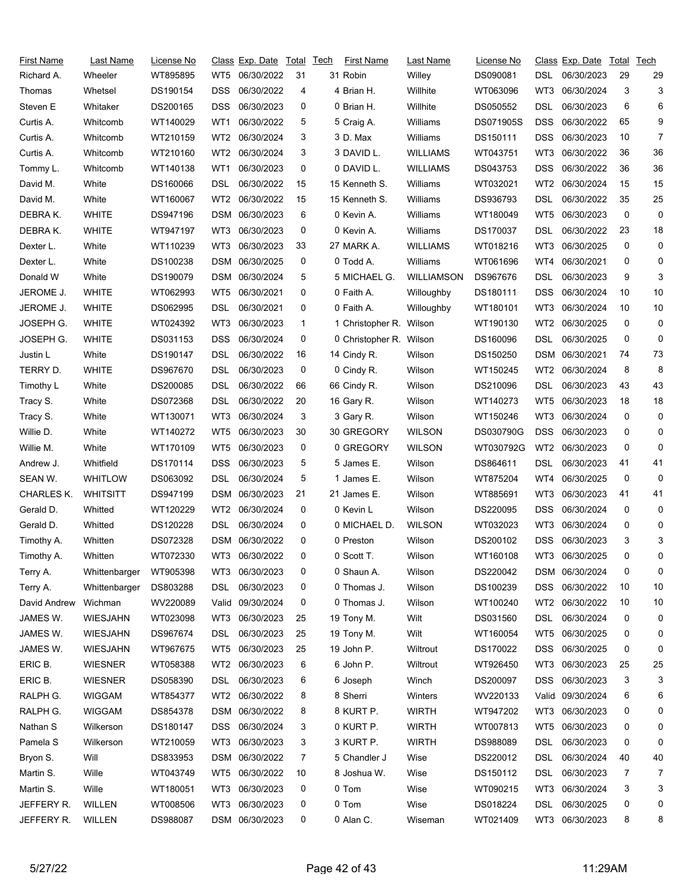| First Name | Last Name | License No | Class | Exp. Date | Total | Tech |
|---|---|---|---|---|---|---|
| Richard A. | Wheeler | WT895895 | WT5 | 06/30/2022 | 31 | 31 |
| Thomas | Whetsel | DS190154 | DSS | 06/30/2022 | 4 | 4 |
| Steven E | Whitaker | DS200165 | DSS | 06/30/2023 | 0 | 0 |
| Curtis A. | Whitcomb | WT140029 | WT1 | 06/30/2022 | 5 | 5 |
| Curtis A. | Whitcomb | WT210159 | WT2 | 06/30/2024 | 3 | 3 |
| Curtis A. | Whitcomb | WT210160 | WT2 | 06/30/2024 | 3 | 3 |
| Tommy L. | Whitcomb | WT140138 | WT1 | 06/30/2023 | 0 | 0 |
| David M. | White | DS160066 | DSL | 06/30/2022 | 15 | 15 |
| David M. | White | WT160067 | WT2 | 06/30/2022 | 15 | 15 |
| DEBRA K. | WHITE | DS947196 | DSM | 06/30/2023 | 6 | 0 |
| DEBRA K. | WHITE | WT947197 | WT3 | 06/30/2023 | 0 | 0 |
| Dexter L. | White | WT110239 | WT3 | 06/30/2023 | 33 | 27 |
| Dexter L. | White | DS100238 | DSM | 06/30/2025 | 0 | 0 |
| Donald W | White | DS190079 | DSM | 06/30/2024 | 5 | 5 |
| JEROME J. | WHITE | WT062993 | WT5 | 06/30/2021 | 0 | 0 |
| JEROME J. | WHITE | DS062995 | DSL | 06/30/2021 | 0 | 0 |
| JOSEPH G. | WHITE | WT024392 | WT3 | 06/30/2023 | 1 | 1 |
| JOSEPH G. | WHITE | DS031153 | DSS | 06/30/2024 | 0 | 0 |
| Justin L | White | DS190147 | DSL | 06/30/2022 | 16 | 14 |
| TERRY D. | WHITE | DS967670 | DSL | 06/30/2023 | 0 | 0 |
| Timothy L | White | DS200085 | DSL | 06/30/2022 | 66 | 66 |
| Tracy S. | White | DS072368 | DSL | 06/30/2022 | 20 | 16 |
| Tracy S. | White | WT130071 | WT3 | 06/30/2024 | 3 | 3 |
| Willie D. | White | WT140272 | WT5 | 06/30/2023 | 30 | 30 |
| Willie M. | White | WT170109 | WT5 | 06/30/2023 | 0 | 0 |
| Andrew J. | Whitfield | DS170114 | DSS | 06/30/2023 | 5 | 5 |
| SEAN W. | WHITLOW | DS063092 | DSL | 06/30/2024 | 5 | 1 |
| CHARLES K. | WHITSITT | DS947199 | DSM | 06/30/2023 | 21 | 21 |
| Gerald D. | Whitted | WT120229 | WT2 | 06/30/2024 | 0 | 0 |
| Gerald D. | Whitted | DS120228 | DSL | 06/30/2024 | 0 | 0 |
| Timothy A. | Whitten | DS072328 | DSM | 06/30/2022 | 0 | 0 |
| Timothy A. | Whitten | WT072330 | WT3 | 06/30/2022 | 0 | 0 |
| Terry A. | Whittenbarger | WT905398 | WT3 | 06/30/2023 | 0 | 0 |
| Terry A. | Whittenbarger | DS803288 | DSL | 06/30/2023 | 0 | 0 |
| David Andrew | Wichman | WV220089 | Valid | 09/30/2024 | 0 | 0 |
| JAMES W. | WIESJAHN | WT023098 | WT3 | 06/30/2023 | 25 | 19 |
| JAMES W. | WIESJAHN | DS967674 | DSL | 06/30/2023 | 25 | 19 |
| JAMES W. | WIESJAHN | WT967675 | WT5 | 06/30/2023 | 25 | 19 |
| ERIC B. | WIESNER | WT058388 | WT2 | 06/30/2023 | 6 | 6 |
| ERIC B. | WIESNER | DS058390 | DSL | 06/30/2023 | 6 | 6 |
| RALPH G. | WIGGAM | WT854377 | WT2 | 06/30/2022 | 8 | 8 |
| RALPH G. | WIGGAM | DS854378 | DSM | 06/30/2022 | 8 | 8 |
| Nathan S | Wilkerson | DS180147 | DSS | 06/30/2024 | 3 | 0 |
| Pamela S | Wilkerson | WT210059 | WT3 | 06/30/2023 | 3 | 3 |
| Bryon S. | Will | DS833953 | DSM | 06/30/2022 | 7 | 5 |
| Martin S. | Wille | WT043749 | WT5 | 06/30/2022 | 10 | 8 |
| Martin S. | Wille | WT180051 | WT3 | 06/30/2023 | 0 | 0 |
| JEFFERY R. | WILLEN | WT008506 | WT3 | 06/30/2023 | 0 | 0 |
| JEFFERY R. | WILLEN | DS988087 | DSM | 06/30/2023 | 0 | 0 |
| Robin | Willey | DS090081 | DSL | 06/30/2023 | 29 | 29 |
| Brian H. | Willhite | WT063096 | WT3 | 06/30/2024 | 3 | 3 |
| Brian H. | Willhite | DS050552 | DSL | 06/30/2023 | 6 | 6 |
| Craig A. | Williams | DS071905S | DSS | 06/30/2022 | 65 | 9 |
| D. Max | Williams | DS150111 | DSS | 06/30/2023 | 10 | 7 |
| DAVID L. | WILLIAMS | WT043751 | WT3 | 06/30/2022 | 36 | 36 |
| DAVID L. | WILLIAMS | DS043753 | DSS | 06/30/2022 | 36 | 36 |
| Kenneth S. | Williams | WT032021 | WT2 | 06/30/2024 | 15 | 15 |
| Kenneth S. | Williams | DS936793 | DSL | 06/30/2022 | 35 | 25 |
| Kevin A. | Williams | WT180049 | WT5 | 06/30/2023 | 0 | 0 |
| Kevin A. | Williams | DS170037 | DSL | 06/30/2022 | 23 | 18 |
| MARK A. | WILLIAMS | WT018216 | WT3 | 06/30/2025 | 0 | 0 |
| Todd A. | Williams | WT061696 | WT4 | 06/30/2021 | 0 | 0 |
| MICHAEL G. | WILLIAMSON | DS967676 | DSL | 06/30/2023 | 9 | 3 |
| Faith A. | Willoughby | DS180111 | DSS | 06/30/2024 | 10 | 10 |
| Faith A. | Willoughby | WT180101 | WT3 | 06/30/2024 | 10 | 10 |
| Christopher R. | Wilson | WT190130 | WT2 | 06/30/2025 | 0 | 0 |
| Christopher R. | Wilson | DS160096 | DSL | 06/30/2025 | 0 | 0 |
| Cindy R. | Wilson | DS150250 | DSM | 06/30/2021 | 74 | 73 |
| Cindy R. | Wilson | WT150245 | WT2 | 06/30/2024 | 8 | 8 |
| Cindy R. | Wilson | DS210096 | DSL | 06/30/2023 | 43 | 43 |
| Gary R. | Wilson | WT140273 | WT5 | 06/30/2023 | 18 | 18 |
| Gary R. | Wilson | WT150246 | WT3 | 06/30/2024 | 0 | 0 |
| GREGORY | WILSON | DS030790G | DSS | 06/30/2023 | 0 | 0 |
| GREGORY | WILSON | WT030792G | WT2 | 06/30/2023 | 0 | 0 |
| James E. | Wilson | DS864611 | DSL | 06/30/2023 | 41 | 41 |
| James E. | Wilson | WT875204 | WT4 | 06/30/2025 | 0 | 0 |
| James E. | Wilson | WT885691 | WT3 | 06/30/2023 | 41 | 41 |
| Kevin L | Wilson | DS220095 | DSS | 06/30/2024 | 0 | 0 |
| MICHAEL D. | WILSON | WT032023 | WT3 | 06/30/2024 | 0 | 0 |
| Preston | Wilson | DS200102 | DSS | 06/30/2023 | 3 | 3 |
| Scott T. | Wilson | WT160108 | WT3 | 06/30/2025 | 0 | 0 |
| Shaun A. | Wilson | DS220042 | DSM | 06/30/2024 | 0 | 0 |
| Thomas J. | Wilson | DS100239 | DSS | 06/30/2022 | 10 | 10 |
| Thomas J. | Wilson | WT100240 | WT2 | 06/30/2022 | 10 | 10 |
| Tony M. | Wilt | DS031560 | DSL | 06/30/2024 | 0 | 0 |
| Tony M. | Wilt | WT160054 | WT5 | 06/30/2025 | 0 | 0 |
| John P. | Wiltrout | DS170022 | DSS | 06/30/2025 | 0 | 0 |
| John P. | Wiltrout | WT926450 | WT3 | 06/30/2023 | 25 | 25 |
| Joseph | Winch | DS200097 | DSS | 06/30/2023 | 3 | 3 |
| Sherri | Winters | WV220133 | Valid | 09/30/2024 | 6 | 6 |
| KURT P. | WIRTH | WT947202 | WT3 | 06/30/2023 | 0 | 0 |
| KURT P. | WIRTH | WT007813 | WT5 | 06/30/2023 | 0 | 0 |
| KURT P. | WIRTH | DS988089 | DSL | 06/30/2023 | 0 | 0 |
| Chandler J | Wise | DS220012 | DSL | 06/30/2024 | 40 | 40 |
| Joshua W. | Wise | DS150112 | DSL | 06/30/2023 | 7 | 7 |
| Tom | Wise | WT090215 | WT3 | 06/30/2024 | 3 | 3 |
| Tom | Wise | DS018224 | DSL | 06/30/2025 | 0 | 0 |
| Alan C. | Wiseman | WT021409 | WT3 | 06/30/2023 | 8 | 8 |

5/27/22 11:29AM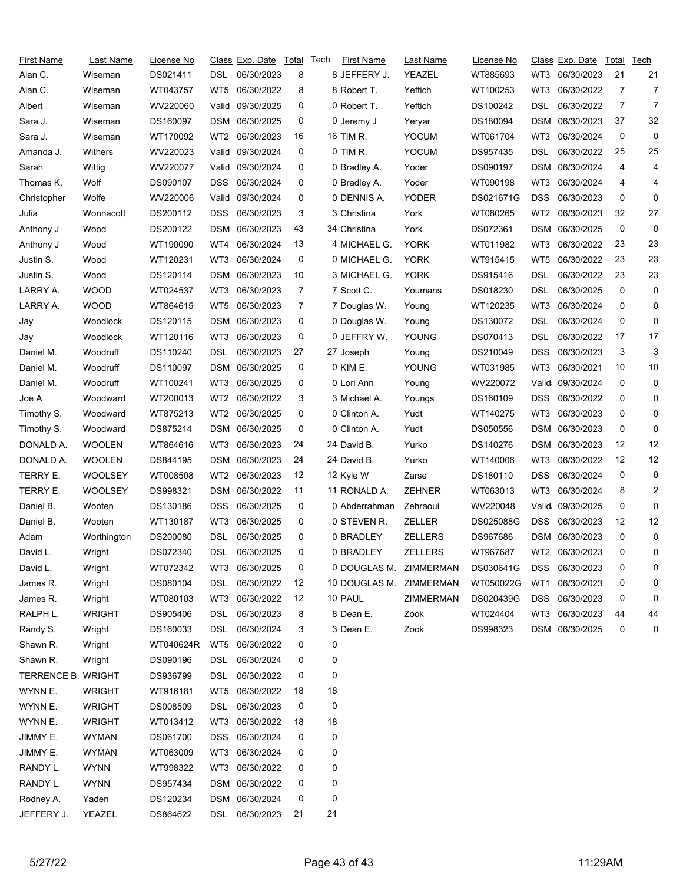| First Name | Last Name | License No | Class | Exp. Date | Total | Tech |
|---|---|---|---|---|---|---|
| Alan C. | Wiseman | DS021411 | DSL | 06/30/2023 | 8 | 8 |
| Alan C. | Wiseman | WT043757 | WT5 | 06/30/2022 | 8 | 8 |
| Albert | Wiseman | WV220060 | Valid | 09/30/2025 | 0 | 0 |
| Sara J. | Wiseman | DS160097 | DSM | 06/30/2025 | 0 | 0 |
| Sara J. | Wiseman | WT170092 | WT2 | 06/30/2023 | 16 | 16 |
| Amanda J. | Withers | WV220023 | Valid | 09/30/2024 | 0 | 0 |
| Sarah | Wittig | WV220077 | Valid | 09/30/2024 | 0 | 0 |
| Thomas K. | Wolf | DS090107 | DSS | 06/30/2024 | 0 | 0 |
| Christopher | Wolfe | WV220006 | Valid | 09/30/2024 | 0 | 0 |
| Julia | Wonnacott | DS200112 | DSS | 06/30/2023 | 3 | 3 |
| Anthony J | Wood | DS200122 | DSM | 06/30/2023 | 43 | 34 |
| Anthony J | Wood | WT190090 | WT4 | 06/30/2024 | 13 | 4 |
| Justin S. | Wood | WT120231 | WT3 | 06/30/2024 | 0 | 0 |
| Justin S. | Wood | DS120114 | DSM | 06/30/2023 | 10 | 3 |
| LARRY A. | WOOD | WT024537 | WT3 | 06/30/2023 | 7 | 7 |
| LARRY A. | WOOD | WT864615 | WT5 | 06/30/2023 | 7 | 7 |
| Jay | Woodlock | DS120115 | DSM | 06/30/2023 | 0 | 0 |
| Jay | Woodlock | WT120116 | WT3 | 06/30/2023 | 0 | 0 |
| Daniel M. | Woodruff | DS110240 | DSL | 06/30/2023 | 27 | 27 |
| Daniel M. | Woodruff | DS110097 | DSM | 06/30/2025 | 0 | 0 |
| Daniel M. | Woodruff | WT100241 | WT3 | 06/30/2025 | 0 | 0 |
| Joe A | Woodward | WT200013 | WT2 | 06/30/2022 | 3 | 3 |
| Timothy S. | Woodward | WT875213 | WT2 | 06/30/2025 | 0 | 0 |
| Timothy S. | Woodward | DS875214 | DSM | 06/30/2025 | 0 | 0 |
| DONALD A. | WOOLEN | WT864616 | WT3 | 06/30/2023 | 24 | 24 |
| DONALD A. | WOOLEN | DS844195 | DSM | 06/30/2023 | 24 | 24 |
| TERRY E. | WOOLSEY | WT008508 | WT2 | 06/30/2023 | 12 | 12 |
| TERRY E. | WOOLSEY | DS998321 | DSM | 06/30/2022 | 11 | 11 |
| Daniel B. | Wooten | DS130186 | DSS | 06/30/2025 | 0 | 0 |
| Daniel B. | Wooten | WT130187 | WT3 | 06/30/2025 | 0 | 0 |
| Adam | Worthington | DS200080 | DSL | 06/30/2025 | 0 | 0 |
| David L. | Wright | DS072340 | DSL | 06/30/2025 | 0 | 0 |
| David L. | Wright | WT072342 | WT3 | 06/30/2025 | 0 | 0 |
| James R. | Wright | DS080104 | DSL | 06/30/2022 | 12 | 10 |
| James R. | Wright | WT080103 | WT3 | 06/30/2022 | 12 | 10 |
| RALPH L. | WRIGHT | DS905406 | DSL | 06/30/2023 | 8 | 8 |
| Randy S. | Wright | DS160033 | DSL | 06/30/2024 | 3 | 3 |
| Shawn R. | Wright | WT040624R | WT5 | 06/30/2022 | 0 | 0 |
| Shawn R. | Wright | DS090196 | DSL | 06/30/2024 | 0 | 0 |
| TERRENCE B. | WRIGHT | DS936799 | DSL | 06/30/2022 | 0 | 0 |
| WYNN E. | WRIGHT | WT916181 | WT5 | 06/30/2022 | 18 | 18 |
| WYNN E. | WRIGHT | DS008509 | DSL | 06/30/2023 | 0 | 0 |
| WYNN E. | WRIGHT | WT013412 | WT3 | 06/30/2022 | 18 | 18 |
| JIMMY E. | WYMAN | DS061700 | DSS | 06/30/2024 | 0 | 0 |
| JIMMY E. | WYMAN | WT063009 | WT3 | 06/30/2024 | 0 | 0 |
| RANDY L. | WYNN | WT998322 | WT3 | 06/30/2022 | 0 | 0 |
| RANDY L. | WYNN | DS957434 | DSM | 06/30/2022 | 0 | 0 |
| Rodney A. | Yaden | DS120234 | DSM | 06/30/2024 | 0 | 0 |
| JEFFERY J. | YEAZEL | DS864622 | DSL | 06/30/2023 | 21 | 21 |
| JEFFERY J. | YEAZEL | WT885693 | WT3 | 06/30/2023 | 21 | 21 |
| Robert T. | Yeftich | WT100253 | WT3 | 06/30/2022 | 7 | 7 |
| Robert T. | Yeftich | DS100242 | DSL | 06/30/2022 | 7 | 7 |
| Jeremy J | Yeryar | DS180094 | DSM | 06/30/2023 | 37 | 32 |
| TIM R. | YOCUM | WT061704 | WT3 | 06/30/2024 | 0 | 0 |
| TIM R. | YOCUM | DS957435 | DSL | 06/30/2022 | 25 | 25 |
| Bradley A. | Yoder | DS090197 | DSM | 06/30/2024 | 4 | 4 |
| Bradley A. | Yoder | WT090198 | WT3 | 06/30/2024 | 4 | 4 |
| DENNIS A. | YODER | DS021671G | DSS | 06/30/2023 | 0 | 0 |
| Christina | York | WT080265 | WT2 | 06/30/2023 | 32 | 27 |
| Christina | York | DS072361 | DSM | 06/30/2025 | 0 | 0 |
| MICHAEL G. | YORK | WT011982 | WT3 | 06/30/2022 | 23 | 23 |
| MICHAEL G. | YORK | WT915415 | WT5 | 06/30/2022 | 23 | 23 |
| MICHAEL G. | YORK | DS915416 | DSL | 06/30/2022 | 23 | 23 |
| Scott C. | Youmans | DS018230 | DSL | 06/30/2025 | 0 | 0 |
| Douglas W. | Young | WT120235 | WT3 | 06/30/2024 | 0 | 0 |
| Douglas W. | Young | DS130072 | DSL | 06/30/2024 | 0 | 0 |
| JEFFRY W. | YOUNG | DS070413 | DSL | 06/30/2022 | 17 | 17 |
| Joseph | Young | DS210049 | DSS | 06/30/2023 | 3 | 3 |
| KIM E. | YOUNG | WT031985 | WT3 | 06/30/2021 | 10 | 10 |
| Lori Ann | Young | WV220072 | Valid | 09/30/2024 | 0 | 0 |
| Michael A. | Youngs | DS160109 | DSS | 06/30/2022 | 0 | 0 |
| Clinton A. | Yudt | WT140275 | WT3 | 06/30/2023 | 0 | 0 |
| Clinton A. | Yudt | DS050556 | DSM | 06/30/2023 | 0 | 0 |
| David B. | Yurko | DS140276 | DSM | 06/30/2023 | 12 | 12 |
| David B. | Yurko | WT140006 | WT3 | 06/30/2022 | 12 | 12 |
| Kyle W | Zarse | DS180110 | DSS | 06/30/2024 | 0 | 0 |
| RONALD A. | ZEHNER | WT063013 | WT3 | 06/30/2024 | 8 | 2 |
| Abderrahman | Zehraoui | WV220048 | Valid | 09/30/2025 | 0 | 0 |
| STEVEN R. | ZELLER | DS025088G | DSS | 06/30/2023 | 12 | 12 |
| BRADLEY | ZELLERS | DS967686 | DSM | 06/30/2023 | 0 | 0 |
| BRADLEY | ZELLERS | WT967687 | WT2 | 06/30/2023 | 0 | 0 |
| DOUGLAS M. | ZIMMERMAN | DS030641G | DSS | 06/30/2023 | 0 | 0 |
| DOUGLAS M. | ZIMMERMAN | WT050022G | WT1 | 06/30/2023 | 0 | 0 |
| PAUL | ZIMMERMAN | DS020439G | DSS | 06/30/2023 | 0 | 0 |
| Dean E. | Zook | WT024404 | WT3 | 06/30/2023 | 44 | 44 |
| Dean E. | Zook | DS998323 | DSM | 06/30/2025 | 0 | 0 |

5/27/22 11:29AM